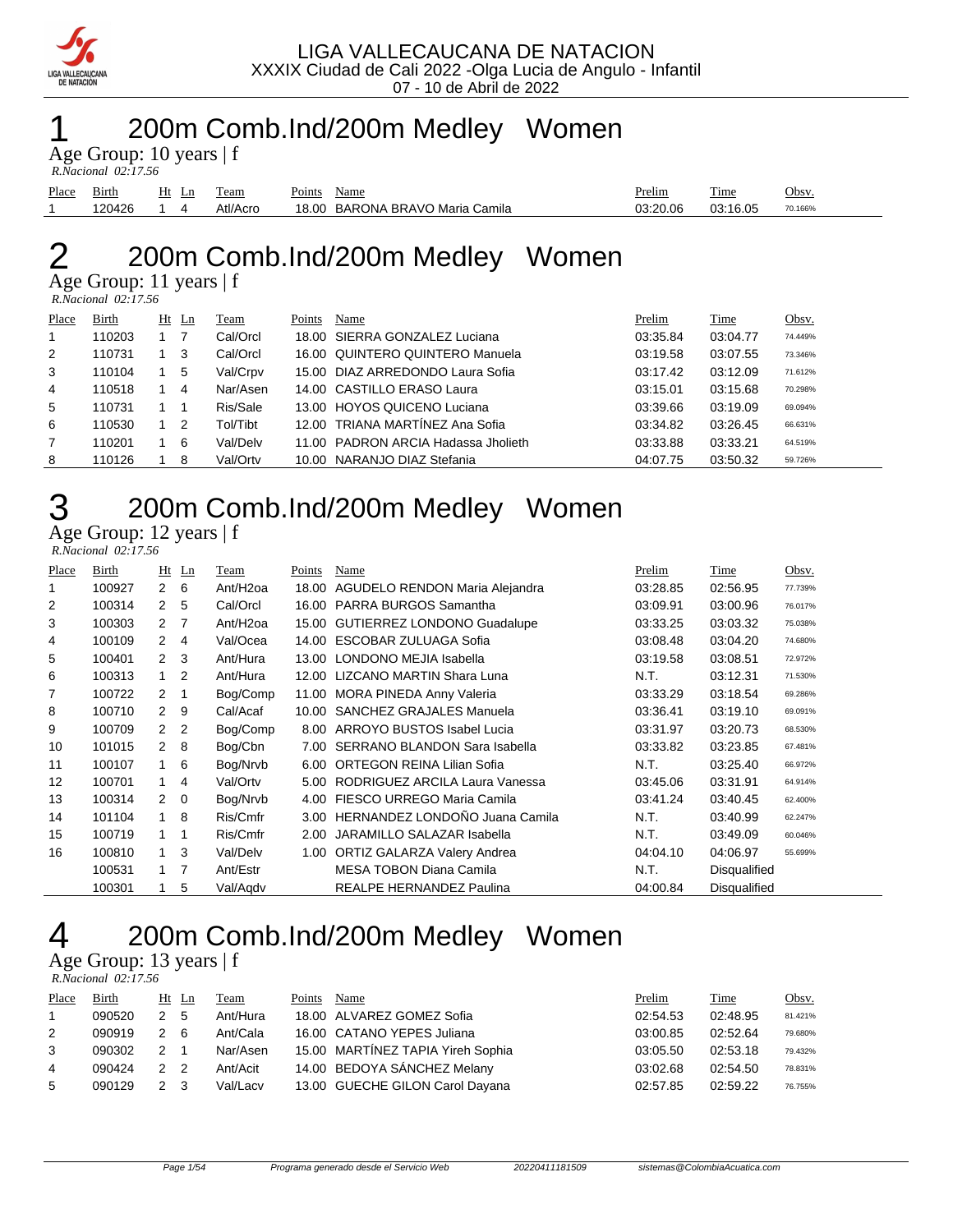LIGA VALLECAUCANA DE NATACION
XXXIX Ciudad de Cali 2022 -Olga Lucia de Angulo - Infantil
07 - 10 de Abril de 2022

# 1 200m Comb.Ind/200m Medley Women

Age Group: 10 years | f
*R.Nacional 02:17.56*

| Place | Birth | Ht | Ln | Team | Points | Name | Prelim | Time | Obsv. |
|---|---|---|---|---|---|---|---|---|---|
| 1 | 120426 | 1 | 4 | Atl/Acro | 18.00 | BARONA BRAVO Maria Camila | 03:20.06 | 03:16.05 | 70.166% |

# 2 200m Comb.Ind/200m Medley Women

Age Group: 11 years | f
*R.Nacional 02:17.56*

| Place | Birth | Ht | Ln | Team | Points | Name | Prelim | Time | Obsv. |
|---|---|---|---|---|---|---|---|---|---|
| 1 | 110203 | 1 | 7 | Cal/Orcl | 18.00 | SIERRA GONZALEZ Luciana | 03:35.84 | 03:04.77 | 74.449% |
| 2 | 110731 | 1 | 3 | Cal/Orcl | 16.00 | QUINTERO QUINTERO Manuela | 03:19.58 | 03:07.55 | 73.346% |
| 3 | 110104 | 1 | 5 | Val/Crpv | 15.00 | DIAZ ARREDONDO Laura Sofia | 03:17.42 | 03:12.09 | 71.612% |
| 4 | 110518 | 1 | 4 | Nar/Asen | 14.00 | CASTILLO ERASO Laura | 03:15.01 | 03:15.68 | 70.298% |
| 5 | 110731 | 1 | 1 | Ris/Sale | 13.00 | HOYOS QUICENO Luciana | 03:39.66 | 03:19.09 | 69.094% |
| 6 | 110530 | 1 | 2 | Tol/Tibt | 12.00 | TRIANA MARTÍNEZ Ana Sofia | 03:34.82 | 03:26.45 | 66.631% |
| 7 | 110201 | 1 | 6 | Val/Delv | 11.00 | PADRON ARCIA Hadassa Jholieth | 03:33.88 | 03:33.21 | 64.519% |
| 8 | 110126 | 1 | 8 | Val/Ortv | 10.00 | NARANJO DIAZ Stefania | 04:07.75 | 03:50.32 | 59.726% |

# 3 200m Comb.Ind/200m Medley Women

Age Group: 12 years | f
*R.Nacional 02:17.56*

| Place | Birth | Ht | Ln | Team | Points | Name | Prelim | Time | Obsv. |
|---|---|---|---|---|---|---|---|---|---|
| 1 | 100927 | 2 | 6 | Ant/H2oa | 18.00 | AGUDELO RENDON Maria Alejandra | 03:28.85 | 02:56.95 | 77.739% |
| 2 | 100314 | 2 | 5 | Cal/Orcl | 16.00 | PARRA BURGOS Samantha | 03:09.91 | 03:00.96 | 76.017% |
| 3 | 100303 | 2 | 7 | Ant/H2oa | 15.00 | GUTIERREZ LONDONO Guadalupe | 03:33.25 | 03:03.32 | 75.038% |
| 4 | 100109 | 2 | 4 | Val/Ocea | 14.00 | ESCOBAR ZULUAGA Sofia | 03:08.48 | 03:04.20 | 74.680% |
| 5 | 100401 | 2 | 3 | Ant/Hura | 13.00 | LONDONO MEJIA Isabella | 03:19.58 | 03:08.51 | 72.972% |
| 6 | 100313 | 1 | 2 | Ant/Hura | 12.00 | LIZCANO MARTIN Shara Luna | N.T. | 03:12.31 | 71.530% |
| 7 | 100722 | 2 | 1 | Bog/Comp | 11.00 | MORA PINEDA Anny Valeria | 03:33.29 | 03:18.54 | 69.286% |
| 8 | 100710 | 2 | 9 | Cal/Acaf | 10.00 | SANCHEZ GRAJALES Manuela | 03:36.41 | 03:19.10 | 69.091% |
| 9 | 100709 | 2 | 2 | Bog/Comp | 8.00 | ARROYO BUSTOS Isabel Lucia | 03:31.97 | 03:20.73 | 68.530% |
| 10 | 101015 | 2 | 8 | Bog/Cbn | 7.00 | SERRANO BLANDON Sara Isabella | 03:33.82 | 03:23.85 | 67.481% |
| 11 | 100107 | 1 | 6 | Bog/Nrvb | 6.00 | ORTEGON REINA Lilian Sofia | N.T. | 03:25.40 | 66.972% |
| 12 | 100701 | 1 | 4 | Val/Ortv | 5.00 | RODRIGUEZ ARCILA Laura Vanessa | 03:45.06 | 03:31.91 | 64.914% |
| 13 | 100314 | 2 | 0 | Bog/Nrvb | 4.00 | FIESCO URREGO Maria Camila | 03:41.24 | 03:40.45 | 62.400% |
| 14 | 101104 | 1 | 8 | Ris/Cmfr | 3.00 | HERNANDEZ LONDOÑO Juana Camila | N.T. | 03:40.99 | 62.247% |
| 15 | 100719 | 1 | 1 | Ris/Cmfr | 2.00 | JARAMILLO SALAZAR Isabella | N.T. | 03:49.09 | 60.046% |
| 16 | 100810 | 1 | 3 | Val/Delv | 1.00 | ORTIZ GALARZA Valery Andrea | 04:04.10 | 04:06.97 | 55.699% |
|  | 100531 | 1 | 7 | Ant/Estr |  | MESA TOBON Diana Camila | N.T. | Disqualified |  |
|  | 100301 | 1 | 5 | Val/Aqdv |  | REALPE HERNANDEZ Paulina | 04:00.84 | Disqualified |  |

# 4 200m Comb.Ind/200m Medley Women

Age Group: 13 years | f
*R.Nacional 02:17.56*

| Place | Birth | Ht | Ln | Team | Points | Name | Prelim | Time | Obsv. |
|---|---|---|---|---|---|---|---|---|---|
| 1 | 090520 | 2 | 5 | Ant/Hura | 18.00 | ALVAREZ GOMEZ Sofia | 02:54.53 | 02:48.95 | 81.421% |
| 2 | 090919 | 2 | 6 | Ant/Cala | 16.00 | CATANO YEPES Juliana | 03:00.85 | 02:52.64 | 79.680% |
| 3 | 090302 | 2 | 1 | Nar/Asen | 15.00 | MARTÍNEZ TAPIA Yireh Sophia | 03:05.50 | 02:53.18 | 79.432% |
| 4 | 090424 | 2 | 2 | Ant/Acit | 14.00 | BEDOYA SÁNCHEZ Melany | 03:02.68 | 02:54.50 | 78.831% |
| 5 | 090129 | 2 | 3 | Val/Lacv | 13.00 | GUECHE GILON Carol Dayana | 02:57.85 | 02:59.22 | 76.755% |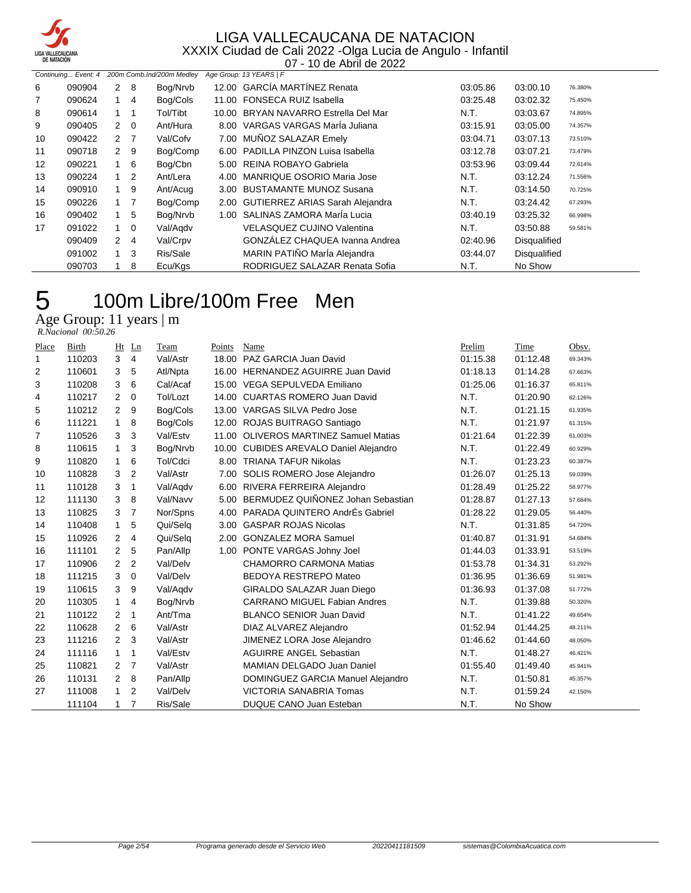Continuing... Event: 4 200m Comb.Ind/200m Medley Age Group: 13 YEARS | F

| | | | | | | | | | |
|---|---|---|---|---|---|---|---|---|---|
| 6 | 090904 | 2 | 8 | Bog/Nrvb | 12.00 | GARCÍA MARTÍNEZ Renata | 03:05.86 | 03:00.10 | 76.380% |
| 7 | 090624 | 1 | 4 | Bog/Cols | 11.00 | FONSECA RUIZ Isabella | 03:25.48 | 03:02.32 | 75.450% |
| 8 | 090614 | 1 | 1 | Tol/Tibt | 10.00 | BRYAN NAVARRO Estrella Del Mar | N.T. | 03:03.67 | 74.895% |
| 9 | 090405 | 2 | 0 | Ant/Hura | 8.00 | VARGAS VARGAS MarÍa Juliana | 03:15.91 | 03:05.00 | 74.357% |
| 10 | 090422 | 2 | 7 | Val/Cofv | 7.00 | MUÑOZ SALAZAR Emely | 03:04.71 | 03:07.13 | 73.510% |
| 11 | 090718 | 2 | 9 | Bog/Comp | 6.00 | PADILLA PINZON Luisa Isabella | 03:12.78 | 03:07.21 | 73.479% |
| 12 | 090221 | 1 | 6 | Bog/Cbn | 5.00 | REINA ROBAYO Gabriela | 03:53.96 | 03:09.44 | 72.614% |
| 13 | 090224 | 1 | 2 | Ant/Lera | 4.00 | MANRIQUE OSORIO Maria Jose | N.T. | 03:12.24 | 71.556% |
| 14 | 090910 | 1 | 9 | Ant/Acug | 3.00 | BUSTAMANTE MUNOZ Susana | N.T. | 03:14.50 | 70.725% |
| 15 | 090226 | 1 | 7 | Bog/Comp | 2.00 | GUTIERREZ ARIAS Sarah Alejandra | N.T. | 03:24.42 | 67.293% |
| 16 | 090402 | 1 | 5 | Bog/Nrvb | 1.00 | SALINAS ZAMORA MarÍa Lucia | 03:40.19 | 03:25.32 | 66.998% |
| 17 | 091022 | 1 | 0 | Val/Aqdv | | VELASQUEZ CUJINO Valentina | N.T. | 03:50.88 | 59.581% |
| | 090409 | 2 | 4 | Val/Crpv | | GONZÁLEZ CHAQUEA Ivanna Andrea | 02:40.96 | Disqualified | |
| | 091002 | 1 | 3 | Ris/Sale | | MARIN PATIÑO MarÍa Alejandra | 03:44.07 | Disqualified | |
| | 090703 | 1 | 8 | Ecu/Kgs | | RODRIGUEZ SALAZAR Renata Sofia | N.T. | No Show | |

# 5 100m Libre/100m Free Men

Age Group: 11 years | m

*R.Nacional 00:50.26*

| Place | Birth | Ht | Ln | Team | Points | Name | Prelim | Time | Obsv. |
|---|---|---|---|---|---|---|---|---|---|
| 1 | 110203 | 3 | 4 | Val/Astr | 18.00 | PAZ GARCIA Juan David | 01:15.38 | 01:12.48 | 69.343% |
| 2 | 110601 | 3 | 5 | Atl/Npta | 16.00 | HERNANDEZ AGUIRRE Juan David | 01:18.13 | 01:14.28 | 67.663% |
| 3 | 110208 | 3 | 6 | Cal/Acaf | 15.00 | VEGA SEPULVEDA Emiliano | 01:25.06 | 01:16.37 | 65.811% |
| 4 | 110217 | 2 | 0 | Tol/Lozt | 14.00 | CUARTAS ROMERO Juan David | N.T. | 01:20.90 | 62.126% |
| 5 | 110212 | 2 | 9 | Bog/Cols | 13.00 | VARGAS SILVA Pedro Jose | N.T. | 01:21.15 | 61.935% |
| 6 | 111221 | 1 | 8 | Bog/Cols | 12.00 | ROJAS BUITRAGO Santiago | N.T. | 01:21.97 | 61.315% |
| 7 | 110526 | 3 | 3 | Val/Estv | 11.00 | OLIVEROS MARTINEZ Samuel Matias | 01:21.64 | 01:22.39 | 61.003% |
| 8 | 110615 | 1 | 3 | Bog/Nrvb | 10.00 | CUBIDES AREVALO Daniel Alejandro | N.T. | 01:22.49 | 60.929% |
| 9 | 110820 | 1 | 6 | Tol/Cdci | 8.00 | TRIANA TAFUR Nikolas | N.T. | 01:23.23 | 60.387% |
| 10 | 110828 | 3 | 2 | Val/Astr | 7.00 | SOLIS ROMERO Jose Alejandro | 01:26.07 | 01:25.13 | 59.039% |
| 11 | 110128 | 3 | 1 | Val/Aqdv | 6.00 | RIVERA FERREIRA Alejandro | 01:28.49 | 01:25.22 | 58.977% |
| 12 | 111130 | 3 | 8 | Val/Navv | 5.00 | BERMUDEZ QUIÑONEZ Johan Sebastian | 01:28.87 | 01:27.13 | 57.684% |
| 13 | 110825 | 3 | 7 | Nor/Spns | 4.00 | PARADA QUINTERO AndrÉs Gabriel | 01:28.22 | 01:29.05 | 56.440% |
| 14 | 110408 | 1 | 5 | Qui/Selq | 3.00 | GASPAR ROJAS Nicolas | N.T. | 01:31.85 | 54.720% |
| 15 | 110926 | 2 | 4 | Qui/Selq | 2.00 | GONZALEZ MORA Samuel | 01:40.87 | 01:31.91 | 54.684% |
| 16 | 111101 | 2 | 5 | Pan/Allp | 1.00 | PONTE VARGAS Johny Joel | 01:44.03 | 01:33.91 | 53.519% |
| 17 | 110906 | 2 | 2 | Val/Delv | | CHAMORRO CARMONA Matias | 01:53.78 | 01:34.31 | 53.292% |
| 18 | 111215 | 3 | 0 | Val/Delv | | BEDOYA RESTREPO Mateo | 01:36.95 | 01:36.69 | 51.981% |
| 19 | 110615 | 3 | 9 | Val/Aqdv | | GIRALDO SALAZAR Juan Diego | 01:36.93 | 01:37.08 | 51.772% |
| 20 | 110305 | 1 | 4 | Bog/Nrvb | | CARRANO MIGUEL Fabian Andres | N.T. | 01:39.88 | 50.320% |
| 21 | 110122 | 2 | 1 | Ant/Tma | | BLANCO SENIOR Juan David | N.T. | 01:41.22 | 49.654% |
| 22 | 110628 | 2 | 6 | Val/Astr | | DIAZ ALVAREZ Alejandro | 01:52.94 | 01:44.25 | 48.211% |
| 23 | 111216 | 2 | 3 | Val/Astr | | JIMENEZ LORA Jose Alejandro | 01:46.62 | 01:44.60 | 48.050% |
| 24 | 111116 | 1 | 1 | Val/Estv | | AGUIRRE ANGEL Sebastian | N.T. | 01:48.27 | 46.421% |
| 25 | 110821 | 2 | 7 | Val/Astr | | MAMIAN DELGADO Juan Daniel | 01:55.40 | 01:49.40 | 45.941% |
| 26 | 110131 | 2 | 8 | Pan/Allp | | DOMINGUEZ GARCIA Manuel Alejandro | N.T. | 01:50.81 | 45.357% |
| 27 | 111008 | 1 | 2 | Val/Delv | | VICTORIA SANABRIA Tomas | N.T. | 01:59.24 | 42.150% |
| | 111104 | 1 | 7 | Ris/Sale | | DUQUE CANO Juan Esteban | N.T. | No Show | |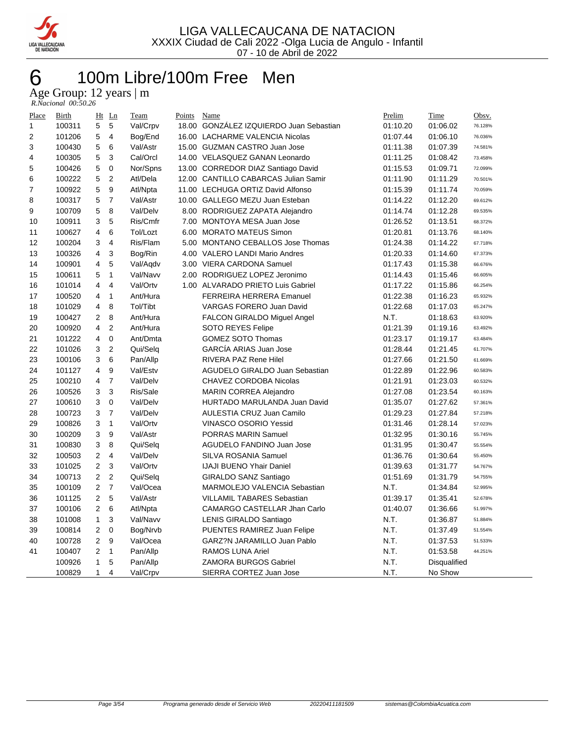LIGA VALLECAUCANA DE NATACION
XXXIX Ciudad de Cali 2022 -Olga Lucia de Angulo - Infantil
07 - 10 de Abril de 2022

# 6 100m Libre/100m Free Men

Age Group: 12 years | m

*R.Nacional 00:50.26*

| Place | Birth | Ht | Ln | Team | Points | Name | Prelim | Time | Obsv. |
|---|---|---|---|---|---|---|---|---|---|
| 1 | 100311 | 5 | 5 | Val/Crpv | 18.00 | GONZÁLEZ IZQUIERDO Juan Sebastian | 01:10.20 | 01:06.02 | 76.128% |
| 2 | 101206 | 5 | 4 | Bog/End | 16.00 | LACHARME VALENCIA Nicolas | 01:07.44 | 01:06.10 | 76.036% |
| 3 | 100430 | 5 | 6 | Val/Astr | 15.00 | GUZMAN CASTRO Juan Jose | 01:11.38 | 01:07.39 | 74.581% |
| 4 | 100305 | 5 | 3 | Cal/Orcl | 14.00 | VELASQUEZ GANAN Leonardo | 01:11.25 | 01:08.42 | 73.458% |
| 5 | 100426 | 5 | 0 | Nor/Spns | 13.00 | CORREDOR DIAZ Santiago David | 01:15.53 | 01:09.71 | 72.099% |
| 6 | 100222 | 5 | 2 | Atl/Dela | 12.00 | CANTILLO CABARCAS Julian Samir | 01:11.90 | 01:11.29 | 70.501% |
| 7 | 100922 | 5 | 9 | Atl/Npta | 11.00 | LECHUGA ORTIZ David Alfonso | 01:15.39 | 01:11.74 | 70.059% |
| 8 | 100317 | 5 | 7 | Val/Astr | 10.00 | GALLEGO MEZU Juan Esteban | 01:14.22 | 01:12.20 | 69.612% |
| 9 | 100709 | 5 | 8 | Val/Delv | 8.00 | RODRIGUEZ ZAPATA Alejandro | 01:14.74 | 01:12.28 | 69.535% |
| 10 | 100911 | 3 | 5 | Ris/Cmfr | 7.00 | MONTOYA MESA Juan Jose | 01:26.52 | 01:13.51 | 68.372% |
| 11 | 100627 | 4 | 6 | Tol/Lozt | 6.00 | MORATO MATEUS Simon | 01:20.81 | 01:13.76 | 68.140% |
| 12 | 100204 | 3 | 4 | Ris/Flam | 5.00 | MONTANO CEBALLOS Jose Thomas | 01:24.38 | 01:14.22 | 67.718% |
| 13 | 100326 | 4 | 3 | Bog/Rin | 4.00 | VALERO LANDI Mario Andres | 01:20.33 | 01:14.60 | 67.373% |
| 14 | 100901 | 4 | 5 | Val/Aqdv | 3.00 | VIERA CARDONA Samuel | 01:17.43 | 01:15.38 | 66.676% |
| 15 | 100611 | 5 | 1 | Val/Navv | 2.00 | RODRIGUEZ LOPEZ Jeronimo | 01:14.43 | 01:15.46 | 66.605% |
| 16 | 101014 | 4 | 4 | Val/Ortv | 1.00 | ALVARADO PRIETO Luis Gabriel | 01:17.22 | 01:15.86 | 66.254% |
| 17 | 100520 | 4 | 1 | Ant/Hura | | FERREIRA HERRERA Emanuel | 01:22.38 | 01:16.23 | 65.932% |
| 18 | 101029 | 4 | 8 | Tol/Tibt | | VARGAS FORERO Juan David | 01:22.68 | 01:17.03 | 65.247% |
| 19 | 100427 | 2 | 8 | Ant/Hura | | FALCON GIRALDO Miguel Angel | N.T. | 01:18.63 | 63.920% |
| 20 | 100920 | 4 | 2 | Ant/Hura | | SOTO REYES Felipe | 01:21.39 | 01:19.16 | 63.492% |
| 21 | 101222 | 4 | 0 | Ant/Dmta | | GOMEZ SOTO Thomas | 01:23.17 | 01:19.17 | 63.484% |
| 22 | 101026 | 3 | 2 | Qui/Selq | | GARCÍA ARIAS Juan Jose | 01:28.44 | 01:21.45 | 61.707% |
| 23 | 100106 | 3 | 6 | Pan/Allp | | RIVERA PAZ Rene Hilel | 01:27.66 | 01:21.50 | 61.669% |
| 24 | 101127 | 4 | 9 | Val/Estv | | AGUDELO GIRALDO Juan Sebastian | 01:22.89 | 01:22.96 | 60.583% |
| 25 | 100210 | 4 | 7 | Val/Delv | | CHAVEZ CORDOBA Nicolas | 01:21.91 | 01:23.03 | 60.532% |
| 26 | 100526 | 3 | 3 | Ris/Sale | | MARIN CORREA Alejandro | 01:27.08 | 01:23.54 | 60.163% |
| 27 | 100610 | 3 | 0 | Val/Delv | | HURTADO MARULANDA Juan David | 01:35.07 | 01:27.62 | 57.361% |
| 28 | 100723 | 3 | 7 | Val/Delv | | AULESTIA CRUZ Juan Camilo | 01:29.23 | 01:27.84 | 57.218% |
| 29 | 100826 | 3 | 1 | Val/Ortv | | VINASCO OSORIO Yessid | 01:31.46 | 01:28.14 | 57.023% |
| 30 | 100209 | 3 | 9 | Val/Astr | | PORRAS MARIN Samuel | 01:32.95 | 01:30.16 | 55.745% |
| 31 | 100830 | 3 | 8 | Qui/Selq | | AGUDELO FANDINO Juan Jose | 01:31.95 | 01:30.47 | 55.554% |
| 32 | 100503 | 2 | 4 | Val/Delv | | SILVA ROSANIA Samuel | 01:36.76 | 01:30.64 | 55.450% |
| 33 | 101025 | 2 | 3 | Val/Ortv | | IJAJI BUENO Yhair Daniel | 01:39.63 | 01:31.77 | 54.767% |
| 34 | 100713 | 2 | 2 | Qui/Selq | | GIRALDO SANZ Santiago | 01:51.69 | 01:31.79 | 54.755% |
| 35 | 100109 | 2 | 7 | Val/Ocea | | MARMOLEJO VALENCIA Sebastian | N.T. | 01:34.84 | 52.995% |
| 36 | 101125 | 2 | 5 | Val/Astr | | VILLAMIL TABARES Sebastian | 01:39.17 | 01:35.41 | 52.678% |
| 37 | 100106 | 2 | 6 | Atl/Npta | | CAMARGO CASTELLAR Jhan Carlo | 01:40.07 | 01:36.66 | 51.997% |
| 38 | 101008 | 1 | 3 | Val/Navv | | LENIS GIRALDO Santiago | N.T. | 01:36.87 | 51.884% |
| 39 | 100814 | 2 | 0 | Bog/Nrvb | | PUENTES RAMIREZ Juan Felipe | N.T. | 01:37.49 | 51.554% |
| 40 | 100728 | 2 | 9 | Val/Ocea | | GARZ?N JARAMILLO Juan Pablo | N.T. | 01:37.53 | 51.533% |
| 41 | 100407 | 2 | 1 | Pan/Allp | | RAMOS LUNA Ariel | N.T. | 01:53.58 | 44.251% |
| | 100926 | 1 | 5 | Pan/Allp | | ZAMORA BURGOS Gabriel | N.T. | Disqualified | |
| | 100829 | 1 | 4 | Val/Crpv | | SIERRA CORTEZ Juan Jose | N.T. | No Show | |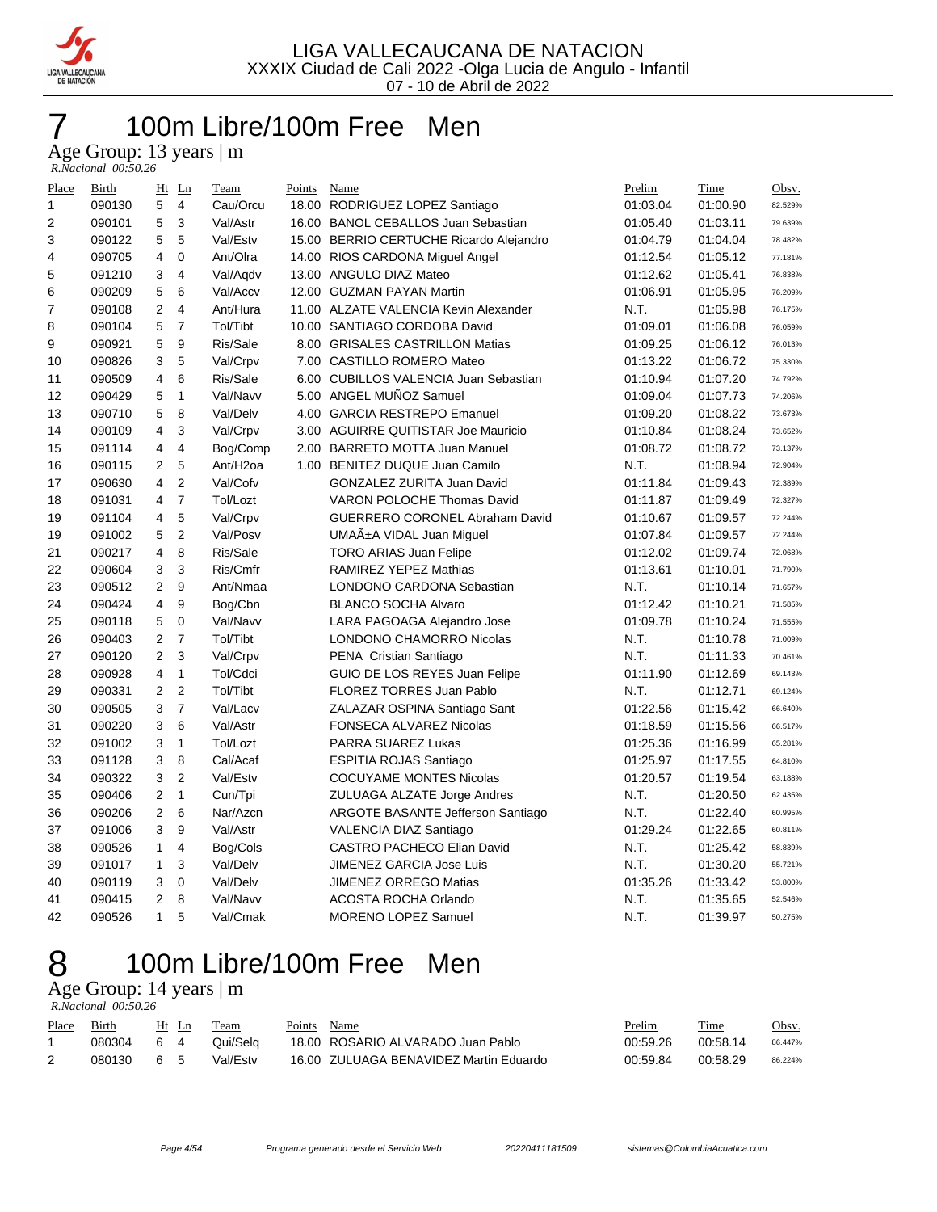LIGA VALLECAUCANA DE NATACION
XXXIX Ciudad de Cali 2022 -Olga Lucia de Angulo - Infantil
07 - 10 de Abril de 2022

# 7 100m Libre/100m Free Men

Age Group: 13 years | m

*R.Nacional 00:50.26*

| Place | Birth | Ht | Ln | Team | Points | Name | Prelim | Time | Obsv. |
|---|---|---|---|---|---|---|---|---|---|
| 1 | 090130 | 5 | 4 | Cau/Orcu | 18.00 | RODRIGUEZ LOPEZ Santiago | 01:03.04 | 01:00.90 | 82.529% |
| 2 | 090101 | 5 | 3 | Val/Astr | 16.00 | BANOL CEBALLOS Juan Sebastian | 01:05.40 | 01:03.11 | 79.639% |
| 3 | 090122 | 5 | 5 | Val/Estv | 15.00 | BERRIO CERTUCHE Ricardo Alejandro | 01:04.79 | 01:04.04 | 78.482% |
| 4 | 090705 | 4 | 0 | Ant/Olra | 14.00 | RIOS CARDONA Miguel Angel | 01:12.54 | 01:05.12 | 77.181% |
| 5 | 091210 | 3 | 4 | Val/Aqdv | 13.00 | ANGULO DIAZ Mateo | 01:12.62 | 01:05.41 | 76.838% |
| 6 | 090209 | 5 | 6 | Val/Accv | 12.00 | GUZMAN PAYAN Martin | 01:06.91 | 01:05.95 | 76.209% |
| 7 | 090108 | 2 | 4 | Ant/Hura | 11.00 | ALZATE VALENCIA Kevin Alexander | N.T. | 01:05.98 | 76.175% |
| 8 | 090104 | 5 | 7 | Tol/Tibt | 10.00 | SANTIAGO CORDOBA David | 01:09.01 | 01:06.08 | 76.059% |
| 9 | 090921 | 5 | 9 | Ris/Sale | 8.00 | GRISALES CASTRILLON Matias | 01:09.25 | 01:06.12 | 76.013% |
| 10 | 090826 | 3 | 5 | Val/Crpv | 7.00 | CASTILLO ROMERO Mateo | 01:13.22 | 01:06.72 | 75.330% |
| 11 | 090509 | 4 | 6 | Ris/Sale | 6.00 | CUBILLOS VALENCIA Juan Sebastian | 01:10.94 | 01:07.20 | 74.792% |
| 12 | 090429 | 5 | 1 | Val/Navv | 5.00 | ANGEL MUÑOZ Samuel | 01:09.04 | 01:07.73 | 74.206% |
| 13 | 090710 | 5 | 8 | Val/Delv | 4.00 | GARCIA RESTREPO Emanuel | 01:09.20 | 01:08.22 | 73.673% |
| 14 | 090109 | 4 | 3 | Val/Crpv | 3.00 | AGUIRRE QUITISTAR Joe Mauricio | 01:10.84 | 01:08.24 | 73.652% |
| 15 | 091114 | 4 | 4 | Bog/Comp | 2.00 | BARRETO MOTTA Juan Manuel | 01:08.72 | 01:08.72 | 73.137% |
| 16 | 090115 | 2 | 5 | Ant/H2oa | 1.00 | BENITEZ DUQUE Juan Camilo | N.T. | 01:08.94 | 72.904% |
| 17 | 090630 | 4 | 2 | Val/Cofv | | GONZALEZ ZURITA Juan David | 01:11.84 | 01:09.43 | 72.389% |
| 18 | 091031 | 4 | 7 | Tol/Lozt | | VARON POLOCHE Thomas David | 01:11.87 | 01:09.49 | 72.327% |
| 19 | 091104 | 4 | 5 | Val/Crpv | | GUERRERO CORONEL Abraham David | 01:10.67 | 01:09.57 | 72.244% |
| 19 | 091002 | 5 | 2 | Val/Posv | | UMAÃ±A VIDAL Juan Miguel | 01:07.84 | 01:09.57 | 72.244% |
| 21 | 090217 | 4 | 8 | Ris/Sale | | TORO ARIAS Juan Felipe | 01:12.02 | 01:09.74 | 72.068% |
| 22 | 090604 | 3 | 3 | Ris/Cmfr | | RAMIREZ YEPEZ Mathias | 01:13.61 | 01:10.01 | 71.790% |
| 23 | 090512 | 2 | 9 | Ant/Nmaa | | LONDONO CARDONA Sebastian | N.T. | 01:10.14 | 71.657% |
| 24 | 090424 | 4 | 9 | Bog/Cbn | | BLANCO SOCHA Alvaro | 01:12.42 | 01:10.21 | 71.585% |
| 25 | 090118 | 5 | 0 | Val/Navv | | LARA PAGOAGA Alejandro Jose | 01:09.78 | 01:10.24 | 71.555% |
| 26 | 090403 | 2 | 7 | Tol/Tibt | | LONDONO CHAMORRO Nicolas | N.T. | 01:10.78 | 71.009% |
| 27 | 090120 | 2 | 3 | Val/Crpv | | PENA Cristian Santiago | N.T. | 01:11.33 | 70.461% |
| 28 | 090928 | 4 | 1 | Tol/Cdci | | GUIO DE LOS REYES Juan Felipe | 01:11.90 | 01:12.69 | 69.143% |
| 29 | 090331 | 2 | 2 | Tol/Tibt | | FLOREZ TORRES Juan Pablo | N.T. | 01:12.71 | 69.124% |
| 30 | 090505 | 3 | 7 | Val/Lacv | | ZALAZAR OSPINA Santiago Sant | 01:22.56 | 01:15.42 | 66.640% |
| 31 | 090220 | 3 | 6 | Val/Astr | | FONSECA ALVAREZ Nicolas | 01:18.59 | 01:15.56 | 66.517% |
| 32 | 091002 | 3 | 1 | Tol/Lozt | | PARRA SUAREZ Lukas | 01:25.36 | 01:16.99 | 65.281% |
| 33 | 091128 | 3 | 8 | Cal/Acaf | | ESPITIA ROJAS Santiago | 01:25.97 | 01:17.55 | 64.810% |
| 34 | 090322 | 3 | 2 | Val/Estv | | COCUYAME MONTES Nicolas | 01:20.57 | 01:19.54 | 63.188% |
| 35 | 090406 | 2 | 1 | Cun/Tpi | | ZULUAGA ALZATE Jorge Andres | N.T. | 01:20.50 | 62.435% |
| 36 | 090206 | 2 | 6 | Nar/Azcn | | ARGOTE BASANTE Jefferson Santiago | N.T. | 01:22.40 | 60.995% |
| 37 | 091006 | 3 | 9 | Val/Astr | | VALENCIA DIAZ Santiago | 01:29.24 | 01:22.65 | 60.811% |
| 38 | 090526 | 1 | 4 | Bog/Cols | | CASTRO PACHECO Elian David | N.T. | 01:25.42 | 58.839% |
| 39 | 091017 | 1 | 3 | Val/Delv | | JIMENEZ GARCIA Jose Luis | N.T. | 01:30.20 | 55.721% |
| 40 | 090119 | 3 | 0 | Val/Delv | | JIMENEZ ORREGO Matias | 01:35.26 | 01:33.42 | 53.800% |
| 41 | 090415 | 2 | 8 | Val/Navv | | ACOSTA ROCHA Orlando | N.T. | 01:35.65 | 52.546% |
| 42 | 090526 | 1 | 5 | Val/Cmak | | MORENO LOPEZ Samuel | N.T. | 01:39.97 | 50.275% |

# 8 100m Libre/100m Free Men

Age Group: 14 years | m

*R.Nacional 00:50.26*

| Place | Birth | Ht | Ln | Team | Points | Name | Prelim | Time | Obsv. |
|---|---|---|---|---|---|---|---|---|---|
| 1 | 080304 | 6 | 4 | Qui/Selq | 18.00 | ROSARIO ALVARADO Juan Pablo | 00:59.26 | 00:58.14 | 86.447% |
| 2 | 080130 | 6 | 5 | Val/Estv | 16.00 | ZULUAGA BENAVIDEZ Martin Eduardo | 00:59.84 | 00:58.29 | 86.224% |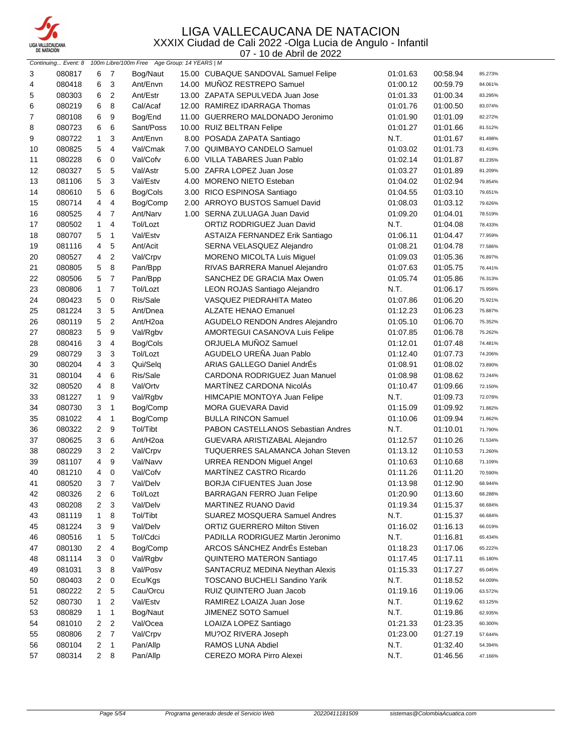# LIGA VALLECAUCANA DE NATACION

## XXXIX Ciudad de Cali 2022 -Olga Lucia de Angulo - Infantil

07 - 10 de Abril de 2022

*Continuing... Event: 8 100m Libre/100m Free Age Group: 14 YEARS | M*

| | | | | | | | | | |
|---|---|---|---|---|---|---|---|---|---|
| 3 | 080817 | 6 | 7 | Bog/Naut | 15.00 | CUBAQUE SANDOVAL Samuel Felipe | 01:01.63 | 00:58.94 | 85.273% |
| 4 | 080418 | 6 | 3 | Ant/Envn | 14.00 | MUÑOZ RESTREPO Samuel | 01:00.12 | 00:59.79 | 84.061% |
| 5 | 080303 | 6 | 2 | Ant/Estr | 13.00 | ZAPATA SEPULVEDA Juan Jose | 01:01.33 | 01:00.34 | 83.295% |
| 6 | 080219 | 6 | 8 | Cal/Acaf | 12.00 | RAMIREZ IDARRAGA Thomas | 01:01.76 | 01:00.50 | 83.074% |
| 7 | 080108 | 6 | 9 | Bog/End | 11.00 | GUERRERO MALDONADO Jeronimo | 01:01.90 | 01:01.09 | 82.272% |
| 8 | 080723 | 6 | 6 | Sant/Poss | 10.00 | RUIZ BELTRAN Felipe | 01:01.27 | 01:01.66 | 81.512% |
| 9 | 080722 | 1 | 3 | Ant/Envn | 8.00 | POSADA ZAPATA Santiago | N.T. | 01:01.67 | 81.498% |
| 10 | 080825 | 5 | 4 | Val/Cmak | 7.00 | QUIMBAYO CANDELO Samuel | 01:03.02 | 01:01.73 | 81.419% |
| 11 | 080228 | 6 | 0 | Val/Cofv | 6.00 | VILLA TABARES Juan Pablo | 01:02.14 | 01:01.87 | 81.235% |
| 12 | 080327 | 5 | 5 | Val/Astr | 5.00 | ZAFRA LOPEZ Juan Jose | 01:03.27 | 01:01.89 | 81.209% |
| 13 | 081106 | 5 | 3 | Val/Estv | 4.00 | MORENO NIETO Esteban | 01:04.02 | 01:02.94 | 79.854% |
| 14 | 080610 | 5 | 6 | Bog/Cols | 3.00 | RICO ESPINOSA Santiago | 01:04.55 | 01:03.10 | 79.651% |
| 15 | 080714 | 4 | 4 | Bog/Comp | 2.00 | ARROYO BUSTOS Samuel David | 01:08.03 | 01:03.12 | 79.626% |
| 16 | 080525 | 4 | 7 | Ant/Narv | 1.00 | SERNA ZULUAGA Juan David | 01:09.20 | 01:04.01 | 78.519% |
| 17 | 080502 | 1 | 4 | Tol/Lozt | | ORTIZ RODRIGUEZ Juan David | N.T. | 01:04.08 | 78.433% |
| 18 | 080707 | 5 | 1 | Val/Estv | | ASTAIZA FERNANDEZ Erik Santiago | 01:06.11 | 01:04.47 | 77.959% |
| 19 | 081116 | 4 | 5 | Ant/Acit | | SERNA VELASQUEZ Alejandro | 01:08.21 | 01:04.78 | 77.586% |
| 20 | 080527 | 4 | 2 | Val/Crpv | | MORENO MICOLTA Luis Miguel | 01:09.03 | 01:05.36 | 76.897% |
| 21 | 080805 | 5 | 8 | Pan/Bpp | | RIVAS BARRERA Manuel Alejandro | 01:07.63 | 01:05.75 | 76.441% |
| 22 | 080506 | 5 | 7 | Pan/Bpp | | SANCHEZ DE GRACIA Max Owen | 01:05.74 | 01:05.86 | 76.313% |
| 23 | 080806 | 1 | 7 | Tol/Lozt | | LEON ROJAS Santiago Alejandro | N.T. | 01:06.17 | 75.956% |
| 24 | 080423 | 5 | 0 | Ris/Sale | | VASQUEZ PIEDRAHITA Mateo | 01:07.86 | 01:06.20 | 75.921% |
| 25 | 081224 | 3 | 5 | Ant/Dnea | | ALZATE HENAO Emanuel | 01:12.23 | 01:06.23 | 75.887% |
| 26 | 080119 | 5 | 2 | Ant/H2oa | | AGUDELO RENDON Andres Alejandro | 01:05.10 | 01:06.70 | 75.352% |
| 27 | 080823 | 5 | 9 | Val/Rgbv | | AMORTEGUI CASANOVA Luis Felipe | 01:07.85 | 01:06.78 | 75.262% |
| 28 | 080416 | 3 | 4 | Bog/Cols | | ORJUELA MUÑOZ Samuel | 01:12.01 | 01:07.48 | 74.481% |
| 29 | 080729 | 3 | 3 | Tol/Lozt | | AGUDELO UREÑA Juan Pablo | 01:12.40 | 01:07.73 | 74.206% |
| 30 | 080204 | 4 | 3 | Qui/Selq | | ARIAS GALLEGO Daniel AndrÉs | 01:08.91 | 01:08.02 | 73.890% |
| 31 | 080104 | 4 | 6 | Ris/Sale | | CARDONA RODRIGUEZ Juan Manuel | 01:08.98 | 01:08.62 | 73.244% |
| 32 | 080520 | 4 | 8 | Val/Ortv | | MARTÍNEZ CARDONA NicolÁs | 01:10.47 | 01:09.66 | 72.150% |
| 33 | 081227 | 1 | 9 | Val/Rgbv | | HIMCAPIE MONTOYA Juan Felipe | N.T. | 01:09.73 | 72.078% |
| 34 | 080730 | 3 | 1 | Bog/Comp | | MORA GUEVARA David | 01:15.09 | 01:09.92 | 71.882% |
| 35 | 081022 | 4 | 1 | Bog/Comp | | BULLA RINCON Samuel | 01:10.06 | 01:09.94 | 71.862% |
| 36 | 080322 | 2 | 9 | Tol/Tibt | | PABON CASTELLANOS Sebastian Andres | N.T. | 01:10.01 | 71.790% |
| 37 | 080625 | 3 | 6 | Ant/H2oa | | GUEVARA ARISTIZABAL Alejandro | 01:12.57 | 01:10.26 | 71.534% |
| 38 | 080229 | 3 | 2 | Val/Crpv | | TUQUERRES SALAMANCA Johan Steven | 01:13.12 | 01:10.53 | 71.260% |
| 39 | 081107 | 4 | 9 | Val/Navv | | URREA RENDON Miguel Angel | 01:10.63 | 01:10.68 | 71.109% |
| 40 | 081210 | 4 | 0 | Val/Cofv | | MARTÍNEZ CASTRO Ricardo | 01:11.26 | 01:11.20 | 70.590% |
| 41 | 080520 | 3 | 7 | Val/Delv | | BORJA CIFUENTES Juan Jose | 01:13.98 | 01:12.90 | 68.944% |
| 42 | 080326 | 2 | 6 | Tol/Lozt | | BARRAGAN FERRO Juan Felipe | 01:20.90 | 01:13.60 | 68.288% |
| 43 | 080208 | 2 | 3 | Val/Delv | | MARTINEZ RUANO David | 01:19.34 | 01:15.37 | 66.684% |
| 43 | 081119 | 1 | 8 | Tol/Tibt | | SUAREZ MOSQUERA Samuel Andres | N.T. | 01:15.37 | 66.684% |
| 45 | 081224 | 3 | 9 | Val/Delv | | ORTIZ GUERRERO Milton Stiven | 01:16.02 | 01:16.13 | 66.019% |
| 46 | 080516 | 1 | 5 | Tol/Cdci | | PADILLA RODRIGUEZ Martin Jeronimo | N.T. | 01:16.81 | 65.434% |
| 47 | 080130 | 2 | 4 | Bog/Comp | | ARCOS SÁNCHEZ AndrÉs Esteban | 01:18.23 | 01:17.06 | 65.222% |
| 48 | 081114 | 3 | 0 | Val/Rgbv | | QUINTERO MATERON Santiago | 01:17.45 | 01:17.11 | 65.180% |
| 49 | 081031 | 3 | 8 | Val/Posv | | SANTACRUZ MEDINA Neythan Alexis | 01:15.33 | 01:17.27 | 65.045% |
| 50 | 080403 | 2 | 0 | Ecu/Kgs | | TOSCANO BUCHELI Sandino Yarik | N.T. | 01:18.52 | 64.009% |
| 51 | 080222 | 2 | 5 | Cau/Orcu | | RUIZ QUINTERO Juan Jacob | 01:19.16 | 01:19.06 | 63.572% |
| 52 | 080730 | 1 | 2 | Val/Estv | | RAMIREZ LOAIZA Juan Jose | N.T. | 01:19.62 | 63.125% |
| 53 | 080829 | 1 | 1 | Bog/Naut | | JIMENEZ SOTO Samuel | N.T. | 01:19.86 | 62.935% |
| 54 | 081010 | 2 | 2 | Val/Ocea | | LOAIZA LOPEZ Santiago | 01:21.33 | 01:23.35 | 60.300% |
| 55 | 080806 | 2 | 7 | Val/Crpv | | MU?OZ RIVERA Joseph | 01:23.00 | 01:27.19 | 57.644% |
| 56 | 080104 | 2 | 1 | Pan/Allp | | RAMOS LUNA Abdiel | N.T. | 01:32.40 | 54.394% |
| 57 | 080314 | 2 | 8 | Pan/Allp | | CEREZO MORA Pirro Alexei | N.T. | 01:46.56 | 47.166% |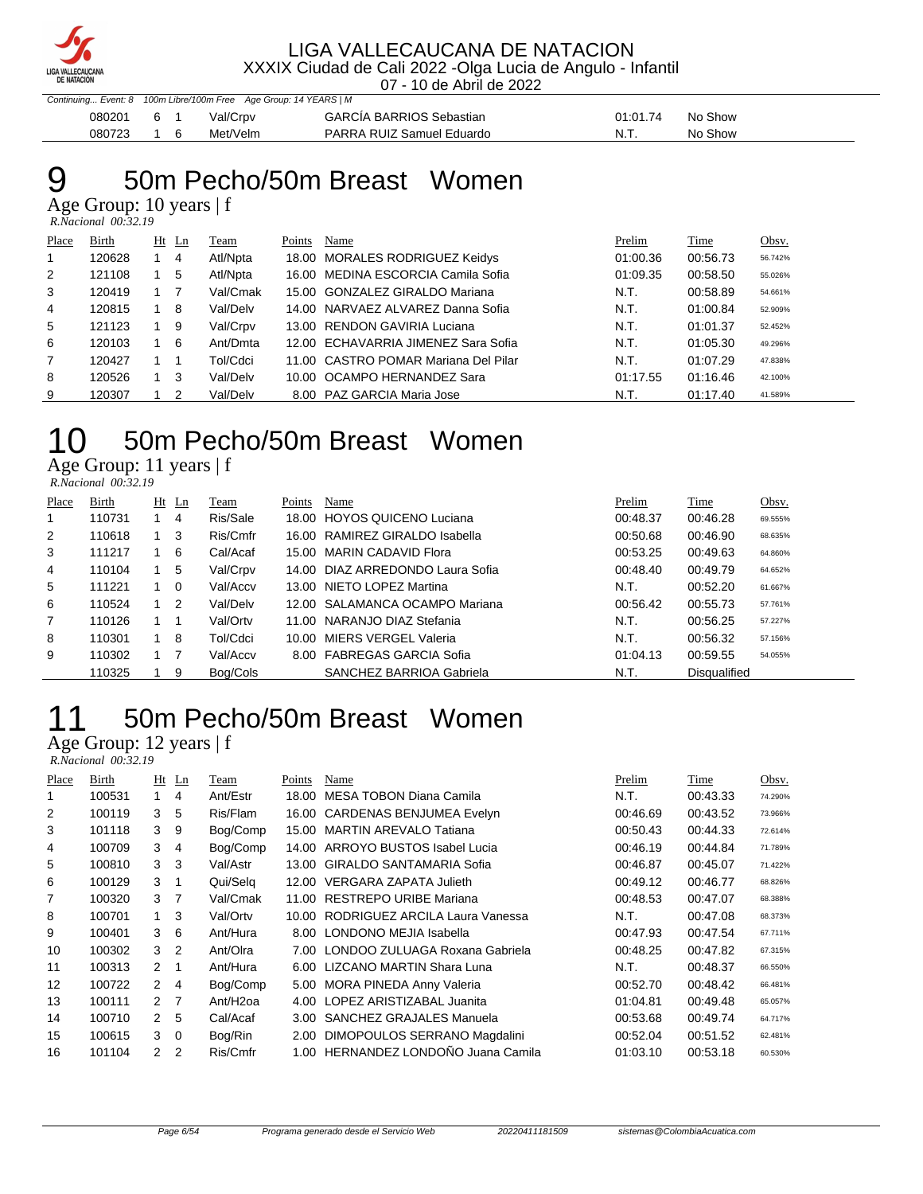Continuing... Event: 8 100m Libre/100m Free Age Group: 14 YEARS | M

| | | | | | | |
|---|---|---|---|---|---|---|
| 080201 | 6 | 1 | Val/Crpv | GARCÍA BARRIOS Sebastian | 01:01.74 | No Show |
| 080723 | 1 | 6 | Met/Velm | PARRA RUIZ Samuel Eduardo | N.T. | No Show |

# 9 50m Pecho/50m Breast Women

Age Group: 10 years | f

*R.Nacional 00:32.19*

| Place | Birth | Ht | Ln | Team | Points | Name | Prelim | Time | Obsv. |
|---|---|---|---|---|---|---|---|---|---|
| 1 | 120628 | 1 | 4 | Atl/Npta | 18.00 | MORALES RODRIGUEZ Keidys | 01:00.36 | 00:56.73 | 56.742% |
| 2 | 121108 | 1 | 5 | Atl/Npta | 16.00 | MEDINA ESCORCIA Camila Sofia | 01:09.35 | 00:58.50 | 55.026% |
| 3 | 120419 | 1 | 7 | Val/Cmak | 15.00 | GONZALEZ GIRALDO Mariana | N.T. | 00:58.89 | 54.661% |
| 4 | 120815 | 1 | 8 | Val/Delv | 14.00 | NARVAEZ ALVAREZ Danna Sofia | N.T. | 01:00.84 | 52.909% |
| 5 | 121123 | 1 | 9 | Val/Crpv | 13.00 | RENDON GAVIRIA Luciana | N.T. | 01:01.37 | 52.452% |
| 6 | 120103 | 1 | 6 | Ant/Dmta | 12.00 | ECHAVARRIA JIMENEZ Sara Sofia | N.T. | 01:05.30 | 49.296% |
| 7 | 120427 | 1 | 1 | Tol/Cdci | 11.00 | CASTRO POMAR Mariana Del Pilar | N.T. | 01:07.29 | 47.838% |
| 8 | 120526 | 1 | 3 | Val/Delv | 10.00 | OCAMPO HERNANDEZ Sara | 01:17.55 | 01:16.46 | 42.100% |
| 9 | 120307 | 1 | 2 | Val/Delv | 8.00 | PAZ GARCIA Maria Jose | N.T. | 01:17.40 | 41.589% |

# 10 50m Pecho/50m Breast Women

Age Group: 11 years | f

*R.Nacional 00:32.19*

| Place | Birth | Ht | Ln | Team | Points | Name | Prelim | Time | Obsv. |
|---|---|---|---|---|---|---|---|---|---|
| 1 | 110731 | 1 | 4 | Ris/Sale | 18.00 | HOYOS QUICENO Luciana | 00:48.37 | 00:46.28 | 69.555% |
| 2 | 110618 | 1 | 3 | Ris/Cmfr | 16.00 | RAMIREZ GIRALDO Isabella | 00:50.68 | 00:46.90 | 68.635% |
| 3 | 111217 | 1 | 6 | Cal/Acaf | 15.00 | MARIN CADAVID Flora | 00:53.25 | 00:49.63 | 64.860% |
| 4 | 110104 | 1 | 5 | Val/Crpv | 14.00 | DIAZ ARREDONDO Laura Sofia | 00:48.40 | 00:49.79 | 64.652% |
| 5 | 111221 | 1 | 0 | Val/Accv | 13.00 | NIETO LOPEZ Martina | N.T. | 00:52.20 | 61.667% |
| 6 | 110524 | 1 | 2 | Val/Delv | 12.00 | SALAMANCA OCAMPO Mariana | 00:56.42 | 00:55.73 | 57.761% |
| 7 | 110126 | 1 | 1 | Val/Ortv | 11.00 | NARANJO DIAZ Stefania | N.T. | 00:56.25 | 57.227% |
| 8 | 110301 | 1 | 8 | Tol/Cdci | 10.00 | MIERS VERGEL Valeria | N.T. | 00:56.32 | 57.156% |
| 9 | 110302 | 1 | 7 | Val/Accv | 8.00 | FABREGAS GARCIA Sofia | 01:04.13 | 00:59.55 | 54.055% |
| | 110325 | 1 | 9 | Bog/Cols | | SANCHEZ BARRIOA Gabriela | N.T. | Disqualified | |

# 11 50m Pecho/50m Breast Women

Age Group: 12 years | f

*R.Nacional 00:32.19*

| Place | Birth | Ht | Ln | Team | Points | Name | Prelim | Time | Obsv. |
|---|---|---|---|---|---|---|---|---|---|
| 1 | 100531 | 1 | 4 | Ant/Estr | 18.00 | MESA TOBON Diana Camila | N.T. | 00:43.33 | 74.290% |
| 2 | 100119 | 3 | 5 | Ris/Flam | 16.00 | CARDENAS BENJUMEA Evelyn | 00:46.69 | 00:43.52 | 73.966% |
| 3 | 101118 | 3 | 9 | Bog/Comp | 15.00 | MARTIN AREVALO Tatiana | 00:50.43 | 00:44.33 | 72.614% |
| 4 | 100709 | 3 | 4 | Bog/Comp | 14.00 | ARROYO BUSTOS Isabel Lucia | 00:46.19 | 00:44.84 | 71.789% |
| 5 | 100810 | 3 | 3 | Val/Astr | 13.00 | GIRALDO SANTAMARIA Sofia | 00:46.87 | 00:45.07 | 71.422% |
| 6 | 100129 | 3 | 1 | Qui/Selq | 12.00 | VERGARA ZAPATA Julieth | 00:49.12 | 00:46.77 | 68.826% |
| 7 | 100320 | 3 | 7 | Val/Cmak | 11.00 | RESTREPO URIBE Mariana | 00:48.53 | 00:47.07 | 68.388% |
| 8 | 100701 | 1 | 3 | Val/Ortv | 10.00 | RODRIGUEZ ARCILA Laura Vanessa | N.T. | 00:47.08 | 68.373% |
| 9 | 100401 | 3 | 6 | Ant/Hura | 8.00 | LONDONO MEJIA Isabella | 00:47.93 | 00:47.54 | 67.711% |
| 10 | 100302 | 3 | 2 | Ant/Olra | 7.00 | LONDOO ZULUAGA Roxana Gabriela | 00:48.25 | 00:47.82 | 67.315% |
| 11 | 100313 | 2 | 1 | Ant/Hura | 6.00 | LIZCANO MARTIN Shara Luna | N.T. | 00:48.37 | 66.550% |
| 12 | 100722 | 2 | 4 | Bog/Comp | 5.00 | MORA PINEDA Anny Valeria | 00:52.70 | 00:48.42 | 66.481% |
| 13 | 100111 | 2 | 7 | Ant/H2oa | 4.00 | LOPEZ ARISTIZABAL Juanita | 01:04.81 | 00:49.48 | 65.057% |
| 14 | 100710 | 2 | 5 | Cal/Acaf | 3.00 | SANCHEZ GRAJALES Manuela | 00:53.68 | 00:49.74 | 64.717% |
| 15 | 100615 | 3 | 0 | Bog/Rin | 2.00 | DIMOPOULOS SERRANO Magdalini | 00:52.04 | 00:51.52 | 62.481% |
| 16 | 101104 | 2 | 2 | Ris/Cmfr | 1.00 | HERNANDEZ LONDOÑO Juana Camila | 01:03.10 | 00:53.18 | 60.530% |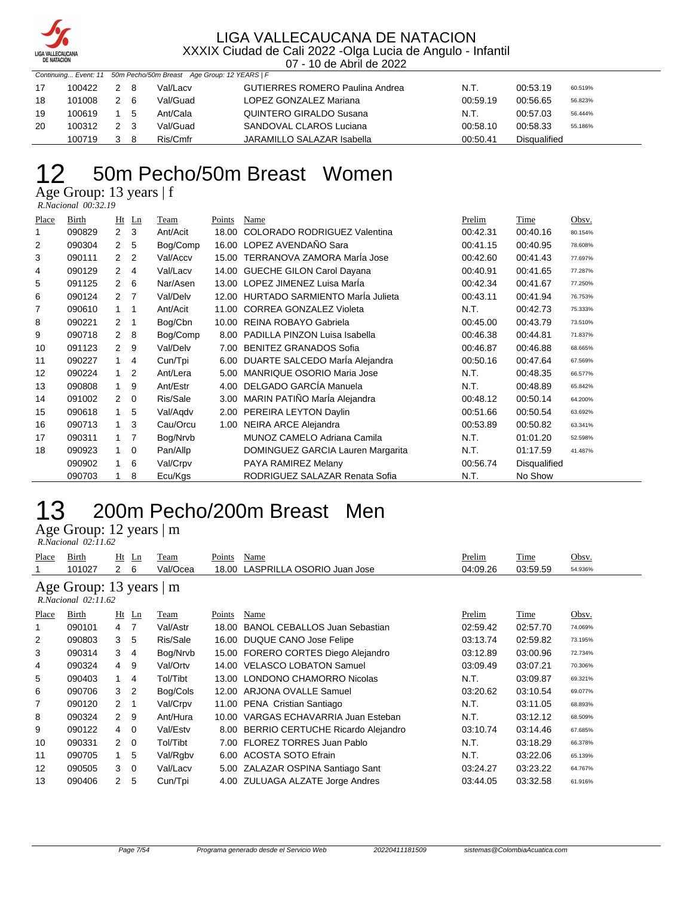Continuing... Event: 11 50m Pecho/50m Breast Age Group: 12 YEARS | F

| Place | Birth | Ht | Ln | Team | Points | Name | Prelim | Time | Obsv. |
|---|---|---|---|---|---|---|---|---|---|
| 17 | 100422 | 2 | 8 | Val/Lacv | | GUTIERRES ROMERO Paulina Andrea | N.T. | 00:53.19 | 60.519% |
| 18 | 101008 | 2 | 6 | Val/Guad | | LOPEZ GONZALEZ Mariana | 00:59.19 | 00:56.65 | 56.823% |
| 19 | 100619 | 1 | 5 | Ant/Cala | | QUINTERO GIRALDO Susana | N.T. | 00:57.03 | 56.444% |
| 20 | 100312 | 2 | 3 | Val/Guad | | SANDOVAL CLAROS Luciana | 00:58.10 | 00:58.33 | 55.186% |
| | 100719 | 3 | 8 | Ris/Cmfr | | JARAMILLO SALAZAR Isabella | 00:50.41 | Disqualified | |

# 12 50m Pecho/50m Breast Women

## Age Group: 13 years | f

*R.Nacional 00:32.19*

| Place | Birth | Ht | Ln | Team | Points | Name | Prelim | Time | Obsv. |
|---|---|---|---|---|---|---|---|---|---|
| 1 | 090829 | 2 | 3 | Ant/Acit | 18.00 | COLORADO RODRIGUEZ Valentina | 00:42.31 | 00:40.16 | 80.154% |
| 2 | 090304 | 2 | 5 | Bog/Comp | 16.00 | LOPEZ AVENDAÑO Sara | 00:41.15 | 00:40.95 | 78.608% |
| 3 | 090111 | 2 | 2 | Val/Accv | 15.00 | TERRANOVA ZAMORA MarÍa Jose | 00:42.60 | 00:41.43 | 77.697% |
| 4 | 090129 | 2 | 4 | Val/Lacv | 14.00 | GUECHE GILON Carol Dayana | 00:40.91 | 00:41.65 | 77.287% |
| 5 | 091125 | 2 | 6 | Nar/Asen | 13.00 | LOPEZ JIMENEZ Luisa MarÍa | 00:42.34 | 00:41.67 | 77.250% |
| 6 | 090124 | 2 | 7 | Val/Delv | 12.00 | HURTADO SARMIENTO MarÍa Julieta | 00:43.11 | 00:41.94 | 76.753% |
| 7 | 090610 | 1 | 1 | Ant/Acit | 11.00 | CORREA GONZALEZ Violeta | N.T. | 00:42.73 | 75.333% |
| 8 | 090221 | 2 | 1 | Bog/Cbn | 10.00 | REINA ROBAYO Gabriela | 00:45.00 | 00:43.79 | 73.510% |
| 9 | 090718 | 2 | 8 | Bog/Comp | 8.00 | PADILLA PINZON Luisa Isabella | 00:46.38 | 00:44.81 | 71.837% |
| 10 | 091123 | 2 | 9 | Val/Delv | 7.00 | BENITEZ GRANADOS Sofia | 00:46.87 | 00:46.88 | 68.665% |
| 11 | 090227 | 1 | 4 | Cun/Tpi | 6.00 | DUARTE SALCEDO MarÍa Alejandra | 00:50.16 | 00:47.64 | 67.569% |
| 12 | 090224 | 1 | 2 | Ant/Lera | 5.00 | MANRIQUE OSORIO Maria Jose | N.T. | 00:48.35 | 66.577% |
| 13 | 090808 | 1 | 9 | Ant/Estr | 4.00 | DELGADO GARCÍA Manuela | N.T. | 00:48.89 | 65.842% |
| 14 | 091002 | 2 | 0 | Ris/Sale | 3.00 | MARIN PATIÑO MarÍa Alejandra | 00:48.12 | 00:50.14 | 64.200% |
| 15 | 090618 | 1 | 5 | Val/Aqdv | 2.00 | PEREIRA LEYTON Daylin | 00:51.66 | 00:50.54 | 63.692% |
| 16 | 090713 | 1 | 3 | Cau/Orcu | 1.00 | NEIRA ARCE Alejandra | 00:53.89 | 00:50.82 | 63.341% |
| 17 | 090311 | 1 | 7 | Bog/Nrvb | | MUNOZ CAMELO Adriana Camila | N.T. | 01:01.20 | 52.598% |
| 18 | 090923 | 1 | 0 | Pan/Allp | | DOMINGUEZ GARCIA Lauren Margarita | N.T. | 01:17.59 | 41.487% |
| | 090902 | 1 | 6 | Val/Crpv | | PAYA RAMIREZ Melany | 00:56.74 | Disqualified | |
| | 090703 | 1 | 8 | Ecu/Kgs | | RODRIGUEZ SALAZAR Renata Sofia | N.T. | No Show | |

# 13 200m Pecho/200m Breast Men

## Age Group: 12 years | m

*R.Nacional 02:11.62*

| Place | Birth | Ht | Ln | Team | Points | Name | Prelim | Time | Obsv. |
|---|---|---|---|---|---|---|---|---|---|
| 1 | 101027 | 2 | 6 | Val/Ocea | 18.00 | LASPRILLA OSORIO Juan Jose | 04:09.26 | 03:59.59 | 54.936% |

## Age Group: 13 years | m

*R.Nacional 02:11.62*

| Place | Birth | Ht | Ln | Team | Points | Name | Prelim | Time | Obsv. |
|---|---|---|---|---|---|---|---|---|---|
| 1 | 090101 | 4 | 7 | Val/Astr | 18.00 | BANOL CEBALLOS Juan Sebastian | 02:59.42 | 02:57.70 | 74.069% |
| 2 | 090803 | 3 | 5 | Ris/Sale | 16.00 | DUQUE CANO Jose Felipe | 03:13.74 | 02:59.82 | 73.195% |
| 3 | 090314 | 3 | 4 | Bog/Nrvb | 15.00 | FORERO CORTES Diego Alejandro | 03:12.89 | 03:00.96 | 72.734% |
| 4 | 090324 | 4 | 9 | Val/Ortv | 14.00 | VELASCO LOBATON Samuel | 03:09.49 | 03:07.21 | 70.306% |
| 5 | 090403 | 1 | 4 | Tol/Tibt | 13.00 | LONDONO CHAMORRO Nicolas | N.T. | 03:09.87 | 69.321% |
| 6 | 090706 | 3 | 2 | Bog/Cols | 12.00 | ARJONA OVALLE Samuel | 03:20.62 | 03:10.54 | 69.077% |
| 7 | 090120 | 2 | 1 | Val/Crpv | 11.00 | PENA Cristian Santiago | N.T. | 03:11.05 | 68.893% |
| 8 | 090324 | 2 | 9 | Ant/Hura | 10.00 | VARGAS ECHAVARRIA Juan Esteban | N.T. | 03:12.12 | 68.509% |
| 9 | 090122 | 4 | 0 | Val/Estv | 8.00 | BERRIO CERTUCHE Ricardo Alejandro | 03:10.74 | 03:14.46 | 67.685% |
| 10 | 090331 | 2 | 0 | Tol/Tibt | 7.00 | FLOREZ TORRES Juan Pablo | N.T. | 03:18.29 | 66.378% |
| 11 | 090705 | 1 | 5 | Val/Rgbv | 6.00 | ACOSTA SOTO Efrain | N.T. | 03:22.06 | 65.139% |
| 12 | 090505 | 3 | 0 | Val/Lacv | 5.00 | ZALAZAR OSPINA Santiago Sant | 03:24.27 | 03:23.22 | 64.767% |
| 13 | 090406 | 2 | 5 | Cun/Tpi | 4.00 | ZULUAGA ALZATE Jorge Andres | 03:44.05 | 03:32.58 | 61.916% |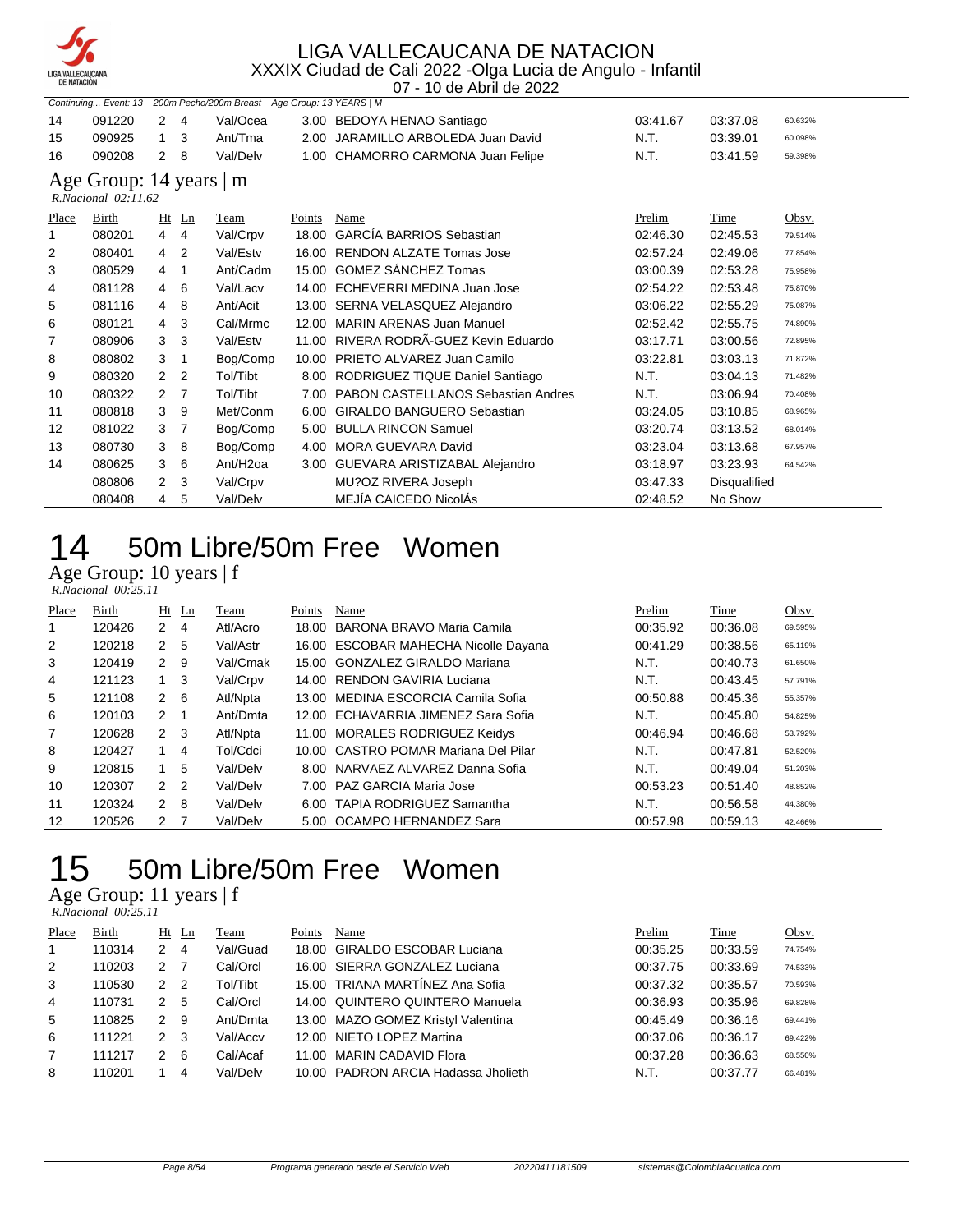Continuing... Event: 13 200m Pecho/200m Breast Age Group: 13 YEARS | M

| | | | | | | | | | |
|---|---|---|---|---|---|---|---|---|---|
| 14 | 091220 | 2 | 4 | Val/Ocea | 3.00 | BEDOYA HENAO Santiago | 03:41.67 | 03:37.08 | 60.632% |
| 15 | 090925 | 1 | 3 | Ant/Tma | 2.00 | JARAMILLO ARBOLEDA Juan David | N.T. | 03:39.01 | 60.098% |
| 16 | 090208 | 2 | 8 | Val/Delv | 1.00 | CHAMORRO CARMONA Juan Felipe | N.T. | 03:41.59 | 59.398% |

## Age Group: 14 years | m

*R.Nacional 02:11.62*

| Place | Birth | Ht | Ln | Team | Points | Name | Prelim | Time | Obsv. |
|---|---|---|---|---|---|---|---|---|---|
| 1 | 080201 | 4 | 4 | Val/Crpv | 18.00 | GARCÍA BARRIOS Sebastian | 02:46.30 | 02:45.53 | 79.514% |
| 2 | 080401 | 4 | 2 | Val/Estv | 16.00 | RENDON ALZATE Tomas Jose | 02:57.24 | 02:49.06 | 77.854% |
| 3 | 080529 | 4 | 1 | Ant/Cadm | 15.00 | GOMEZ SÁNCHEZ Tomas | 03:00.39 | 02:53.28 | 75.958% |
| 4 | 081128 | 4 | 6 | Val/Lacv | 14.00 | ECHEVERRI MEDINA Juan Jose | 02:54.22 | 02:53.48 | 75.870% |
| 5 | 081116 | 4 | 8 | Ant/Acit | 13.00 | SERNA VELASQUEZ Alejandro | 03:06.22 | 02:55.29 | 75.087% |
| 6 | 080121 | 4 | 3 | Cal/Mrmc | 12.00 | MARIN ARENAS Juan Manuel | 02:52.42 | 02:55.75 | 74.890% |
| 7 | 080906 | 3 | 3 | Val/Estv | 11.00 | RIVERA RODRÃ-GUEZ Kevin Eduardo | 03:17.71 | 03:00.56 | 72.895% |
| 8 | 080802 | 3 | 1 | Bog/Comp | 10.00 | PRIETO ALVAREZ Juan Camilo | 03:22.81 | 03:03.13 | 71.872% |
| 9 | 080320 | 2 | 2 | Tol/Tibt | 8.00 | RODRIGUEZ TIQUE Daniel Santiago | N.T. | 03:04.13 | 71.482% |
| 10 | 080322 | 2 | 7 | Tol/Tibt | 7.00 | PABON CASTELLANOS Sebastian Andres | N.T. | 03:06.94 | 70.408% |
| 11 | 080818 | 3 | 9 | Met/Conm | 6.00 | GIRALDO BANGUERO Sebastian | 03:24.05 | 03:10.85 | 68.965% |
| 12 | 081022 | 3 | 7 | Bog/Comp | 5.00 | BULLA RINCON Samuel | 03:20.74 | 03:13.52 | 68.014% |
| 13 | 080730 | 3 | 8 | Bog/Comp | 4.00 | MORA GUEVARA David | 03:23.04 | 03:13.68 | 67.957% |
| 14 | 080625 | 3 | 6 | Ant/H2oa | 3.00 | GUEVARA ARISTIZABAL Alejandro | 03:18.97 | 03:23.93 | 64.542% |
| | 080806 | 2 | 3 | Val/Crpv | | MU?OZ RIVERA Joseph | 03:47.33 | Disqualified | |
| | 080408 | 4 | 5 | Val/Delv | | MEJÍA CAICEDO NicolÁs | 02:48.52 | No Show | |

# 14 50m Libre/50m Free Women

## Age Group: 10 years | f

*R.Nacional 00:25.11*

| Place | Birth | Ht | Ln | Team | Points | Name | Prelim | Time | Obsv. |
|---|---|---|---|---|---|---|---|---|---|
| 1 | 120426 | 2 | 4 | Atl/Acro | 18.00 | BARONA BRAVO Maria Camila | 00:35.92 | 00:36.08 | 69.595% |
| 2 | 120218 | 2 | 5 | Val/Astr | 16.00 | ESCOBAR MAHECHA Nicolle Dayana | 00:41.29 | 00:38.56 | 65.119% |
| 3 | 120419 | 2 | 9 | Val/Cmak | 15.00 | GONZALEZ GIRALDO Mariana | N.T. | 00:40.73 | 61.650% |
| 4 | 121123 | 1 | 3 | Val/Crpv | 14.00 | RENDON GAVIRIA Luciana | N.T. | 00:43.45 | 57.791% |
| 5 | 121108 | 2 | 6 | Atl/Npta | 13.00 | MEDINA ESCORCIA Camila Sofia | 00:50.88 | 00:45.36 | 55.357% |
| 6 | 120103 | 2 | 1 | Ant/Dmta | 12.00 | ECHAVARRIA JIMENEZ Sara Sofia | N.T. | 00:45.80 | 54.825% |
| 7 | 120628 | 2 | 3 | Atl/Npta | 11.00 | MORALES RODRIGUEZ Keidys | 00:46.94 | 00:46.68 | 53.792% |
| 8 | 120427 | 1 | 4 | Tol/Cdci | 10.00 | CASTRO POMAR Mariana Del Pilar | N.T. | 00:47.81 | 52.520% |
| 9 | 120815 | 1 | 5 | Val/Delv | 8.00 | NARVAEZ ALVAREZ Danna Sofia | N.T. | 00:49.04 | 51.203% |
| 10 | 120307 | 2 | 2 | Val/Delv | 7.00 | PAZ GARCIA Maria Jose | 00:53.23 | 00:51.40 | 48.852% |
| 11 | 120324 | 2 | 8 | Val/Delv | 6.00 | TAPIA RODRIGUEZ Samantha | N.T. | 00:56.58 | 44.380% |
| 12 | 120526 | 2 | 7 | Val/Delv | 5.00 | OCAMPO HERNANDEZ Sara | 00:57.98 | 00:59.13 | 42.466% |

# 15 50m Libre/50m Free Women

## Age Group: 11 years | f

*R.Nacional 00:25.11*

| Place | Birth | Ht | Ln | Team | Points | Name | Prelim | Time | Obsv. |
|---|---|---|---|---|---|---|---|---|---|
| 1 | 110314 | 2 | 4 | Val/Guad | 18.00 | GIRALDO ESCOBAR Luciana | 00:35.25 | 00:33.59 | 74.754% |
| 2 | 110203 | 2 | 7 | Cal/Orcl | 16.00 | SIERRA GONZALEZ Luciana | 00:37.75 | 00:33.69 | 74.533% |
| 3 | 110530 | 2 | 2 | Tol/Tibt | 15.00 | TRIANA MARTÍNEZ Ana Sofia | 00:37.32 | 00:35.57 | 70.593% |
| 4 | 110731 | 2 | 5 | Cal/Orcl | 14.00 | QUINTERO QUINTERO Manuela | 00:36.93 | 00:35.96 | 69.828% |
| 5 | 110825 | 2 | 9 | Ant/Dmta | 13.00 | MAZO GOMEZ Kristyl Valentina | 00:45.49 | 00:36.16 | 69.441% |
| 6 | 111221 | 2 | 3 | Val/Accv | 12.00 | NIETO LOPEZ Martina | 00:37.06 | 00:36.17 | 69.422% |
| 7 | 111217 | 2 | 6 | Cal/Acaf | 11.00 | MARIN CADAVID Flora | 00:37.28 | 00:36.63 | 68.550% |
| 8 | 110201 | 1 | 4 | Val/Delv | 10.00 | PADRON ARCIA Hadassa Jholieth | N.T. | 00:37.77 | 66.481% |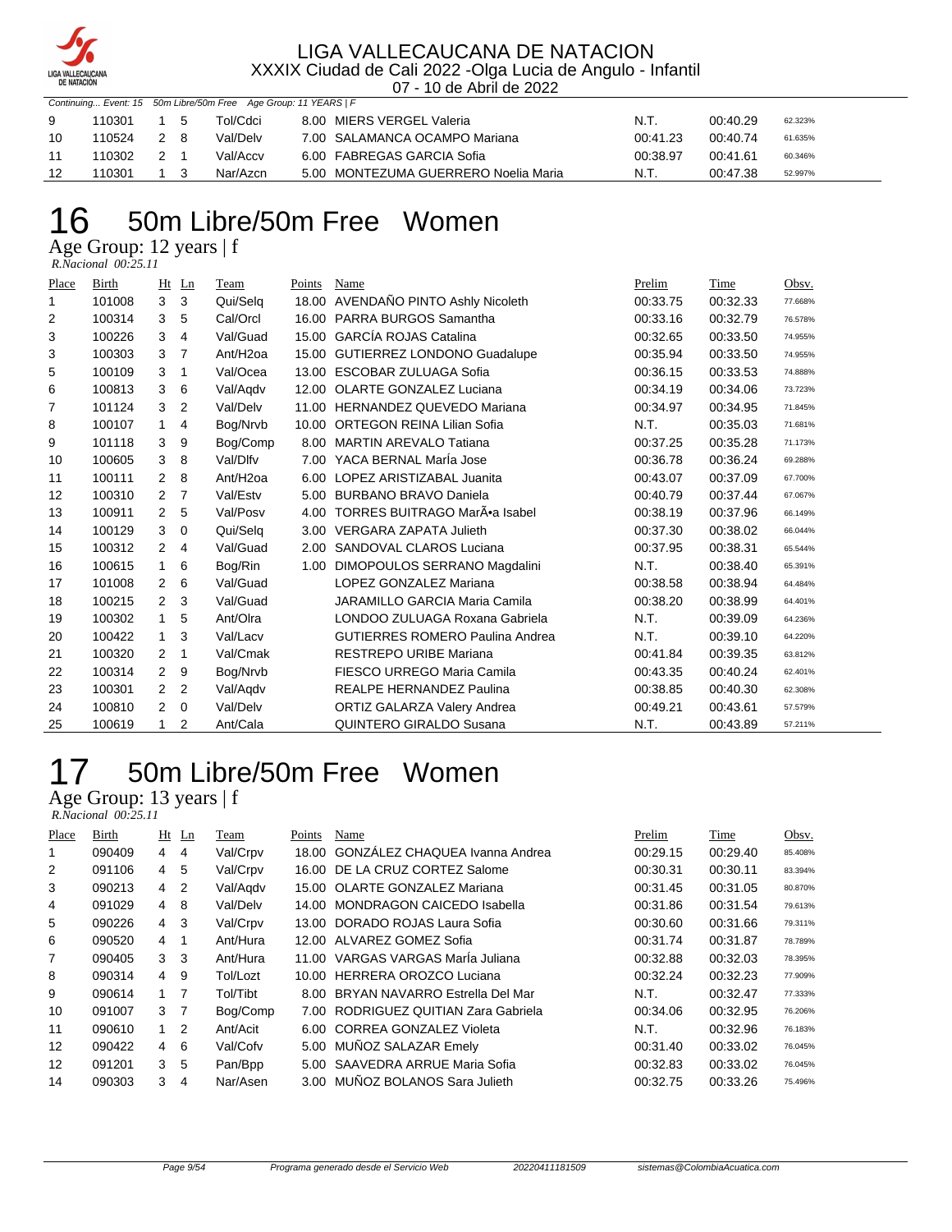Continuing... Event: 15 50m Libre/50m Free Age Group: 11 YEARS | F

| | | | | | | | | | |
|---|---|---|---|---|---|---|---|---|---|
| 9 | 110301 | 1 | 5 | Tol/Cdci | 8.00 | MIERS VERGEL Valeria | N.T. | 00:40.29 | 62.323% |
| 10 | 110524 | 2 | 8 | Val/Delv | 7.00 | SALAMANCA OCAMPO Mariana | 00:41.23 | 00:40.74 | 61.635% |
| 11 | 110302 | 2 | 1 | Val/Accv | 6.00 | FABREGAS GARCIA Sofia | 00:38.97 | 00:41.61 | 60.346% |
| 12 | 110301 | 1 | 3 | Nar/Azcn | 5.00 | MONTEZUMA GUERRERO Noelia Maria | N.T. | 00:47.38 | 52.997% |

# 16 50m Libre/50m Free Women

Age Group: 12 years | f

*R.Nacional 00:25.11*

| Place | Birth | Ht | Ln | Team | Points | Name | Prelim | Time | Obsv. |
|---|---|---|---|---|---|---|---|---|---|
| 1 | 101008 | 3 | 3 | Qui/Selq | 18.00 | AVENDAÑO PINTO Ashly Nicoleth | 00:33.75 | 00:32.33 | 77.668% |
| 2 | 100314 | 3 | 5 | Cal/Orcl | 16.00 | PARRA BURGOS Samantha | 00:33.16 | 00:32.79 | 76.578% |
| 3 | 100226 | 3 | 4 | Val/Guad | 15.00 | GARCÍA ROJAS Catalina | 00:32.65 | 00:33.50 | 74.955% |
| 3 | 100303 | 3 | 7 | Ant/H2oa | 15.00 | GUTIERREZ LONDONO Guadalupe | 00:35.94 | 00:33.50 | 74.955% |
| 5 | 100109 | 3 | 1 | Val/Ocea | 13.00 | ESCOBAR ZULUAGA Sofia | 00:36.15 | 00:33.53 | 74.888% |
| 6 | 100813 | 3 | 6 | Val/Aqdv | 12.00 | OLARTE GONZALEZ Luciana | 00:34.19 | 00:34.06 | 73.723% |
| 7 | 101124 | 3 | 2 | Val/Delv | 11.00 | HERNANDEZ QUEVEDO Mariana | 00:34.97 | 00:34.95 | 71.845% |
| 8 | 100107 | 1 | 4 | Bog/Nrvb | 10.00 | ORTEGON REINA Lilian Sofia | N.T. | 00:35.03 | 71.681% |
| 9 | 101118 | 3 | 9 | Bog/Comp | 8.00 | MARTIN AREVALO Tatiana | 00:37.25 | 00:35.28 | 71.173% |
| 10 | 100605 | 3 | 8 | Val/Dlfv | 7.00 | YACA BERNAL MarÍa Jose | 00:36.78 | 00:36.24 | 69.288% |
| 11 | 100111 | 2 | 8 | Ant/H2oa | 6.00 | LOPEZ ARISTIZABAL Juanita | 00:43.07 | 00:37.09 | 67.700% |
| 12 | 100310 | 2 | 7 | Val/Estv | 5.00 | BURBANO BRAVO Daniela | 00:40.79 | 00:37.44 | 67.067% |
| 13 | 100911 | 2 | 5 | Val/Posv | 4.00 | TORRES BUITRAGO MarÃ•a Isabel | 00:38.19 | 00:37.96 | 66.149% |
| 14 | 100129 | 3 | 0 | Qui/Selq | 3.00 | VERGARA ZAPATA Julieth | 00:37.30 | 00:38.02 | 66.044% |
| 15 | 100312 | 2 | 4 | Val/Guad | 2.00 | SANDOVAL CLAROS Luciana | 00:37.95 | 00:38.31 | 65.544% |
| 16 | 100615 | 1 | 6 | Bog/Rin | 1.00 | DIMOPOULOS SERRANO Magdalini | N.T. | 00:38.40 | 65.391% |
| 17 | 101008 | 2 | 6 | Val/Guad | | LOPEZ GONZALEZ Mariana | 00:38.58 | 00:38.94 | 64.484% |
| 18 | 100215 | 2 | 3 | Val/Guad | | JARAMILLO GARCIA Maria Camila | 00:38.20 | 00:38.99 | 64.401% |
| 19 | 100302 | 1 | 5 | Ant/Olra | | LONDOO ZULUAGA Roxana Gabriela | N.T. | 00:39.09 | 64.236% |
| 20 | 100422 | 1 | 3 | Val/Lacv | | GUTIERRES ROMERO Paulina Andrea | N.T. | 00:39.10 | 64.220% |
| 21 | 100320 | 2 | 1 | Val/Cmak | | RESTREPO URIBE Mariana | 00:41.84 | 00:39.35 | 63.812% |
| 22 | 100314 | 2 | 9 | Bog/Nrvb | | FIESCO URREGO Maria Camila | 00:43.35 | 00:40.24 | 62.401% |
| 23 | 100301 | 2 | 2 | Val/Aqdv | | REALPE HERNANDEZ Paulina | 00:38.85 | 00:40.30 | 62.308% |
| 24 | 100810 | 2 | 0 | Val/Delv | | ORTIZ GALARZA Valery Andrea | 00:49.21 | 00:43.61 | 57.579% |
| 25 | 100619 | 1 | 2 | Ant/Cala | | QUINTERO GIRALDO Susana | N.T. | 00:43.89 | 57.211% |

# 17 50m Libre/50m Free Women

Age Group: 13 years | f

*R.Nacional 00:25.11*

| Place | Birth | Ht | Ln | Team | Points | Name | Prelim | Time | Obsv. |
|---|---|---|---|---|---|---|---|---|---|
| 1 | 090409 | 4 | 4 | Val/Crpv | 18.00 | GONZÁLEZ CHAQUEA Ivanna Andrea | 00:29.15 | 00:29.40 | 85.408% |
| 2 | 091106 | 4 | 5 | Val/Crpv | 16.00 | DE LA CRUZ CORTEZ Salome | 00:30.31 | 00:30.11 | 83.394% |
| 3 | 090213 | 4 | 2 | Val/Aqdv | 15.00 | OLARTE GONZALEZ Mariana | 00:31.45 | 00:31.05 | 80.870% |
| 4 | 091029 | 4 | 8 | Val/Delv | 14.00 | MONDRAGON CAICEDO Isabella | 00:31.86 | 00:31.54 | 79.613% |
| 5 | 090226 | 4 | 3 | Val/Crpv | 13.00 | DORADO ROJAS Laura Sofia | 00:30.60 | 00:31.66 | 79.311% |
| 6 | 090520 | 4 | 1 | Ant/Hura | 12.00 | ALVAREZ GOMEZ Sofia | 00:31.74 | 00:31.87 | 78.789% |
| 7 | 090405 | 3 | 3 | Ant/Hura | 11.00 | VARGAS VARGAS MarÍa Juliana | 00:32.88 | 00:32.03 | 78.395% |
| 8 | 090314 | 4 | 9 | Tol/Lozt | 10.00 | HERRERA OROZCO Luciana | 00:32.24 | 00:32.23 | 77.909% |
| 9 | 090614 | 1 | 7 | Tol/Tibt | 8.00 | BRYAN NAVARRO Estrella Del Mar | N.T. | 00:32.47 | 77.333% |
| 10 | 091007 | 3 | 7 | Bog/Comp | 7.00 | RODRIGUEZ QUITIAN Zara Gabriela | 00:34.06 | 00:32.95 | 76.206% |
| 11 | 090610 | 1 | 2 | Ant/Acit | 6.00 | CORREA GONZALEZ Violeta | N.T. | 00:32.96 | 76.183% |
| 12 | 090422 | 4 | 6 | Val/Cofv | 5.00 | MUÑOZ SALAZAR Emely | 00:31.40 | 00:33.02 | 76.045% |
| 12 | 091201 | 3 | 5 | Pan/Bpp | 5.00 | SAAVEDRA ARRUE Maria Sofia | 00:32.83 | 00:33.02 | 76.045% |
| 14 | 090303 | 3 | 4 | Nar/Asen | 3.00 | MUÑOZ BOLANOS Sara Julieth | 00:32.75 | 00:33.26 | 75.496% |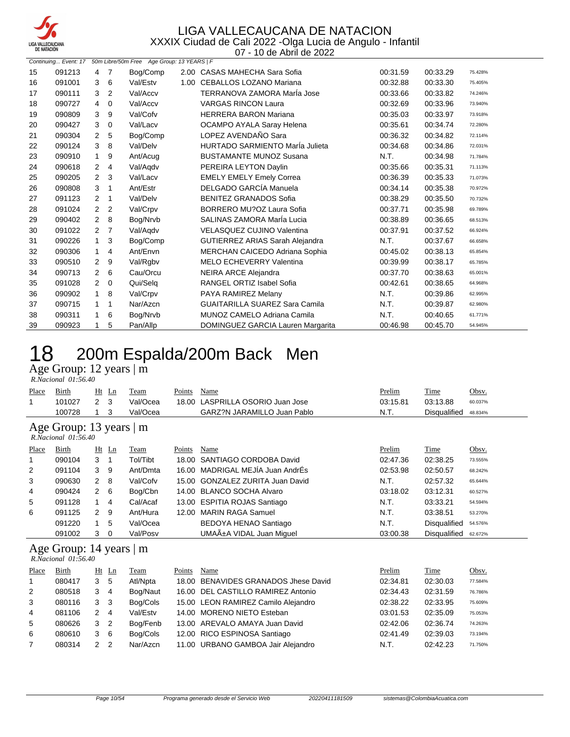Continuing... Event: 17 50m Libre/50m Free Age Group: 13 YEARS | F

| | | | | | | | | | |
|---|---|---|---|---|---|---|---|---|---|
| 15 | 091213 | 4 | 7 | Bog/Comp | 2.00 | CASAS MAHECHA Sara Sofia | 00:31.59 | 00:33.29 | 75.428% |
| 16 | 091001 | 3 | 6 | Val/Estv | 1.00 | CEBALLOS LOZANO Mariana | 00:32.88 | 00:33.30 | 75.405% |
| 17 | 090111 | 3 | 2 | Val/Accv | | TERRANOVA ZAMORA MarÍa Jose | 00:33.66 | 00:33.82 | 74.246% |
| 18 | 090727 | 4 | 0 | Val/Accv | | VARGAS RINCON Laura | 00:32.69 | 00:33.96 | 73.940% |
| 19 | 090809 | 3 | 9 | Val/Cofv | | HERRERA BARON Mariana | 00:35.03 | 00:33.97 | 73.918% |
| 20 | 090427 | 3 | 0 | Val/Lacv | | OCAMPO AYALA Saray Helena | 00:35.61 | 00:34.74 | 72.280% |
| 21 | 090304 | 2 | 5 | Bog/Comp | | LOPEZ AVENDAÑO Sara | 00:36.32 | 00:34.82 | 72.114% |
| 22 | 090124 | 3 | 8 | Val/Delv | | HURTADO SARMIENTO MarÍa Julieta | 00:34.68 | 00:34.86 | 72.031% |
| 23 | 090910 | 1 | 9 | Ant/Acug | | BUSTAMANTE MUNOZ Susana | N.T. | 00:34.98 | 71.784% |
| 24 | 090618 | 2 | 4 | Val/Aqdv | | PEREIRA LEYTON Daylin | 00:35.66 | 00:35.31 | 71.113% |
| 25 | 090205 | 2 | 3 | Val/Lacv | | EMELY EMELY Emely Correa | 00:36.39 | 00:35.33 | 71.073% |
| 26 | 090808 | 3 | 1 | Ant/Estr | | DELGADO GARCÍA Manuela | 00:34.14 | 00:35.38 | 70.972% |
| 27 | 091123 | 2 | 1 | Val/Delv | | BENITEZ GRANADOS Sofia | 00:38.29 | 00:35.50 | 70.732% |
| 28 | 091024 | 2 | 2 | Val/Crpv | | BORRERO MU?OZ Laura Sofia | 00:37.71 | 00:35.98 | 69.789% |
| 29 | 090402 | 2 | 8 | Bog/Nrvb | | SALINAS ZAMORA MarÍa Lucia | 00:38.89 | 00:36.65 | 68.513% |
| 30 | 091022 | 2 | 7 | Val/Aqdv | | VELASQUEZ CUJINO Valentina | 00:37.91 | 00:37.52 | 66.924% |
| 31 | 090226 | 1 | 3 | Bog/Comp | | GUTIERREZ ARIAS Sarah Alejandra | N.T. | 00:37.67 | 66.658% |
| 32 | 090306 | 1 | 4 | Ant/Envn | | MERCHAN CAICEDO Adriana Sophia | 00:45.02 | 00:38.13 | 65.854% |
| 33 | 090510 | 2 | 9 | Val/Rgbv | | MELO ECHEVERRY Valentina | 00:39.99 | 00:38.17 | 65.785% |
| 34 | 090713 | 2 | 6 | Cau/Orcu | | NEIRA ARCE Alejandra | 00:37.70 | 00:38.63 | 65.001% |
| 35 | 091028 | 2 | 0 | Qui/Selq | | RANGEL ORTIZ Isabel Sofia | 00:42.61 | 00:38.65 | 64.968% |
| 36 | 090902 | 1 | 8 | Val/Crpv | | PAYA RAMIREZ Melany | N.T. | 00:39.86 | 62.995% |
| 37 | 090715 | 1 | 1 | Nar/Azcn | | GUAITARILLA SUAREZ Sara Camila | N.T. | 00:39.87 | 62.980% |
| 38 | 090311 | 1 | 6 | Bog/Nrvb | | MUNOZ CAMELO Adriana Camila | N.T. | 00:40.65 | 61.771% |
| 39 | 090923 | 1 | 5 | Pan/Allp | | DOMINGUEZ GARCIA Lauren Margarita | 00:46.98 | 00:45.70 | 54.945% |

# 18 200m Espalda/200m Back Men

## Age Group: 12 years | m

*R.Nacional 01:56.40*

| Place | Birth | Ht | Ln | Team | Points | Name | Prelim | Time | Obsv. |
|---|---|---|---|---|---|---|---|---|---|
| 1 | 101027 | 2 | 3 | Val/Ocea | 18.00 | LASPRILLA OSORIO Juan Jose | 03:15.81 | 03:13.88 | 60.037% |
| | 100728 | 1 | 3 | Val/Ocea | | GARZ?N JARAMILLO Juan Pablo | N.T. | Disqualified | 48.834% |

## Age Group: 13 years | m

*R.Nacional 01:56.40*

| Place | Birth | Ht | Ln | Team | Points | Name | Prelim | Time | Obsv. |
|---|---|---|---|---|---|---|---|---|---|
| 1 | 090104 | 3 | 1 | Tol/Tibt | 18.00 | SANTIAGO CORDOBA David | 02:47.36 | 02:38.25 | 73.555% |
| 2 | 091104 | 3 | 9 | Ant/Dmta | 16.00 | MADRIGAL MEJÍA Juan AndrÉs | 02:53.98 | 02:50.57 | 68.242% |
| 3 | 090630 | 2 | 8 | Val/Cofv | 15.00 | GONZALEZ ZURITA Juan David | N.T. | 02:57.32 | 65.644% |
| 4 | 090424 | 2 | 6 | Bog/Cbn | 14.00 | BLANCO SOCHA Alvaro | 03:18.02 | 03:12.31 | 60.527% |
| 5 | 091128 | 1 | 4 | Cal/Acaf | 13.00 | ESPITIA ROJAS Santiago | N.T. | 03:33.21 | 54.594% |
| 6 | 091125 | 2 | 9 | Ant/Hura | 12.00 | MARIN RAGA Samuel | N.T. | 03:38.51 | 53.270% |
| | 091220 | 1 | 5 | Val/Ocea | | BEDOYA HENAO Santiago | N.T. | Disqualified | 54.576% |
| | 091002 | 3 | 0 | Val/Posv | | UMAÃ±A VIDAL Juan Miguel | 03:00.38 | Disqualified | 62.672% |

## Age Group: 14 years | m

*R.Nacional 01:56.40*

| Place | Birth | Ht | Ln | Team | Points | Name | Prelim | Time | Obsv. |
|---|---|---|---|---|---|---|---|---|---|
| 1 | 080417 | 3 | 5 | Atl/Npta | 18.00 | BENAVIDES GRANADOS Jhese David | 02:34.81 | 02:30.03 | 77.584% |
| 2 | 080518 | 3 | 4 | Bog/Naut | 16.00 | DEL CASTILLO RAMIREZ Antonio | 02:34.43 | 02:31.59 | 76.786% |
| 3 | 080116 | 3 | 3 | Bog/Cols | 15.00 | LEON RAMIREZ Camilo Alejandro | 02:38.22 | 02:33.95 | 75.609% |
| 4 | 081106 | 2 | 4 | Val/Estv | 14.00 | MORENO NIETO Esteban | 03:01.53 | 02:35.09 | 75.053% |
| 5 | 080626 | 3 | 2 | Bog/Fenb | 13.00 | AREVALO AMAYA Juan David | 02:42.06 | 02:36.74 | 74.263% |
| 6 | 080610 | 3 | 6 | Bog/Cols | 12.00 | RICO ESPINOSA Santiago | 02:41.49 | 02:39.03 | 73.194% |
| 7 | 080314 | 2 | 2 | Nar/Azcn | 11.00 | URBANO GAMBOA Jair Alejandro | N.T. | 02:42.23 | 71.750% |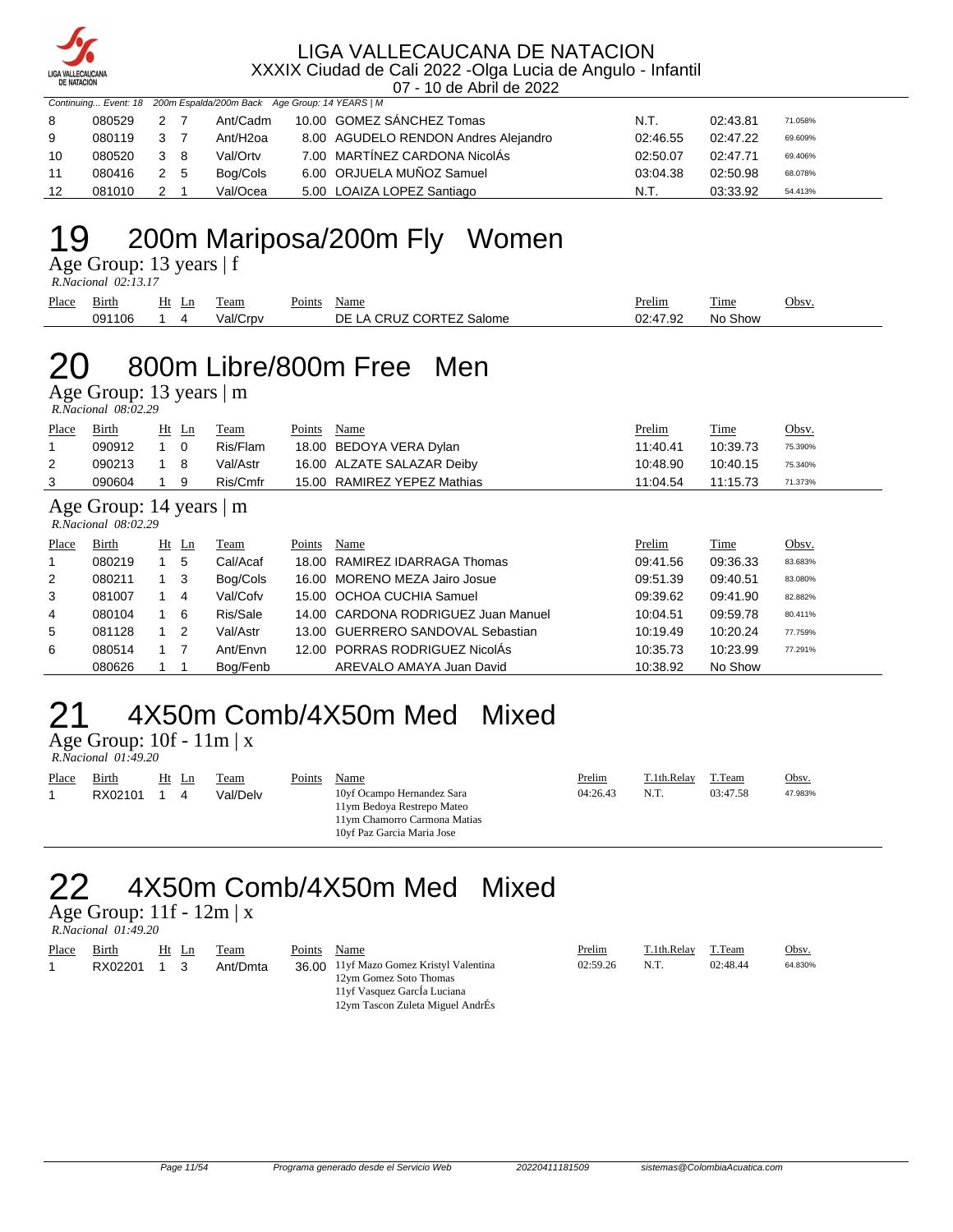Continuing... Event: 18 200m Espalda/200m Back Age Group: 14 YEARS | M

| | | | | | | | | | |
|---|---|---|---|---|---|---|---|---|---|
| 8 | 080529 | 2 | 7 | Ant/Cadm | 10.00 | GOMEZ SÁNCHEZ Tomas | N.T. | 02:43.81 | 71.058% |
| 9 | 080119 | 3 | 7 | Ant/H2oa | 8.00 | AGUDELO RENDON Andres Alejandro | 02:46.55 | 02:47.22 | 69.609% |
| 10 | 080520 | 3 | 8 | Val/Ortv | 7.00 | MARTÍNEZ CARDONA NicolÁs | 02:50.07 | 02:47.71 | 69.406% |
| 11 | 080416 | 2 | 5 | Bog/Cols | 6.00 | ORJUELA MUÑOZ Samuel | 03:04.38 | 02:50.98 | 68.078% |
| 12 | 081010 | 2 | 1 | Val/Ocea | 5.00 | LOAIZA LOPEZ Santiago | N.T. | 03:33.92 | 54.413% |

# 19 200m Mariposa/200m Fly Women

## Age Group: 13 years | f

*R.Nacional 02:13.17*

| Place | Birth | Ht | Ln | Team | Points | Name | Prelim | Time | Obsv. |
|---|---|---|---|---|---|---|---|---|---|
| | 091106 | 1 | 4 | Val/Crpv | | DE LA CRUZ CORTEZ Salome | 02:47.92 | No Show | |

# 20 800m Libre/800m Free Men

## Age Group: 13 years | m

*R.Nacional 08:02.29*

| Place | Birth | Ht | Ln | Team | Points | Name | Prelim | Time | Obsv. |
|---|---|---|---|---|---|---|---|---|---|
| 1 | 090912 | 1 | 0 | Ris/Flam | 18.00 | BEDOYA VERA Dylan | 11:40.41 | 10:39.73 | 75.390% |
| 2 | 090213 | 1 | 8 | Val/Astr | 16.00 | ALZATE SALAZAR Deiby | 10:48.90 | 10:40.15 | 75.340% |
| 3 | 090604 | 1 | 9 | Ris/Cmfr | 15.00 | RAMIREZ YEPEZ Mathias | 11:04.54 | 11:15.73 | 71.373% |

## Age Group: 14 years | m

*R.Nacional 08:02.29*

| Place | Birth | Ht | Ln | Team | Points | Name | Prelim | Time | Obsv. |
|---|---|---|---|---|---|---|---|---|---|
| 1 | 080219 | 1 | 5 | Cal/Acaf | 18.00 | RAMIREZ IDARRAGA Thomas | 09:41.56 | 09:36.33 | 83.683% |
| 2 | 080211 | 1 | 3 | Bog/Cols | 16.00 | MORENO MEZA Jairo Josue | 09:51.39 | 09:40.51 | 83.080% |
| 3 | 081007 | 1 | 4 | Val/Cofv | 15.00 | OCHOA CUCHIA Samuel | 09:39.62 | 09:41.90 | 82.882% |
| 4 | 080104 | 1 | 6 | Ris/Sale | 14.00 | CARDONA RODRIGUEZ Juan Manuel | 10:04.51 | 09:59.78 | 80.411% |
| 5 | 081128 | 1 | 2 | Val/Astr | 13.00 | GUERRERO SANDOVAL Sebastian | 10:19.49 | 10:20.24 | 77.759% |
| 6 | 080514 | 1 | 7 | Ant/Envn | 12.00 | PORRAS RODRIGUEZ NicolÁs | 10:35.73 | 10:23.99 | 77.291% |
| | 080626 | 1 | 1 | Bog/Fenb | | AREVALO AMAYA Juan David | 10:38.92 | No Show | |

# 21 4X50m Comb/4X50m Med Mixed

## Age Group: 10f - 11m | x

*R.Nacional 01:49.20*

| Place | Birth | Ht | Ln | Team | Points | Name | Prelim | T.1th.Relay | T.Team | Obsv. |
|---|---|---|---|---|---|---|---|---|---|---|
| 1 | RX02101 | 1 | 4 | Val/Delv | | 10yf Ocampo Hernandez Sara<br>11ym Bedoya Restrepo Mateo<br>11ym Chamorro Carmona Matias<br>10yf Paz Garcia Maria Jose | 04:26.43 | N.T. | 03:47.58 | 47.983% |

# 22 4X50m Comb/4X50m Med Mixed

## Age Group: 11f - 12m | x

*R.Nacional 01:49.20*

| Place | Birth | Ht | Ln | Team | Points | Name | Prelim | T.1th.Relay | T.Team | Obsv. |
|---|---|---|---|---|---|---|---|---|---|---|
| 1 | RX02201 | 1 | 3 | Ant/Dmta | 36.00 | 11yf Mazo Gomez Kristyl Valentina<br>12ym Gomez Soto Thomas<br>11yf Vasquez GarcÍa Luciana<br>12ym Tascon Zuleta Miguel AndrÉs | 02:59.26 | N.T. | 02:48.44 | 64.830% |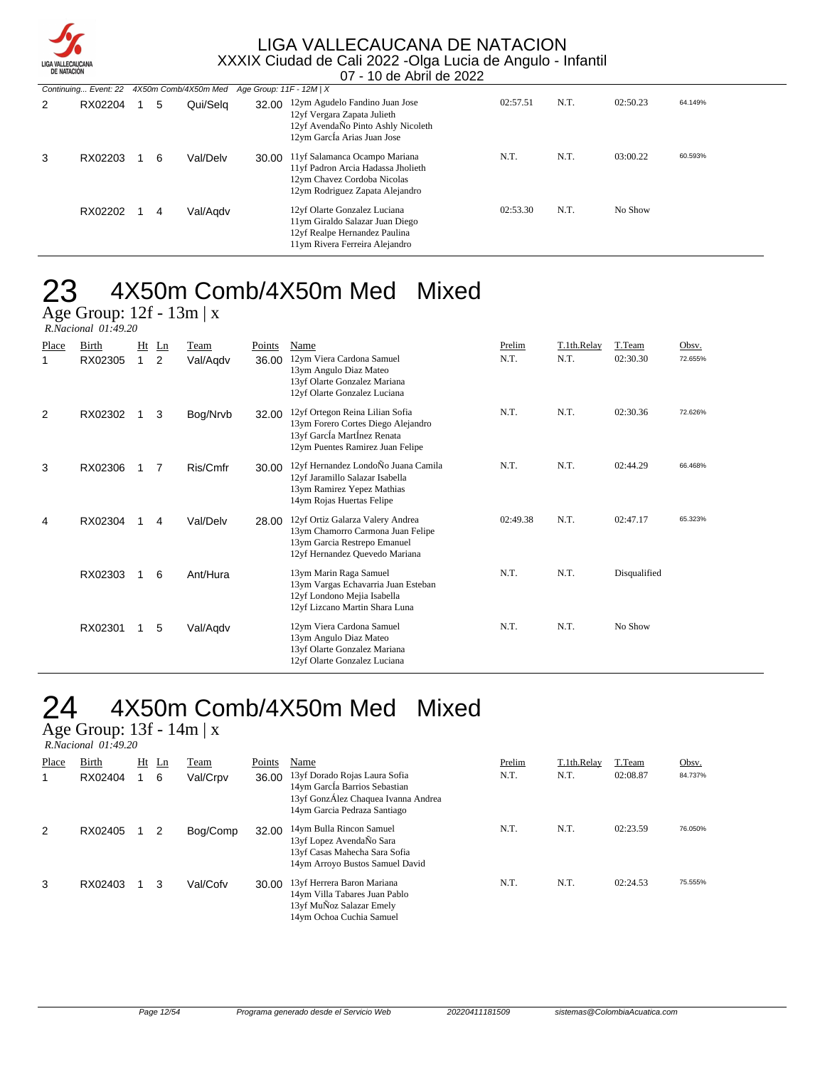Continuing... Event: 22 4X50m Comb/4X50m Med Age Group: 11F - 12M | X

| Place | Birth | Ht | Ln | Team | Points | Name | Prelim | T.1th.Relay | T.Team | Obsv. |
|---|---|---|---|---|---|---|---|---|---|---|
| 2 | RX02204 | 1 | 5 | Qui/Selq | 32.00 | 12ym Agudelo Fandino Juan Jose<br>12yf Vergara Zapata Julieth<br>12yf AvendaÑo Pinto Ashly Nicoleth<br>12ym GarcÍa Arias Juan Jose | 02:57.51 | N.T. | 02:50.23 | 64.149% |
| 3 | RX02203 | 1 | 6 | Val/Delv | 30.00 | 11yf Salamanca Ocampo Mariana<br>11yf Padron Arcia Hadassa Jholieth<br>12ym Chavez Cordoba Nicolas<br>12ym Rodriguez Zapata Alejandro | N.T. | N.T. | 03:00.22 | 60.593% |
| | RX02202 | 1 | 4 | Val/Aqdv | | 12yf Olarte Gonzalez Luciana<br>11ym Giraldo Salazar Juan Diego<br>12yf Realpe Hernandez Paulina<br>11ym Rivera Ferreira Alejandro | 02:53.30 | N.T. | No Show | |

# 23 4X50m Comb/4X50m Med Mixed

Age Group: 12f - 13m | x

*R.Nacional 01:49.20*

| Place | Birth | Ht | Ln | Team | Points | Name | Prelim | T.1th.Relay | T.Team | Obsv. |
|---|---|---|---|---|---|---|---|---|---|---|
| 1 | RX02305 | 1 | 2 | Val/Aqdv | 36.00 | 12ym Viera Cardona Samuel<br>13ym Angulo Diaz Mateo<br>13yf Olarte Gonzalez Mariana<br>12yf Olarte Gonzalez Luciana | N.T. | N.T. | 02:30.30 | 72.655% |
| 2 | RX02302 | 1 | 3 | Bog/Nrvb | 32.00 | 12yf Ortegon Reina Lilian Sofia<br>13ym Forero Cortes Diego Alejandro<br>13yf GarcÍa MartÍnez Renata<br>12ym Puentes Ramirez Juan Felipe | N.T. | N.T. | 02:30.36 | 72.626% |
| 3 | RX02306 | 1 | 7 | Ris/Cmfr | 30.00 | 12yf Hernandez LondoÑo Juana Camila<br>12yf Jaramillo Salazar Isabella<br>13ym Ramirez Yepez Mathias<br>14ym Rojas Huertas Felipe | N.T. | N.T. | 02:44.29 | 66.468% |
| 4 | RX02304 | 1 | 4 | Val/Delv | 28.00 | 12yf Ortiz Galarza Valery Andrea<br>13ym Chamorro Carmona Juan Felipe<br>13ym Garcia Restrepo Emanuel<br>12yf Hernandez Quevedo Mariana | 02:49.38 | N.T. | 02:47.17 | 65.323% |
| | RX02303 | 1 | 6 | Ant/Hura | | 13ym Marin Raga Samuel<br>13ym Vargas Echavarria Juan Esteban<br>12yf Londono Mejia Isabella<br>12yf Lizcano Martin Shara Luna | N.T. | N.T. | Disqualified | |
| | RX02301 | 1 | 5 | Val/Aqdv | | 12ym Viera Cardona Samuel<br>13ym Angulo Diaz Mateo<br>13yf Olarte Gonzalez Mariana<br>12yf Olarte Gonzalez Luciana | N.T. | N.T. | No Show | |

# 24 4X50m Comb/4X50m Med Mixed

Age Group: 13f - 14m | x

*R.Nacional 01:49.20*

| Place | Birth | Ht | Ln | Team | Points | Name | Prelim | T.1th.Relay | T.Team | Obsv. |
|---|---|---|---|---|---|---|---|---|---|---|
| 1 | RX02404 | 1 | 6 | Val/Crpv | 36.00 | 13yf Dorado Rojas Laura Sofia<br>14ym GarcÍa Barrios Sebastian<br>13yf GonzÁlez Chaquea Ivanna Andrea<br>14ym Garcia Pedraza Santiago | N.T. | N.T. | 02:08.87 | 84.737% |
| 2 | RX02405 | 1 | 2 | Bog/Comp | 32.00 | 14ym Bulla Rincon Samuel<br>13yf Lopez AvendaÑo Sara<br>13yf Casas Mahecha Sara Sofia<br>14ym Arroyo Bustos Samuel David | N.T. | N.T. | 02:23.59 | 76.050% |
| 3 | RX02403 | 1 | 3 | Val/Cofv | 30.00 | 13yf Herrera Baron Mariana<br>14ym Villa Tabares Juan Pablo<br>13yf MuÑoz Salazar Emely<br>14ym Ochoa Cuchia Samuel | N.T. | N.T. | 02:24.53 | 75.555% |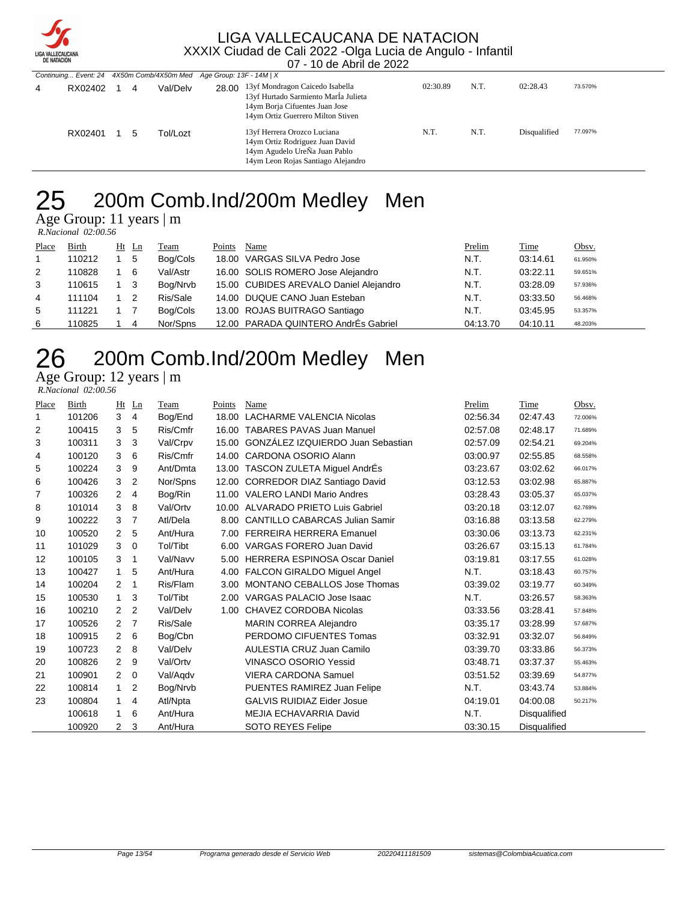LIGA VALLECAUCANA DE NATACION
XXXIX Ciudad de Cali 2022 -Olga Lucia de Angulo - Infantil
07 - 10 de Abril de 2022

Continuing... Event: 24 4X50m Comb/4X50m Med Age Group: 13F - 14M | X

| | | | | | | | | | | |
|---|---|---|---|---|---|---|---|---|---|---|
| 4 | RX02402 | 1 | 4 | Val/Delv | 28.00 | 13yf Mondragon Caicedo Isabella<br>13yf Hurtado Sarmiento MarÍa Julieta<br>14ym Borja Cifuentes Juan Jose<br>14ym Ortiz Guerrero Milton Stiven | 02:30.89 | N.T. | 02:28.43 | 73.570% |
| | RX02401 | 1 | 5 | Tol/Lozt | | 13yf Herrera Orozco Luciana<br>14ym Ortiz Rodriguez Juan David<br>14ym Agudelo UreÑa Juan Pablo<br>14ym Leon Rojas Santiago Alejandro | N.T. | N.T. | Disqualified | 77.097% |

# 25 200m Comb.Ind/200m Medley Men

Age Group: 11 years | m

*R.Nacional 02:00.56*

| Place | Birth | Ht | Ln | Team | Points | Name | Prelim | Time | Obsv. |
|---|---|---|---|---|---|---|---|---|---|
| 1 | 110212 | 1 | 5 | Bog/Cols | 18.00 | VARGAS SILVA Pedro Jose | N.T. | 03:14.61 | 61.950% |
| 2 | 110828 | 1 | 6 | Val/Astr | 16.00 | SOLIS ROMERO Jose Alejandro | N.T. | 03:22.11 | 59.651% |
| 3 | 110615 | 1 | 3 | Bog/Nrvb | 15.00 | CUBIDES AREVALO Daniel Alejandro | N.T. | 03:28.09 | 57.936% |
| 4 | 111104 | 1 | 2 | Ris/Sale | 14.00 | DUQUE CANO Juan Esteban | N.T. | 03:33.50 | 56.468% |
| 5 | 111221 | 1 | 7 | Bog/Cols | 13.00 | ROJAS BUITRAGO Santiago | N.T. | 03:45.95 | 53.357% |
| 6 | 110825 | 1 | 4 | Nor/Spns | 12.00 | PARADA QUINTERO AndrÉs Gabriel | 04:13.70 | 04:10.11 | 48.203% |

# 26 200m Comb.Ind/200m Medley Men

Age Group: 12 years | m

*R.Nacional 02:00.56*

| Place | Birth | Ht | Ln | Team | Points | Name | Prelim | Time | Obsv. |
|---|---|---|---|---|---|---|---|---|---|
| 1 | 101206 | 3 | 4 | Bog/End | 18.00 | LACHARME VALENCIA Nicolas | 02:56.34 | 02:47.43 | 72.006% |
| 2 | 100415 | 3 | 5 | Ris/Cmfr | 16.00 | TABARES PAVAS Juan Manuel | 02:57.08 | 02:48.17 | 71.689% |
| 3 | 100311 | 3 | 3 | Val/Crpv | 15.00 | GONZÁLEZ IZQUIERDO Juan Sebastian | 02:57.09 | 02:54.21 | 69.204% |
| 4 | 100120 | 3 | 6 | Ris/Cmfr | 14.00 | CARDONA OSORIO Alann | 03:00.97 | 02:55.85 | 68.558% |
| 5 | 100224 | 3 | 9 | Ant/Dmta | 13.00 | TASCON ZULETA Miguel AndrÉs | 03:23.67 | 03:02.62 | 66.017% |
| 6 | 100426 | 3 | 2 | Nor/Spns | 12.00 | CORREDOR DIAZ Santiago David | 03:12.53 | 03:02.98 | 65.887% |
| 7 | 100326 | 2 | 4 | Bog/Rin | 11.00 | VALERO LANDI Mario Andres | 03:28.43 | 03:05.37 | 65.037% |
| 8 | 101014 | 3 | 8 | Val/Ortv | 10.00 | ALVARADO PRIETO Luis Gabriel | 03:20.18 | 03:12.07 | 62.769% |
| 9 | 100222 | 3 | 7 | Atl/Dela | 8.00 | CANTILLO CABARCAS Julian Samir | 03:16.88 | 03:13.58 | 62.279% |
| 10 | 100520 | 2 | 5 | Ant/Hura | 7.00 | FERREIRA HERRERA Emanuel | 03:30.06 | 03:13.73 | 62.231% |
| 11 | 101029 | 3 | 0 | Tol/Tibt | 6.00 | VARGAS FORERO Juan David | 03:26.67 | 03:15.13 | 61.784% |
| 12 | 100105 | 3 | 1 | Val/Navv | 5.00 | HERRERA ESPINOSA Oscar Daniel | 03:19.81 | 03:17.55 | 61.028% |
| 13 | 100427 | 1 | 5 | Ant/Hura | 4.00 | FALCON GIRALDO Miguel Angel | N.T. | 03:18.43 | 60.757% |
| 14 | 100204 | 2 | 1 | Ris/Flam | 3.00 | MONTANO CEBALLOS Jose Thomas | 03:39.02 | 03:19.77 | 60.349% |
| 15 | 100530 | 1 | 3 | Tol/Tibt | 2.00 | VARGAS PALACIO Jose Isaac | N.T. | 03:26.57 | 58.363% |
| 16 | 100210 | 2 | 2 | Val/Delv | 1.00 | CHAVEZ CORDOBA Nicolas | 03:33.56 | 03:28.41 | 57.848% |
| 17 | 100526 | 2 | 7 | Ris/Sale | | MARIN CORREA Alejandro | 03:35.17 | 03:28.99 | 57.687% |
| 18 | 100915 | 2 | 6 | Bog/Cbn | | PERDOMO CIFUENTES Tomas | 03:32.91 | 03:32.07 | 56.849% |
| 19 | 100723 | 2 | 8 | Val/Delv | | AULESTIA CRUZ Juan Camilo | 03:39.70 | 03:33.86 | 56.373% |
| 20 | 100826 | 2 | 9 | Val/Ortv | | VINASCO OSORIO Yessid | 03:48.71 | 03:37.37 | 55.463% |
| 21 | 100901 | 2 | 0 | Val/Aqdv | | VIERA CARDONA Samuel | 03:51.52 | 03:39.69 | 54.877% |
| 22 | 100814 | 1 | 2 | Bog/Nrvb | | PUENTES RAMIREZ Juan Felipe | N.T. | 03:43.74 | 53.884% |
| 23 | 100804 | 1 | 4 | Atl/Npta | | GALVIS RUIDIAZ Eider Josue | 04:19.01 | 04:00.08 | 50.217% |
| | 100618 | 1 | 6 | Ant/Hura | | MEJIA ECHAVARRIA David | N.T. | Disqualified | |
| | 100920 | 2 | 3 | Ant/Hura | | SOTO REYES Felipe | 03:30.15 | Disqualified | |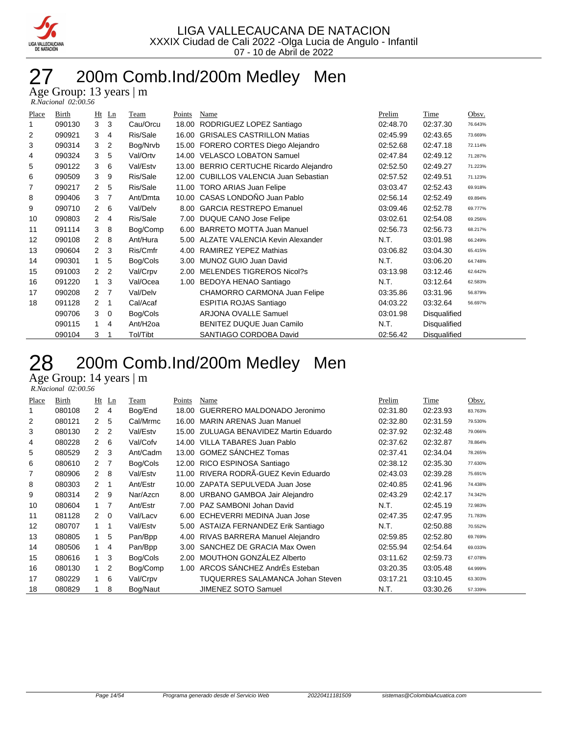LIGA VALLECAUCANA DE NATACION
XXXIX Ciudad de Cali 2022 -Olga Lucia de Angulo - Infantil
07 - 10 de Abril de 2022

# 27 200m Comb.Ind/200m Medley Men

Age Group: 13 years | m
*R.Nacional 02:00.56*

| Place | Birth | Ht | Ln | Team | Points | Name | Prelim | Time | Obsv. |
|---|---|---|---|---|---|---|---|---|---|
| 1 | 090130 | 3 | 3 | Cau/Orcu | 18.00 | RODRIGUEZ LOPEZ Santiago | 02:48.70 | 02:37.30 | 76.643% |
| 2 | 090921 | 3 | 4 | Ris/Sale | 16.00 | GRISALES CASTRILLON Matias | 02:45.99 | 02:43.65 | 73.669% |
| 3 | 090314 | 3 | 2 | Bog/Nrvb | 15.00 | FORERO CORTES Diego Alejandro | 02:52.68 | 02:47.18 | 72.114% |
| 4 | 090324 | 3 | 5 | Val/Ortv | 14.00 | VELASCO LOBATON Samuel | 02:47.84 | 02:49.12 | 71.287% |
| 5 | 090122 | 3 | 6 | Val/Estv | 13.00 | BERRIO CERTUCHE Ricardo Alejandro | 02:52.50 | 02:49.27 | 71.223% |
| 6 | 090509 | 3 | 9 | Ris/Sale | 12.00 | CUBILLOS VALENCIA Juan Sebastian | 02:57.52 | 02:49.51 | 71.123% |
| 7 | 090217 | 2 | 5 | Ris/Sale | 11.00 | TORO ARIAS Juan Felipe | 03:03.47 | 02:52.43 | 69.918% |
| 8 | 090406 | 3 | 7 | Ant/Dmta | 10.00 | CASAS LONDOÑO Juan Pablo | 02:56.14 | 02:52.49 | 69.894% |
| 9 | 090710 | 2 | 6 | Val/Delv | 8.00 | GARCIA RESTREPO Emanuel | 03:09.46 | 02:52.78 | 69.777% |
| 10 | 090803 | 2 | 4 | Ris/Sale | 7.00 | DUQUE CANO Jose Felipe | 03:02.61 | 02:54.08 | 69.256% |
| 11 | 091114 | 3 | 8 | Bog/Comp | 6.00 | BARRETO MOTTA Juan Manuel | 02:56.73 | 02:56.73 | 68.217% |
| 12 | 090108 | 2 | 8 | Ant/Hura | 5.00 | ALZATE VALENCIA Kevin Alexander | N.T. | 03:01.98 | 66.249% |
| 13 | 090604 | 2 | 3 | Ris/Cmfr | 4.00 | RAMIREZ YEPEZ Mathias | 03:06.82 | 03:04.30 | 65.415% |
| 14 | 090301 | 1 | 5 | Bog/Cols | 3.00 | MUNOZ GUIO Juan David | N.T. | 03:06.20 | 64.748% |
| 15 | 091003 | 2 | 2 | Val/Crpv | 2.00 | MELENDES TIGREROS Nicol?s | 03:13.98 | 03:12.46 | 62.642% |
| 16 | 091220 | 1 | 3 | Val/Ocea | 1.00 | BEDOYA HENAO Santiago | N.T. | 03:12.64 | 62.583% |
| 17 | 090208 | 2 | 7 | Val/Delv | | CHAMORRO CARMONA Juan Felipe | 03:35.86 | 03:31.96 | 56.879% |
| 18 | 091128 | 2 | 1 | Cal/Acaf | | ESPITIA ROJAS Santiago | 04:03.22 | 03:32.64 | 56.697% |
| | 090706 | 3 | 0 | Bog/Cols | | ARJONA OVALLE Samuel | 03:01.98 | Disqualified | |
| | 090115 | 1 | 4 | Ant/H2oa | | BENITEZ DUQUE Juan Camilo | N.T. | Disqualified | |
| | 090104 | 3 | 1 | Tol/Tibt | | SANTIAGO CORDOBA David | 02:56.42 | Disqualified | |

# 28 200m Comb.Ind/200m Medley Men

Age Group: 14 years | m
*R.Nacional 02:00.56*

| Place | Birth | Ht | Ln | Team | Points | Name | Prelim | Time | Obsv. |
|---|---|---|---|---|---|---|---|---|---|
| 1 | 080108 | 2 | 4 | Bog/End | 18.00 | GUERRERO MALDONADO Jeronimo | 02:31.80 | 02:23.93 | 83.763% |
| 2 | 080121 | 2 | 5 | Cal/Mrmc | 16.00 | MARIN ARENAS Juan Manuel | 02:32.80 | 02:31.59 | 79.530% |
| 3 | 080130 | 2 | 2 | Val/Estv | 15.00 | ZULUAGA BENAVIDEZ Martin Eduardo | 02:37.92 | 02:32.48 | 79.066% |
| 4 | 080228 | 2 | 6 | Val/Cofv | 14.00 | VILLA TABARES Juan Pablo | 02:37.62 | 02:32.87 | 78.864% |
| 5 | 080529 | 2 | 3 | Ant/Cadm | 13.00 | GOMEZ SÁNCHEZ Tomas | 02:37.41 | 02:34.04 | 78.265% |
| 6 | 080610 | 2 | 7 | Bog/Cols | 12.00 | RICO ESPINOSA Santiago | 02:38.12 | 02:35.30 | 77.630% |
| 7 | 080906 | 2 | 8 | Val/Estv | 11.00 | RIVERA RODRÃ-GUEZ Kevin Eduardo | 02:43.03 | 02:39.28 | 75.691% |
| 8 | 080303 | 2 | 1 | Ant/Estr | 10.00 | ZAPATA SEPULVEDA Juan Jose | 02:40.85 | 02:41.96 | 74.438% |
| 9 | 080314 | 2 | 9 | Nar/Azcn | 8.00 | URBANO GAMBOA Jair Alejandro | 02:43.29 | 02:42.17 | 74.342% |
| 10 | 080604 | 1 | 7 | Ant/Estr | 7.00 | PAZ SAMBONI Johan David | N.T. | 02:45.19 | 72.983% |
| 11 | 081128 | 2 | 0 | Val/Lacv | 6.00 | ECHEVERRI MEDINA Juan Jose | 02:47.35 | 02:47.95 | 71.783% |
| 12 | 080707 | 1 | 1 | Val/Estv | 5.00 | ASTAIZA FERNANDEZ Erik Santiago | N.T. | 02:50.88 | 70.552% |
| 13 | 080805 | 1 | 5 | Pan/Bpp | 4.00 | RIVAS BARRERA Manuel Alejandro | 02:59.85 | 02:52.80 | 69.769% |
| 14 | 080506 | 1 | 4 | Pan/Bpp | 3.00 | SANCHEZ DE GRACIA Max Owen | 02:55.94 | 02:54.64 | 69.033% |
| 15 | 080616 | 1 | 3 | Bog/Cols | 2.00 | MOUTHON GONZÁLEZ Alberto | 03:11.62 | 02:59.73 | 67.078% |
| 16 | 080130 | 1 | 2 | Bog/Comp | 1.00 | ARCOS SÁNCHEZ AndrÉs Esteban | 03:20.35 | 03:05.48 | 64.999% |
| 17 | 080229 | 1 | 6 | Val/Crpv | | TUQUERRES SALAMANCA Johan Steven | 03:17.21 | 03:10.45 | 63.303% |
| 18 | 080829 | 1 | 8 | Bog/Naut | | JIMENEZ SOTO Samuel | N.T. | 03:30.26 | 57.339% |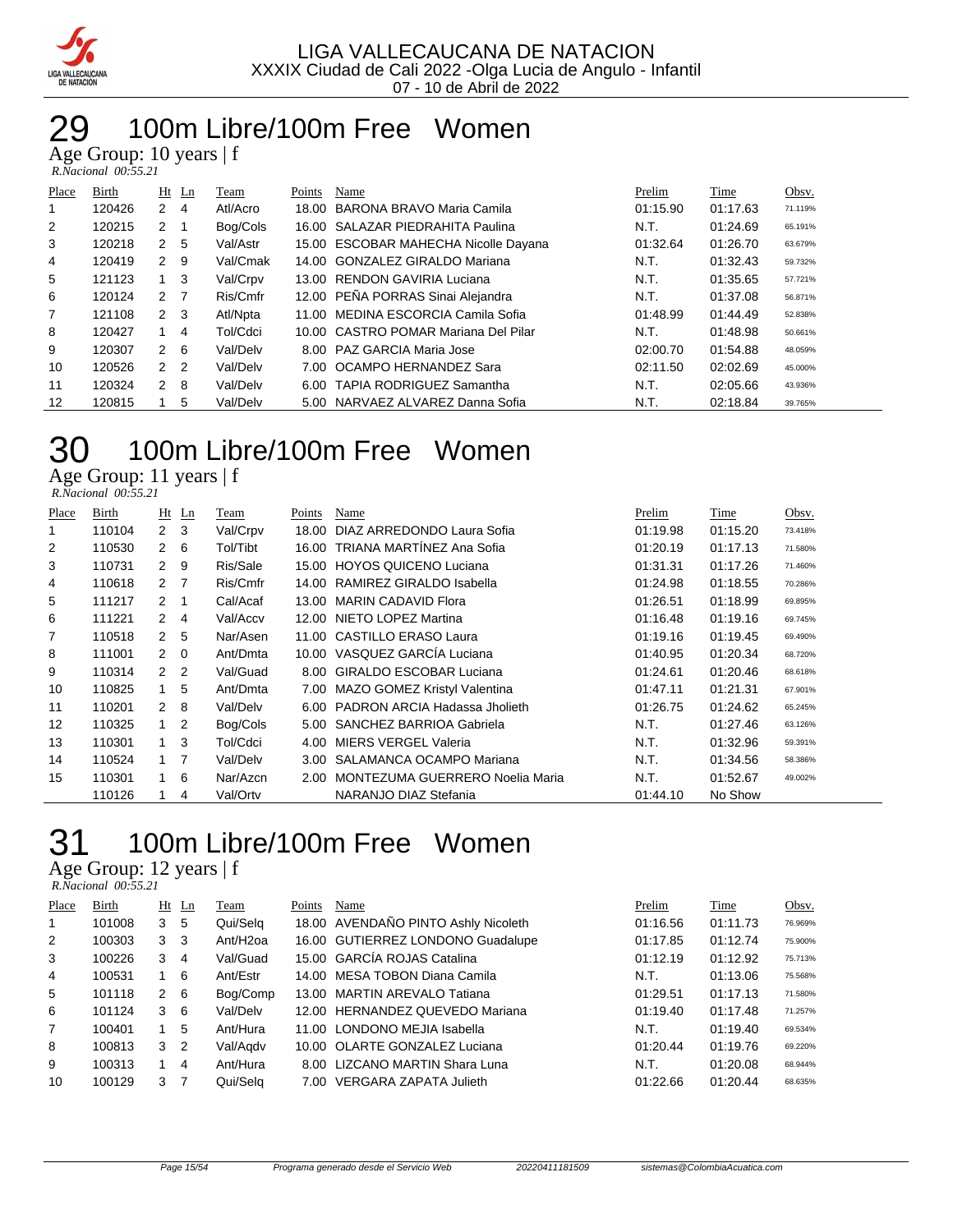LIGA VALLECAUCANA DE NATACION
XXXIX Ciudad de Cali 2022 -Olga Lucia de Angulo - Infantil
07 - 10 de Abril de 2022

# 29 100m Libre/100m Free Women

Age Group: 10 years | f
*R.Nacional 00:55.21*

| Place | Birth | Ht | Ln | Team | Points | Name | Prelim | Time | Obsv. |
|---|---|---|---|---|---|---|---|---|---|
| 1 | 120426 | 2 | 4 | Atl/Acro | 18.00 | BARONA BRAVO Maria Camila | 01:15.90 | 01:17.63 | 71.119% |
| 2 | 120215 | 2 | 1 | Bog/Cols | 16.00 | SALAZAR PIEDRAHITA Paulina | N.T. | 01:24.69 | 65.191% |
| 3 | 120218 | 2 | 5 | Val/Astr | 15.00 | ESCOBAR MAHECHA Nicolle Dayana | 01:32.64 | 01:26.70 | 63.679% |
| 4 | 120419 | 2 | 9 | Val/Cmak | 14.00 | GONZALEZ GIRALDO Mariana | N.T. | 01:32.43 | 59.732% |
| 5 | 121123 | 1 | 3 | Val/Crpv | 13.00 | RENDON GAVIRIA Luciana | N.T. | 01:35.65 | 57.721% |
| 6 | 120124 | 2 | 7 | Ris/Cmfr | 12.00 | PEÑA PORRAS Sinai Alejandra | N.T. | 01:37.08 | 56.871% |
| 7 | 121108 | 2 | 3 | Atl/Npta | 11.00 | MEDINA ESCORCIA Camila Sofia | 01:48.99 | 01:44.49 | 52.838% |
| 8 | 120427 | 1 | 4 | Tol/Cdci | 10.00 | CASTRO POMAR Mariana Del Pilar | N.T. | 01:48.98 | 50.661% |
| 9 | 120307 | 2 | 6 | Val/Delv | 8.00 | PAZ GARCIA Maria Jose | 02:00.70 | 01:54.88 | 48.059% |
| 10 | 120526 | 2 | 2 | Val/Delv | 7.00 | OCAMPO HERNANDEZ Sara | 02:11.50 | 02:02.69 | 45.000% |
| 11 | 120324 | 2 | 8 | Val/Delv | 6.00 | TAPIA RODRIGUEZ Samantha | N.T. | 02:05.66 | 43.936% |
| 12 | 120815 | 1 | 5 | Val/Delv | 5.00 | NARVAEZ ALVAREZ Danna Sofia | N.T. | 02:18.84 | 39.765% |

# 30 100m Libre/100m Free Women

Age Group: 11 years | f
*R.Nacional 00:55.21*

| Place | Birth | Ht | Ln | Team | Points | Name | Prelim | Time | Obsv. |
|---|---|---|---|---|---|---|---|---|---|
| 1 | 110104 | 2 | 3 | Val/Crpv | 18.00 | DIAZ ARREDONDO Laura Sofia | 01:19.98 | 01:15.20 | 73.418% |
| 2 | 110530 | 2 | 6 | Tol/Tibt | 16.00 | TRIANA MARTÍNEZ Ana Sofia | 01:20.19 | 01:17.13 | 71.580% |
| 3 | 110731 | 2 | 9 | Ris/Sale | 15.00 | HOYOS QUICENO Luciana | 01:31.31 | 01:17.26 | 71.460% |
| 4 | 110618 | 2 | 7 | Ris/Cmfr | 14.00 | RAMIREZ GIRALDO Isabella | 01:24.98 | 01:18.55 | 70.286% |
| 5 | 111217 | 2 | 1 | Cal/Acaf | 13.00 | MARIN CADAVID Flora | 01:26.51 | 01:18.99 | 69.895% |
| 6 | 111221 | 2 | 4 | Val/Accv | 12.00 | NIETO LOPEZ Martina | 01:16.48 | 01:19.16 | 69.745% |
| 7 | 110518 | 2 | 5 | Nar/Asen | 11.00 | CASTILLO ERASO Laura | 01:19.16 | 01:19.45 | 69.490% |
| 8 | 111001 | 2 | 0 | Ant/Dmta | 10.00 | VASQUEZ GARCÍA Luciana | 01:40.95 | 01:20.34 | 68.720% |
| 9 | 110314 | 2 | 2 | Val/Guad | 8.00 | GIRALDO ESCOBAR Luciana | 01:24.61 | 01:20.46 | 68.618% |
| 10 | 110825 | 1 | 5 | Ant/Dmta | 7.00 | MAZO GOMEZ Kristyl Valentina | 01:47.11 | 01:21.31 | 67.901% |
| 11 | 110201 | 2 | 8 | Val/Delv | 6.00 | PADRON ARCIA Hadassa Jholieth | 01:26.75 | 01:24.62 | 65.245% |
| 12 | 110325 | 1 | 2 | Bog/Cols | 5.00 | SANCHEZ BARRIOA Gabriela | N.T. | 01:27.46 | 63.126% |
| 13 | 110301 | 1 | 3 | Tol/Cdci | 4.00 | MIERS VERGEL Valeria | N.T. | 01:32.96 | 59.391% |
| 14 | 110524 | 1 | 7 | Val/Delv | 3.00 | SALAMANCA OCAMPO Mariana | N.T. | 01:34.56 | 58.386% |
| 15 | 110301 | 1 | 6 | Nar/Azcn | 2.00 | MONTEZUMA GUERRERO Noelia Maria | N.T. | 01:52.67 | 49.002% |
| | 110126 | 1 | 4 | Val/Ortv | | NARANJO DIAZ Stefania | 01:44.10 | No Show | |

# 31 100m Libre/100m Free Women

Age Group: 12 years | f
*R.Nacional 00:55.21*

| Place | Birth | Ht | Ln | Team | Points | Name | Prelim | Time | Obsv. |
|---|---|---|---|---|---|---|---|---|---|
| 1 | 101008 | 3 | 5 | Qui/Selq | 18.00 | AVENDAÑO PINTO Ashly Nicoleth | 01:16.56 | 01:11.73 | 76.969% |
| 2 | 100303 | 3 | 3 | Ant/H2oa | 16.00 | GUTIERREZ LONDONO Guadalupe | 01:17.85 | 01:12.74 | 75.900% |
| 3 | 100226 | 3 | 4 | Val/Guad | 15.00 | GARCÍA ROJAS Catalina | 01:12.19 | 01:12.92 | 75.713% |
| 4 | 100531 | 1 | 6 | Ant/Estr | 14.00 | MESA TOBON Diana Camila | N.T. | 01:13.06 | 75.568% |
| 5 | 101118 | 2 | 6 | Bog/Comp | 13.00 | MARTIN AREVALO Tatiana | 01:29.51 | 01:17.13 | 71.580% |
| 6 | 101124 | 3 | 6 | Val/Delv | 12.00 | HERNANDEZ QUEVEDO Mariana | 01:19.40 | 01:17.48 | 71.257% |
| 7 | 100401 | 1 | 5 | Ant/Hura | 11.00 | LONDONO MEJIA Isabella | N.T. | 01:19.40 | 69.534% |
| 8 | 100813 | 3 | 2 | Val/Aqdv | 10.00 | OLARTE GONZALEZ Luciana | 01:20.44 | 01:19.76 | 69.220% |
| 9 | 100313 | 1 | 4 | Ant/Hura | 8.00 | LIZCANO MARTIN Shara Luna | N.T. | 01:20.08 | 68.944% |
| 10 | 100129 | 3 | 7 | Qui/Selq | 7.00 | VERGARA ZAPATA Julieth | 01:22.66 | 01:20.44 | 68.635% |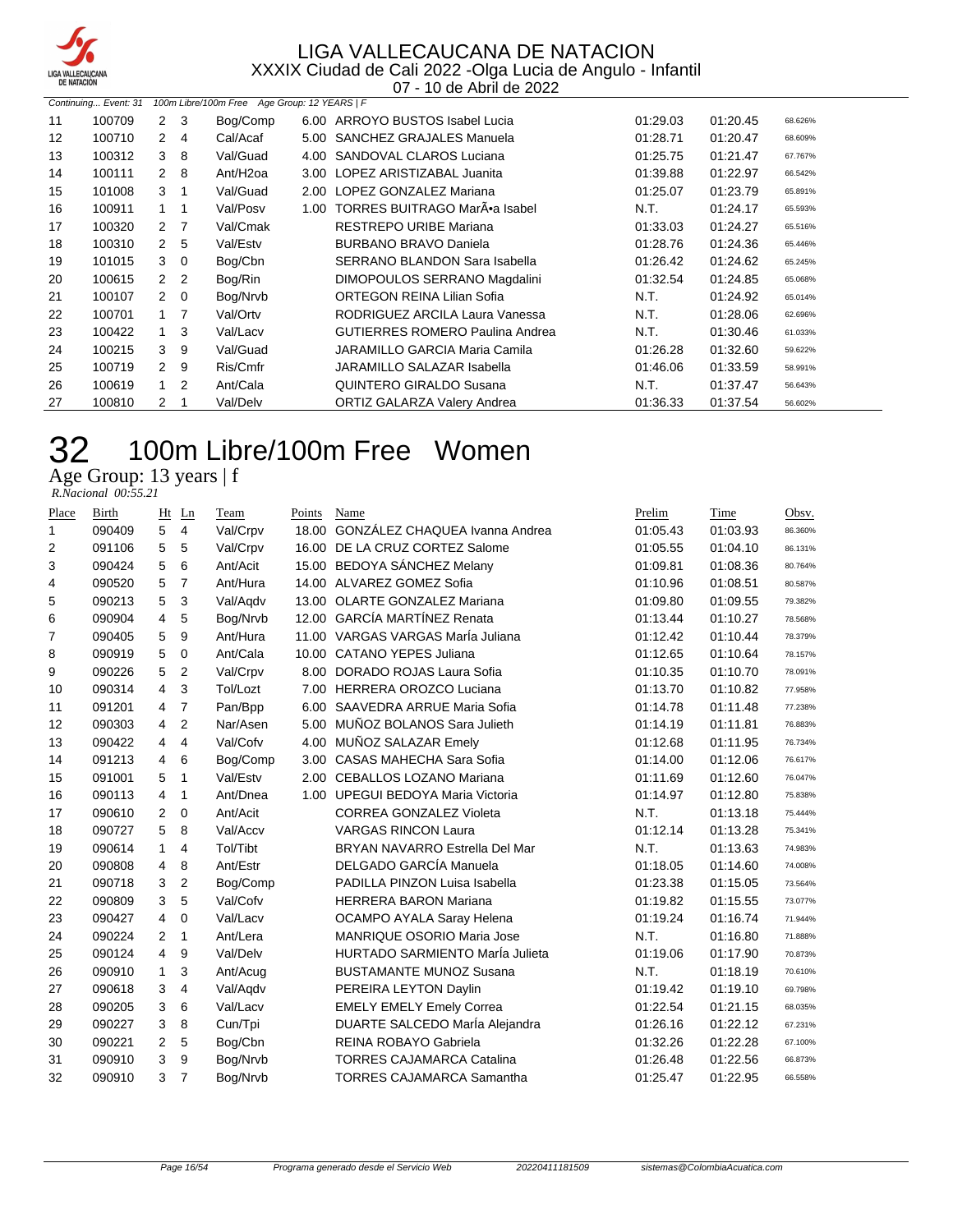# LIGA VALLECAUCANA DE NATACION
XXXIX Ciudad de Cali 2022 -Olga Lucia de Angulo - Infantil
07 - 10 de Abril de 2022

Continuing... Event: 31 100m Libre/100m Free Age Group: 12 YEARS | F

| | | | | | | | | | |
|---|---|---|---|---|---|---|---|---|---|
| 11 | 100709 | 2 | 3 | Bog/Comp | 6.00 | ARROYO BUSTOS Isabel Lucia | 01:29.03 | 01:20.45 | 68.626% |
| 12 | 100710 | 2 | 4 | Cal/Acaf | 5.00 | SANCHEZ GRAJALES Manuela | 01:28.71 | 01:20.47 | 68.609% |
| 13 | 100312 | 3 | 8 | Val/Guad | 4.00 | SANDOVAL CLAROS Luciana | 01:25.75 | 01:21.47 | 67.767% |
| 14 | 100111 | 2 | 8 | Ant/H2oa | 3.00 | LOPEZ ARISTIZABAL Juanita | 01:39.88 | 01:22.97 | 66.542% |
| 15 | 101008 | 3 | 1 | Val/Guad | 2.00 | LOPEZ GONZALEZ Mariana | 01:25.07 | 01:23.79 | 65.891% |
| 16 | 100911 | 1 | 1 | Val/Posv | 1.00 | TORRES BUITRAGO MarÃ•a Isabel | N.T. | 01:24.17 | 65.593% |
| 17 | 100320 | 2 | 7 | Val/Cmak | | RESTREPO URIBE Mariana | 01:33.03 | 01:24.27 | 65.516% |
| 18 | 100310 | 2 | 5 | Val/Estv | | BURBANO BRAVO Daniela | 01:28.76 | 01:24.36 | 65.446% |
| 19 | 101015 | 3 | 0 | Bog/Cbn | | SERRANO BLANDON Sara Isabella | 01:26.42 | 01:24.62 | 65.245% |
| 20 | 100615 | 2 | 2 | Bog/Rin | | DIMOPOULOS SERRANO Magdalini | 01:32.54 | 01:24.85 | 65.068% |
| 21 | 100107 | 2 | 0 | Bog/Nrvb | | ORTEGON REINA Lilian Sofia | N.T. | 01:24.92 | 65.014% |
| 22 | 100701 | 1 | 7 | Val/Ortv | | RODRIGUEZ ARCILA Laura Vanessa | N.T. | 01:28.06 | 62.696% |
| 23 | 100422 | 1 | 3 | Val/Lacv | | GUTIERRES ROMERO Paulina Andrea | N.T. | 01:30.46 | 61.033% |
| 24 | 100215 | 3 | 9 | Val/Guad | | JARAMILLO GARCIA Maria Camila | 01:26.28 | 01:32.60 | 59.622% |
| 25 | 100719 | 2 | 9 | Ris/Cmfr | | JARAMILLO SALAZAR Isabella | 01:46.06 | 01:33.59 | 58.991% |
| 26 | 100619 | 1 | 2 | Ant/Cala | | QUINTERO GIRALDO Susana | N.T. | 01:37.47 | 56.643% |
| 27 | 100810 | 2 | 1 | Val/Delv | | ORTIZ GALARZA Valery Andrea | 01:36.33 | 01:37.54 | 56.602% |

# 32 100m Libre/100m Free Women

Age Group: 13 years | f

*R.Nacional 00:55.21*

| Place | Birth | Ht | Ln | Team | Points | Name | Prelim | Time | Obsv. |
|---|---|---|---|---|---|---|---|---|---|
| 1 | 090409 | 5 | 4 | Val/Crpv | 18.00 | GONZÁLEZ CHAQUEA Ivanna Andrea | 01:05.43 | 01:03.93 | 86.360% |
| 2 | 091106 | 5 | 5 | Val/Crpv | 16.00 | DE LA CRUZ CORTEZ Salome | 01:05.55 | 01:04.10 | 86.131% |
| 3 | 090424 | 5 | 6 | Ant/Acit | 15.00 | BEDOYA SÁNCHEZ Melany | 01:09.81 | 01:08.36 | 80.764% |
| 4 | 090520 | 5 | 7 | Ant/Hura | 14.00 | ALVAREZ GOMEZ Sofia | 01:10.96 | 01:08.51 | 80.587% |
| 5 | 090213 | 5 | 3 | Val/Aqdv | 13.00 | OLARTE GONZALEZ Mariana | 01:09.80 | 01:09.55 | 79.382% |
| 6 | 090904 | 4 | 5 | Bog/Nrvb | 12.00 | GARCÍA MARTÍNEZ Renata | 01:13.44 | 01:10.27 | 78.568% |
| 7 | 090405 | 5 | 9 | Ant/Hura | 11.00 | VARGAS VARGAS MarÍa Juliana | 01:12.42 | 01:10.44 | 78.379% |
| 8 | 090919 | 5 | 0 | Ant/Cala | 10.00 | CATANO YEPES Juliana | 01:12.65 | 01:10.64 | 78.157% |
| 9 | 090226 | 5 | 2 | Val/Crpv | 8.00 | DORADO ROJAS Laura Sofia | 01:10.35 | 01:10.70 | 78.091% |
| 10 | 090314 | 4 | 3 | Tol/Lozt | 7.00 | HERRERA OROZCO Luciana | 01:13.70 | 01:10.82 | 77.958% |
| 11 | 091201 | 4 | 7 | Pan/Bpp | 6.00 | SAAVEDRA ARRUE Maria Sofia | 01:14.78 | 01:11.48 | 77.238% |
| 12 | 090303 | 4 | 2 | Nar/Asen | 5.00 | MUÑOZ BOLANOS Sara Julieth | 01:14.19 | 01:11.81 | 76.883% |
| 13 | 090422 | 4 | 4 | Val/Cofv | 4.00 | MUÑOZ SALAZAR Emely | 01:12.68 | 01:11.95 | 76.734% |
| 14 | 091213 | 4 | 6 | Bog/Comp | 3.00 | CASAS MAHECHA Sara Sofia | 01:14.00 | 01:12.06 | 76.617% |
| 15 | 091001 | 5 | 1 | Val/Estv | 2.00 | CEBALLOS LOZANO Mariana | 01:11.69 | 01:12.60 | 76.047% |
| 16 | 090113 | 4 | 1 | Ant/Dnea | 1.00 | UPEGUI BEDOYA Maria Victoria | 01:14.97 | 01:12.80 | 75.838% |
| 17 | 090610 | 2 | 0 | Ant/Acit | | CORREA GONZALEZ Violeta | N.T. | 01:13.18 | 75.444% |
| 18 | 090727 | 5 | 8 | Val/Accv | | VARGAS RINCON Laura | 01:12.14 | 01:13.28 | 75.341% |
| 19 | 090614 | 1 | 4 | Tol/Tibt | | BRYAN NAVARRO Estrella Del Mar | N.T. | 01:13.63 | 74.983% |
| 20 | 090808 | 4 | 8 | Ant/Estr | | DELGADO GARCÍA Manuela | 01:18.05 | 01:14.60 | 74.008% |
| 21 | 090718 | 3 | 2 | Bog/Comp | | PADILLA PINZON Luisa Isabella | 01:23.38 | 01:15.05 | 73.564% |
| 22 | 090809 | 3 | 5 | Val/Cofv | | HERRERA BARON Mariana | 01:19.82 | 01:15.55 | 73.077% |
| 23 | 090427 | 4 | 0 | Val/Lacv | | OCAMPO AYALA Saray Helena | 01:19.24 | 01:16.74 | 71.944% |
| 24 | 090224 | 2 | 1 | Ant/Lera | | MANRIQUE OSORIO Maria Jose | N.T. | 01:16.80 | 71.888% |
| 25 | 090124 | 4 | 9 | Val/Delv | | HURTADO SARMIENTO MarÍa Julieta | 01:19.06 | 01:17.90 | 70.873% |
| 26 | 090910 | 1 | 3 | Ant/Acug | | BUSTAMANTE MUNOZ Susana | N.T. | 01:18.19 | 70.610% |
| 27 | 090618 | 3 | 4 | Val/Aqdv | | PEREIRA LEYTON Daylin | 01:19.42 | 01:19.10 | 69.798% |
| 28 | 090205 | 3 | 6 | Val/Lacv | | EMELY EMELY Emely Correa | 01:22.54 | 01:21.15 | 68.035% |
| 29 | 090227 | 3 | 8 | Cun/Tpi | | DUARTE SALCEDO MarÍa Alejandra | 01:26.16 | 01:22.12 | 67.231% |
| 30 | 090221 | 2 | 5 | Bog/Cbn | | REINA ROBAYO Gabriela | 01:32.26 | 01:22.28 | 67.100% |
| 31 | 090910 | 3 | 9 | Bog/Nrvb | | TORRES CAJAMARCA Catalina | 01:26.48 | 01:22.56 | 66.873% |
| 32 | 090910 | 3 | 7 | Bog/Nrvb | | TORRES CAJAMARCA Samantha | 01:25.47 | 01:22.95 | 66.558% |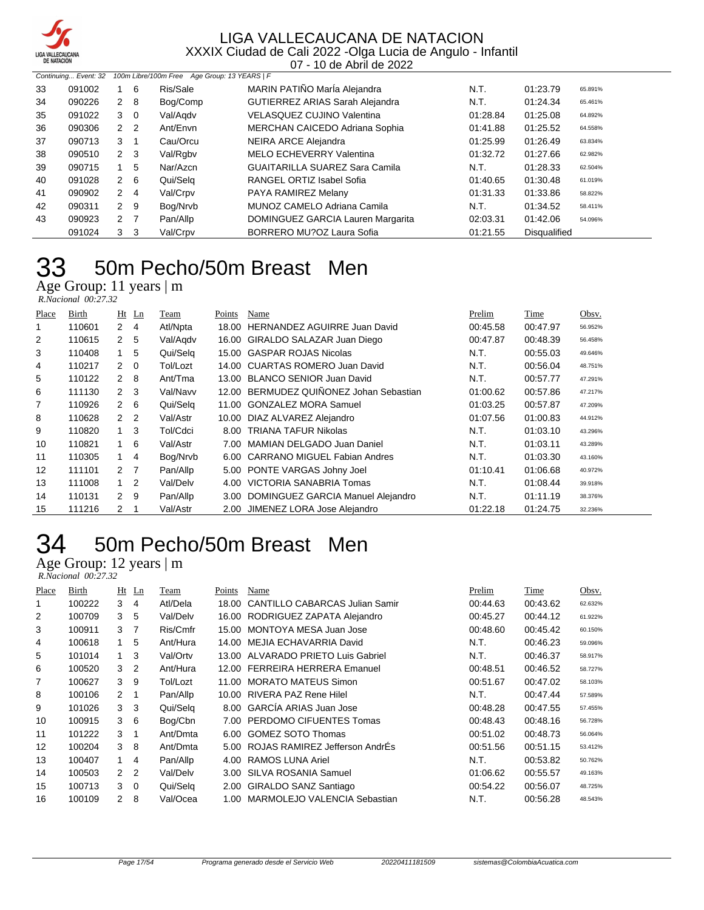Continuing... Event: 32 100m Libre/100m Free Age Group: 13 YEARS | F

| | | | | | | | | |
|---|---|---|---|---|---|---|---|---|
| 33 | 091002 | 1 | 6 | Ris/Sale | MARIN PATIÑO MarÍa Alejandra | N.T. | 01:23.79 | 65.891% |
| 34 | 090226 | 2 | 8 | Bog/Comp | GUTIERREZ ARIAS Sarah Alejandra | N.T. | 01:24.34 | 65.461% |
| 35 | 091022 | 3 | 0 | Val/Aqdv | VELASQUEZ CUJINO Valentina | 01:28.84 | 01:25.08 | 64.892% |
| 36 | 090306 | 2 | 2 | Ant/Envn | MERCHAN CAICEDO Adriana Sophia | 01:41.88 | 01:25.52 | 64.558% |
| 37 | 090713 | 3 | 1 | Cau/Orcu | NEIRA ARCE Alejandra | 01:25.99 | 01:26.49 | 63.834% |
| 38 | 090510 | 2 | 3 | Val/Rgbv | MELO ECHEVERRY Valentina | 01:32.72 | 01:27.66 | 62.982% |
| 39 | 090715 | 1 | 5 | Nar/Azcn | GUAITARILLA SUAREZ Sara Camila | N.T. | 01:28.33 | 62.504% |
| 40 | 091028 | 2 | 6 | Qui/Selq | RANGEL ORTIZ Isabel Sofia | 01:40.65 | 01:30.48 | 61.019% |
| 41 | 090902 | 2 | 4 | Val/Crpv | PAYA RAMIREZ Melany | 01:31.33 | 01:33.86 | 58.822% |
| 42 | 090311 | 2 | 9 | Bog/Nrvb | MUNOZ CAMELO Adriana Camila | N.T. | 01:34.52 | 58.411% |
| 43 | 090923 | 2 | 7 | Pan/Allp | DOMINGUEZ GARCIA Lauren Margarita | 02:03.31 | 01:42.06 | 54.096% |
| | 091024 | 3 | 3 | Val/Crpv | BORRERO MU?OZ Laura Sofia | 01:21.55 | Disqualified | |

# 33 50m Pecho/50m Breast Men

Age Group: 11 years | m

*R.Nacional 00:27.32*

| Place | Birth | Ht | Ln | Team | Points | Name | Prelim | Time | Obsv. |
|---|---|---|---|---|---|---|---|---|---|
| 1 | 110601 | 2 | 4 | Atl/Npta | 18.00 | HERNANDEZ AGUIRRE Juan David | 00:45.58 | 00:47.97 | 56.952% |
| 2 | 110615 | 2 | 5 | Val/Aqdv | 16.00 | GIRALDO SALAZAR Juan Diego | 00:47.87 | 00:48.39 | 56.458% |
| 3 | 110408 | 1 | 5 | Qui/Selq | 15.00 | GASPAR ROJAS Nicolas | N.T. | 00:55.03 | 49.646% |
| 4 | 110217 | 2 | 0 | Tol/Lozt | 14.00 | CUARTAS ROMERO Juan David | N.T. | 00:56.04 | 48.751% |
| 5 | 110122 | 2 | 8 | Ant/Tma | 13.00 | BLANCO SENIOR Juan David | N.T. | 00:57.77 | 47.291% |
| 6 | 111130 | 2 | 3 | Val/Navv | 12.00 | BERMUDEZ QUIÑONEZ Johan Sebastian | 01:00.62 | 00:57.86 | 47.217% |
| 7 | 110926 | 2 | 6 | Qui/Selq | 11.00 | GONZALEZ MORA Samuel | 01:03.25 | 00:57.87 | 47.209% |
| 8 | 110628 | 2 | 2 | Val/Astr | 10.00 | DIAZ ALVAREZ Alejandro | 01:07.56 | 01:00.83 | 44.912% |
| 9 | 110820 | 1 | 3 | Tol/Cdci | 8.00 | TRIANA TAFUR Nikolas | N.T. | 01:03.10 | 43.296% |
| 10 | 110821 | 1 | 6 | Val/Astr | 7.00 | MAMIAN DELGADO Juan Daniel | N.T. | 01:03.11 | 43.289% |
| 11 | 110305 | 1 | 4 | Bog/Nrvb | 6.00 | CARRANO MIGUEL Fabian Andres | N.T. | 01:03.30 | 43.160% |
| 12 | 111101 | 2 | 7 | Pan/Allp | 5.00 | PONTE VARGAS Johny Joel | 01:10.41 | 01:06.68 | 40.972% |
| 13 | 111008 | 1 | 2 | Val/Delv | 4.00 | VICTORIA SANABRIA Tomas | N.T. | 01:08.44 | 39.918% |
| 14 | 110131 | 2 | 9 | Pan/Allp | 3.00 | DOMINGUEZ GARCIA Manuel Alejandro | N.T. | 01:11.19 | 38.376% |
| 15 | 111216 | 2 | 1 | Val/Astr | 2.00 | JIMENEZ LORA Jose Alejandro | 01:22.18 | 01:24.75 | 32.236% |

# 34 50m Pecho/50m Breast Men

Age Group: 12 years | m

*R.Nacional 00:27.32*

| Place | Birth | Ht | Ln | Team | Points | Name | Prelim | Time | Obsv. |
|---|---|---|---|---|---|---|---|---|---|
| 1 | 100222 | 3 | 4 | Atl/Dela | 18.00 | CANTILLO CABARCAS Julian Samir | 00:44.63 | 00:43.62 | 62.632% |
| 2 | 100709 | 3 | 5 | Val/Delv | 16.00 | RODRIGUEZ ZAPATA Alejandro | 00:45.27 | 00:44.12 | 61.922% |
| 3 | 100911 | 3 | 7 | Ris/Cmfr | 15.00 | MONTOYA MESA Juan Jose | 00:48.60 | 00:45.42 | 60.150% |
| 4 | 100618 | 1 | 5 | Ant/Hura | 14.00 | MEJIA ECHAVARRIA David | N.T. | 00:46.23 | 59.096% |
| 5 | 101014 | 1 | 3 | Val/Ortv | 13.00 | ALVARADO PRIETO Luis Gabriel | N.T. | 00:46.37 | 58.917% |
| 6 | 100520 | 3 | 2 | Ant/Hura | 12.00 | FERREIRA HERRERA Emanuel | 00:48.51 | 00:46.52 | 58.727% |
| 7 | 100627 | 3 | 9 | Tol/Lozt | 11.00 | MORATO MATEUS Simon | 00:51.67 | 00:47.02 | 58.103% |
| 8 | 100106 | 2 | 1 | Pan/Allp | 10.00 | RIVERA PAZ Rene Hilel | N.T. | 00:47.44 | 57.589% |
| 9 | 101026 | 3 | 3 | Qui/Selq | 8.00 | GARCÍA ARIAS Juan Jose | 00:48.28 | 00:47.55 | 57.455% |
| 10 | 100915 | 3 | 6 | Bog/Cbn | 7.00 | PERDOMO CIFUENTES Tomas | 00:48.43 | 00:48.16 | 56.728% |
| 11 | 101222 | 3 | 1 | Ant/Dmta | 6.00 | GOMEZ SOTO Thomas | 00:51.02 | 00:48.73 | 56.064% |
| 12 | 100204 | 3 | 8 | Ant/Dmta | 5.00 | ROJAS RAMIREZ Jefferson AndrÉs | 00:51.56 | 00:51.15 | 53.412% |
| 13 | 100407 | 1 | 4 | Pan/Allp | 4.00 | RAMOS LUNA Ariel | N.T. | 00:53.82 | 50.762% |
| 14 | 100503 | 2 | 2 | Val/Delv | 3.00 | SILVA ROSANIA Samuel | 01:06.62 | 00:55.57 | 49.163% |
| 15 | 100713 | 3 | 0 | Qui/Selq | 2.00 | GIRALDO SANZ Santiago | 00:54.22 | 00:56.07 | 48.725% |
| 16 | 100109 | 2 | 8 | Val/Ocea | 1.00 | MARMOLEJO VALENCIA Sebastian | N.T. | 00:56.28 | 48.543% |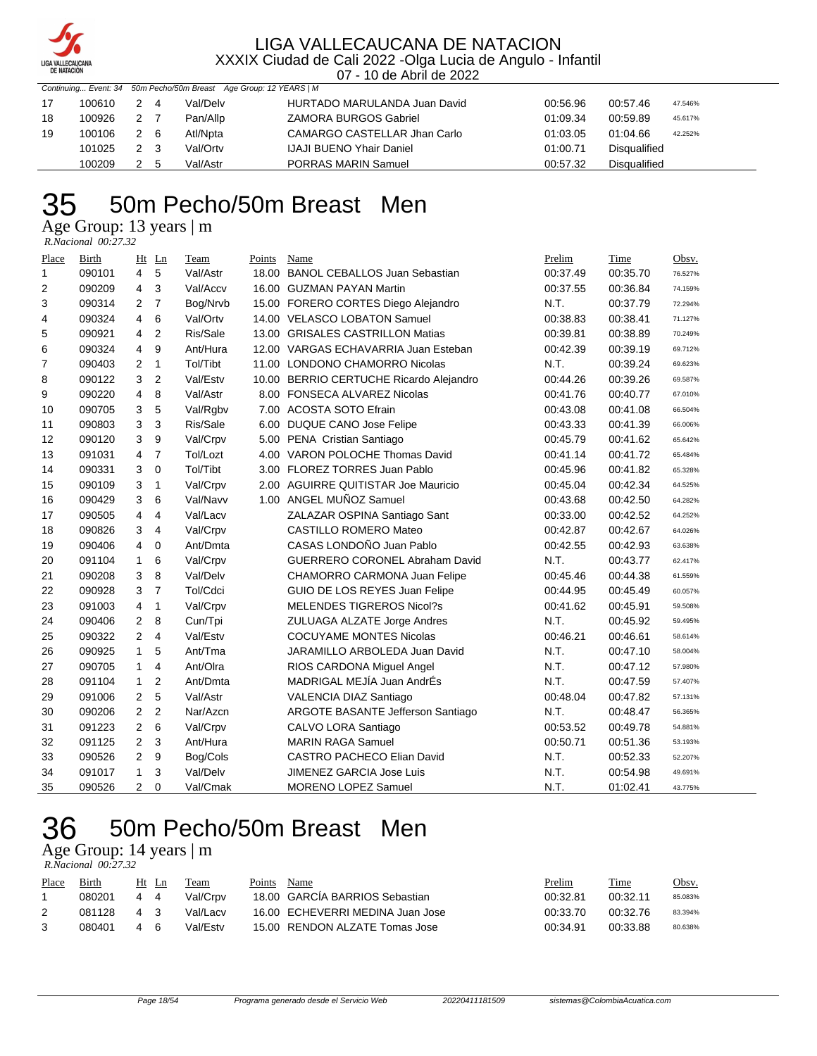Continuing... Event: 34 50m Pecho/50m Breast Age Group: 12 YEARS | M

| | | | | | | | | | |
|---|---|---|---|---|---|---|---|---|---|
| 17 | 100610 | 2 | 4 | Val/Delv | | HURTADO MARULANDA Juan David | 00:56.96 | 00:57.46 | 47.546% |
| 18 | 100926 | 2 | 7 | Pan/Allp | | ZAMORA BURGOS Gabriel | 01:09.34 | 00:59.89 | 45.617% |
| 19 | 100106 | 2 | 6 | Atl/Npta | | CAMARGO CASTELLAR Jhan Carlo | 01:03.05 | 01:04.66 | 42.252% |
| | 101025 | 2 | 3 | Val/Ortv | | IJAJI BUENO Yhair Daniel | 01:00.71 | Disqualified | |
| | 100209 | 2 | 5 | Val/Astr | | PORRAS MARIN Samuel | 00:57.32 | Disqualified | |

# 35 50m Pecho/50m Breast Men

Age Group: 13 years | m

*R.Nacional 00:27.32*

| Place | Birth | Ht | Ln | Team | Points | Name | Prelim | Time | Obsv. |
|---|---|---|---|---|---|---|---|---|---|
| 1 | 090101 | 4 | 5 | Val/Astr | 18.00 | BANOL CEBALLOS Juan Sebastian | 00:37.49 | 00:35.70 | 76.527% |
| 2 | 090209 | 4 | 3 | Val/Accv | 16.00 | GUZMAN PAYAN Martin | 00:37.55 | 00:36.84 | 74.159% |
| 3 | 090314 | 2 | 7 | Bog/Nrvb | 15.00 | FORERO CORTES Diego Alejandro | N.T. | 00:37.79 | 72.294% |
| 4 | 090324 | 4 | 6 | Val/Ortv | 14.00 | VELASCO LOBATON Samuel | 00:38.83 | 00:38.41 | 71.127% |
| 5 | 090921 | 4 | 2 | Ris/Sale | 13.00 | GRISALES CASTRILLON Matias | 00:39.81 | 00:38.89 | 70.249% |
| 6 | 090324 | 4 | 9 | Ant/Hura | 12.00 | VARGAS ECHAVARRIA Juan Esteban | 00:42.39 | 00:39.19 | 69.712% |
| 7 | 090403 | 2 | 1 | Tol/Tibt | 11.00 | LONDONO CHAMORRO Nicolas | N.T. | 00:39.24 | 69.623% |
| 8 | 090122 | 3 | 2 | Val/Estv | 10.00 | BERRIO CERTUCHE Ricardo Alejandro | 00:44.26 | 00:39.26 | 69.587% |
| 9 | 090220 | 4 | 8 | Val/Astr | 8.00 | FONSECA ALVAREZ Nicolas | 00:41.76 | 00:40.77 | 67.010% |
| 10 | 090705 | 3 | 5 | Val/Rgbv | 7.00 | ACOSTA SOTO Efrain | 00:43.08 | 00:41.08 | 66.504% |
| 11 | 090803 | 3 | 3 | Ris/Sale | 6.00 | DUQUE CANO Jose Felipe | 00:43.33 | 00:41.39 | 66.006% |
| 12 | 090120 | 3 | 9 | Val/Crpv | 5.00 | PENA Cristian Santiago | 00:45.79 | 00:41.62 | 65.642% |
| 13 | 091031 | 4 | 7 | Tol/Lozt | 4.00 | VARON POLOCHE Thomas David | 00:41.14 | 00:41.72 | 65.484% |
| 14 | 090331 | 3 | 0 | Tol/Tibt | 3.00 | FLOREZ TORRES Juan Pablo | 00:45.96 | 00:41.82 | 65.328% |
| 15 | 090109 | 3 | 1 | Val/Crpv | 2.00 | AGUIRRE QUITISTAR Joe Mauricio | 00:45.04 | 00:42.34 | 64.525% |
| 16 | 090429 | 3 | 6 | Val/Navv | 1.00 | ANGEL MUÑOZ Samuel | 00:43.68 | 00:42.50 | 64.282% |
| 17 | 090505 | 4 | 4 | Val/Lacv | | ZALAZAR OSPINA Santiago Sant | 00:33.00 | 00:42.52 | 64.252% |
| 18 | 090826 | 3 | 4 | Val/Crpv | | CASTILLO ROMERO Mateo | 00:42.87 | 00:42.67 | 64.026% |
| 19 | 090406 | 4 | 0 | Ant/Dmta | | CASAS LONDOÑO Juan Pablo | 00:42.55 | 00:42.93 | 63.638% |
| 20 | 091104 | 1 | 6 | Val/Crpv | | GUERRERO CORONEL Abraham David | N.T. | 00:43.77 | 62.417% |
| 21 | 090208 | 3 | 8 | Val/Delv | | CHAMORRO CARMONA Juan Felipe | 00:45.46 | 00:44.38 | 61.559% |
| 22 | 090928 | 3 | 7 | Tol/Cdci | | GUIO DE LOS REYES Juan Felipe | 00:44.95 | 00:45.49 | 60.057% |
| 23 | 091003 | 4 | 1 | Val/Crpv | | MELENDES TIGREROS Nicol?s | 00:41.62 | 00:45.91 | 59.508% |
| 24 | 090406 | 2 | 8 | Cun/Tpi | | ZULUAGA ALZATE Jorge Andres | N.T. | 00:45.92 | 59.495% |
| 25 | 090322 | 2 | 4 | Val/Estv | | COCUYAME MONTES Nicolas | 00:46.21 | 00:46.61 | 58.614% |
| 26 | 090925 | 1 | 5 | Ant/Tma | | JARAMILLO ARBOLEDA Juan David | N.T. | 00:47.10 | 58.004% |
| 27 | 090705 | 1 | 4 | Ant/Olra | | RIOS CARDONA Miguel Angel | N.T. | 00:47.12 | 57.980% |
| 28 | 091104 | 1 | 2 | Ant/Dmta | | MADRIGAL MEJÍA Juan AndrÉs | N.T. | 00:47.59 | 57.407% |
| 29 | 091006 | 2 | 5 | Val/Astr | | VALENCIA DIAZ Santiago | 00:48.04 | 00:47.82 | 57.131% |
| 30 | 090206 | 2 | 2 | Nar/Azcn | | ARGOTE BASANTE Jefferson Santiago | N.T. | 00:48.47 | 56.365% |
| 31 | 091223 | 2 | 6 | Val/Crpv | | CALVO LORA Santiago | 00:53.52 | 00:49.78 | 54.881% |
| 32 | 091125 | 2 | 3 | Ant/Hura | | MARIN RAGA Samuel | 00:50.71 | 00:51.36 | 53.193% |
| 33 | 090526 | 2 | 9 | Bog/Cols | | CASTRO PACHECO Elian David | N.T. | 00:52.33 | 52.207% |
| 34 | 091017 | 1 | 3 | Val/Delv | | JIMENEZ GARCIA Jose Luis | N.T. | 00:54.98 | 49.691% |
| 35 | 090526 | 2 | 0 | Val/Cmak | | MORENO LOPEZ Samuel | N.T. | 01:02.41 | 43.775% |

# 36 50m Pecho/50m Breast Men

Age Group: 14 years | m

*R.Nacional 00:27.32*

| Place | Birth | Ht | Ln | Team | Points | Name | Prelim | Time | Obsv. |
|---|---|---|---|---|---|---|---|---|---|
| 1 | 080201 | 4 | 4 | Val/Crpv | 18.00 | GARCÍA BARRIOS Sebastian | 00:32.81 | 00:32.11 | 85.083% |
| 2 | 081128 | 4 | 3 | Val/Lacv | 16.00 | ECHEVERRI MEDINA Juan Jose | 00:33.70 | 00:32.76 | 83.394% |
| 3 | 080401 | 4 | 6 | Val/Estv | 15.00 | RENDON ALZATE Tomas Jose | 00:34.91 | 00:33.88 | 80.638% |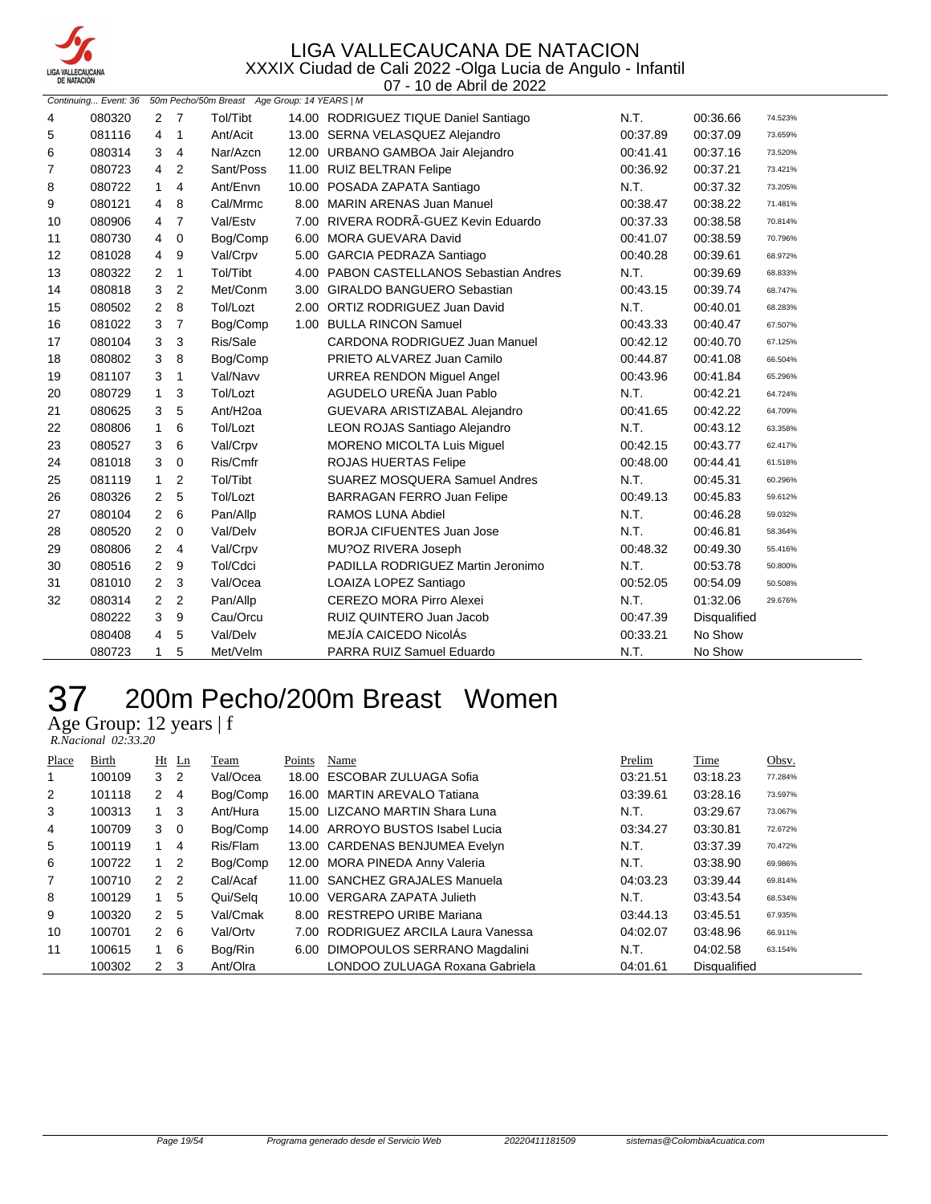Continuing... Event: 36 50m Pecho/50m Breast Age Group: 14 YEARS | M

| | | | | | | | | | |
|---|---|---|---|---|---|---|---|---|---|
| 4 | 080320 | 2 | 7 | Tol/Tibt | 14.00 | RODRIGUEZ TIQUE Daniel Santiago | N.T. | 00:36.66 | 74.523% |
| 5 | 081116 | 4 | 1 | Ant/Acit | 13.00 | SERNA VELASQUEZ Alejandro | 00:37.89 | 00:37.09 | 73.659% |
| 6 | 080314 | 3 | 4 | Nar/Azcn | 12.00 | URBANO GAMBOA Jair Alejandro | 00:41.41 | 00:37.16 | 73.520% |
| 7 | 080723 | 4 | 2 | Sant/Poss | 11.00 | RUIZ BELTRAN Felipe | 00:36.92 | 00:37.21 | 73.421% |
| 8 | 080722 | 1 | 4 | Ant/Envn | 10.00 | POSADA ZAPATA Santiago | N.T. | 00:37.32 | 73.205% |
| 9 | 080121 | 4 | 8 | Cal/Mrmc | 8.00 | MARIN ARENAS Juan Manuel | 00:38.47 | 00:38.22 | 71.481% |
| 10 | 080906 | 4 | 7 | Val/Estv | 7.00 | RIVERA RODRÃ-GUEZ Kevin Eduardo | 00:37.33 | 00:38.58 | 70.814% |
| 11 | 080730 | 4 | 0 | Bog/Comp | 6.00 | MORA GUEVARA David | 00:41.07 | 00:38.59 | 70.796% |
| 12 | 081028 | 4 | 9 | Val/Crpv | 5.00 | GARCIA PEDRAZA Santiago | 00:40.28 | 00:39.61 | 68.972% |
| 13 | 080322 | 2 | 1 | Tol/Tibt | 4.00 | PABON CASTELLANOS Sebastian Andres | N.T. | 00:39.69 | 68.833% |
| 14 | 080818 | 3 | 2 | Met/Conm | 3.00 | GIRALDO BANGUERO Sebastian | 00:43.15 | 00:39.74 | 68.747% |
| 15 | 080502 | 2 | 8 | Tol/Lozt | 2.00 | ORTIZ RODRIGUEZ Juan David | N.T. | 00:40.01 | 68.283% |
| 16 | 081022 | 3 | 7 | Bog/Comp | 1.00 | BULLA RINCON Samuel | 00:43.33 | 00:40.47 | 67.507% |
| 17 | 080104 | 3 | 3 | Ris/Sale | | CARDONA RODRIGUEZ Juan Manuel | 00:42.12 | 00:40.70 | 67.125% |
| 18 | 080802 | 3 | 8 | Bog/Comp | | PRIETO ALVAREZ Juan Camilo | 00:44.87 | 00:41.08 | 66.504% |
| 19 | 081107 | 3 | 1 | Val/Navv | | URREA RENDON Miguel Angel | 00:43.96 | 00:41.84 | 65.296% |
| 20 | 080729 | 1 | 3 | Tol/Lozt | | AGUDELO UREÑA Juan Pablo | N.T. | 00:42.21 | 64.724% |
| 21 | 080625 | 3 | 5 | Ant/H2oa | | GUEVARA ARISTIZABAL Alejandro | 00:41.65 | 00:42.22 | 64.709% |
| 22 | 080806 | 1 | 6 | Tol/Lozt | | LEON ROJAS Santiago Alejandro | N.T. | 00:43.12 | 63.358% |
| 23 | 080527 | 3 | 6 | Val/Crpv | | MORENO MICOLTA Luis Miguel | 00:42.15 | 00:43.77 | 62.417% |
| 24 | 081018 | 3 | 0 | Ris/Cmfr | | ROJAS HUERTAS Felipe | 00:48.00 | 00:44.41 | 61.518% |
| 25 | 081119 | 1 | 2 | Tol/Tibt | | SUAREZ MOSQUERA Samuel Andres | N.T. | 00:45.31 | 60.296% |
| 26 | 080326 | 2 | 5 | Tol/Lozt | | BARRAGAN FERRO Juan Felipe | 00:49.13 | 00:45.83 | 59.612% |
| 27 | 080104 | 2 | 6 | Pan/Allp | | RAMOS LUNA Abdiel | N.T. | 00:46.28 | 59.032% |
| 28 | 080520 | 2 | 0 | Val/Delv | | BORJA CIFUENTES Juan Jose | N.T. | 00:46.81 | 58.364% |
| 29 | 080806 | 2 | 4 | Val/Crpv | | MU?OZ RIVERA Joseph | 00:48.32 | 00:49.30 | 55.416% |
| 30 | 080516 | 2 | 9 | Tol/Cdci | | PADILLA RODRIGUEZ Martin Jeronimo | N.T. | 00:53.78 | 50.800% |
| 31 | 081010 | 2 | 3 | Val/Ocea | | LOAIZA LOPEZ Santiago | 00:52.05 | 00:54.09 | 50.508% |
| 32 | 080314 | 2 | 2 | Pan/Allp | | CEREZO MORA Pirro Alexei | N.T. | 01:32.06 | 29.676% |
| | 080222 | 3 | 9 | Cau/Orcu | | RUIZ QUINTERO Juan Jacob | 00:47.39 | Disqualified | |
| | 080408 | 4 | 5 | Val/Delv | | MEJÍA CAICEDO NicolÁs | 00:33.21 | No Show | |
| | 080723 | 1 | 5 | Met/Velm | | PARRA RUIZ Samuel Eduardo | N.T. | No Show | |

# 37 200m Pecho/200m Breast Women

Age Group: 12 years | f

*R.Nacional 02:33.20*

| Place | Birth | Ht | Ln | Team | Points | Name | Prelim | Time | Obsv. |
|---|---|---|---|---|---|---|---|---|---|
| 1 | 100109 | 3 | 2 | Val/Ocea | 18.00 | ESCOBAR ZULUAGA Sofia | 03:21.51 | 03:18.23 | 77.284% |
| 2 | 101118 | 2 | 4 | Bog/Comp | 16.00 | MARTIN AREVALO Tatiana | 03:39.61 | 03:28.16 | 73.597% |
| 3 | 100313 | 1 | 3 | Ant/Hura | 15.00 | LIZCANO MARTIN Shara Luna | N.T. | 03:29.67 | 73.067% |
| 4 | 100709 | 3 | 0 | Bog/Comp | 14.00 | ARROYO BUSTOS Isabel Lucia | 03:34.27 | 03:30.81 | 72.672% |
| 5 | 100119 | 1 | 4 | Ris/Flam | 13.00 | CARDENAS BENJUMEA Evelyn | N.T. | 03:37.39 | 70.472% |
| 6 | 100722 | 1 | 2 | Bog/Comp | 12.00 | MORA PINEDA Anny Valeria | N.T. | 03:38.90 | 69.986% |
| 7 | 100710 | 2 | 2 | Cal/Acaf | 11.00 | SANCHEZ GRAJALES Manuela | 04:03.23 | 03:39.44 | 69.814% |
| 8 | 100129 | 1 | 5 | Qui/Selq | 10.00 | VERGARA ZAPATA Julieth | N.T. | 03:43.54 | 68.534% |
| 9 | 100320 | 2 | 5 | Val/Cmak | 8.00 | RESTREPO URIBE Mariana | 03:44.13 | 03:45.51 | 67.935% |
| 10 | 100701 | 2 | 6 | Val/Ortv | 7.00 | RODRIGUEZ ARCILA Laura Vanessa | 04:02.07 | 03:48.96 | 66.911% |
| 11 | 100615 | 1 | 6 | Bog/Rin | 6.00 | DIMOPOULOS SERRANO Magdalini | N.T. | 04:02.58 | 63.154% |
| | 100302 | 2 | 3 | Ant/Olra | | LONDOO ZULUAGA Roxana Gabriela | 04:01.61 | Disqualified | |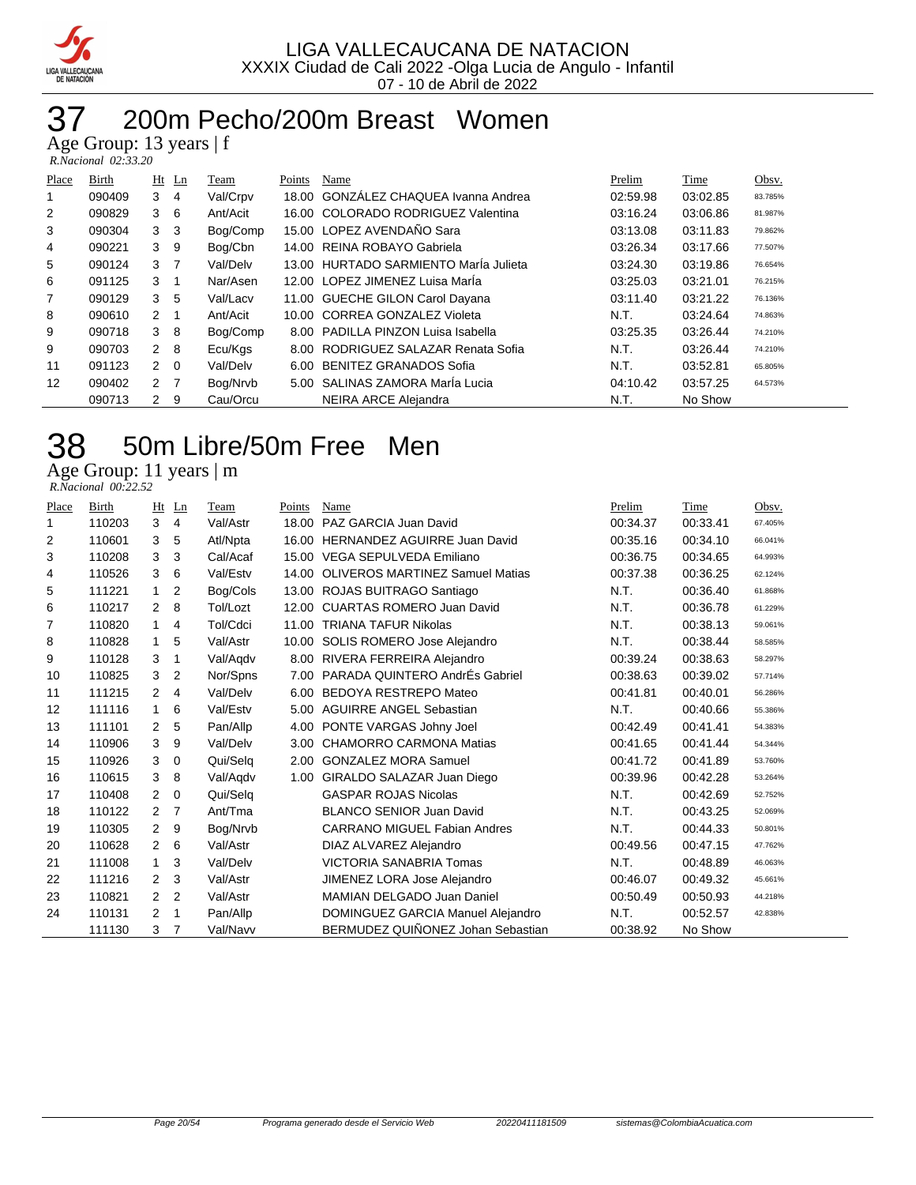LIGA VALLECAUCANA DE NATACION
XXXIX Ciudad de Cali 2022 -Olga Lucia de Angulo - Infantil
07 - 10 de Abril de 2022

# 37 200m Pecho/200m Breast Women

Age Group: 13 years | f

*R.Nacional 02:33.20*

| Place | Birth | Ht | Ln | Team | Points | Name | Prelim | Time | Obsv. |
|---|---|---|---|---|---|---|---|---|---|
| 1 | 090409 | 3 | 4 | Val/Crpv | 18.00 | GONZÁLEZ CHAQUEA Ivanna Andrea | 02:59.98 | 03:02.85 | 83.785% |
| 2 | 090829 | 3 | 6 | Ant/Acit | 16.00 | COLORADO RODRIGUEZ Valentina | 03:16.24 | 03:06.86 | 81.987% |
| 3 | 090304 | 3 | 3 | Bog/Comp | 15.00 | LOPEZ AVENDAÑO Sara | 03:13.08 | 03:11.83 | 79.862% |
| 4 | 090221 | 3 | 9 | Bog/Cbn | 14.00 | REINA ROBAYO Gabriela | 03:26.34 | 03:17.66 | 77.507% |
| 5 | 090124 | 3 | 7 | Val/Delv | 13.00 | HURTADO SARMIENTO MarÍa Julieta | 03:24.30 | 03:19.86 | 76.654% |
| 6 | 091125 | 3 | 1 | Nar/Asen | 12.00 | LOPEZ JIMENEZ Luisa MarÍa | 03:25.03 | 03:21.01 | 76.215% |
| 7 | 090129 | 3 | 5 | Val/Lacv | 11.00 | GUECHE GILON Carol Dayana | 03:11.40 | 03:21.22 | 76.136% |
| 8 | 090610 | 2 | 1 | Ant/Acit | 10.00 | CORREA GONZALEZ Violeta | N.T. | 03:24.64 | 74.863% |
| 9 | 090718 | 3 | 8 | Bog/Comp | 8.00 | PADILLA PINZON Luisa Isabella | 03:25.35 | 03:26.44 | 74.210% |
| 9 | 090703 | 2 | 8 | Ecu/Kgs | 8.00 | RODRIGUEZ SALAZAR Renata Sofia | N.T. | 03:26.44 | 74.210% |
| 11 | 091123 | 2 | 0 | Val/Delv | 6.00 | BENITEZ GRANADOS Sofia | N.T. | 03:52.81 | 65.805% |
| 12 | 090402 | 2 | 7 | Bog/Nrvb | 5.00 | SALINAS ZAMORA MarÍa Lucia | 04:10.42 | 03:57.25 | 64.573% |
| | 090713 | 2 | 9 | Cau/Orcu | | NEIRA ARCE Alejandra | N.T. | No Show | |

# 38 50m Libre/50m Free Men

Age Group: 11 years | m

*R.Nacional 00:22.52*

| Place | Birth | Ht | Ln | Team | Points | Name | Prelim | Time | Obsv. |
|---|---|---|---|---|---|---|---|---|---|
| 1 | 110203 | 3 | 4 | Val/Astr | 18.00 | PAZ GARCIA Juan David | 00:34.37 | 00:33.41 | 67.405% |
| 2 | 110601 | 3 | 5 | Atl/Npta | 16.00 | HERNANDEZ AGUIRRE Juan David | 00:35.16 | 00:34.10 | 66.041% |
| 3 | 110208 | 3 | 3 | Cal/Acaf | 15.00 | VEGA SEPULVEDA Emiliano | 00:36.75 | 00:34.65 | 64.993% |
| 4 | 110526 | 3 | 6 | Val/Estv | 14.00 | OLIVEROS MARTINEZ Samuel Matias | 00:37.38 | 00:36.25 | 62.124% |
| 5 | 111221 | 1 | 2 | Bog/Cols | 13.00 | ROJAS BUITRAGO Santiago | N.T. | 00:36.40 | 61.868% |
| 6 | 110217 | 2 | 8 | Tol/Lozt | 12.00 | CUARTAS ROMERO Juan David | N.T. | 00:36.78 | 61.229% |
| 7 | 110820 | 1 | 4 | Tol/Cdci | 11.00 | TRIANA TAFUR Nikolas | N.T. | 00:38.13 | 59.061% |
| 8 | 110828 | 1 | 5 | Val/Astr | 10.00 | SOLIS ROMERO Jose Alejandro | N.T. | 00:38.44 | 58.585% |
| 9 | 110128 | 3 | 1 | Val/Aqdv | 8.00 | RIVERA FERREIRA Alejandro | 00:39.24 | 00:38.63 | 58.297% |
| 10 | 110825 | 3 | 2 | Nor/Spns | 7.00 | PARADA QUINTERO AndrÉs Gabriel | 00:38.63 | 00:39.02 | 57.714% |
| 11 | 111215 | 2 | 4 | Val/Delv | 6.00 | BEDOYA RESTREPO Mateo | 00:41.81 | 00:40.01 | 56.286% |
| 12 | 111116 | 1 | 6 | Val/Estv | 5.00 | AGUIRRE ANGEL Sebastian | N.T. | 00:40.66 | 55.386% |
| 13 | 111101 | 2 | 5 | Pan/Allp | 4.00 | PONTE VARGAS Johny Joel | 00:42.49 | 00:41.41 | 54.383% |
| 14 | 110906 | 3 | 9 | Val/Delv | 3.00 | CHAMORRO CARMONA Matias | 00:41.65 | 00:41.44 | 54.344% |
| 15 | 110926 | 3 | 0 | Qui/Selq | 2.00 | GONZALEZ MORA Samuel | 00:41.72 | 00:41.89 | 53.760% |
| 16 | 110615 | 3 | 8 | Val/Aqdv | 1.00 | GIRALDO SALAZAR Juan Diego | 00:39.96 | 00:42.28 | 53.264% |
| 17 | 110408 | 2 | 0 | Qui/Selq | | GASPAR ROJAS Nicolas | N.T. | 00:42.69 | 52.752% |
| 18 | 110122 | 2 | 7 | Ant/Tma | | BLANCO SENIOR Juan David | N.T. | 00:43.25 | 52.069% |
| 19 | 110305 | 2 | 9 | Bog/Nrvb | | CARRANO MIGUEL Fabian Andres | N.T. | 00:44.33 | 50.801% |
| 20 | 110628 | 2 | 6 | Val/Astr | | DIAZ ALVAREZ Alejandro | 00:49.56 | 00:47.15 | 47.762% |
| 21 | 111008 | 1 | 3 | Val/Delv | | VICTORIA SANABRIA Tomas | N.T. | 00:48.89 | 46.063% |
| 22 | 111216 | 2 | 3 | Val/Astr | | JIMENEZ LORA Jose Alejandro | 00:46.07 | 00:49.32 | 45.661% |
| 23 | 110821 | 2 | 2 | Val/Astr | | MAMIAN DELGADO Juan Daniel | 00:50.49 | 00:50.93 | 44.218% |
| 24 | 110131 | 2 | 1 | Pan/Allp | | DOMINGUEZ GARCIA Manuel Alejandro | N.T. | 00:52.57 | 42.838% |
| | 111130 | 3 | 7 | Val/Navv | | BERMUDEZ QUIÑONEZ Johan Sebastian | 00:38.92 | No Show | |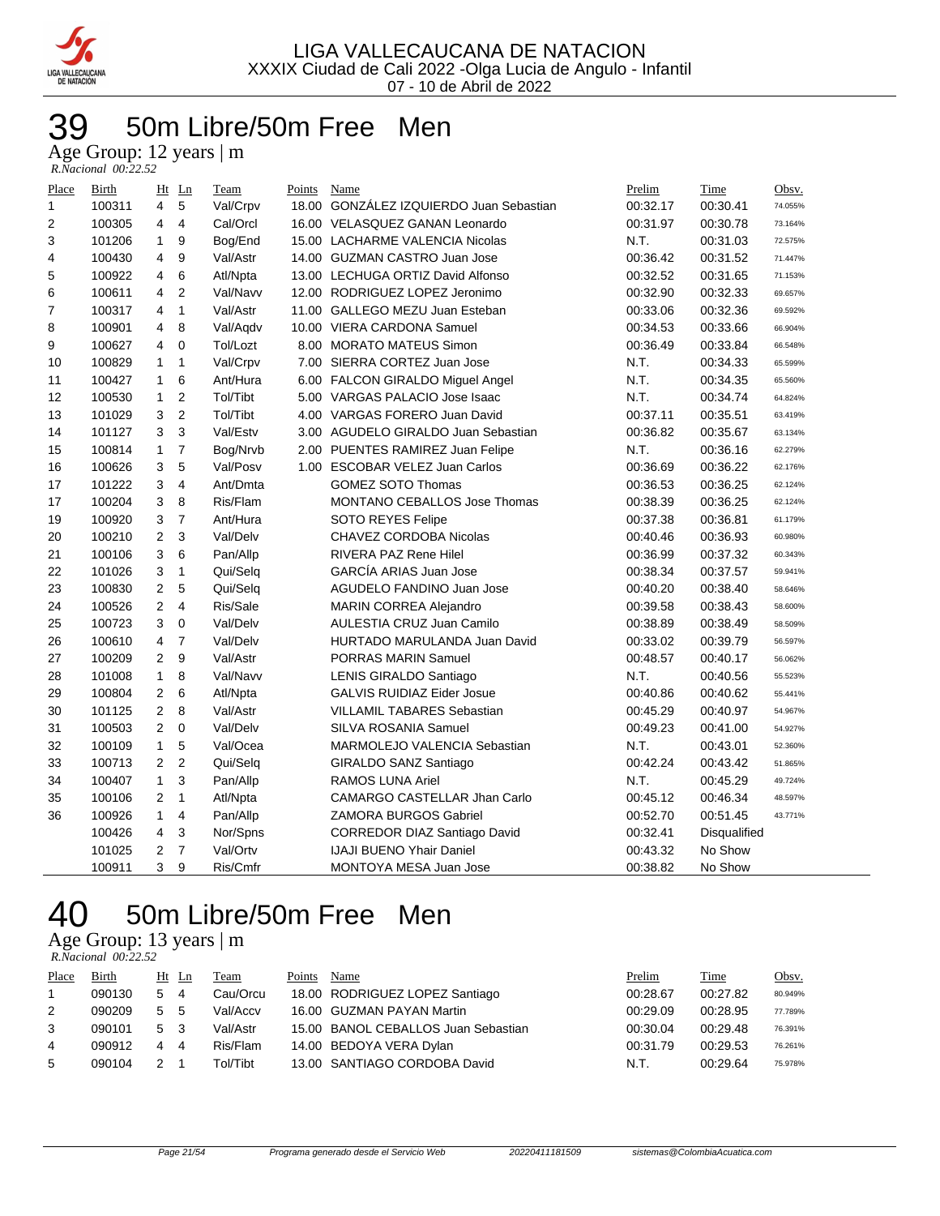LIGA VALLECAUCANA DE NATACION
XXXIX Ciudad de Cali 2022 -Olga Lucia de Angulo - Infantil
07 - 10 de Abril de 2022

# 39 50m Libre/50m Free Men

Age Group: 12 years | m
*R.Nacional 00:22.52*

| Place | Birth | Ht | Ln | Team | Points | Name | Prelim | Time | Obsv. |
|---|---|---|---|---|---|---|---|---|---|
| 1 | 100311 | 4 | 5 | Val/Crpv | 18.00 | GONZÁLEZ IZQUIERDO Juan Sebastian | 00:32.17 | 00:30.41 | 74.055% |
| 2 | 100305 | 4 | 4 | Cal/Orcl | 16.00 | VELASQUEZ GANAN Leonardo | 00:31.97 | 00:30.78 | 73.164% |
| 3 | 101206 | 1 | 9 | Bog/End | 15.00 | LACHARME VALENCIA Nicolas | N.T. | 00:31.03 | 72.575% |
| 4 | 100430 | 4 | 9 | Val/Astr | 14.00 | GUZMAN CASTRO Juan Jose | 00:36.42 | 00:31.52 | 71.447% |
| 5 | 100922 | 4 | 6 | Atl/Npta | 13.00 | LECHUGA ORTIZ David Alfonso | 00:32.52 | 00:31.65 | 71.153% |
| 6 | 100611 | 4 | 2 | Val/Navv | 12.00 | RODRIGUEZ LOPEZ Jeronimo | 00:32.90 | 00:32.33 | 69.657% |
| 7 | 100317 | 4 | 1 | Val/Astr | 11.00 | GALLEGO MEZU Juan Esteban | 00:33.06 | 00:32.36 | 69.592% |
| 8 | 100901 | 4 | 8 | Val/Aqdv | 10.00 | VIERA CARDONA Samuel | 00:34.53 | 00:33.66 | 66.904% |
| 9 | 100627 | 4 | 0 | Tol/Lozt | 8.00 | MORATO MATEUS Simon | 00:36.49 | 00:33.84 | 66.548% |
| 10 | 100829 | 1 | 1 | Val/Crpv | 7.00 | SIERRA CORTEZ Juan Jose | N.T. | 00:34.33 | 65.599% |
| 11 | 100427 | 1 | 6 | Ant/Hura | 6.00 | FALCON GIRALDO Miguel Angel | N.T. | 00:34.35 | 65.560% |
| 12 | 100530 | 1 | 2 | Tol/Tibt | 5.00 | VARGAS PALACIO Jose Isaac | N.T. | 00:34.74 | 64.824% |
| 13 | 101029 | 3 | 2 | Tol/Tibt | 4.00 | VARGAS FORERO Juan David | 00:37.11 | 00:35.51 | 63.419% |
| 14 | 101127 | 3 | 3 | Val/Estv | 3.00 | AGUDELO GIRALDO Juan Sebastian | 00:36.82 | 00:35.67 | 63.134% |
| 15 | 100814 | 1 | 7 | Bog/Nrvb | 2.00 | PUENTES RAMIREZ Juan Felipe | N.T. | 00:36.16 | 62.279% |
| 16 | 100626 | 3 | 5 | Val/Posv | 1.00 | ESCOBAR VELEZ Juan Carlos | 00:36.69 | 00:36.22 | 62.176% |
| 17 | 101222 | 3 | 4 | Ant/Dmta | | GOMEZ SOTO Thomas | 00:36.53 | 00:36.25 | 62.124% |
| 17 | 100204 | 3 | 8 | Ris/Flam | | MONTANO CEBALLOS Jose Thomas | 00:38.39 | 00:36.25 | 62.124% |
| 19 | 100920 | 3 | 7 | Ant/Hura | | SOTO REYES Felipe | 00:37.38 | 00:36.81 | 61.179% |
| 20 | 100210 | 2 | 3 | Val/Delv | | CHAVEZ CORDOBA Nicolas | 00:40.46 | 00:36.93 | 60.980% |
| 21 | 100106 | 3 | 6 | Pan/Allp | | RIVERA PAZ Rene Hilel | 00:36.99 | 00:37.32 | 60.343% |
| 22 | 101026 | 3 | 1 | Qui/Selq | | GARCÍA ARIAS Juan Jose | 00:38.34 | 00:37.57 | 59.941% |
| 23 | 100830 | 2 | 5 | Qui/Selq | | AGUDELO FANDINO Juan Jose | 00:40.20 | 00:38.40 | 58.646% |
| 24 | 100526 | 2 | 4 | Ris/Sale | | MARIN CORREA Alejandro | 00:39.58 | 00:38.43 | 58.600% |
| 25 | 100723 | 3 | 0 | Val/Delv | | AULESTIA CRUZ Juan Camilo | 00:38.89 | 00:38.49 | 58.509% |
| 26 | 100610 | 4 | 7 | Val/Delv | | HURTADO MARULANDA Juan David | 00:33.02 | 00:39.79 | 56.597% |
| 27 | 100209 | 2 | 9 | Val/Astr | | PORRAS MARIN Samuel | 00:48.57 | 00:40.17 | 56.062% |
| 28 | 101008 | 1 | 8 | Val/Navv | | LENIS GIRALDO Santiago | N.T. | 00:40.56 | 55.523% |
| 29 | 100804 | 2 | 6 | Atl/Npta | | GALVIS RUIDIAZ Eider Josue | 00:40.86 | 00:40.62 | 55.441% |
| 30 | 101125 | 2 | 8 | Val/Astr | | VILLAMIL TABARES Sebastian | 00:45.29 | 00:40.97 | 54.967% |
| 31 | 100503 | 2 | 0 | Val/Delv | | SILVA ROSANIA Samuel | 00:49.23 | 00:41.00 | 54.927% |
| 32 | 100109 | 1 | 5 | Val/Ocea | | MARMOLEJO VALENCIA Sebastian | N.T. | 00:43.01 | 52.360% |
| 33 | 100713 | 2 | 2 | Qui/Selq | | GIRALDO SANZ Santiago | 00:42.24 | 00:43.42 | 51.865% |
| 34 | 100407 | 1 | 3 | Pan/Allp | | RAMOS LUNA Ariel | N.T. | 00:45.29 | 49.724% |
| 35 | 100106 | 2 | 1 | Atl/Npta | | CAMARGO CASTELLAR Jhan Carlo | 00:45.12 | 00:46.34 | 48.597% |
| 36 | 100926 | 1 | 4 | Pan/Allp | | ZAMORA BURGOS Gabriel | 00:52.70 | 00:51.45 | 43.771% |
| | 100426 | 4 | 3 | Nor/Spns | | CORREDOR DIAZ Santiago David | 00:32.41 | Disqualified | |
| | 101025 | 2 | 7 | Val/Ortv | | IJAJI BUENO Yhair Daniel | 00:43.32 | No Show | |
| | 100911 | 3 | 9 | Ris/Cmfr | | MONTOYA MESA Juan Jose | 00:38.82 | No Show | |

# 40 50m Libre/50m Free Men

Age Group: 13 years | m
*R.Nacional 00:22.52*

| Place | Birth | Ht | Ln | Team | Points | Name | Prelim | Time | Obsv. |
|---|---|---|---|---|---|---|---|---|---|
| 1 | 090130 | 5 | 4 | Cau/Orcu | 18.00 | RODRIGUEZ LOPEZ Santiago | 00:28.67 | 00:27.82 | 80.949% |
| 2 | 090209 | 5 | 5 | Val/Accv | 16.00 | GUZMAN PAYAN Martin | 00:29.09 | 00:28.95 | 77.789% |
| 3 | 090101 | 5 | 3 | Val/Astr | 15.00 | BANOL CEBALLOS Juan Sebastian | 00:30.04 | 00:29.48 | 76.391% |
| 4 | 090912 | 4 | 4 | Ris/Flam | 14.00 | BEDOYA VERA Dylan | 00:31.79 | 00:29.53 | 76.261% |
| 5 | 090104 | 2 | 1 | Tol/Tibt | 13.00 | SANTIAGO CORDOBA David | N.T. | 00:29.64 | 75.978% |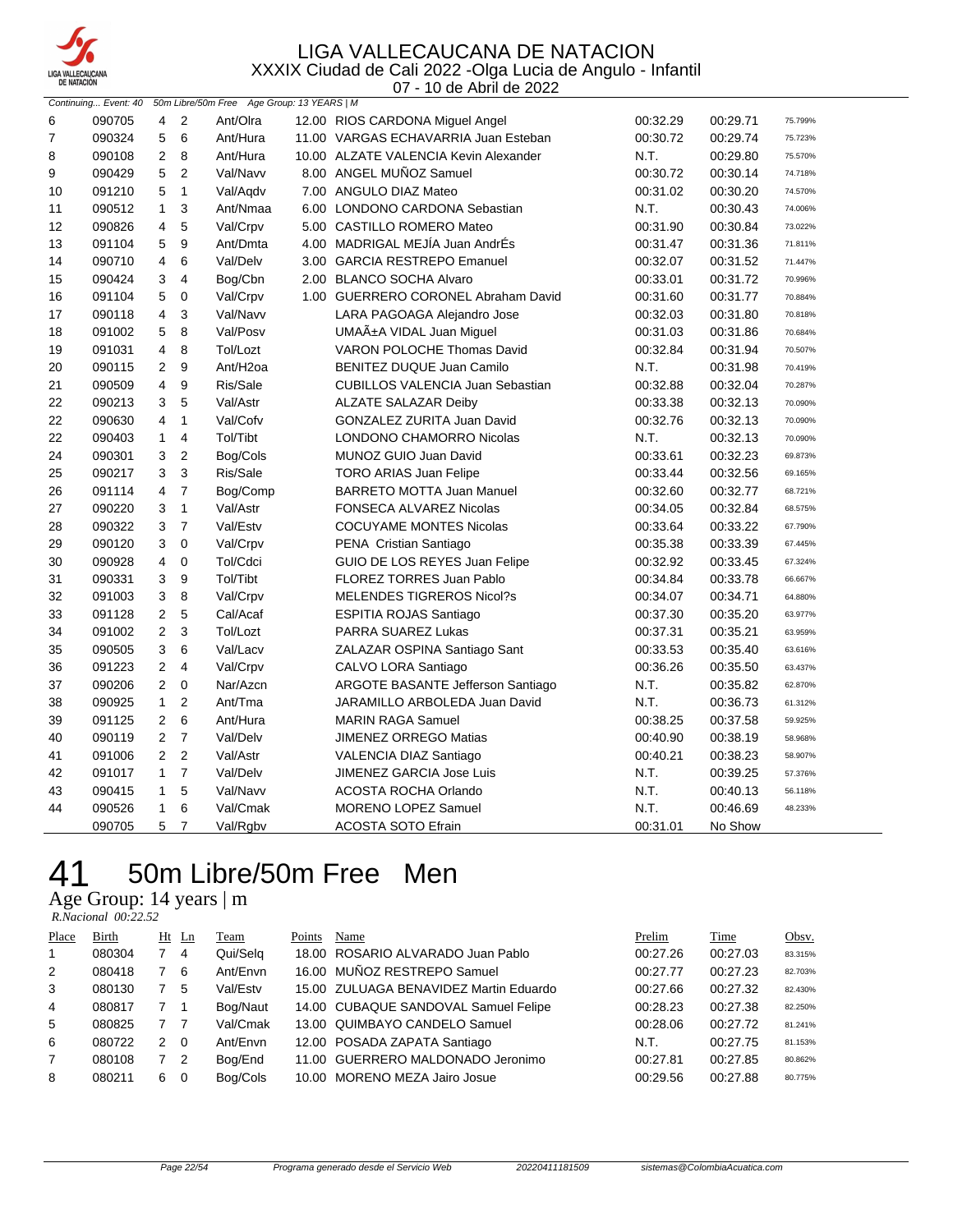# LIGA VALLECAUCANA DE NATACION
XXXIX Ciudad de Cali 2022 -Olga Lucia de Angulo - Infantil
07 - 10 de Abril de 2022

Continuing... Event: 40 50m Libre/50m Free Age Group: 13 YEARS | M

| | | | | | | | | | |
|---|---|---|---|---|---|---|---|---|---|
| 6 | 090705 | 4 | 2 | Ant/Olra | 12.00 | RIOS CARDONA Miguel Angel | 00:32.29 | 00:29.71 | 75.799% |
| 7 | 090324 | 5 | 6 | Ant/Hura | 11.00 | VARGAS ECHAVARRIA Juan Esteban | 00:30.72 | 00:29.74 | 75.723% |
| 8 | 090108 | 2 | 8 | Ant/Hura | 10.00 | ALZATE VALENCIA Kevin Alexander | N.T. | 00:29.80 | 75.570% |
| 9 | 090429 | 5 | 2 | Val/Navv | 8.00 | ANGEL MUÑOZ Samuel | 00:30.72 | 00:30.14 | 74.718% |
| 10 | 091210 | 5 | 1 | Val/Aqdv | 7.00 | ANGULO DIAZ Mateo | 00:31.02 | 00:30.20 | 74.570% |
| 11 | 090512 | 1 | 3 | Ant/Nmaa | 6.00 | LONDONO CARDONA Sebastian | N.T. | 00:30.43 | 74.006% |
| 12 | 090826 | 4 | 5 | Val/Crpv | 5.00 | CASTILLO ROMERO Mateo | 00:31.90 | 00:30.84 | 73.022% |
| 13 | 091104 | 5 | 9 | Ant/Dmta | 4.00 | MADRIGAL MEJÍA Juan AndrÉs | 00:31.47 | 00:31.36 | 71.811% |
| 14 | 090710 | 4 | 6 | Val/Delv | 3.00 | GARCIA RESTREPO Emanuel | 00:32.07 | 00:31.52 | 71.447% |
| 15 | 090424 | 3 | 4 | Bog/Cbn | 2.00 | BLANCO SOCHA Alvaro | 00:33.01 | 00:31.72 | 70.996% |
| 16 | 091104 | 5 | 0 | Val/Crpv | 1.00 | GUERRERO CORONEL Abraham David | 00:31.60 | 00:31.77 | 70.884% |
| 17 | 090118 | 4 | 3 | Val/Navv | | LARA PAGOAGA Alejandro Jose | 00:32.03 | 00:31.80 | 70.818% |
| 18 | 091002 | 5 | 8 | Val/Posv | | UMAÃ±A VIDAL Juan Miguel | 00:31.03 | 00:31.86 | 70.684% |
| 19 | 091031 | 4 | 8 | Tol/Lozt | | VARON POLOCHE Thomas David | 00:32.84 | 00:31.94 | 70.507% |
| 20 | 090115 | 2 | 9 | Ant/H2oa | | BENITEZ DUQUE Juan Camilo | N.T. | 00:31.98 | 70.419% |
| 21 | 090509 | 4 | 9 | Ris/Sale | | CUBILLOS VALENCIA Juan Sebastian | 00:32.88 | 00:32.04 | 70.287% |
| 22 | 090213 | 3 | 5 | Val/Astr | | ALZATE SALAZAR Deiby | 00:33.38 | 00:32.13 | 70.090% |
| 22 | 090630 | 4 | 1 | Val/Cofv | | GONZALEZ ZURITA Juan David | 00:32.76 | 00:32.13 | 70.090% |
| 22 | 090403 | 1 | 4 | Tol/Tibt | | LONDONO CHAMORRO Nicolas | N.T. | 00:32.13 | 70.090% |
| 24 | 090301 | 3 | 2 | Bog/Cols | | MUNOZ GUIO Juan David | 00:33.61 | 00:32.23 | 69.873% |
| 25 | 090217 | 3 | 3 | Ris/Sale | | TORO ARIAS Juan Felipe | 00:33.44 | 00:32.56 | 69.165% |
| 26 | 091114 | 4 | 7 | Bog/Comp | | BARRETO MOTTA Juan Manuel | 00:32.60 | 00:32.77 | 68.721% |
| 27 | 090220 | 3 | 1 | Val/Astr | | FONSECA ALVAREZ Nicolas | 00:34.05 | 00:32.84 | 68.575% |
| 28 | 090322 | 3 | 7 | Val/Estv | | COCUYAME MONTES Nicolas | 00:33.64 | 00:33.22 | 67.790% |
| 29 | 090120 | 3 | 0 | Val/Crpv | | PENA Cristian Santiago | 00:35.38 | 00:33.39 | 67.445% |
| 30 | 090928 | 4 | 0 | Tol/Cdci | | GUIO DE LOS REYES Juan Felipe | 00:32.92 | 00:33.45 | 67.324% |
| 31 | 090331 | 3 | 9 | Tol/Tibt | | FLOREZ TORRES Juan Pablo | 00:34.84 | 00:33.78 | 66.667% |
| 32 | 091003 | 3 | 8 | Val/Crpv | | MELENDES TIGREROS Nicol?s | 00:34.07 | 00:34.71 | 64.880% |
| 33 | 091128 | 2 | 5 | Cal/Acaf | | ESPITIA ROJAS Santiago | 00:37.30 | 00:35.20 | 63.977% |
| 34 | 091002 | 2 | 3 | Tol/Lozt | | PARRA SUAREZ Lukas | 00:37.31 | 00:35.21 | 63.959% |
| 35 | 090505 | 3 | 6 | Val/Lacv | | ZALAZAR OSPINA Santiago Sant | 00:33.53 | 00:35.40 | 63.616% |
| 36 | 091223 | 2 | 4 | Val/Crpv | | CALVO LORA Santiago | 00:36.26 | 00:35.50 | 63.437% |
| 37 | 090206 | 2 | 0 | Nar/Azcn | | ARGOTE BASANTE Jefferson Santiago | N.T. | 00:35.82 | 62.870% |
| 38 | 090925 | 1 | 2 | Ant/Tma | | JARAMILLO ARBOLEDA Juan David | N.T. | 00:36.73 | 61.312% |
| 39 | 091125 | 2 | 6 | Ant/Hura | | MARIN RAGA Samuel | 00:38.25 | 00:37.58 | 59.925% |
| 40 | 090119 | 2 | 7 | Val/Delv | | JIMENEZ ORREGO Matias | 00:40.90 | 00:38.19 | 58.968% |
| 41 | 091006 | 2 | 2 | Val/Astr | | VALENCIA DIAZ Santiago | 00:40.21 | 00:38.23 | 58.907% |
| 42 | 091017 | 1 | 7 | Val/Delv | | JIMENEZ GARCIA Jose Luis | N.T. | 00:39.25 | 57.376% |
| 43 | 090415 | 1 | 5 | Val/Navv | | ACOSTA ROCHA Orlando | N.T. | 00:40.13 | 56.118% |
| 44 | 090526 | 1 | 6 | Val/Cmak | | MORENO LOPEZ Samuel | N.T. | 00:46.69 | 48.233% |
| | 090705 | 5 | 7 | Val/Rgbv | | ACOSTA SOTO Efrain | 00:31.01 | No Show | |

# 41 50m Libre/50m Free Men

Age Group: 14 years | m

*R.Nacional 00:22.52*

| Place | Birth | Ht | Ln | Team | Points | Name | Prelim | Time | Obsv. |
|---|---|---|---|---|---|---|---|---|---|
| 1 | 080304 | 7 | 4 | Qui/Selq | 18.00 | ROSARIO ALVARADO Juan Pablo | 00:27.26 | 00:27.03 | 83.315% |
| 2 | 080418 | 7 | 6 | Ant/Envn | 16.00 | MUÑOZ RESTREPO Samuel | 00:27.77 | 00:27.23 | 82.703% |
| 3 | 080130 | 7 | 5 | Val/Estv | 15.00 | ZULUAGA BENAVIDEZ Martin Eduardo | 00:27.66 | 00:27.32 | 82.430% |
| 4 | 080817 | 7 | 1 | Bog/Naut | 14.00 | CUBAQUE SANDOVAL Samuel Felipe | 00:28.23 | 00:27.38 | 82.250% |
| 5 | 080825 | 7 | 7 | Val/Cmak | 13.00 | QUIMBAYO CANDELO Samuel | 00:28.06 | 00:27.72 | 81.241% |
| 6 | 080722 | 2 | 0 | Ant/Envn | 12.00 | POSADA ZAPATA Santiago | N.T. | 00:27.75 | 81.153% |
| 7 | 080108 | 7 | 2 | Bog/End | 11.00 | GUERRERO MALDONADO Jeronimo | 00:27.81 | 00:27.85 | 80.862% |
| 8 | 080211 | 6 | 0 | Bog/Cols | 10.00 | MORENO MEZA Jairo Josue | 00:29.56 | 00:27.88 | 80.775% |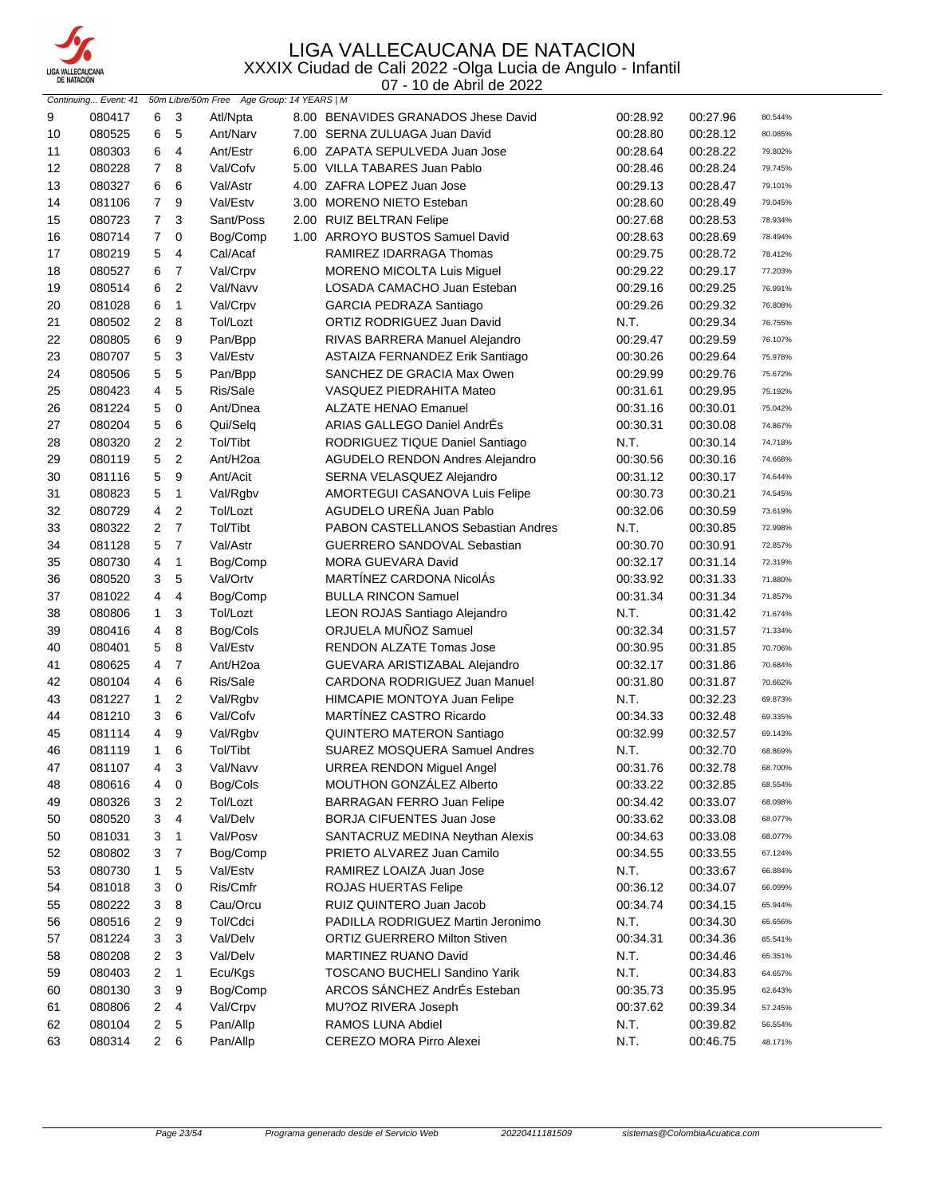# LIGA VALLECAUCANA DE NATACION

## XXXIX Ciudad de Cali 2022 -Olga Lucia de Angulo - Infantil

07 - 10 de Abril de 2022

*Continuing... Event: 41 50m Libre/50m Free Age Group: 14 YEARS | M*

| | | | | | | | | | |
|---|---|---|---|---|---|---|---|---|---|
| 9 | 080417 | 6 | 3 | Atl/Npta | 8.00 | BENAVIDES GRANADOS Jhese David | 00:28.92 | 00:27.96 | 80.544% |
| 10 | 080525 | 6 | 5 | Ant/Narv | 7.00 | SERNA ZULUAGA Juan David | 00:28.80 | 00:28.12 | 80.085% |
| 11 | 080303 | 6 | 4 | Ant/Estr | 6.00 | ZAPATA SEPULVEDA Juan Jose | 00:28.64 | 00:28.22 | 79.802% |
| 12 | 080228 | 7 | 8 | Val/Cofv | 5.00 | VILLA TABARES Juan Pablo | 00:28.46 | 00:28.24 | 79.745% |
| 13 | 080327 | 6 | 6 | Val/Astr | 4.00 | ZAFRA LOPEZ Juan Jose | 00:29.13 | 00:28.47 | 79.101% |
| 14 | 081106 | 7 | 9 | Val/Estv | 3.00 | MORENO NIETO Esteban | 00:28.60 | 00:28.49 | 79.045% |
| 15 | 080723 | 7 | 3 | Sant/Poss | 2.00 | RUIZ BELTRAN Felipe | 00:27.68 | 00:28.53 | 78.934% |
| 16 | 080714 | 7 | 0 | Bog/Comp | 1.00 | ARROYO BUSTOS Samuel David | 00:28.63 | 00:28.69 | 78.494% |
| 17 | 080219 | 5 | 4 | Cal/Acaf | | RAMIREZ IDARRAGA Thomas | 00:29.75 | 00:28.72 | 78.412% |
| 18 | 080527 | 6 | 7 | Val/Crpv | | MORENO MICOLTA Luis Miguel | 00:29.22 | 00:29.17 | 77.203% |
| 19 | 080514 | 6 | 2 | Val/Navv | | LOSADA CAMACHO Juan Esteban | 00:29.16 | 00:29.25 | 76.991% |
| 20 | 081028 | 6 | 1 | Val/Crpv | | GARCIA PEDRAZA Santiago | 00:29.26 | 00:29.32 | 76.808% |
| 21 | 080502 | 2 | 8 | Tol/Lozt | | ORTIZ RODRIGUEZ Juan David | N.T. | 00:29.34 | 76.755% |
| 22 | 080805 | 6 | 9 | Pan/Bpp | | RIVAS BARRERA Manuel Alejandro | 00:29.47 | 00:29.59 | 76.107% |
| 23 | 080707 | 5 | 3 | Val/Estv | | ASTAIZA FERNANDEZ Erik Santiago | 00:30.26 | 00:29.64 | 75.978% |
| 24 | 080506 | 5 | 5 | Pan/Bpp | | SANCHEZ DE GRACIA Max Owen | 00:29.99 | 00:29.76 | 75.672% |
| 25 | 080423 | 4 | 5 | Ris/Sale | | VASQUEZ PIEDRAHITA Mateo | 00:31.61 | 00:29.95 | 75.192% |
| 26 | 081224 | 5 | 0 | Ant/Dnea | | ALZATE HENAO Emanuel | 00:31.16 | 00:30.01 | 75.042% |
| 27 | 080204 | 5 | 6 | Qui/Selq | | ARIAS GALLEGO Daniel AndrÉs | 00:30.31 | 00:30.08 | 74.867% |
| 28 | 080320 | 2 | 2 | Tol/Tibt | | RODRIGUEZ TIQUE Daniel Santiago | N.T. | 00:30.14 | 74.718% |
| 29 | 080119 | 5 | 2 | Ant/H2oa | | AGUDELO RENDON Andres Alejandro | 00:30.56 | 00:30.16 | 74.668% |
| 30 | 081116 | 5 | 9 | Ant/Acit | | SERNA VELASQUEZ Alejandro | 00:31.12 | 00:30.17 | 74.644% |
| 31 | 080823 | 5 | 1 | Val/Rgbv | | AMORTEGUI CASANOVA Luis Felipe | 00:30.73 | 00:30.21 | 74.545% |
| 32 | 080729 | 4 | 2 | Tol/Lozt | | AGUDELO UREÑA Juan Pablo | 00:32.06 | 00:30.59 | 73.619% |
| 33 | 080322 | 2 | 7 | Tol/Tibt | | PABON CASTELLANOS Sebastian Andres | N.T. | 00:30.85 | 72.998% |
| 34 | 081128 | 5 | 7 | Val/Astr | | GUERRERO SANDOVAL Sebastian | 00:30.70 | 00:30.91 | 72.857% |
| 35 | 080730 | 4 | 1 | Bog/Comp | | MORA GUEVARA David | 00:32.17 | 00:31.14 | 72.319% |
| 36 | 080520 | 3 | 5 | Val/Ortv | | MARTÍNEZ CARDONA NicolÁs | 00:33.92 | 00:31.33 | 71.880% |
| 37 | 081022 | 4 | 4 | Bog/Comp | | BULLA RINCON Samuel | 00:31.34 | 00:31.34 | 71.857% |
| 38 | 080806 | 1 | 3 | Tol/Lozt | | LEON ROJAS Santiago Alejandro | N.T. | 00:31.42 | 71.674% |
| 39 | 080416 | 4 | 8 | Bog/Cols | | ORJUELA MUÑOZ Samuel | 00:32.34 | 00:31.57 | 71.334% |
| 40 | 080401 | 5 | 8 | Val/Estv | | RENDON ALZATE Tomas Jose | 00:30.95 | 00:31.85 | 70.706% |
| 41 | 080625 | 4 | 7 | Ant/H2oa | | GUEVARA ARISTIZABAL Alejandro | 00:32.17 | 00:31.86 | 70.684% |
| 42 | 080104 | 4 | 6 | Ris/Sale | | CARDONA RODRIGUEZ Juan Manuel | 00:31.80 | 00:31.87 | 70.662% |
| 43 | 081227 | 1 | 2 | Val/Rgbv | | HIMCAPIE MONTOYA Juan Felipe | N.T. | 00:32.23 | 69.873% |
| 44 | 081210 | 3 | 6 | Val/Cofv | | MARTÍNEZ CASTRO Ricardo | 00:34.33 | 00:32.48 | 69.335% |
| 45 | 081114 | 4 | 9 | Val/Rgbv | | QUINTERO MATERON Santiago | 00:32.99 | 00:32.57 | 69.143% |
| 46 | 081119 | 1 | 6 | Tol/Tibt | | SUAREZ MOSQUERA Samuel Andres | N.T. | 00:32.70 | 68.869% |
| 47 | 081107 | 4 | 3 | Val/Navv | | URREA RENDON Miguel Angel | 00:31.76 | 00:32.78 | 68.700% |
| 48 | 080616 | 4 | 0 | Bog/Cols | | MOUTHON GONZÁLEZ Alberto | 00:33.22 | 00:32.85 | 68.554% |
| 49 | 080326 | 3 | 2 | Tol/Lozt | | BARRAGAN FERRO Juan Felipe | 00:34.42 | 00:33.07 | 68.098% |
| 50 | 080520 | 3 | 4 | Val/Delv | | BORJA CIFUENTES Juan Jose | 00:33.62 | 00:33.08 | 68.077% |
| 50 | 081031 | 3 | 1 | Val/Posv | | SANTACRUZ MEDINA Neythan Alexis | 00:34.63 | 00:33.08 | 68.077% |
| 52 | 080802 | 3 | 7 | Bog/Comp | | PRIETO ALVAREZ Juan Camilo | 00:34.55 | 00:33.55 | 67.124% |
| 53 | 080730 | 1 | 5 | Val/Estv | | RAMIREZ LOAIZA Juan Jose | N.T. | 00:33.67 | 66.884% |
| 54 | 081018 | 3 | 0 | Ris/Cmfr | | ROJAS HUERTAS Felipe | 00:36.12 | 00:34.07 | 66.099% |
| 55 | 080222 | 3 | 8 | Cau/Orcu | | RUIZ QUINTERO Juan Jacob | 00:34.74 | 00:34.15 | 65.944% |
| 56 | 080516 | 2 | 9 | Tol/Cdci | | PADILLA RODRIGUEZ Martin Jeronimo | N.T. | 00:34.30 | 65.656% |
| 57 | 081224 | 3 | 3 | Val/Delv | | ORTIZ GUERRERO Milton Stiven | 00:34.31 | 00:34.36 | 65.541% |
| 58 | 080208 | 2 | 3 | Val/Delv | | MARTINEZ RUANO David | N.T. | 00:34.46 | 65.351% |
| 59 | 080403 | 2 | 1 | Ecu/Kgs | | TOSCANO BUCHELI Sandino Yarik | N.T. | 00:34.83 | 64.657% |
| 60 | 080130 | 3 | 9 | Bog/Comp | | ARCOS SÁNCHEZ AndrÉs Esteban | 00:35.73 | 00:35.95 | 62.643% |
| 61 | 080806 | 2 | 4 | Val/Crpv | | MU?OZ RIVERA Joseph | 00:37.62 | 00:39.34 | 57.245% |
| 62 | 080104 | 2 | 5 | Pan/Allp | | RAMOS LUNA Abdiel | N.T. | 00:39.82 | 56.554% |
| 63 | 080314 | 2 | 6 | Pan/Allp | | CEREZO MORA Pirro Alexei | N.T. | 00:46.75 | 48.171% |

Programa generado desde el Servicio Web 20220411181509 sistemas@ColombiaAcuatica.com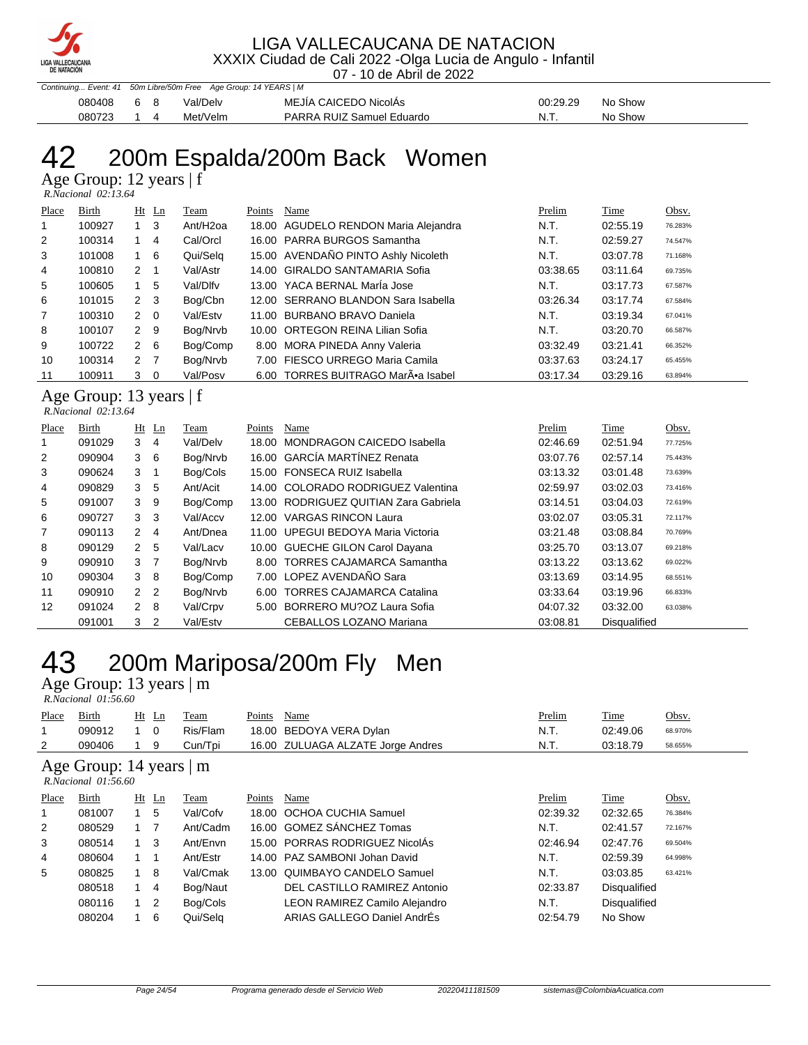Continuing... Event: 41 50m Libre/50m Free Age Group: 14 YEARS | M

| | | | | | | | | |
|---|---|---|---|---|---|---|---|---|
| | 080408 | 6 | 8 | Val/Delv | MEJÍA CAICEDO NicolÁs | 00:29.29 | No Show | |
| | 080723 | 1 | 4 | Met/Velm | PARRA RUIZ Samuel Eduardo | N.T. | No Show | |

# 42 200m Espalda/200m Back Women

## Age Group: 12 years | f

*R.Nacional 02:13.64*

| Place | Birth | Ht | Ln | Team | Points | Name | Prelim | Time | Obsv. |
|---|---|---|---|---|---|---|---|---|---|
| 1 | 100927 | 1 | 3 | Ant/H2oa | 18.00 | AGUDELO RENDON Maria Alejandra | N.T. | 02:55.19 | 76.283% |
| 2 | 100314 | 1 | 4 | Cal/Orcl | 16.00 | PARRA BURGOS Samantha | N.T. | 02:59.27 | 74.547% |
| 3 | 101008 | 1 | 6 | Qui/Selq | 15.00 | AVENDAÑO PINTO Ashly Nicoleth | N.T. | 03:07.78 | 71.168% |
| 4 | 100810 | 2 | 1 | Val/Astr | 14.00 | GIRALDO SANTAMARIA Sofia | 03:38.65 | 03:11.64 | 69.735% |
| 5 | 100605 | 1 | 5 | Val/Dlfv | 13.00 | YACA BERNAL MarÍa Jose | N.T. | 03:17.73 | 67.587% |
| 6 | 101015 | 2 | 3 | Bog/Cbn | 12.00 | SERRANO BLANDON Sara Isabella | 03:26.34 | 03:17.74 | 67.584% |
| 7 | 100310 | 2 | 0 | Val/Estv | 11.00 | BURBANO BRAVO Daniela | N.T. | 03:19.34 | 67.041% |
| 8 | 100107 | 2 | 9 | Bog/Nrvb | 10.00 | ORTEGON REINA Lilian Sofia | N.T. | 03:20.70 | 66.587% |
| 9 | 100722 | 2 | 6 | Bog/Comp | 8.00 | MORA PINEDA Anny Valeria | 03:32.49 | 03:21.41 | 66.352% |
| 10 | 100314 | 2 | 7 | Bog/Nrvb | 7.00 | FIESCO URREGO Maria Camila | 03:37.63 | 03:24.17 | 65.455% |
| 11 | 100911 | 3 | 0 | Val/Posv | 6.00 | TORRES BUITRAGO MarÃ•a Isabel | 03:17.34 | 03:29.16 | 63.894% |

## Age Group: 13 years | f

*R.Nacional 02:13.64*

| Place | Birth | Ht | Ln | Team | Points | Name | Prelim | Time | Obsv. |
|---|---|---|---|---|---|---|---|---|---|
| 1 | 091029 | 3 | 4 | Val/Delv | 18.00 | MONDRAGON CAICEDO Isabella | 02:46.69 | 02:51.94 | 77.725% |
| 2 | 090904 | 3 | 6 | Bog/Nrvb | 16.00 | GARCÍA MARTÍNEZ Renata | 03:07.76 | 02:57.14 | 75.443% |
| 3 | 090624 | 3 | 1 | Bog/Cols | 15.00 | FONSECA RUIZ Isabella | 03:13.32 | 03:01.48 | 73.639% |
| 4 | 090829 | 3 | 5 | Ant/Acit | 14.00 | COLORADO RODRIGUEZ Valentina | 02:59.97 | 03:02.03 | 73.416% |
| 5 | 091007 | 3 | 9 | Bog/Comp | 13.00 | RODRIGUEZ QUITIAN Zara Gabriela | 03:14.51 | 03:04.03 | 72.619% |
| 6 | 090727 | 3 | 3 | Val/Accv | 12.00 | VARGAS RINCON Laura | 03:02.07 | 03:05.31 | 72.117% |
| 7 | 090113 | 2 | 4 | Ant/Dnea | 11.00 | UPEGUI BEDOYA Maria Victoria | 03:21.48 | 03:08.84 | 70.769% |
| 8 | 090129 | 2 | 5 | Val/Lacv | 10.00 | GUECHE GILON Carol Dayana | 03:25.70 | 03:13.07 | 69.218% |
| 9 | 090910 | 3 | 7 | Bog/Nrvb | 8.00 | TORRES CAJAMARCA Samantha | 03:13.22 | 03:13.62 | 69.022% |
| 10 | 090304 | 3 | 8 | Bog/Comp | 7.00 | LOPEZ AVENDAÑO Sara | 03:13.69 | 03:14.95 | 68.551% |
| 11 | 090910 | 2 | 2 | Bog/Nrvb | 6.00 | TORRES CAJAMARCA Catalina | 03:33.64 | 03:19.96 | 66.833% |
| 12 | 091024 | 2 | 8 | Val/Crpv | 5.00 | BORRERO MU?OZ Laura Sofia | 04:07.32 | 03:32.00 | 63.038% |
| | 091001 | 3 | 2 | Val/Estv | | CEBALLOS LOZANO Mariana | 03:08.81 | Disqualified | |

# 43 200m Mariposa/200m Fly Men

## Age Group: 13 years | m

*R.Nacional 01:56.60*

| Place | Birth | Ht | Ln | Team | Points | Name | Prelim | Time | Obsv. |
|---|---|---|---|---|---|---|---|---|---|
| 1 | 090912 | 1 | 0 | Ris/Flam | 18.00 | BEDOYA VERA Dylan | N.T. | 02:49.06 | 68.970% |
| 2 | 090406 | 1 | 9 | Cun/Tpi | 16.00 | ZULUAGA ALZATE Jorge Andres | N.T. | 03:18.79 | 58.655% |

## Age Group: 14 years | m

*R.Nacional 01:56.60*

| Place | Birth | Ht | Ln | Team | Points | Name | Prelim | Time | Obsv. |
|---|---|---|---|---|---|---|---|---|---|
| 1 | 081007 | 1 | 5 | Val/Cofv | 18.00 | OCHOA CUCHIA Samuel | 02:39.32 | 02:32.65 | 76.384% |
| 2 | 080529 | 1 | 7 | Ant/Cadm | 16.00 | GOMEZ SÁNCHEZ Tomas | N.T. | 02:41.57 | 72.167% |
| 3 | 080514 | 1 | 3 | Ant/Envn | 15.00 | PORRAS RODRIGUEZ NicolÁs | 02:46.94 | 02:47.76 | 69.504% |
| 4 | 080604 | 1 | 1 | Ant/Estr | 14.00 | PAZ SAMBONI Johan David | N.T. | 02:59.39 | 64.998% |
| 5 | 080825 | 1 | 8 | Val/Cmak | 13.00 | QUIMBAYO CANDELO Samuel | N.T. | 03:03.85 | 63.421% |
| | 080518 | 1 | 4 | Bog/Naut | | DEL CASTILLO RAMIREZ Antonio | 02:33.87 | Disqualified | |
| | 080116 | 1 | 2 | Bog/Cols | | LEON RAMIREZ Camilo Alejandro | N.T. | Disqualified | |
| | 080204 | 1 | 6 | Qui/Selq | | ARIAS GALLEGO Daniel AndrÉs | 02:54.79 | No Show | |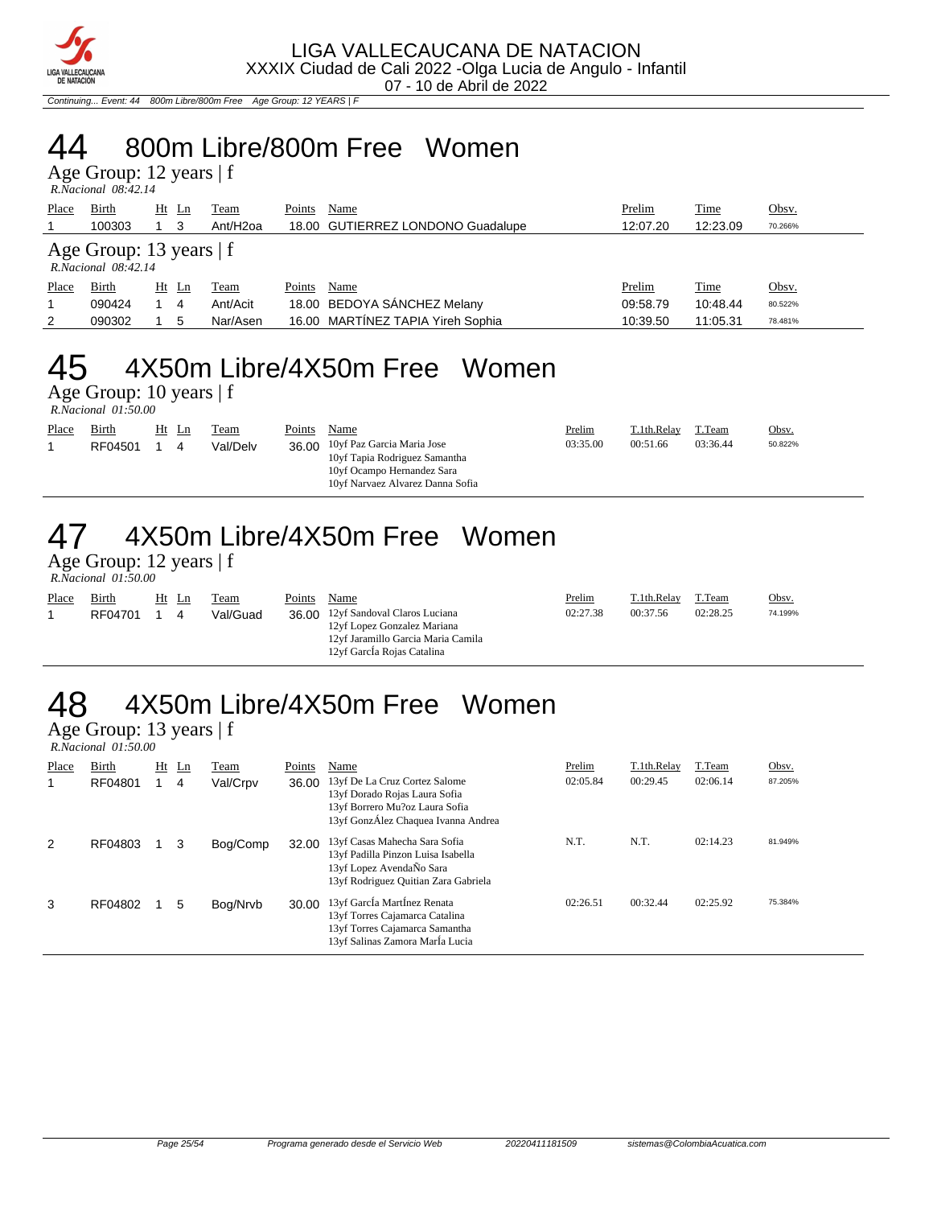# 44 800m Libre/800m Free Women

Age Group: 12 years | f

*R.Nacional 08:42.14*

| Place | Birth | Ht | Ln | Team | Points | Name | Prelim | Time | Obsv. |
|---|---|---|---|---|---|---|---|---|---|
| 1 | 100303 | 1 | 3 | Ant/H2oa | 18.00 | GUTIERREZ LONDONO Guadalupe | 12:07.20 | 12:23.09 | 70.266% |

Age Group: 13 years | f

*R.Nacional 08:42.14*

| Place | Birth | Ht | Ln | Team | Points | Name | Prelim | Time | Obsv. |
|---|---|---|---|---|---|---|---|---|---|
| 1 | 090424 | 1 | 4 | Ant/Acit | 18.00 | BEDOYA SÁNCHEZ Melany | 09:58.79 | 10:48.44 | 80.522% |
| 2 | 090302 | 1 | 5 | Nar/Asen | 16.00 | MARTÍNEZ TAPIA Yireh Sophia | 10:39.50 | 11:05.31 | 78.481% |

# 45 4X50m Libre/4X50m Free Women

Age Group: 10 years | f

*R.Nacional 01:50.00*

| Place | Birth | Ht | Ln | Team | Points | Name | Prelim | T.1th.Relay | T.Team | Obsv. |
|---|---|---|---|---|---|---|---|---|---|---|
| 1 | RF04501 | 1 | 4 | Val/Delv | 36.00 | 10yf Paz Garcia Maria Jose<br>10yf Tapia Rodriguez Samantha<br>10yf Ocampo Hernandez Sara<br>10yf Narvaez Alvarez Danna Sofia | 03:35.00 | 00:51.66 | 03:36.44 | 50.822% |

# 47 4X50m Libre/4X50m Free Women

Age Group: 12 years | f

*R.Nacional 01:50.00*

| Place | Birth | Ht | Ln | Team | Points | Name | Prelim | T.1th.Relay | T.Team | Obsv. |
|---|---|---|---|---|---|---|---|---|---|---|
| 1 | RF04701 | 1 | 4 | Val/Guad | 36.00 | 12yf Sandoval Claros Luciana<br>12yf Lopez Gonzalez Mariana<br>12yf Jaramillo Garcia Maria Camila<br>12yf GarcÍa Rojas Catalina | 02:27.38 | 00:37.56 | 02:28.25 | 74.199% |

# 48 4X50m Libre/4X50m Free Women

Age Group: 13 years | f

*R.Nacional 01:50.00*

| Place | Birth | Ht | Ln | Team | Points | Name | Prelim | T.1th.Relay | T.Team | Obsv. |
|---|---|---|---|---|---|---|---|---|---|---|
| 1 | RF04801 | 1 | 4 | Val/Crpv | 36.00 | 13yf De La Cruz Cortez Salome<br>13yf Dorado Rojas Laura Sofia<br>13yf Borrero Mu?oz Laura Sofia<br>13yf GonzÁlez Chaquea Ivanna Andrea | 02:05.84 | 00:29.45 | 02:06.14 | 87.205% |
| 2 | RF04803 | 1 | 3 | Bog/Comp | 32.00 | 13yf Casas Mahecha Sara Sofia<br>13yf Padilla Pinzon Luisa Isabella<br>13yf Lopez AvendaÑo Sara<br>13yf Rodriguez Quitian Zara Gabriela | N.T. | N.T. | 02:14.23 | 81.949% |
| 3 | RF04802 | 1 | 5 | Bog/Nrvb | 30.00 | 13yf GarcÍa MartÍnez Renata<br>13yf Torres Cajamarca Catalina<br>13yf Torres Cajamarca Samantha<br>13yf Salinas Zamora MarÍa Lucia | 02:26.51 | 00:32.44 | 02:25.92 | 75.384% |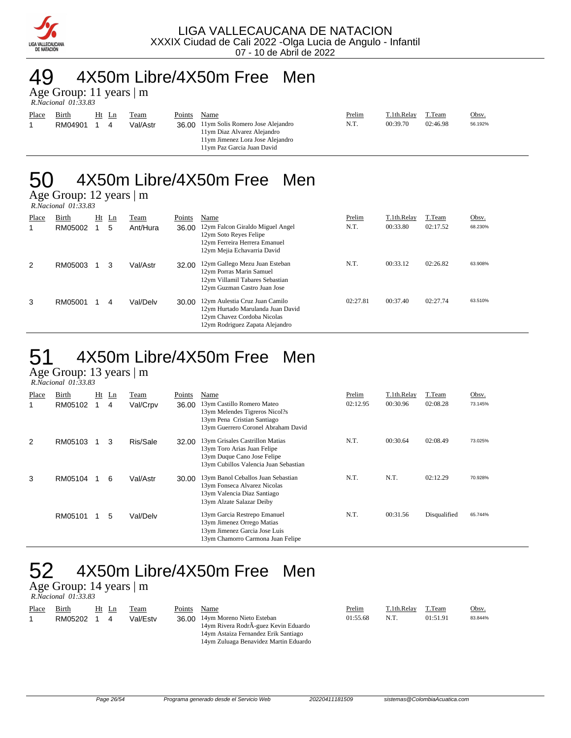LIGA VALLECAUCANA DE NATACION
XXXIX Ciudad de Cali 2022 -Olga Lucia de Angulo - Infantil
07 - 10 de Abril de 2022

# 49 4X50m Libre/4X50m Free Men

Age Group: 11 years | m
*R.Nacional 01:33.83*

| Place | Birth | Ht | Ln | Team | Points | Name | Prelim | T.1th.Relay | T.Team | Obsv. |
|---|---|---|---|---|---|---|---|---|---|---|
| 1 | RM04901 | 1 | 4 | Val/Astr | 36.00 | 11ym Solis Romero Jose Alejandro<br>11ym Diaz Alvarez Alejandro<br>11ym Jimenez Lora Jose Alejandro<br>11ym Paz Garcia Juan David | N.T. | 00:39.70 | 02:46.98 | 56.192% |

# 50 4X50m Libre/4X50m Free Men

Age Group: 12 years | m
*R.Nacional 01:33.83*

| Place | Birth | Ht | Ln | Team | Points | Name | Prelim | T.1th.Relay | T.Team | Obsv. |
|---|---|---|---|---|---|---|---|---|---|---|
| 1 | RM05002 | 1 | 5 | Ant/Hura | 36.00 | 12ym Falcon Giraldo Miguel Angel<br>12ym Soto Reyes Felipe<br>12ym Ferreira Herrera Emanuel<br>12ym Mejia Echavarria David | N.T. | 00:33.80 | 02:17.52 | 68.230% |
| 2 | RM05003 | 1 | 3 | Val/Astr | 32.00 | 12ym Gallego Mezu Juan Esteban<br>12ym Porras Marin Samuel<br>12ym Villamil Tabares Sebastian<br>12ym Guzman Castro Juan Jose | N.T. | 00:33.12 | 02:26.82 | 63.908% |
| 3 | RM05001 | 1 | 4 | Val/Delv | 30.00 | 12ym Aulestia Cruz Juan Camilo<br>12ym Hurtado Marulanda Juan David<br>12ym Chavez Cordoba Nicolas<br>12ym Rodriguez Zapata Alejandro | 02:27.81 | 00:37.40 | 02:27.74 | 63.510% |

# 51 4X50m Libre/4X50m Free Men

Age Group: 13 years | m
*R.Nacional 01:33.83*

| Place | Birth | Ht | Ln | Team | Points | Name | Prelim | T.1th.Relay | T.Team | Obsv. |
|---|---|---|---|---|---|---|---|---|---|---|
| 1 | RM05102 | 1 | 4 | Val/Crpv | 36.00 | 13ym Castillo Romero Mateo<br>13ym Melendes Tigreros Nicol?s<br>13ym Pena Cristian Santiago<br>13ym Guerrero Coronel Abraham David | 02:12.95 | 00:30.96 | 02:08.28 | 73.145% |
| 2 | RM05103 | 1 | 3 | Ris/Sale | 32.00 | 13ym Grisales Castrillon Matias<br>13ym Toro Arias Juan Felipe<br>13ym Duque Cano Jose Felipe<br>13ym Cubillos Valencia Juan Sebastian | N.T. | 00:30.64 | 02:08.49 | 73.025% |
| 3 | RM05104 | 1 | 6 | Val/Astr | 30.00 | 13ym Banol Ceballos Juan Sebastian<br>13ym Fonseca Alvarez Nicolas<br>13ym Valencia Diaz Santiago<br>13ym Alzate Salazar Deiby | N.T. | N.T. | 02:12.29 | 70.928% |
| | RM05101 | 1 | 5 | Val/Delv | | 13ym Garcia Restrepo Emanuel<br>13ym Jimenez Orrego Matias<br>13ym Jimenez Garcia Jose Luis<br>13ym Chamorro Carmona Juan Felipe | N.T. | 00:31.56 | Disqualified | 65.744% |

# 52 4X50m Libre/4X50m Free Men

Age Group: 14 years | m
*R.Nacional 01:33.83*

| Place | Birth | Ht | Ln | Team | Points | Name | Prelim | T.1th.Relay | T.Team | Obsv. |
|---|---|---|---|---|---|---|---|---|---|---|
| 1 | RM05202 | 1 | 4 | Val/Estv | 36.00 | 14ym Moreno Nieto Esteban<br>14ym Rivera RodrÃ­guez Kevin Eduardo<br>14ym Astaiza Fernandez Erik Santiago<br>14ym Zuluaga Benavidez Martin Eduardo | 01:55.68 | N.T. | 01:51.91 | 83.844% |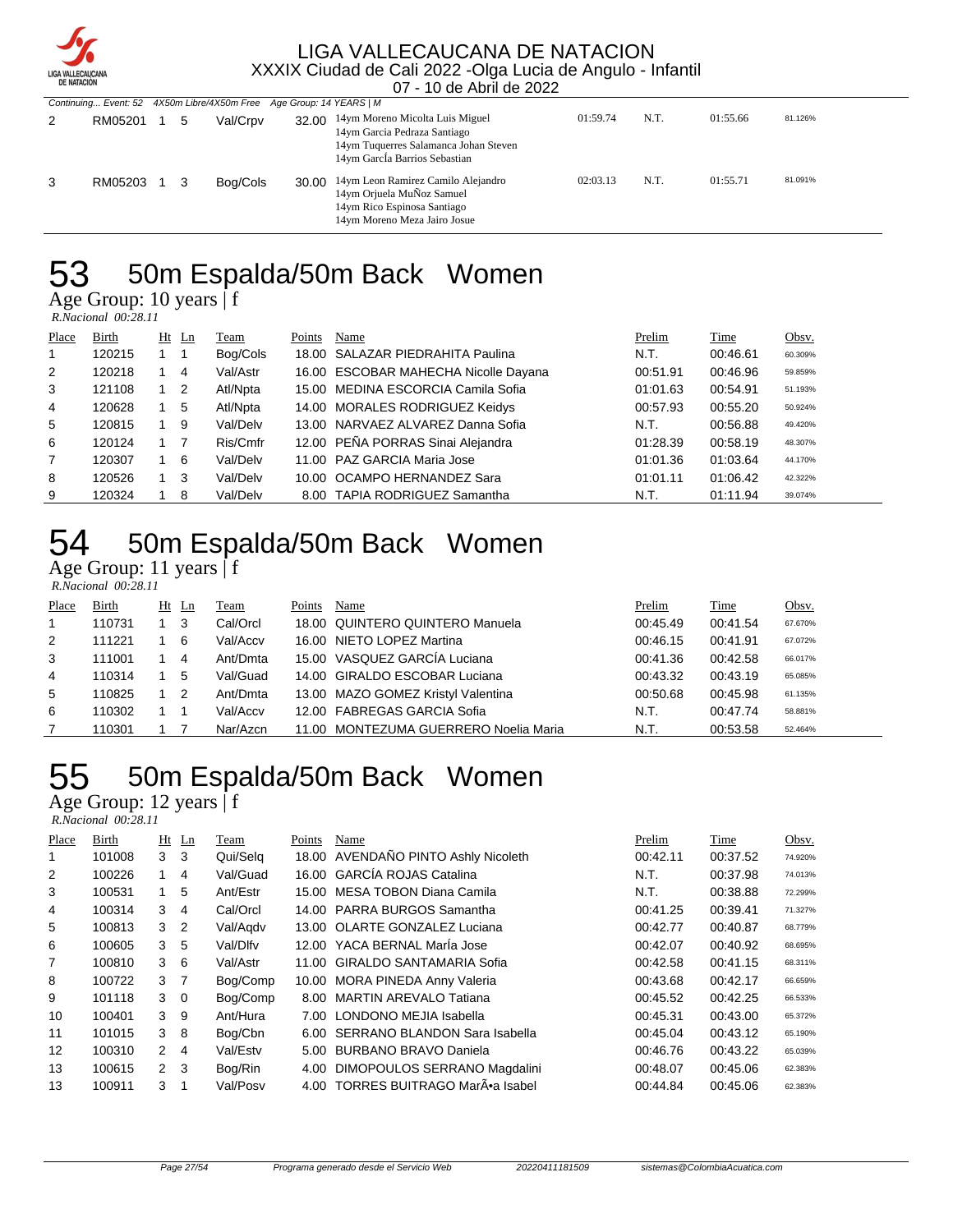Continuing... Event: 52 4X50m Libre/4X50m Free Age Group: 14 YEARS | M

| Place | Team Code | Ht | Ln | Team | Points | Name | Prelim | Time | Time | Obsv. |
|---|---|---|---|---|---|---|---|---|---|---|
| 2 | RM05201 | 1 | 5 | Val/Crpv | 32.00 | 14ym Moreno Micolta Luis Miguel<br>14ym Garcia Pedraza Santiago<br>14ym Tuquerres Salamanca Johan Steven<br>14ym GarcÍa Barrios Sebastian | 01:59.74 | N.T. | 01:55.66 | 81.126% |
| 3 | RM05203 | 1 | 3 | Bog/Cols | 30.00 | 14ym Leon Ramirez Camilo Alejandro<br>14ym Orjuela MuÑoz Samuel<br>14ym Rico Espinosa Santiago<br>14ym Moreno Meza Jairo Josue | 02:03.13 | N.T. | 01:55.71 | 81.091% |

# 53 50m Espalda/50m Back Women

Age Group: 10 years | f

*R.Nacional 00:28.11*

| Place | Birth | Ht | Ln | Team | Points | Name | Prelim | Time | Obsv. |
|---|---|---|---|---|---|---|---|---|---|
| 1 | 120215 | 1 | 1 | Bog/Cols | 18.00 | SALAZAR PIEDRAHITA Paulina | N.T. | 00:46.61 | 60.309% |
| 2 | 120218 | 1 | 4 | Val/Astr | 16.00 | ESCOBAR MAHECHA Nicolle Dayana | 00:51.91 | 00:46.96 | 59.859% |
| 3 | 121108 | 1 | 2 | Atl/Npta | 15.00 | MEDINA ESCORCIA Camila Sofia | 01:01.63 | 00:54.91 | 51.193% |
| 4 | 120628 | 1 | 5 | Atl/Npta | 14.00 | MORALES RODRIGUEZ Keidys | 00:57.93 | 00:55.20 | 50.924% |
| 5 | 120815 | 1 | 9 | Val/Delv | 13.00 | NARVAEZ ALVAREZ Danna Sofia | N.T. | 00:56.88 | 49.420% |
| 6 | 120124 | 1 | 7 | Ris/Cmfr | 12.00 | PEÑA PORRAS Sinai Alejandra | 01:28.39 | 00:58.19 | 48.307% |
| 7 | 120307 | 1 | 6 | Val/Delv | 11.00 | PAZ GARCIA Maria Jose | 01:01.36 | 01:03.64 | 44.170% |
| 8 | 120526 | 1 | 3 | Val/Delv | 10.00 | OCAMPO HERNANDEZ Sara | 01:01.11 | 01:06.42 | 42.322% |
| 9 | 120324 | 1 | 8 | Val/Delv | 8.00 | TAPIA RODRIGUEZ Samantha | N.T. | 01:11.94 | 39.074% |

# 54 50m Espalda/50m Back Women

Age Group: 11 years | f

*R.Nacional 00:28.11*

| Place | Birth | Ht | Ln | Team | Points | Name | Prelim | Time | Obsv. |
|---|---|---|---|---|---|---|---|---|---|
| 1 | 110731 | 1 | 3 | Cal/Orcl | 18.00 | QUINTERO QUINTERO Manuela | 00:45.49 | 00:41.54 | 67.670% |
| 2 | 111221 | 1 | 6 | Val/Accv | 16.00 | NIETO LOPEZ Martina | 00:46.15 | 00:41.91 | 67.072% |
| 3 | 111001 | 1 | 4 | Ant/Dmta | 15.00 | VASQUEZ GARCÍA Luciana | 00:41.36 | 00:42.58 | 66.017% |
| 4 | 110314 | 1 | 5 | Val/Guad | 14.00 | GIRALDO ESCOBAR Luciana | 00:43.32 | 00:43.19 | 65.085% |
| 5 | 110825 | 1 | 2 | Ant/Dmta | 13.00 | MAZO GOMEZ Kristyl Valentina | 00:50.68 | 00:45.98 | 61.135% |
| 6 | 110302 | 1 | 1 | Val/Accv | 12.00 | FABREGAS GARCIA Sofia | N.T. | 00:47.74 | 58.881% |
| 7 | 110301 | 1 | 7 | Nar/Azcn | 11.00 | MONTEZUMA GUERRERO Noelia Maria | N.T. | 00:53.58 | 52.464% |

# 55 50m Espalda/50m Back Women

Age Group: 12 years | f

*R.Nacional 00:28.11*

| Place | Birth | Ht | Ln | Team | Points | Name | Prelim | Time | Obsv. |
|---|---|---|---|---|---|---|---|---|---|
| 1 | 101008 | 3 | 3 | Qui/Selq | 18.00 | AVENDAÑO PINTO Ashly Nicoleth | 00:42.11 | 00:37.52 | 74.920% |
| 2 | 100226 | 1 | 4 | Val/Guad | 16.00 | GARCÍA ROJAS Catalina | N.T. | 00:37.98 | 74.013% |
| 3 | 100531 | 1 | 5 | Ant/Estr | 15.00 | MESA TOBON Diana Camila | N.T. | 00:38.88 | 72.299% |
| 4 | 100314 | 3 | 4 | Cal/Orcl | 14.00 | PARRA BURGOS Samantha | 00:41.25 | 00:39.41 | 71.327% |
| 5 | 100813 | 3 | 2 | Val/Aqdv | 13.00 | OLARTE GONZALEZ Luciana | 00:42.77 | 00:40.87 | 68.779% |
| 6 | 100605 | 3 | 5 | Val/Dlfv | 12.00 | YACA BERNAL MarÍa Jose | 00:42.07 | 00:40.92 | 68.695% |
| 7 | 100810 | 3 | 6 | Val/Astr | 11.00 | GIRALDO SANTAMARIA Sofia | 00:42.58 | 00:41.15 | 68.311% |
| 8 | 100722 | 3 | 7 | Bog/Comp | 10.00 | MORA PINEDA Anny Valeria | 00:43.68 | 00:42.17 | 66.659% |
| 9 | 101118 | 3 | 0 | Bog/Comp | 8.00 | MARTIN AREVALO Tatiana | 00:45.52 | 00:42.25 | 66.533% |
| 10 | 100401 | 3 | 9 | Ant/Hura | 7.00 | LONDONO MEJIA Isabella | 00:45.31 | 00:43.00 | 65.372% |
| 11 | 101015 | 3 | 8 | Bog/Cbn | 6.00 | SERRANO BLANDON Sara Isabella | 00:45.04 | 00:43.12 | 65.190% |
| 12 | 100310 | 2 | 4 | Val/Estv | 5.00 | BURBANO BRAVO Daniela | 00:46.76 | 00:43.22 | 65.039% |
| 13 | 100615 | 2 | 3 | Bog/Rin | 4.00 | DIMOPOULOS SERRANO Magdalini | 00:48.07 | 00:45.06 | 62.383% |
| 13 | 100911 | 3 | 1 | Val/Posv | 4.00 | TORRES BUITRAGO MarÃ•a Isabel | 00:44.84 | 00:45.06 | 62.383% |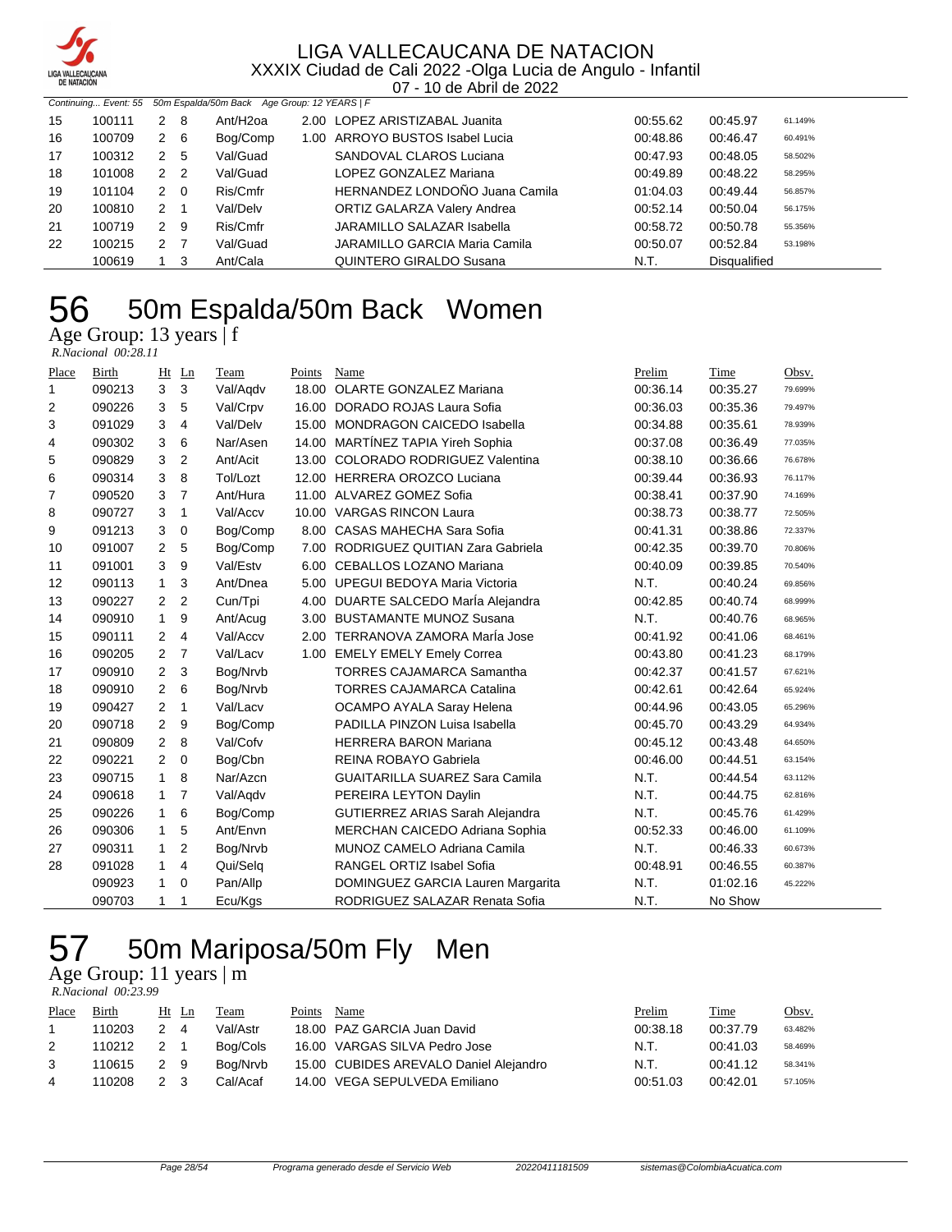LIGA VALLECAUCANA DE NATACION
XXXIX Ciudad de Cali 2022 -Olga Lucia de Angulo - Infantil
07 - 10 de Abril de 2022

Continuing... Event: 55 50m Espalda/50m Back Age Group: 12 YEARS | F

| | | | | | | | | | |
|---|---|---|---|---|---|---|---|---|---|
| 15 | 100111 | 2 | 8 | Ant/H2oa | 2.00 | LOPEZ ARISTIZABAL Juanita | 00:55.62 | 00:45.97 | 61.149% |
| 16 | 100709 | 2 | 6 | Bog/Comp | 1.00 | ARROYO BUSTOS Isabel Lucia | 00:48.86 | 00:46.47 | 60.491% |
| 17 | 100312 | 2 | 5 | Val/Guad | | SANDOVAL CLAROS Luciana | 00:47.93 | 00:48.05 | 58.502% |
| 18 | 101008 | 2 | 2 | Val/Guad | | LOPEZ GONZALEZ Mariana | 00:49.89 | 00:48.22 | 58.295% |
| 19 | 101104 | 2 | 0 | Ris/Cmfr | | HERNANDEZ LONDOÑO Juana Camila | 01:04.03 | 00:49.44 | 56.857% |
| 20 | 100810 | 2 | 1 | Val/Delv | | ORTIZ GALARZA Valery Andrea | 00:52.14 | 00:50.04 | 56.175% |
| 21 | 100719 | 2 | 9 | Ris/Cmfr | | JARAMILLO SALAZAR Isabella | 00:58.72 | 00:50.78 | 55.356% |
| 22 | 100215 | 2 | 7 | Val/Guad | | JARAMILLO GARCIA Maria Camila | 00:50.07 | 00:52.84 | 53.198% |
| | 100619 | 1 | 3 | Ant/Cala | | QUINTERO GIRALDO Susana | N.T. | Disqualified | |

# 56 50m Espalda/50m Back Women

Age Group: 13 years | f

*R.Nacional 00:28.11*

| Place | Birth | Ht | Ln | Team | Points | Name | Prelim | Time | Obsv. |
|---|---|---|---|---|---|---|---|---|---|
| 1 | 090213 | 3 | 3 | Val/Aqdv | 18.00 | OLARTE GONZALEZ Mariana | 00:36.14 | 00:35.27 | 79.699% |
| 2 | 090226 | 3 | 5 | Val/Crpv | 16.00 | DORADO ROJAS Laura Sofia | 00:36.03 | 00:35.36 | 79.497% |
| 3 | 091029 | 3 | 4 | Val/Delv | 15.00 | MONDRAGON CAICEDO Isabella | 00:34.88 | 00:35.61 | 78.939% |
| 4 | 090302 | 3 | 6 | Nar/Asen | 14.00 | MARTÍNEZ TAPIA Yireh Sophia | 00:37.08 | 00:36.49 | 77.035% |
| 5 | 090829 | 3 | 2 | Ant/Acit | 13.00 | COLORADO RODRIGUEZ Valentina | 00:38.10 | 00:36.66 | 76.678% |
| 6 | 090314 | 3 | 8 | Tol/Lozt | 12.00 | HERRERA OROZCO Luciana | 00:39.44 | 00:36.93 | 76.117% |
| 7 | 090520 | 3 | 7 | Ant/Hura | 11.00 | ALVAREZ GOMEZ Sofia | 00:38.41 | 00:37.90 | 74.169% |
| 8 | 090727 | 3 | 1 | Val/Accv | 10.00 | VARGAS RINCON Laura | 00:38.73 | 00:38.77 | 72.505% |
| 9 | 091213 | 3 | 0 | Bog/Comp | 8.00 | CASAS MAHECHA Sara Sofia | 00:41.31 | 00:38.86 | 72.337% |
| 10 | 091007 | 2 | 5 | Bog/Comp | 7.00 | RODRIGUEZ QUITIAN Zara Gabriela | 00:42.35 | 00:39.70 | 70.806% |
| 11 | 091001 | 3 | 9 | Val/Estv | 6.00 | CEBALLOS LOZANO Mariana | 00:40.09 | 00:39.85 | 70.540% |
| 12 | 090113 | 1 | 3 | Ant/Dnea | 5.00 | UPEGUI BEDOYA Maria Victoria | N.T. | 00:40.24 | 69.856% |
| 13 | 090227 | 2 | 2 | Cun/Tpi | 4.00 | DUARTE SALCEDO MarÍa Alejandra | 00:42.85 | 00:40.74 | 68.999% |
| 14 | 090910 | 1 | 9 | Ant/Acug | 3.00 | BUSTAMANTE MUNOZ Susana | N.T. | 00:40.76 | 68.965% |
| 15 | 090111 | 2 | 4 | Val/Accv | 2.00 | TERRANOVA ZAMORA MarÍa Jose | 00:41.92 | 00:41.06 | 68.461% |
| 16 | 090205 | 2 | 7 | Val/Lacv | 1.00 | EMELY EMELY Emely Correa | 00:43.80 | 00:41.23 | 68.179% |
| 17 | 090910 | 2 | 3 | Bog/Nrvb | | TORRES CAJAMARCA Samantha | 00:42.37 | 00:41.57 | 67.621% |
| 18 | 090910 | 2 | 6 | Bog/Nrvb | | TORRES CAJAMARCA Catalina | 00:42.61 | 00:42.64 | 65.924% |
| 19 | 090427 | 2 | 1 | Val/Lacv | | OCAMPO AYALA Saray Helena | 00:44.96 | 00:43.05 | 65.296% |
| 20 | 090718 | 2 | 9 | Bog/Comp | | PADILLA PINZON Luisa Isabella | 00:45.70 | 00:43.29 | 64.934% |
| 21 | 090809 | 2 | 8 | Val/Cofv | | HERRERA BARON Mariana | 00:45.12 | 00:43.48 | 64.650% |
| 22 | 090221 | 2 | 0 | Bog/Cbn | | REINA ROBAYO Gabriela | 00:46.00 | 00:44.51 | 63.154% |
| 23 | 090715 | 1 | 8 | Nar/Azcn | | GUAITARILLA SUAREZ Sara Camila | N.T. | 00:44.54 | 63.112% |
| 24 | 090618 | 1 | 7 | Val/Aqdv | | PEREIRA LEYTON Daylin | N.T. | 00:44.75 | 62.816% |
| 25 | 090226 | 1 | 6 | Bog/Comp | | GUTIERREZ ARIAS Sarah Alejandra | N.T. | 00:45.76 | 61.429% |
| 26 | 090306 | 1 | 5 | Ant/Envn | | MERCHAN CAICEDO Adriana Sophia | 00:52.33 | 00:46.00 | 61.109% |
| 27 | 090311 | 1 | 2 | Bog/Nrvb | | MUNOZ CAMELO Adriana Camila | N.T. | 00:46.33 | 60.673% |
| 28 | 091028 | 1 | 4 | Qui/Selq | | RANGEL ORTIZ Isabel Sofia | 00:48.91 | 00:46.55 | 60.387% |
| | 090923 | 1 | 0 | Pan/Allp | | DOMINGUEZ GARCIA Lauren Margarita | N.T. | 01:02.16 | 45.222% |
| | 090703 | 1 | 1 | Ecu/Kgs | | RODRIGUEZ SALAZAR Renata Sofia | N.T. | No Show | |

# 57 50m Mariposa/50m Fly Men

Age Group: 11 years | m

*R.Nacional 00:23.99*

| Place | Birth | Ht | Ln | Team | Points | Name | Prelim | Time | Obsv. |
|---|---|---|---|---|---|---|---|---|---|
| 1 | 110203 | 2 | 4 | Val/Astr | 18.00 | PAZ GARCIA Juan David | 00:38.18 | 00:37.79 | 63.482% |
| 2 | 110212 | 2 | 1 | Bog/Cols | 16.00 | VARGAS SILVA Pedro Jose | N.T. | 00:41.03 | 58.469% |
| 3 | 110615 | 2 | 9 | Bog/Nrvb | 15.00 | CUBIDES AREVALO Daniel Alejandro | N.T. | 00:41.12 | 58.341% |
| 4 | 110208 | 2 | 3 | Cal/Acaf | 14.00 | VEGA SEPULVEDA Emiliano | 00:51.03 | 00:42.01 | 57.105% |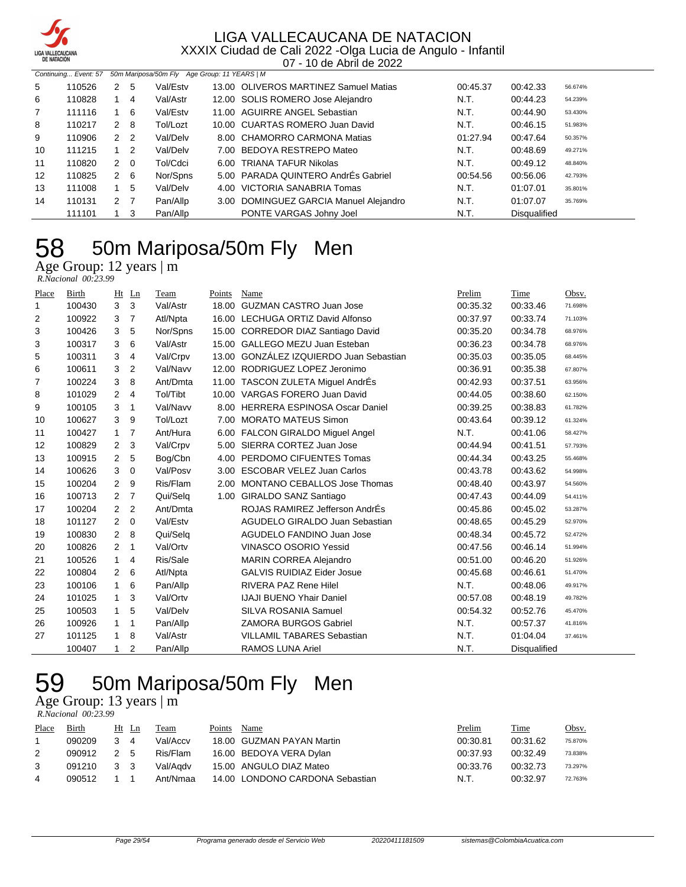Continuing... Event: 57 50m Mariposa/50m Fly Age Group: 11 YEARS | M

| | | | | | | | | | |
|---|---|---|---|---|---|---|---|---|---|
| 5 | 110526 | 2 | 5 | Val/Estv | 13.00 | OLIVEROS MARTINEZ Samuel Matias | 00:45.37 | 00:42.33 | 56.674% |
| 6 | 110828 | 1 | 4 | Val/Astr | 12.00 | SOLIS ROMERO Jose Alejandro | N.T. | 00:44.23 | 54.239% |
| 7 | 111116 | 1 | 6 | Val/Estv | 11.00 | AGUIRRE ANGEL Sebastian | N.T. | 00:44.90 | 53.430% |
| 8 | 110217 | 2 | 8 | Tol/Lozt | 10.00 | CUARTAS ROMERO Juan David | N.T. | 00:46.15 | 51.983% |
| 9 | 110906 | 2 | 2 | Val/Delv | 8.00 | CHAMORRO CARMONA Matias | 01:27.94 | 00:47.64 | 50.357% |
| 10 | 111215 | 1 | 2 | Val/Delv | 7.00 | BEDOYA RESTREPO Mateo | N.T. | 00:48.69 | 49.271% |
| 11 | 110820 | 2 | 0 | Tol/Cdci | 6.00 | TRIANA TAFUR Nikolas | N.T. | 00:49.12 | 48.840% |
| 12 | 110825 | 2 | 6 | Nor/Spns | 5.00 | PARADA QUINTERO AndrÉs Gabriel | 00:54.56 | 00:56.06 | 42.793% |
| 13 | 111008 | 1 | 5 | Val/Delv | 4.00 | VICTORIA SANABRIA Tomas | N.T. | 01:07.01 | 35.801% |
| 14 | 110131 | 2 | 7 | Pan/Allp | 3.00 | DOMINGUEZ GARCIA Manuel Alejandro | N.T. | 01:07.07 | 35.769% |
| | 111101 | 1 | 3 | Pan/Allp | | PONTE VARGAS Johny Joel | N.T. | Disqualified | |

# 58 50m Mariposa/50m Fly Men

Age Group: 12 years | m

*R.Nacional 00:23.99*

| Place | Birth | Ht | Ln | Team | Points | Name | Prelim | Time | Obsv. |
|---|---|---|---|---|---|---|---|---|---|
| 1 | 100430 | 3 | 3 | Val/Astr | 18.00 | GUZMAN CASTRO Juan Jose | 00:35.32 | 00:33.46 | 71.698% |
| 2 | 100922 | 3 | 7 | Atl/Npta | 16.00 | LECHUGA ORTIZ David Alfonso | 00:37.97 | 00:33.74 | 71.103% |
| 3 | 100426 | 3 | 5 | Nor/Spns | 15.00 | CORREDOR DIAZ Santiago David | 00:35.20 | 00:34.78 | 68.976% |
| 3 | 100317 | 3 | 6 | Val/Astr | 15.00 | GALLEGO MEZU Juan Esteban | 00:36.23 | 00:34.78 | 68.976% |
| 5 | 100311 | 3 | 4 | Val/Crpv | 13.00 | GONZÁLEZ IZQUIERDO Juan Sebastian | 00:35.03 | 00:35.05 | 68.445% |
| 6 | 100611 | 3 | 2 | Val/Navv | 12.00 | RODRIGUEZ LOPEZ Jeronimo | 00:36.91 | 00:35.38 | 67.807% |
| 7 | 100224 | 3 | 8 | Ant/Dmta | 11.00 | TASCON ZULETA Miguel AndrÉs | 00:42.93 | 00:37.51 | 63.956% |
| 8 | 101029 | 2 | 4 | Tol/Tibt | 10.00 | VARGAS FORERO Juan David | 00:44.05 | 00:38.60 | 62.150% |
| 9 | 100105 | 3 | 1 | Val/Navv | 8.00 | HERRERA ESPINOSA Oscar Daniel | 00:39.25 | 00:38.83 | 61.782% |
| 10 | 100627 | 3 | 9 | Tol/Lozt | 7.00 | MORATO MATEUS Simon | 00:43.64 | 00:39.12 | 61.324% |
| 11 | 100427 | 1 | 7 | Ant/Hura | 6.00 | FALCON GIRALDO Miguel Angel | N.T. | 00:41.06 | 58.427% |
| 12 | 100829 | 2 | 3 | Val/Crpv | 5.00 | SIERRA CORTEZ Juan Jose | 00:44.94 | 00:41.51 | 57.793% |
| 13 | 100915 | 2 | 5 | Bog/Cbn | 4.00 | PERDOMO CIFUENTES Tomas | 00:44.34 | 00:43.25 | 55.468% |
| 14 | 100626 | 3 | 0 | Val/Posv | 3.00 | ESCOBAR VELEZ Juan Carlos | 00:43.78 | 00:43.62 | 54.998% |
| 15 | 100204 | 2 | 9 | Ris/Flam | 2.00 | MONTANO CEBALLOS Jose Thomas | 00:48.40 | 00:43.97 | 54.560% |
| 16 | 100713 | 2 | 7 | Qui/Selq | 1.00 | GIRALDO SANZ Santiago | 00:47.43 | 00:44.09 | 54.411% |
| 17 | 100204 | 2 | 2 | Ant/Dmta | | ROJAS RAMIREZ Jefferson AndrÉs | 00:45.86 | 00:45.02 | 53.287% |
| 18 | 101127 | 2 | 0 | Val/Estv | | AGUDELO GIRALDO Juan Sebastian | 00:48.65 | 00:45.29 | 52.970% |
| 19 | 100830 | 2 | 8 | Qui/Selq | | AGUDELO FANDINO Juan Jose | 00:48.34 | 00:45.72 | 52.472% |
| 20 | 100826 | 2 | 1 | Val/Ortv | | VINASCO OSORIO Yessid | 00:47.56 | 00:46.14 | 51.994% |
| 21 | 100526 | 1 | 4 | Ris/Sale | | MARIN CORREA Alejandro | 00:51.00 | 00:46.20 | 51.926% |
| 22 | 100804 | 2 | 6 | Atl/Npta | | GALVIS RUIDIAZ Eider Josue | 00:45.68 | 00:46.61 | 51.470% |
| 23 | 100106 | 1 | 6 | Pan/Allp | | RIVERA PAZ Rene Hilel | N.T. | 00:48.06 | 49.917% |
| 24 | 101025 | 1 | 3 | Val/Ortv | | IJAJI BUENO Yhair Daniel | 00:57.08 | 00:48.19 | 49.782% |
| 25 | 100503 | 1 | 5 | Val/Delv | | SILVA ROSANIA Samuel | 00:54.32 | 00:52.76 | 45.470% |
| 26 | 100926 | 1 | 1 | Pan/Allp | | ZAMORA BURGOS Gabriel | N.T. | 00:57.37 | 41.816% |
| 27 | 101125 | 1 | 8 | Val/Astr | | VILLAMIL TABARES Sebastian | N.T. | 01:04.04 | 37.461% |
| | 100407 | 1 | 2 | Pan/Allp | | RAMOS LUNA Ariel | N.T. | Disqualified | |

# 59 50m Mariposa/50m Fly Men

Age Group: 13 years | m

*R.Nacional 00:23.99*

| Place | Birth | Ht | Ln | Team | Points | Name | Prelim | Time | Obsv. |
|---|---|---|---|---|---|---|---|---|---|
| 1 | 090209 | 3 | 4 | Val/Accv | 18.00 | GUZMAN PAYAN Martin | 00:30.81 | 00:31.62 | 75.870% |
| 2 | 090912 | 2 | 5 | Ris/Flam | 16.00 | BEDOYA VERA Dylan | 00:37.93 | 00:32.49 | 73.838% |
| 3 | 091210 | 3 | 3 | Val/Aqdv | 15.00 | ANGULO DIAZ Mateo | 00:33.76 | 00:32.73 | 73.297% |
| 4 | 090512 | 1 | 1 | Ant/Nmaa | 14.00 | LONDONO CARDONA Sebastian | N.T. | 00:32.97 | 72.763% |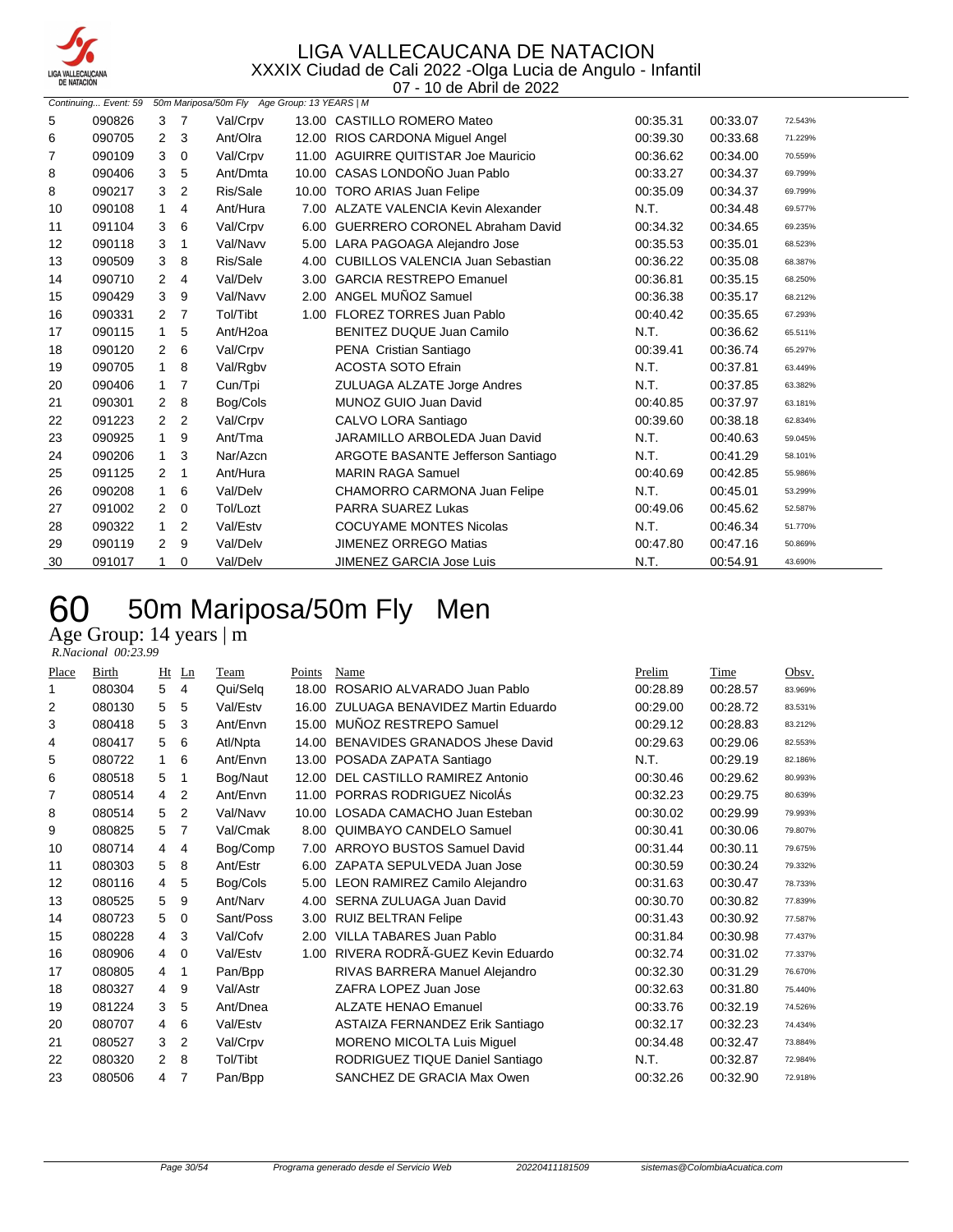Continuing... Event: 59 50m Mariposa/50m Fly Age Group: 13 YEARS | M

| | | | | | | | | | |
|---|---|---|---|---|---|---|---|---|---|
| 5 | 090826 | 3 | 7 | Val/Crpv | 13.00 | CASTILLO ROMERO Mateo | 00:35.31 | 00:33.07 | 72.543% |
| 6 | 090705 | 2 | 3 | Ant/Olra | 12.00 | RIOS CARDONA Miguel Angel | 00:39.30 | 00:33.68 | 71.229% |
| 7 | 090109 | 3 | 0 | Val/Crpv | 11.00 | AGUIRRE QUITISTAR Joe Mauricio | 00:36.62 | 00:34.00 | 70.559% |
| 8 | 090406 | 3 | 5 | Ant/Dmta | 10.00 | CASAS LONDOÑO Juan Pablo | 00:33.27 | 00:34.37 | 69.799% |
| 8 | 090217 | 3 | 2 | Ris/Sale | 10.00 | TORO ARIAS Juan Felipe | 00:35.09 | 00:34.37 | 69.799% |
| 10 | 090108 | 1 | 4 | Ant/Hura | 7.00 | ALZATE VALENCIA Kevin Alexander | N.T. | 00:34.48 | 69.577% |
| 11 | 091104 | 3 | 6 | Val/Crpv | 6.00 | GUERRERO CORONEL Abraham David | 00:34.32 | 00:34.65 | 69.235% |
| 12 | 090118 | 3 | 1 | Val/Navv | 5.00 | LARA PAGOAGA Alejandro Jose | 00:35.53 | 00:35.01 | 68.523% |
| 13 | 090509 | 3 | 8 | Ris/Sale | 4.00 | CUBILLOS VALENCIA Juan Sebastian | 00:36.22 | 00:35.08 | 68.387% |
| 14 | 090710 | 2 | 4 | Val/Delv | 3.00 | GARCIA RESTREPO Emanuel | 00:36.81 | 00:35.15 | 68.250% |
| 15 | 090429 | 3 | 9 | Val/Navv | 2.00 | ANGEL MUÑOZ Samuel | 00:36.38 | 00:35.17 | 68.212% |
| 16 | 090331 | 2 | 7 | Tol/Tibt | 1.00 | FLOREZ TORRES Juan Pablo | 00:40.42 | 00:35.65 | 67.293% |
| 17 | 090115 | 1 | 5 | Ant/H2oa | | BENITEZ DUQUE Juan Camilo | N.T. | 00:36.62 | 65.511% |
| 18 | 090120 | 2 | 6 | Val/Crpv | | PENA Cristian Santiago | 00:39.41 | 00:36.74 | 65.297% |
| 19 | 090705 | 1 | 8 | Val/Rgbv | | ACOSTA SOTO Efrain | N.T. | 00:37.81 | 63.449% |
| 20 | 090406 | 1 | 7 | Cun/Tpi | | ZULUAGA ALZATE Jorge Andres | N.T. | 00:37.85 | 63.382% |
| 21 | 090301 | 2 | 8 | Bog/Cols | | MUNOZ GUIO Juan David | 00:40.85 | 00:37.97 | 63.181% |
| 22 | 091223 | 2 | 2 | Val/Crpv | | CALVO LORA Santiago | 00:39.60 | 00:38.18 | 62.834% |
| 23 | 090925 | 1 | 9 | Ant/Tma | | JARAMILLO ARBOLEDA Juan David | N.T. | 00:40.63 | 59.045% |
| 24 | 090206 | 1 | 3 | Nar/Azcn | | ARGOTE BASANTE Jefferson Santiago | N.T. | 00:41.29 | 58.101% |
| 25 | 091125 | 2 | 1 | Ant/Hura | | MARIN RAGA Samuel | 00:40.69 | 00:42.85 | 55.986% |
| 26 | 090208 | 1 | 6 | Val/Delv | | CHAMORRO CARMONA Juan Felipe | N.T. | 00:45.01 | 53.299% |
| 27 | 091002 | 2 | 0 | Tol/Lozt | | PARRA SUAREZ Lukas | 00:49.06 | 00:45.62 | 52.587% |
| 28 | 090322 | 1 | 2 | Val/Estv | | COCUYAME MONTES Nicolas | N.T. | 00:46.34 | 51.770% |
| 29 | 090119 | 2 | 9 | Val/Delv | | JIMENEZ ORREGO Matias | 00:47.80 | 00:47.16 | 50.869% |
| 30 | 091017 | 1 | 0 | Val/Delv | | JIMENEZ GARCIA Jose Luis | N.T. | 00:54.91 | 43.690% |

# 60 50m Mariposa/50m Fly Men

Age Group: 14 years | m

*R.Nacional 00:23.99*

| Place | Birth | Ht | Ln | Team | Points | Name | Prelim | Time | Obsv. |
|---|---|---|---|---|---|---|---|---|---|
| 1 | 080304 | 5 | 4 | Qui/Selq | 18.00 | ROSARIO ALVARADO Juan Pablo | 00:28.89 | 00:28.57 | 83.969% |
| 2 | 080130 | 5 | 5 | Val/Estv | 16.00 | ZULUAGA BENAVIDEZ Martin Eduardo | 00:29.00 | 00:28.72 | 83.531% |
| 3 | 080418 | 5 | 3 | Ant/Envn | 15.00 | MUÑOZ RESTREPO Samuel | 00:29.12 | 00:28.83 | 83.212% |
| 4 | 080417 | 5 | 6 | Atl/Npta | 14.00 | BENAVIDES GRANADOS Jhese David | 00:29.63 | 00:29.06 | 82.553% |
| 5 | 080722 | 1 | 6 | Ant/Envn | 13.00 | POSADA ZAPATA Santiago | N.T. | 00:29.19 | 82.186% |
| 6 | 080518 | 5 | 1 | Bog/Naut | 12.00 | DEL CASTILLO RAMIREZ Antonio | 00:30.46 | 00:29.62 | 80.993% |
| 7 | 080514 | 4 | 2 | Ant/Envn | 11.00 | PORRAS RODRIGUEZ NicolÁs | 00:32.23 | 00:29.75 | 80.639% |
| 8 | 080514 | 5 | 2 | Val/Navv | 10.00 | LOSADA CAMACHO Juan Esteban | 00:30.02 | 00:29.99 | 79.993% |
| 9 | 080825 | 5 | 7 | Val/Cmak | 8.00 | QUIMBAYO CANDELO Samuel | 00:30.41 | 00:30.06 | 79.807% |
| 10 | 080714 | 4 | 4 | Bog/Comp | 7.00 | ARROYO BUSTOS Samuel David | 00:31.44 | 00:30.11 | 79.675% |
| 11 | 080303 | 5 | 8 | Ant/Estr | 6.00 | ZAPATA SEPULVEDA Juan Jose | 00:30.59 | 00:30.24 | 79.332% |
| 12 | 080116 | 4 | 5 | Bog/Cols | 5.00 | LEON RAMIREZ Camilo Alejandro | 00:31.63 | 00:30.47 | 78.733% |
| 13 | 080525 | 5 | 9 | Ant/Narv | 4.00 | SERNA ZULUAGA Juan David | 00:30.70 | 00:30.82 | 77.839% |
| 14 | 080723 | 5 | 0 | Sant/Poss | 3.00 | RUIZ BELTRAN Felipe | 00:31.43 | 00:30.92 | 77.587% |
| 15 | 080228 | 4 | 3 | Val/Cofv | 2.00 | VILLA TABARES Juan Pablo | 00:31.84 | 00:30.98 | 77.437% |
| 16 | 080906 | 4 | 0 | Val/Estv | 1.00 | RIVERA RODRÃ-GUEZ Kevin Eduardo | 00:32.74 | 00:31.02 | 77.337% |
| 17 | 080805 | 4 | 1 | Pan/Bpp | | RIVAS BARRERA Manuel Alejandro | 00:32.30 | 00:31.29 | 76.670% |
| 18 | 080327 | 4 | 9 | Val/Astr | | ZAFRA LOPEZ Juan Jose | 00:32.63 | 00:31.80 | 75.440% |
| 19 | 081224 | 3 | 5 | Ant/Dnea | | ALZATE HENAO Emanuel | 00:33.76 | 00:32.19 | 74.526% |
| 20 | 080707 | 4 | 6 | Val/Estv | | ASTAIZA FERNANDEZ Erik Santiago | 00:32.17 | 00:32.23 | 74.434% |
| 21 | 080527 | 3 | 2 | Val/Crpv | | MORENO MICOLTA Luis Miguel | 00:34.48 | 00:32.47 | 73.884% |
| 22 | 080320 | 2 | 8 | Tol/Tibt | | RODRIGUEZ TIQUE Daniel Santiago | N.T. | 00:32.87 | 72.984% |
| 23 | 080506 | 4 | 7 | Pan/Bpp | | SANCHEZ DE GRACIA Max Owen | 00:32.26 | 00:32.90 | 72.918% |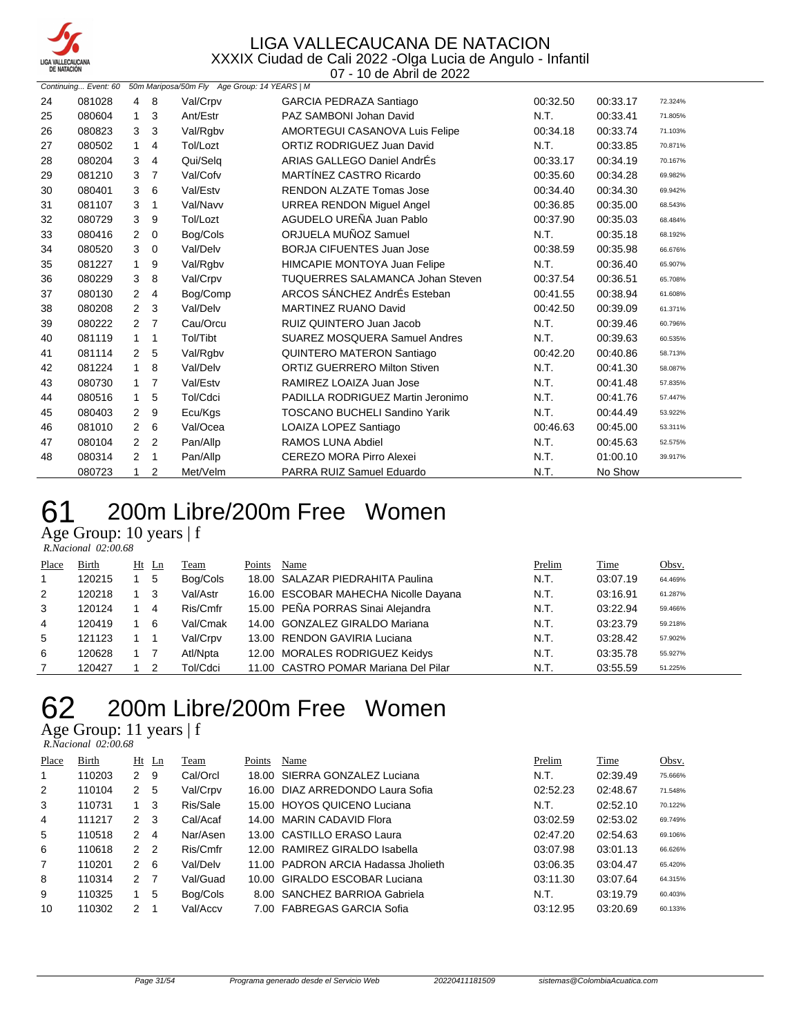Continuing... Event: 60 50m Mariposa/50m Fly Age Group: 14 YEARS | M

| | | | | | | | | |
|---|---|---|---|---|---|---|---|---|
| 24 | 081028 | 4 | 8 | Val/Crpv | GARCIA PEDRAZA Santiago | 00:32.50 | 00:33.17 | 72.324% |
| 25 | 080604 | 1 | 3 | Ant/Estr | PAZ SAMBONI Johan David | N.T. | 00:33.41 | 71.805% |
| 26 | 080823 | 3 | 3 | Val/Rgbv | AMORTEGUI CASANOVA Luis Felipe | 00:34.18 | 00:33.74 | 71.103% |
| 27 | 080502 | 1 | 4 | Tol/Lozt | ORTIZ RODRIGUEZ Juan David | N.T. | 00:33.85 | 70.871% |
| 28 | 080204 | 3 | 4 | Qui/Selq | ARIAS GALLEGO Daniel AndrÉs | 00:33.17 | 00:34.19 | 70.167% |
| 29 | 081210 | 3 | 7 | Val/Cofv | MARTÍNEZ CASTRO Ricardo | 00:35.60 | 00:34.28 | 69.982% |
| 30 | 080401 | 3 | 6 | Val/Estv | RENDON ALZATE Tomas Jose | 00:34.40 | 00:34.30 | 69.942% |
| 31 | 081107 | 3 | 1 | Val/Navv | URREA RENDON Miguel Angel | 00:36.85 | 00:35.00 | 68.543% |
| 32 | 080729 | 3 | 9 | Tol/Lozt | AGUDELO UREÑA Juan Pablo | 00:37.90 | 00:35.03 | 68.484% |
| 33 | 080416 | 2 | 0 | Bog/Cols | ORJUELA MUÑOZ Samuel | N.T. | 00:35.18 | 68.192% |
| 34 | 080520 | 3 | 0 | Val/Delv | BORJA CIFUENTES Juan Jose | 00:38.59 | 00:35.98 | 66.676% |
| 35 | 081227 | 1 | 9 | Val/Rgbv | HIMCAPIE MONTOYA Juan Felipe | N.T. | 00:36.40 | 65.907% |
| 36 | 080229 | 3 | 8 | Val/Crpv | TUQUERRES SALAMANCA Johan Steven | 00:37.54 | 00:36.51 | 65.708% |
| 37 | 080130 | 2 | 4 | Bog/Comp | ARCOS SÁNCHEZ AndrÉs Esteban | 00:41.55 | 00:38.94 | 61.608% |
| 38 | 080208 | 2 | 3 | Val/Delv | MARTINEZ RUANO David | 00:42.50 | 00:39.09 | 61.371% |
| 39 | 080222 | 2 | 7 | Cau/Orcu | RUIZ QUINTERO Juan Jacob | N.T. | 00:39.46 | 60.796% |
| 40 | 081119 | 1 | 1 | Tol/Tibt | SUAREZ MOSQUERA Samuel Andres | N.T. | 00:39.63 | 60.535% |
| 41 | 081114 | 2 | 5 | Val/Rgbv | QUINTERO MATERON Santiago | 00:42.20 | 00:40.86 | 58.713% |
| 42 | 081224 | 1 | 8 | Val/Delv | ORTIZ GUERRERO Milton Stiven | N.T. | 00:41.30 | 58.087% |
| 43 | 080730 | 1 | 7 | Val/Estv | RAMIREZ LOAIZA Juan Jose | N.T. | 00:41.48 | 57.835% |
| 44 | 080516 | 1 | 5 | Tol/Cdci | PADILLA RODRIGUEZ Martin Jeronimo | N.T. | 00:41.76 | 57.447% |
| 45 | 080403 | 2 | 9 | Ecu/Kgs | TOSCANO BUCHELI Sandino Yarik | N.T. | 00:44.49 | 53.922% |
| 46 | 081010 | 2 | 6 | Val/Ocea | LOAIZA LOPEZ Santiago | 00:46.63 | 00:45.00 | 53.311% |
| 47 | 080104 | 2 | 2 | Pan/Allp | RAMOS LUNA Abdiel | N.T. | 00:45.63 | 52.575% |
| 48 | 080314 | 2 | 1 | Pan/Allp | CEREZO MORA Pirro Alexei | N.T. | 01:00.10 | 39.917% |
| | 080723 | 1 | 2 | Met/Velm | PARRA RUIZ Samuel Eduardo | N.T. | No Show | |

# 61 200m Libre/200m Free Women

Age Group: 10 years | f

*R.Nacional 02:00.68*

| Place | Birth | Ht | Ln | Team | Points | Name | Prelim | Time | Obsv. |
|---|---|---|---|---|---|---|---|---|---|
| 1 | 120215 | 1 | 5 | Bog/Cols | 18.00 | SALAZAR PIEDRAHITA Paulina | N.T. | 03:07.19 | 64.469% |
| 2 | 120218 | 1 | 3 | Val/Astr | 16.00 | ESCOBAR MAHECHA Nicolle Dayana | N.T. | 03:16.91 | 61.287% |
| 3 | 120124 | 1 | 4 | Ris/Cmfr | 15.00 | PEÑA PORRAS Sinai Alejandra | N.T. | 03:22.94 | 59.466% |
| 4 | 120419 | 1 | 6 | Val/Cmak | 14.00 | GONZALEZ GIRALDO Mariana | N.T. | 03:23.79 | 59.218% |
| 5 | 121123 | 1 | 1 | Val/Crpv | 13.00 | RENDON GAVIRIA Luciana | N.T. | 03:28.42 | 57.902% |
| 6 | 120628 | 1 | 7 | Atl/Npta | 12.00 | MORALES RODRIGUEZ Keidys | N.T. | 03:35.78 | 55.927% |
| 7 | 120427 | 1 | 2 | Tol/Cdci | 11.00 | CASTRO POMAR Mariana Del Pilar | N.T. | 03:55.59 | 51.225% |

# 62 200m Libre/200m Free Women

Age Group: 11 years | f

*R.Nacional 02:00.68*

| Place | Birth | Ht | Ln | Team | Points | Name | Prelim | Time | Obsv. |
|---|---|---|---|---|---|---|---|---|---|
| 1 | 110203 | 2 | 9 | Cal/Orcl | 18.00 | SIERRA GONZALEZ Luciana | N.T. | 02:39.49 | 75.666% |
| 2 | 110104 | 2 | 5 | Val/Crpv | 16.00 | DIAZ ARREDONDO Laura Sofia | 02:52.23 | 02:48.67 | 71.548% |
| 3 | 110731 | 1 | 3 | Ris/Sale | 15.00 | HOYOS QUICENO Luciana | N.T. | 02:52.10 | 70.122% |
| 4 | 111217 | 2 | 3 | Cal/Acaf | 14.00 | MARIN CADAVID Flora | 03:02.59 | 02:53.02 | 69.749% |
| 5 | 110518 | 2 | 4 | Nar/Asen | 13.00 | CASTILLO ERASO Laura | 02:47.20 | 02:54.63 | 69.106% |
| 6 | 110618 | 2 | 2 | Ris/Cmfr | 12.00 | RAMIREZ GIRALDO Isabella | 03:07.98 | 03:01.13 | 66.626% |
| 7 | 110201 | 2 | 6 | Val/Delv | 11.00 | PADRON ARCIA Hadassa Jholieth | 03:06.35 | 03:04.47 | 65.420% |
| 8 | 110314 | 2 | 7 | Val/Guad | 10.00 | GIRALDO ESCOBAR Luciana | 03:11.30 | 03:07.64 | 64.315% |
| 9 | 110325 | 1 | 5 | Bog/Cols | 8.00 | SANCHEZ BARRIOA Gabriela | N.T. | 03:19.79 | 60.403% |
| 10 | 110302 | 2 | 1 | Val/Accv | 7.00 | FABREGAS GARCIA Sofia | 03:12.95 | 03:20.69 | 60.133% |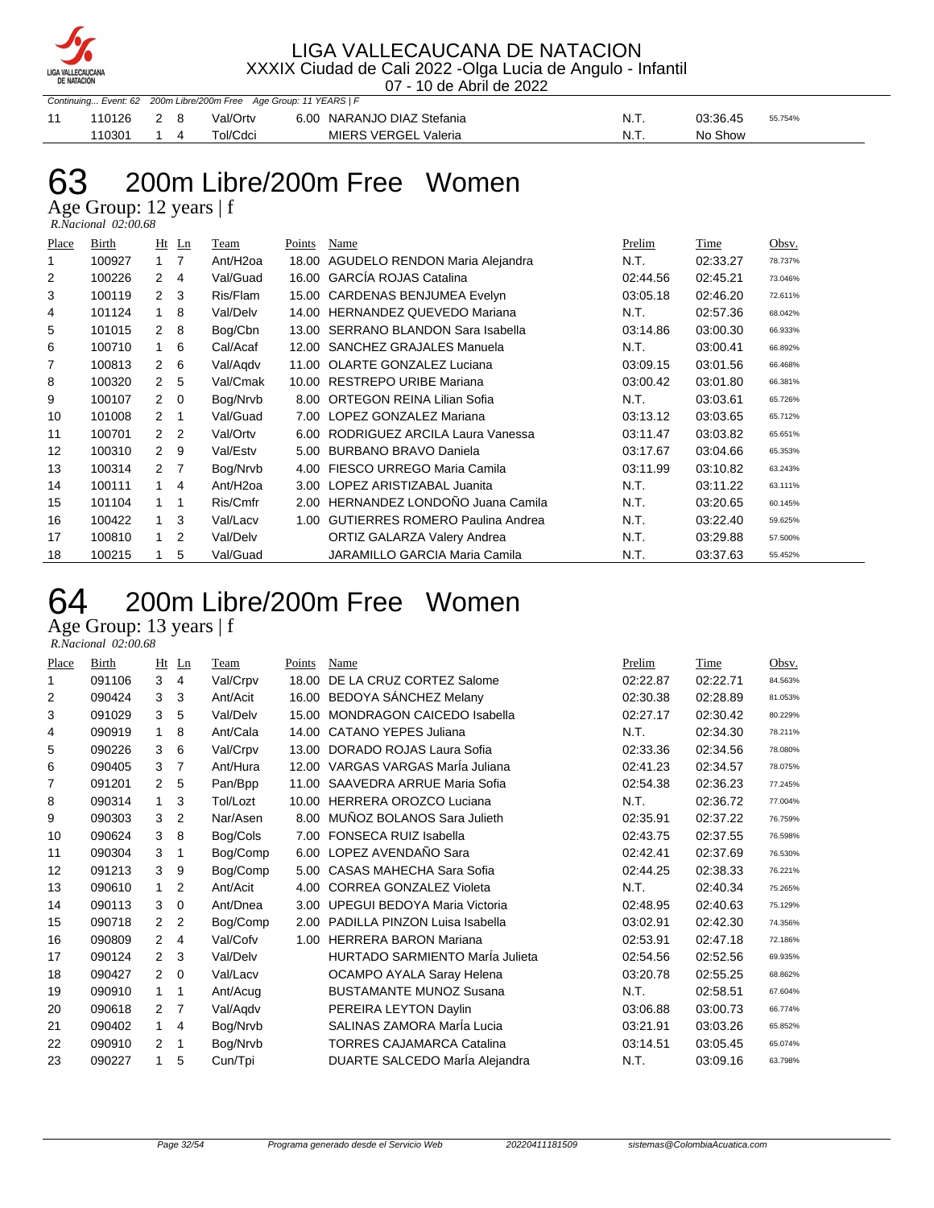LIGA VALLECAUCANA DE NATACION
XXXIX Ciudad de Cali 2022 -Olga Lucia de Angulo - Infantil
07 - 10 de Abril de 2022

Continuing... Event: 62 200m Libre/200m Free Age Group: 11 YEARS | F

| | | | | | | | | | |
|---|---|---|---|---|---|---|---|---|---|
| 11 | 110126 | 2 | 8 | Val/Ortv | 6.00 | NARANJO DIAZ Stefania | N.T. | 03:36.45 | 55.754% |
| | 110301 | 1 | 4 | Tol/Cdci | | MIERS VERGEL Valeria | N.T. | No Show | |

# 63 200m Libre/200m Free Women

Age Group: 12 years | f

*R.Nacional 02:00.68*

| Place | Birth | Ht | Ln | Team | Points | Name | Prelim | Time | Obsv. |
|---|---|---|---|---|---|---|---|---|---|
| 1 | 100927 | 1 | 7 | Ant/H2oa | 18.00 | AGUDELO RENDON Maria Alejandra | N.T. | 02:33.27 | 78.737% |
| 2 | 100226 | 2 | 4 | Val/Guad | 16.00 | GARCÍA ROJAS Catalina | 02:44.56 | 02:45.21 | 73.046% |
| 3 | 100119 | 2 | 3 | Ris/Flam | 15.00 | CARDENAS BENJUMEA Evelyn | 03:05.18 | 02:46.20 | 72.611% |
| 4 | 101124 | 1 | 8 | Val/Delv | 14.00 | HERNANDEZ QUEVEDO Mariana | N.T. | 02:57.36 | 68.042% |
| 5 | 101015 | 2 | 8 | Bog/Cbn | 13.00 | SERRANO BLANDON Sara Isabella | 03:14.86 | 03:00.30 | 66.933% |
| 6 | 100710 | 1 | 6 | Cal/Acaf | 12.00 | SANCHEZ GRAJALES Manuela | N.T. | 03:00.41 | 66.892% |
| 7 | 100813 | 2 | 6 | Val/Aqdv | 11.00 | OLARTE GONZALEZ Luciana | 03:09.15 | 03:01.56 | 66.468% |
| 8 | 100320 | 2 | 5 | Val/Cmak | 10.00 | RESTREPO URIBE Mariana | 03:00.42 | 03:01.80 | 66.381% |
| 9 | 100107 | 2 | 0 | Bog/Nrvb | 8.00 | ORTEGON REINA Lilian Sofia | N.T. | 03:03.61 | 65.726% |
| 10 | 101008 | 2 | 1 | Val/Guad | 7.00 | LOPEZ GONZALEZ Mariana | 03:13.12 | 03:03.65 | 65.712% |
| 11 | 100701 | 2 | 2 | Val/Ortv | 6.00 | RODRIGUEZ ARCILA Laura Vanessa | 03:11.47 | 03:03.82 | 65.651% |
| 12 | 100310 | 2 | 9 | Val/Estv | 5.00 | BURBANO BRAVO Daniela | 03:17.67 | 03:04.66 | 65.353% |
| 13 | 100314 | 2 | 7 | Bog/Nrvb | 4.00 | FIESCO URREGO Maria Camila | 03:11.99 | 03:10.82 | 63.243% |
| 14 | 100111 | 1 | 4 | Ant/H2oa | 3.00 | LOPEZ ARISTIZABAL Juanita | N.T. | 03:11.22 | 63.111% |
| 15 | 101104 | 1 | 1 | Ris/Cmfr | 2.00 | HERNANDEZ LONDOÑO Juana Camila | N.T. | 03:20.65 | 60.145% |
| 16 | 100422 | 1 | 3 | Val/Lacv | 1.00 | GUTIERRES ROMERO Paulina Andrea | N.T. | 03:22.40 | 59.625% |
| 17 | 100810 | 1 | 2 | Val/Delv | | ORTIZ GALARZA Valery Andrea | N.T. | 03:29.88 | 57.500% |
| 18 | 100215 | 1 | 5 | Val/Guad | | JARAMILLO GARCIA Maria Camila | N.T. | 03:37.63 | 55.452% |

# 64 200m Libre/200m Free Women

Age Group: 13 years | f

*R.Nacional 02:00.68*

| Place | Birth | Ht | Ln | Team | Points | Name | Prelim | Time | Obsv. |
|---|---|---|---|---|---|---|---|---|---|
| 1 | 091106 | 3 | 4 | Val/Crpv | 18.00 | DE LA CRUZ CORTEZ Salome | 02:22.87 | 02:22.71 | 84.563% |
| 2 | 090424 | 3 | 3 | Ant/Acit | 16.00 | BEDOYA SÁNCHEZ Melany | 02:30.38 | 02:28.89 | 81.053% |
| 3 | 091029 | 3 | 5 | Val/Delv | 15.00 | MONDRAGON CAICEDO Isabella | 02:27.17 | 02:30.42 | 80.229% |
| 4 | 090919 | 1 | 8 | Ant/Cala | 14.00 | CATANO YEPES Juliana | N.T. | 02:34.30 | 78.211% |
| 5 | 090226 | 3 | 6 | Val/Crpv | 13.00 | DORADO ROJAS Laura Sofia | 02:33.36 | 02:34.56 | 78.080% |
| 6 | 090405 | 3 | 7 | Ant/Hura | 12.00 | VARGAS VARGAS MarÍa Juliana | 02:41.23 | 02:34.57 | 78.075% |
| 7 | 091201 | 2 | 5 | Pan/Bpp | 11.00 | SAAVEDRA ARRUE Maria Sofia | 02:54.38 | 02:36.23 | 77.245% |
| 8 | 090314 | 1 | 3 | Tol/Lozt | 10.00 | HERRERA OROZCO Luciana | N.T. | 02:36.72 | 77.004% |
| 9 | 090303 | 3 | 2 | Nar/Asen | 8.00 | MUÑOZ BOLANOS Sara Julieth | 02:35.91 | 02:37.22 | 76.759% |
| 10 | 090624 | 3 | 8 | Bog/Cols | 7.00 | FONSECA RUIZ Isabella | 02:43.75 | 02:37.55 | 76.598% |
| 11 | 090304 | 3 | 1 | Bog/Comp | 6.00 | LOPEZ AVENDAÑO Sara | 02:42.41 | 02:37.69 | 76.530% |
| 12 | 091213 | 3 | 9 | Bog/Comp | 5.00 | CASAS MAHECHA Sara Sofia | 02:44.25 | 02:38.33 | 76.221% |
| 13 | 090610 | 1 | 2 | Ant/Acit | 4.00 | CORREA GONZALEZ Violeta | N.T. | 02:40.34 | 75.265% |
| 14 | 090113 | 3 | 0 | Ant/Dnea | 3.00 | UPEGUI BEDOYA Maria Victoria | 02:48.95 | 02:40.63 | 75.129% |
| 15 | 090718 | 2 | 2 | Bog/Comp | 2.00 | PADILLA PINZON Luisa Isabella | 03:02.91 | 02:42.30 | 74.356% |
| 16 | 090809 | 2 | 4 | Val/Cofv | 1.00 | HERRERA BARON Mariana | 02:53.91 | 02:47.18 | 72.186% |
| 17 | 090124 | 2 | 3 | Val/Delv | | HURTADO SARMIENTO MarÍa Julieta | 02:54.56 | 02:52.56 | 69.935% |
| 18 | 090427 | 2 | 0 | Val/Lacv | | OCAMPO AYALA Saray Helena | 03:20.78 | 02:55.25 | 68.862% |
| 19 | 090910 | 1 | 1 | Ant/Acug | | BUSTAMANTE MUNOZ Susana | N.T. | 02:58.51 | 67.604% |
| 20 | 090618 | 2 | 7 | Val/Aqdv | | PEREIRA LEYTON Daylin | 03:06.88 | 03:00.73 | 66.774% |
| 21 | 090402 | 1 | 4 | Bog/Nrvb | | SALINAS ZAMORA MarÍa Lucia | 03:21.91 | 03:03.26 | 65.852% |
| 22 | 090910 | 2 | 1 | Bog/Nrvb | | TORRES CAJAMARCA Catalina | 03:14.51 | 03:05.45 | 65.074% |
| 23 | 090227 | 1 | 5 | Cun/Tpi | | DUARTE SALCEDO MarÍa Alejandra | N.T. | 03:09.16 | 63.798% |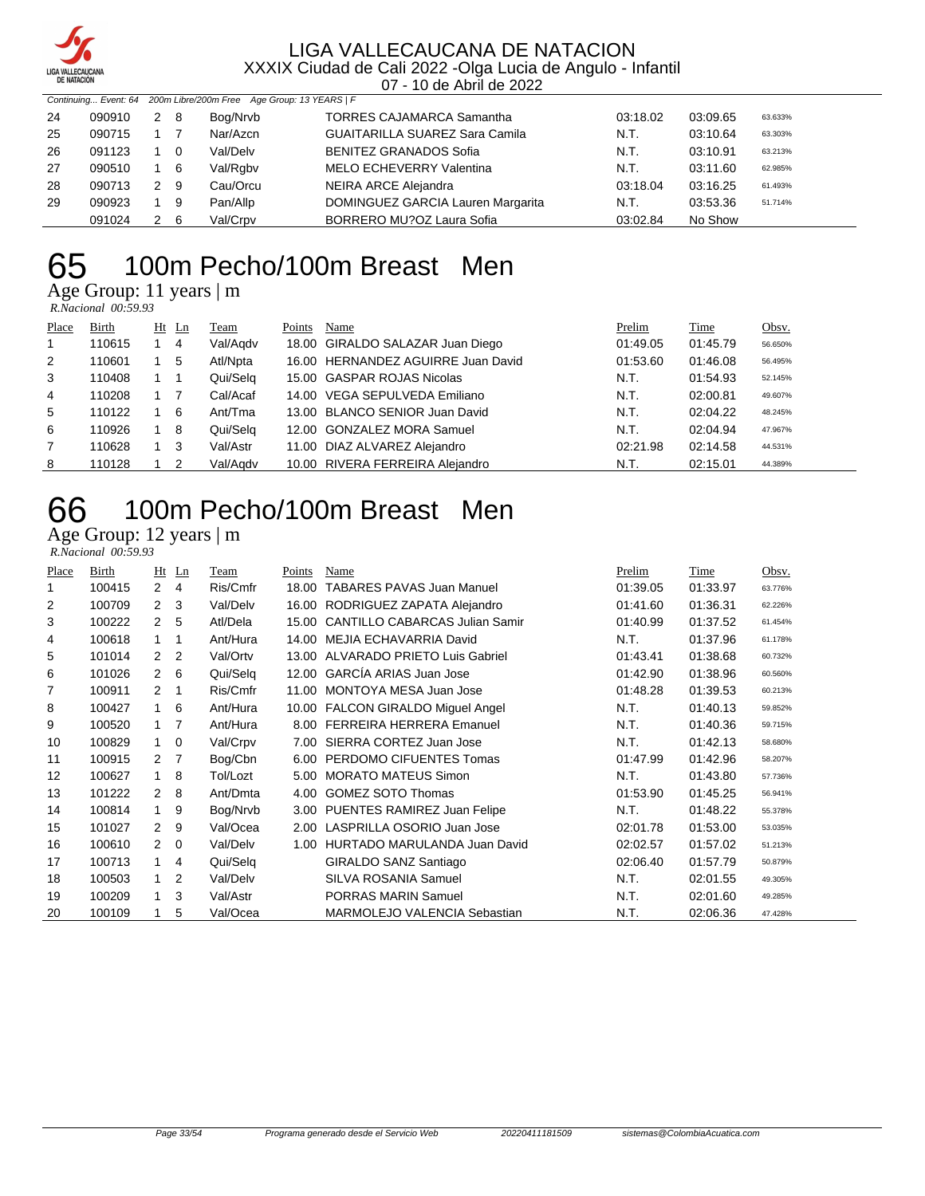Continuing... Event: 64 200m Libre/200m Free Age Group: 13 YEARS | F

| | | | | | | | | | |
|---|---|---|---|---|---|---|---|---|---|
| 24 | 090910 | 2 | 8 | Bog/Nrvb | | TORRES CAJAMARCA Samantha | 03:18.02 | 03:09.65 | 63.633% |
| 25 | 090715 | 1 | 7 | Nar/Azcn | | GUAITARILLA SUAREZ Sara Camila | N.T. | 03:10.64 | 63.303% |
| 26 | 091123 | 1 | 0 | Val/Delv | | BENITEZ GRANADOS Sofia | N.T. | 03:10.91 | 63.213% |
| 27 | 090510 | 1 | 6 | Val/Rgbv | | MELO ECHEVERRY Valentina | N.T. | 03:11.60 | 62.985% |
| 28 | 090713 | 2 | 9 | Cau/Orcu | | NEIRA ARCE Alejandra | 03:18.04 | 03:16.25 | 61.493% |
| 29 | 090923 | 1 | 9 | Pan/Allp | | DOMINGUEZ GARCIA Lauren Margarita | N.T. | 03:53.36 | 51.714% |
| | 091024 | 2 | 6 | Val/Crpv | | BORRERO MU?OZ Laura Sofia | 03:02.84 | No Show | |

# 65 100m Pecho/100m Breast Men

Age Group: 11 years | m

*R.Nacional 00:59.93*

| Place | Birth | Ht | Ln | Team | Points | Name | Prelim | Time | Obsv. |
|---|---|---|---|---|---|---|---|---|---|
| 1 | 110615 | 1 | 4 | Val/Aqdv | 18.00 | GIRALDO SALAZAR Juan Diego | 01:49.05 | 01:45.79 | 56.650% |
| 2 | 110601 | 1 | 5 | Atl/Npta | 16.00 | HERNANDEZ AGUIRRE Juan David | 01:53.60 | 01:46.08 | 56.495% |
| 3 | 110408 | 1 | 1 | Qui/Selq | 15.00 | GASPAR ROJAS Nicolas | N.T. | 01:54.93 | 52.145% |
| 4 | 110208 | 1 | 7 | Cal/Acaf | 14.00 | VEGA SEPULVEDA Emiliano | N.T. | 02:00.81 | 49.607% |
| 5 | 110122 | 1 | 6 | Ant/Tma | 13.00 | BLANCO SENIOR Juan David | N.T. | 02:04.22 | 48.245% |
| 6 | 110926 | 1 | 8 | Qui/Selq | 12.00 | GONZALEZ MORA Samuel | N.T. | 02:04.94 | 47.967% |
| 7 | 110628 | 1 | 3 | Val/Astr | 11.00 | DIAZ ALVAREZ Alejandro | 02:21.98 | 02:14.58 | 44.531% |
| 8 | 110128 | 1 | 2 | Val/Aqdv | 10.00 | RIVERA FERREIRA Alejandro | N.T. | 02:15.01 | 44.389% |

# 66 100m Pecho/100m Breast Men

Age Group: 12 years | m

*R.Nacional 00:59.93*

| Place | Birth | Ht | Ln | Team | Points | Name | Prelim | Time | Obsv. |
|---|---|---|---|---|---|---|---|---|---|
| 1 | 100415 | 2 | 4 | Ris/Cmfr | 18.00 | TABARES PAVAS Juan Manuel | 01:39.05 | 01:33.97 | 63.776% |
| 2 | 100709 | 2 | 3 | Val/Delv | 16.00 | RODRIGUEZ ZAPATA Alejandro | 01:41.60 | 01:36.31 | 62.226% |
| 3 | 100222 | 2 | 5 | Atl/Dela | 15.00 | CANTILLO CABARCAS Julian Samir | 01:40.99 | 01:37.52 | 61.454% |
| 4 | 100618 | 1 | 1 | Ant/Hura | 14.00 | MEJIA ECHAVARRIA David | N.T. | 01:37.96 | 61.178% |
| 5 | 101014 | 2 | 2 | Val/Ortv | 13.00 | ALVARADO PRIETO Luis Gabriel | 01:43.41 | 01:38.68 | 60.732% |
| 6 | 101026 | 2 | 6 | Qui/Selq | 12.00 | GARCÍA ARIAS Juan Jose | 01:42.90 | 01:38.96 | 60.560% |
| 7 | 100911 | 2 | 1 | Ris/Cmfr | 11.00 | MONTOYA MESA Juan Jose | 01:48.28 | 01:39.53 | 60.213% |
| 8 | 100427 | 1 | 6 | Ant/Hura | 10.00 | FALCON GIRALDO Miguel Angel | N.T. | 01:40.13 | 59.852% |
| 9 | 100520 | 1 | 7 | Ant/Hura | 8.00 | FERREIRA HERRERA Emanuel | N.T. | 01:40.36 | 59.715% |
| 10 | 100829 | 1 | 0 | Val/Crpv | 7.00 | SIERRA CORTEZ Juan Jose | N.T. | 01:42.13 | 58.680% |
| 11 | 100915 | 2 | 7 | Bog/Cbn | 6.00 | PERDOMO CIFUENTES Tomas | 01:47.99 | 01:42.96 | 58.207% |
| 12 | 100627 | 1 | 8 | Tol/Lozt | 5.00 | MORATO MATEUS Simon | N.T. | 01:43.80 | 57.736% |
| 13 | 101222 | 2 | 8 | Ant/Dmta | 4.00 | GOMEZ SOTO Thomas | 01:53.90 | 01:45.25 | 56.941% |
| 14 | 100814 | 1 | 9 | Bog/Nrvb | 3.00 | PUENTES RAMIREZ Juan Felipe | N.T. | 01:48.22 | 55.378% |
| 15 | 101027 | 2 | 9 | Val/Ocea | 2.00 | LASPRILLA OSORIO Juan Jose | 02:01.78 | 01:53.00 | 53.035% |
| 16 | 100610 | 2 | 0 | Val/Delv | 1.00 | HURTADO MARULANDA Juan David | 02:02.57 | 01:57.02 | 51.213% |
| 17 | 100713 | 1 | 4 | Qui/Selq | | GIRALDO SANZ Santiago | 02:06.40 | 01:57.79 | 50.879% |
| 18 | 100503 | 1 | 2 | Val/Delv | | SILVA ROSANIA Samuel | N.T. | 02:01.55 | 49.305% |
| 19 | 100209 | 1 | 3 | Val/Astr | | PORRAS MARIN Samuel | N.T. | 02:01.60 | 49.285% |
| 20 | 100109 | 1 | 5 | Val/Ocea | | MARMOLEJO VALENCIA Sebastian | N.T. | 02:06.36 | 47.428% |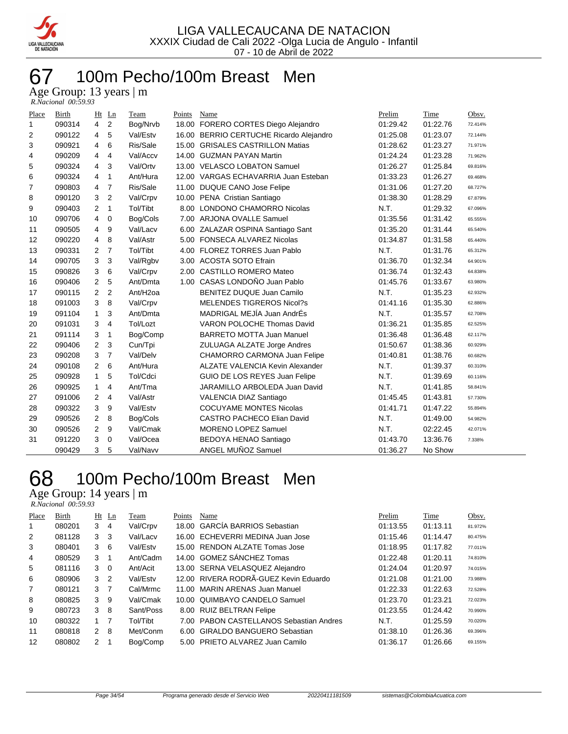LIGA VALLECAUCANA DE NATACION
XXXIX Ciudad de Cali 2022 -Olga Lucia de Angulo - Infantil
07 - 10 de Abril de 2022

# 67 100m Pecho/100m Breast Men

Age Group: 13 years | m
*R.Nacional 00:59.93*

| Place | Birth | Ht | Ln | Team | Points | Name | Prelim | Time | Obsv. |
|---|---|---|---|---|---|---|---|---|---|
| 1 | 090314 | 4 | 2 | Bog/Nrvb | 18.00 | FORERO CORTES Diego Alejandro | 01:29.42 | 01:22.76 | 72.414% |
| 2 | 090122 | 4 | 5 | Val/Estv | 16.00 | BERRIO CERTUCHE Ricardo Alejandro | 01:25.08 | 01:23.07 | 72.144% |
| 3 | 090921 | 4 | 6 | Ris/Sale | 15.00 | GRISALES CASTRILLON Matias | 01:28.62 | 01:23.27 | 71.971% |
| 4 | 090209 | 4 | 4 | Val/Accv | 14.00 | GUZMAN PAYAN Martin | 01:24.24 | 01:23.28 | 71.962% |
| 5 | 090324 | 4 | 3 | Val/Ortv | 13.00 | VELASCO LOBATON Samuel | 01:26.27 | 01:25.84 | 69.816% |
| 6 | 090324 | 4 | 1 | Ant/Hura | 12.00 | VARGAS ECHAVARRIA Juan Esteban | 01:33.23 | 01:26.27 | 69.468% |
| 7 | 090803 | 4 | 7 | Ris/Sale | 11.00 | DUQUE CANO Jose Felipe | 01:31.06 | 01:27.20 | 68.727% |
| 8 | 090120 | 3 | 2 | Val/Crpv | 10.00 | PENA Cristian Santiago | 01:38.30 | 01:28.29 | 67.879% |
| 9 | 090403 | 2 | 1 | Tol/Tibt | 8.00 | LONDONO CHAMORRO Nicolas | N.T. | 01:29.32 | 67.096% |
| 10 | 090706 | 4 | 0 | Bog/Cols | 7.00 | ARJONA OVALLE Samuel | 01:35.56 | 01:31.42 | 65.555% |
| 11 | 090505 | 4 | 9 | Val/Lacv | 6.00 | ZALAZAR OSPINA Santiago Sant | 01:35.20 | 01:31.44 | 65.540% |
| 12 | 090220 | 4 | 8 | Val/Astr | 5.00 | FONSECA ALVAREZ Nicolas | 01:34.87 | 01:31.58 | 65.440% |
| 13 | 090331 | 2 | 7 | Tol/Tibt | 4.00 | FLOREZ TORRES Juan Pablo | N.T. | 01:31.76 | 65.312% |
| 14 | 090705 | 3 | 3 | Val/Rgbv | 3.00 | ACOSTA SOTO Efrain | 01:36.70 | 01:32.34 | 64.901% |
| 15 | 090826 | 3 | 6 | Val/Crpv | 2.00 | CASTILLO ROMERO Mateo | 01:36.74 | 01:32.43 | 64.838% |
| 16 | 090406 | 2 | 5 | Ant/Dmta | 1.00 | CASAS LONDOÑO Juan Pablo | 01:45.76 | 01:33.67 | 63.980% |
| 17 | 090115 | 2 | 2 | Ant/H2oa | | BENITEZ DUQUE Juan Camilo | N.T. | 01:35.23 | 62.932% |
| 18 | 091003 | 3 | 8 | Val/Crpv | | MELENDES TIGREROS Nicol?s | 01:41.16 | 01:35.30 | 62.886% |
| 19 | 091104 | 1 | 3 | Ant/Dmta | | MADRIGAL MEJÍA Juan AndrÉs | N.T. | 01:35.57 | 62.708% |
| 20 | 091031 | 3 | 4 | Tol/Lozt | | VARON POLOCHE Thomas David | 01:36.21 | 01:35.85 | 62.525% |
| 21 | 091114 | 3 | 1 | Bog/Comp | | BARRETO MOTTA Juan Manuel | 01:36.48 | 01:36.48 | 62.117% |
| 22 | 090406 | 2 | 3 | Cun/Tpi | | ZULUAGA ALZATE Jorge Andres | 01:50.67 | 01:38.36 | 60.929% |
| 23 | 090208 | 3 | 7 | Val/Delv | | CHAMORRO CARMONA Juan Felipe | 01:40.81 | 01:38.76 | 60.682% |
| 24 | 090108 | 2 | 6 | Ant/Hura | | ALZATE VALENCIA Kevin Alexander | N.T. | 01:39.37 | 60.310% |
| 25 | 090928 | 1 | 5 | Tol/Cdci | | GUIO DE LOS REYES Juan Felipe | N.T. | 01:39.69 | 60.116% |
| 26 | 090925 | 1 | 4 | Ant/Tma | | JARAMILLO ARBOLEDA Juan David | N.T. | 01:41.85 | 58.841% |
| 27 | 091006 | 2 | 4 | Val/Astr | | VALENCIA DIAZ Santiago | 01:45.45 | 01:43.81 | 57.730% |
| 28 | 090322 | 3 | 9 | Val/Estv | | COCUYAME MONTES Nicolas | 01:41.71 | 01:47.22 | 55.894% |
| 29 | 090526 | 2 | 8 | Bog/Cols | | CASTRO PACHECO Elian David | N.T. | 01:49.00 | 54.982% |
| 30 | 090526 | 2 | 9 | Val/Cmak | | MORENO LOPEZ Samuel | N.T. | 02:22.45 | 42.071% |
| 31 | 091220 | 3 | 0 | Val/Ocea | | BEDOYA HENAO Santiago | 01:43.70 | 13:36.76 | 7.338% |
| | 090429 | 3 | 5 | Val/Navv | | ANGEL MUÑOZ Samuel | 01:36.27 | No Show | |

# 68 100m Pecho/100m Breast Men

Age Group: 14 years | m
*R.Nacional 00:59.93*

| Place | Birth | Ht | Ln | Team | Points | Name | Prelim | Time | Obsv. |
|---|---|---|---|---|---|---|---|---|---|
| 1 | 080201 | 3 | 4 | Val/Crpv | 18.00 | GARCÍA BARRIOS Sebastian | 01:13.55 | 01:13.11 | 81.972% |
| 2 | 081128 | 3 | 3 | Val/Lacv | 16.00 | ECHEVERRI MEDINA Juan Jose | 01:15.46 | 01:14.47 | 80.475% |
| 3 | 080401 | 3 | 6 | Val/Estv | 15.00 | RENDON ALZATE Tomas Jose | 01:18.95 | 01:17.82 | 77.011% |
| 4 | 080529 | 3 | 1 | Ant/Cadm | 14.00 | GOMEZ SÁNCHEZ Tomas | 01:22.48 | 01:20.11 | 74.810% |
| 5 | 081116 | 3 | 0 | Ant/Acit | 13.00 | SERNA VELASQUEZ Alejandro | 01:24.04 | 01:20.97 | 74.015% |
| 6 | 080906 | 3 | 2 | Val/Estv | 12.00 | RIVERA RODRÃ-GUEZ Kevin Eduardo | 01:21.08 | 01:21.00 | 73.988% |
| 7 | 080121 | 3 | 7 | Cal/Mrmc | 11.00 | MARIN ARENAS Juan Manuel | 01:22.33 | 01:22.63 | 72.528% |
| 8 | 080825 | 3 | 9 | Val/Cmak | 10.00 | QUIMBAYO CANDELO Samuel | 01:23.70 | 01:23.21 | 72.023% |
| 9 | 080723 | 3 | 8 | Sant/Poss | 8.00 | RUIZ BELTRAN Felipe | 01:23.55 | 01:24.42 | 70.990% |
| 10 | 080322 | 1 | 7 | Tol/Tibt | 7.00 | PABON CASTELLANOS Sebastian Andres | N.T. | 01:25.59 | 70.020% |
| 11 | 080818 | 2 | 8 | Met/Conm | 6.00 | GIRALDO BANGUERO Sebastian | 01:38.10 | 01:26.36 | 69.396% |
| 12 | 080802 | 2 | 1 | Bog/Comp | 5.00 | PRIETO ALVAREZ Juan Camilo | 01:36.17 | 01:26.66 | 69.155% |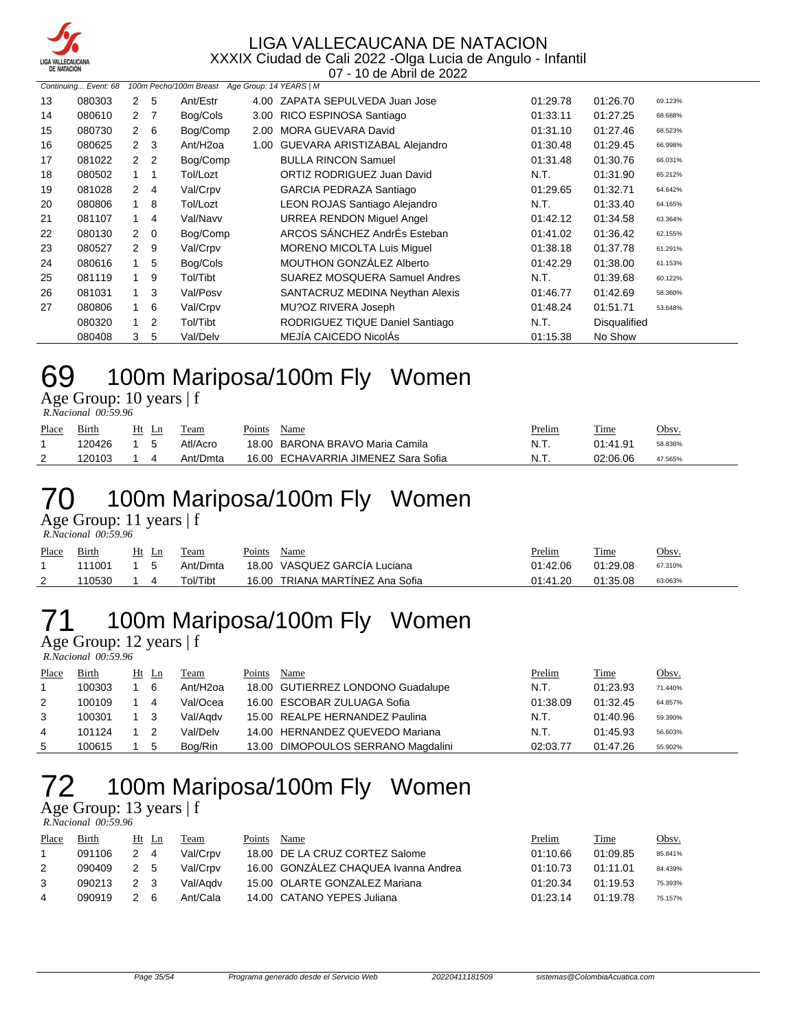Continuing... Event: 68 100m Pecho/100m Breast Age Group: 14 YEARS | M

| | | | | | | | | | |
|---|---|---|---|---|---|---|---|---|---|
| 13 | 080303 | 2 | 5 | Ant/Estr | 4.00 | ZAPATA SEPULVEDA Juan Jose | 01:29.78 | 01:26.70 | 69.123% |
| 14 | 080610 | 2 | 7 | Bog/Cols | 3.00 | RICO ESPINOSA Santiago | 01:33.11 | 01:27.25 | 68.688% |
| 15 | 080730 | 2 | 6 | Bog/Comp | 2.00 | MORA GUEVARA David | 01:31.10 | 01:27.46 | 68.523% |
| 16 | 080625 | 2 | 3 | Ant/H2oa | 1.00 | GUEVARA ARISTIZABAL Alejandro | 01:30.48 | 01:29.45 | 66.998% |
| 17 | 081022 | 2 | 2 | Bog/Comp | | BULLA RINCON Samuel | 01:31.48 | 01:30.76 | 66.031% |
| 18 | 080502 | 1 | 1 | Tol/Lozt | | ORTIZ RODRIGUEZ Juan David | N.T. | 01:31.90 | 65.212% |
| 19 | 081028 | 2 | 4 | Val/Crpv | | GARCIA PEDRAZA Santiago | 01:29.65 | 01:32.71 | 64.642% |
| 20 | 080806 | 1 | 8 | Tol/Lozt | | LEON ROJAS Santiago Alejandro | N.T. | 01:33.40 | 64.165% |
| 21 | 081107 | 1 | 4 | Val/Navv | | URREA RENDON Miguel Angel | 01:42.12 | 01:34.58 | 63.364% |
| 22 | 080130 | 2 | 0 | Bog/Comp | | ARCOS SÁNCHEZ AndrÉs Esteban | 01:41.02 | 01:36.42 | 62.155% |
| 23 | 080527 | 2 | 9 | Val/Crpv | | MORENO MICOLTA Luis Miguel | 01:38.18 | 01:37.78 | 61.291% |
| 24 | 080616 | 1 | 5 | Bog/Cols | | MOUTHON GONZÁLEZ Alberto | 01:42.29 | 01:38.00 | 61.153% |
| 25 | 081119 | 1 | 9 | Tol/Tibt | | SUAREZ MOSQUERA Samuel Andres | N.T. | 01:39.68 | 60.122% |
| 26 | 081031 | 1 | 3 | Val/Posv | | SANTACRUZ MEDINA Neythan Alexis | 01:46.77 | 01:42.69 | 58.360% |
| 27 | 080806 | 1 | 6 | Val/Crpv | | MU?OZ RIVERA Joseph | 01:48.24 | 01:51.71 | 53.648% |
| | 080320 | 1 | 2 | Tol/Tibt | | RODRIGUEZ TIQUE Daniel Santiago | N.T. | Disqualified | |
| | 080408 | 3 | 5 | Val/Delv | | MEJÍA CAICEDO NicolÁs | 01:15.38 | No Show | |

# 69 100m Mariposa/100m Fly Women

Age Group: 10 years | f

*R.Nacional 00:59.96*

| Place | Birth | Ht | Ln | Team | Points | Name | Prelim | Time | Obsv. |
|---|---|---|---|---|---|---|---|---|---|
| 1 | 120426 | 1 | 5 | Atl/Acro | 18.00 | BARONA BRAVO Maria Camila | N.T. | 01:41.91 | 58.836% |
| 2 | 120103 | 1 | 4 | Ant/Dmta | 16.00 | ECHAVARRIA JIMENEZ Sara Sofia | N.T. | 02:06.06 | 47.565% |

# 70 100m Mariposa/100m Fly Women

Age Group: 11 years | f

*R.Nacional 00:59.96*

| Place | Birth | Ht | Ln | Team | Points | Name | Prelim | Time | Obsv. |
|---|---|---|---|---|---|---|---|---|---|
| 1 | 111001 | 1 | 5 | Ant/Dmta | 18.00 | VASQUEZ GARCÍA Luciana | 01:42.06 | 01:29.08 | 67.310% |
| 2 | 110530 | 1 | 4 | Tol/Tibt | 16.00 | TRIANA MARTÍNEZ Ana Sofia | 01:41.20 | 01:35.08 | 63.063% |

# 71 100m Mariposa/100m Fly Women

Age Group: 12 years | f

*R.Nacional 00:59.96*

| Place | Birth | Ht | Ln | Team | Points | Name | Prelim | Time | Obsv. |
|---|---|---|---|---|---|---|---|---|---|
| 1 | 100303 | 1 | 6 | Ant/H2oa | 18.00 | GUTIERREZ LONDONO Guadalupe | N.T. | 01:23.93 | 71.440% |
| 2 | 100109 | 1 | 4 | Val/Ocea | 16.00 | ESCOBAR ZULUAGA Sofia | 01:38.09 | 01:32.45 | 64.857% |
| 3 | 100301 | 1 | 3 | Val/Aqdv | 15.00 | REALPE HERNANDEZ Paulina | N.T. | 01:40.96 | 59.390% |
| 4 | 101124 | 1 | 2 | Val/Delv | 14.00 | HERNANDEZ QUEVEDO Mariana | N.T. | 01:45.93 | 56.603% |
| 5 | 100615 | 1 | 5 | Bog/Rin | 13.00 | DIMOPOULOS SERRANO Magdalini | 02:03.77 | 01:47.26 | 55.902% |

# 72 100m Mariposa/100m Fly Women

Age Group: 13 years | f

*R.Nacional 00:59.96*

| Place | Birth | Ht | Ln | Team | Points | Name | Prelim | Time | Obsv. |
|---|---|---|---|---|---|---|---|---|---|
| 1 | 091106 | 2 | 4 | Val/Crpv | 18.00 | DE LA CRUZ CORTEZ Salome | 01:10.66 | 01:09.85 | 85.841% |
| 2 | 090409 | 2 | 5 | Val/Crpv | 16.00 | GONZÁLEZ CHAQUEA Ivanna Andrea | 01:10.73 | 01:11.01 | 84.439% |
| 3 | 090213 | 2 | 3 | Val/Aqdv | 15.00 | OLARTE GONZALEZ Mariana | 01:20.34 | 01:19.53 | 75.393% |
| 4 | 090919 | 2 | 6 | Ant/Cala | 14.00 | CATANO YEPES Juliana | 01:23.14 | 01:19.78 | 75.157% |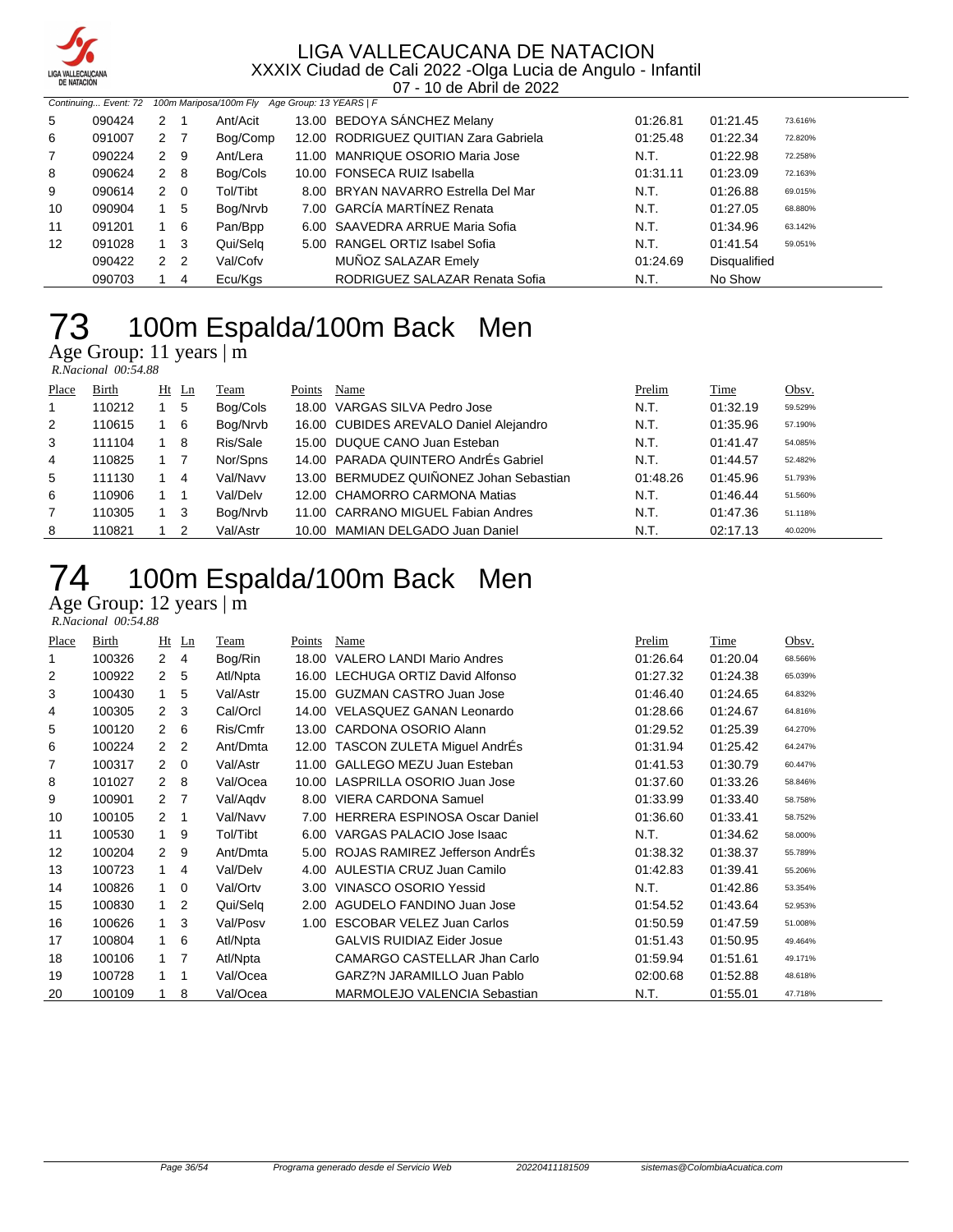Continuing... Event: 72 100m Mariposa/100m Fly Age Group: 13 YEARS | F

| | | | | | | | | | |
|---|---|---|---|---|---|---|---|---|---|
| 5 | 090424 | 2 | 1 | Ant/Acit | 13.00 | BEDOYA SÁNCHEZ Melany | 01:26.81 | 01:21.45 | 73.616% |
| 6 | 091007 | 2 | 7 | Bog/Comp | 12.00 | RODRIGUEZ QUITIAN Zara Gabriela | 01:25.48 | 01:22.34 | 72.820% |
| 7 | 090224 | 2 | 9 | Ant/Lera | 11.00 | MANRIQUE OSORIO Maria Jose | N.T. | 01:22.98 | 72.258% |
| 8 | 090624 | 2 | 8 | Bog/Cols | 10.00 | FONSECA RUIZ Isabella | 01:31.11 | 01:23.09 | 72.163% |
| 9 | 090614 | 2 | 0 | Tol/Tibt | 8.00 | BRYAN NAVARRO Estrella Del Mar | N.T. | 01:26.88 | 69.015% |
| 10 | 090904 | 1 | 5 | Bog/Nrvb | 7.00 | GARCÍA MARTÍNEZ Renata | N.T. | 01:27.05 | 68.880% |
| 11 | 091201 | 1 | 6 | Pan/Bpp | 6.00 | SAAVEDRA ARRUE Maria Sofia | N.T. | 01:34.96 | 63.142% |
| 12 | 091028 | 1 | 3 | Qui/Selq | 5.00 | RANGEL ORTIZ Isabel Sofia | N.T. | 01:41.54 | 59.051% |
| | 090422 | 2 | 2 | Val/Cofv | | MUÑOZ SALAZAR Emely | 01:24.69 | Disqualified | |
| | 090703 | 1 | 4 | Ecu/Kgs | | RODRIGUEZ SALAZAR Renata Sofia | N.T. | No Show | |

# 73 100m Espalda/100m Back Men

Age Group: 11 years | m

*R.Nacional 00:54.88*

| Place | Birth | Ht | Ln | Team | Points | Name | Prelim | Time | Obsv. |
|---|---|---|---|---|---|---|---|---|---|
| 1 | 110212 | 1 | 5 | Bog/Cols | 18.00 | VARGAS SILVA Pedro Jose | N.T. | 01:32.19 | 59.529% |
| 2 | 110615 | 1 | 6 | Bog/Nrvb | 16.00 | CUBIDES AREVALO Daniel Alejandro | N.T. | 01:35.96 | 57.190% |
| 3 | 111104 | 1 | 8 | Ris/Sale | 15.00 | DUQUE CANO Juan Esteban | N.T. | 01:41.47 | 54.085% |
| 4 | 110825 | 1 | 7 | Nor/Spns | 14.00 | PARADA QUINTERO AndrÉs Gabriel | N.T. | 01:44.57 | 52.482% |
| 5 | 111130 | 1 | 4 | Val/Navv | 13.00 | BERMUDEZ QUIÑONEZ Johan Sebastian | 01:48.26 | 01:45.96 | 51.793% |
| 6 | 110906 | 1 | 1 | Val/Delv | 12.00 | CHAMORRO CARMONA Matias | N.T. | 01:46.44 | 51.560% |
| 7 | 110305 | 1 | 3 | Bog/Nrvb | 11.00 | CARRANO MIGUEL Fabian Andres | N.T. | 01:47.36 | 51.118% |
| 8 | 110821 | 1 | 2 | Val/Astr | 10.00 | MAMIAN DELGADO Juan Daniel | N.T. | 02:17.13 | 40.020% |

# 74 100m Espalda/100m Back Men

Age Group: 12 years | m

*R.Nacional 00:54.88*

| Place | Birth | Ht | Ln | Team | Points | Name | Prelim | Time | Obsv. |
|---|---|---|---|---|---|---|---|---|---|
| 1 | 100326 | 2 | 4 | Bog/Rin | 18.00 | VALERO LANDI Mario Andres | 01:26.64 | 01:20.04 | 68.566% |
| 2 | 100922 | 2 | 5 | Atl/Npta | 16.00 | LECHUGA ORTIZ David Alfonso | 01:27.32 | 01:24.38 | 65.039% |
| 3 | 100430 | 1 | 5 | Val/Astr | 15.00 | GUZMAN CASTRO Juan Jose | 01:46.40 | 01:24.65 | 64.832% |
| 4 | 100305 | 2 | 3 | Cal/Orcl | 14.00 | VELASQUEZ GANAN Leonardo | 01:28.66 | 01:24.67 | 64.816% |
| 5 | 100120 | 2 | 6 | Ris/Cmfr | 13.00 | CARDONA OSORIO Alann | 01:29.52 | 01:25.39 | 64.270% |
| 6 | 100224 | 2 | 2 | Ant/Dmta | 12.00 | TASCON ZULETA Miguel AndrÉs | 01:31.94 | 01:25.42 | 64.247% |
| 7 | 100317 | 2 | 0 | Val/Astr | 11.00 | GALLEGO MEZU Juan Esteban | 01:41.53 | 01:30.79 | 60.447% |
| 8 | 101027 | 2 | 8 | Val/Ocea | 10.00 | LASPRILLA OSORIO Juan Jose | 01:37.60 | 01:33.26 | 58.846% |
| 9 | 100901 | 2 | 7 | Val/Aqdv | 8.00 | VIERA CARDONA Samuel | 01:33.99 | 01:33.40 | 58.758% |
| 10 | 100105 | 2 | 1 | Val/Navv | 7.00 | HERRERA ESPINOSA Oscar Daniel | 01:36.60 | 01:33.41 | 58.752% |
| 11 | 100530 | 1 | 9 | Tol/Tibt | 6.00 | VARGAS PALACIO Jose Isaac | N.T. | 01:34.62 | 58.000% |
| 12 | 100204 | 2 | 9 | Ant/Dmta | 5.00 | ROJAS RAMIREZ Jefferson AndrÉs | 01:38.32 | 01:38.37 | 55.789% |
| 13 | 100723 | 1 | 4 | Val/Delv | 4.00 | AULESTIA CRUZ Juan Camilo | 01:42.83 | 01:39.41 | 55.206% |
| 14 | 100826 | 1 | 0 | Val/Ortv | 3.00 | VINASCO OSORIO Yessid | N.T. | 01:42.86 | 53.354% |
| 15 | 100830 | 1 | 2 | Qui/Selq | 2.00 | AGUDELO FANDINO Juan Jose | 01:54.52 | 01:43.64 | 52.953% |
| 16 | 100626 | 1 | 3 | Val/Posv | 1.00 | ESCOBAR VELEZ Juan Carlos | 01:50.59 | 01:47.59 | 51.008% |
| 17 | 100804 | 1 | 6 | Atl/Npta | | GALVIS RUIDIAZ Eider Josue | 01:51.43 | 01:50.95 | 49.464% |
| 18 | 100106 | 1 | 7 | Atl/Npta | | CAMARGO CASTELLAR Jhan Carlo | 01:59.94 | 01:51.61 | 49.171% |
| 19 | 100728 | 1 | 1 | Val/Ocea | | GARZ?N JARAMILLO Juan Pablo | 02:00.68 | 01:52.88 | 48.618% |
| 20 | 100109 | 1 | 8 | Val/Ocea | | MARMOLEJO VALENCIA Sebastian | N.T. | 01:55.01 | 47.718% |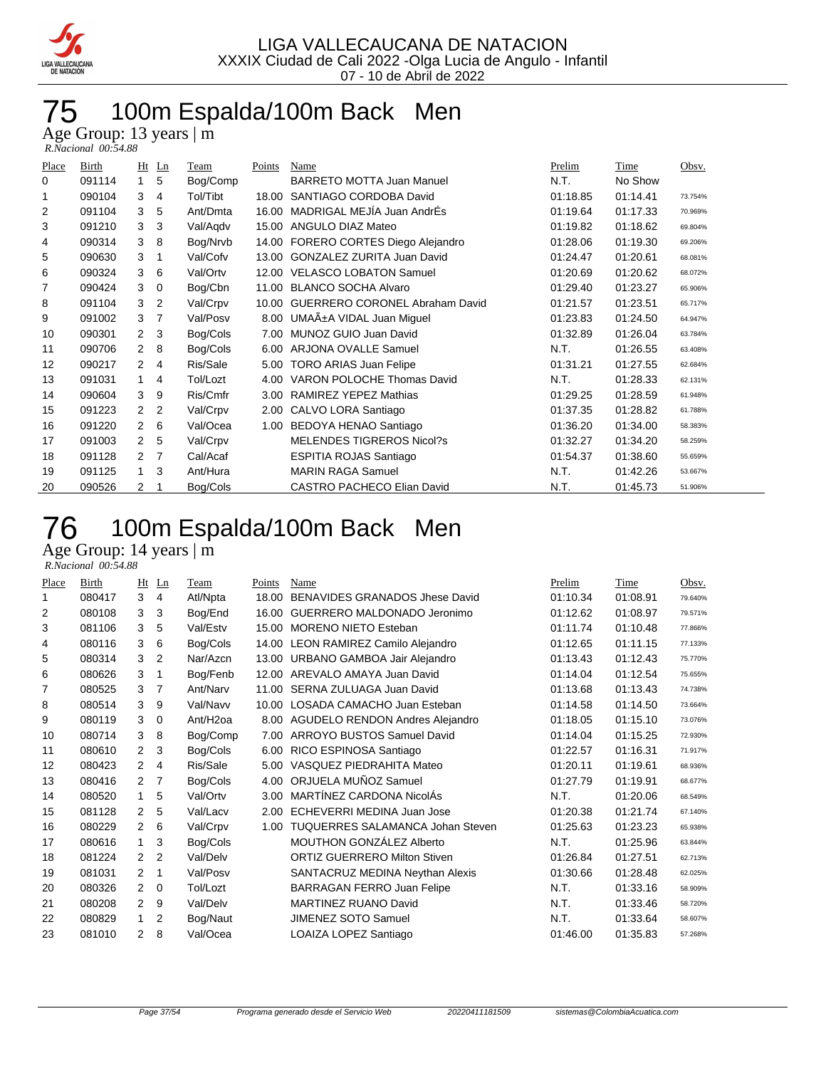LIGA VALLECAUCANA DE NATACION
XXXIX Ciudad de Cali 2022 -Olga Lucia de Angulo - Infantil
07 - 10 de Abril de 2022

# 75 100m Espalda/100m Back Men

Age Group: 13 years | m

*R.Nacional 00:54.88*

| Place | Birth | Ht | Ln | Team | Points | Name | Prelim | Time | Obsv. |
|---|---|---|---|---|---|---|---|---|---|
| 0 | 091114 | 1 | 5 | Bog/Comp | | BARRETO MOTTA Juan Manuel | N.T. | No Show | |
| 1 | 090104 | 3 | 4 | Tol/Tibt | 18.00 | SANTIAGO CORDOBA David | 01:18.85 | 01:14.41 | 73.754% |
| 2 | 091104 | 3 | 5 | Ant/Dmta | 16.00 | MADRIGAL MEJÍA Juan AndrÉs | 01:19.64 | 01:17.33 | 70.969% |
| 3 | 091210 | 3 | 3 | Val/Aqdv | 15.00 | ANGULO DIAZ Mateo | 01:19.82 | 01:18.62 | 69.804% |
| 4 | 090314 | 3 | 8 | Bog/Nrvb | 14.00 | FORERO CORTES Diego Alejandro | 01:28.06 | 01:19.30 | 69.206% |
| 5 | 090630 | 3 | 1 | Val/Cofv | 13.00 | GONZALEZ ZURITA Juan David | 01:24.47 | 01:20.61 | 68.081% |
| 6 | 090324 | 3 | 6 | Val/Ortv | 12.00 | VELASCO LOBATON Samuel | 01:20.69 | 01:20.62 | 68.072% |
| 7 | 090424 | 3 | 0 | Bog/Cbn | 11.00 | BLANCO SOCHA Alvaro | 01:29.40 | 01:23.27 | 65.906% |
| 8 | 091104 | 3 | 2 | Val/Crpv | 10.00 | GUERRERO CORONEL Abraham David | 01:21.57 | 01:23.51 | 65.717% |
| 9 | 091002 | 3 | 7 | Val/Posv | 8.00 | UMAÃ±A VIDAL Juan Miguel | 01:23.83 | 01:24.50 | 64.947% |
| 10 | 090301 | 2 | 3 | Bog/Cols | 7.00 | MUNOZ GUIO Juan David | 01:32.89 | 01:26.04 | 63.784% |
| 11 | 090706 | 2 | 8 | Bog/Cols | 6.00 | ARJONA OVALLE Samuel | N.T. | 01:26.55 | 63.408% |
| 12 | 090217 | 2 | 4 | Ris/Sale | 5.00 | TORO ARIAS Juan Felipe | 01:31.21 | 01:27.55 | 62.684% |
| 13 | 091031 | 1 | 4 | Tol/Lozt | 4.00 | VARON POLOCHE Thomas David | N.T. | 01:28.33 | 62.131% |
| 14 | 090604 | 3 | 9 | Ris/Cmfr | 3.00 | RAMIREZ YEPEZ Mathias | 01:29.25 | 01:28.59 | 61.948% |
| 15 | 091223 | 2 | 2 | Val/Crpv | 2.00 | CALVO LORA Santiago | 01:37.35 | 01:28.82 | 61.788% |
| 16 | 091220 | 2 | 6 | Val/Ocea | 1.00 | BEDOYA HENAO Santiago | 01:36.20 | 01:34.00 | 58.383% |
| 17 | 091003 | 2 | 5 | Val/Crpv | | MELENDES TIGREROS Nicol?s | 01:32.27 | 01:34.20 | 58.259% |
| 18 | 091128 | 2 | 7 | Cal/Acaf | | ESPITIA ROJAS Santiago | 01:54.37 | 01:38.60 | 55.659% |
| 19 | 091125 | 1 | 3 | Ant/Hura | | MARIN RAGA Samuel | N.T. | 01:42.26 | 53.667% |
| 20 | 090526 | 2 | 1 | Bog/Cols | | CASTRO PACHECO Elian David | N.T. | 01:45.73 | 51.906% |

# 76 100m Espalda/100m Back Men

Age Group: 14 years | m

*R.Nacional 00:54.88*

| Place | Birth | Ht | Ln | Team | Points | Name | Prelim | Time | Obsv. |
|---|---|---|---|---|---|---|---|---|---|
| 1 | 080417 | 3 | 4 | Atl/Npta | 18.00 | BENAVIDES GRANADOS Jhese David | 01:10.34 | 01:08.91 | 79.640% |
| 2 | 080108 | 3 | 3 | Bog/End | 16.00 | GUERRERO MALDONADO Jeronimo | 01:12.62 | 01:08.97 | 79.571% |
| 3 | 081106 | 3 | 5 | Val/Estv | 15.00 | MORENO NIETO Esteban | 01:11.74 | 01:10.48 | 77.866% |
| 4 | 080116 | 3 | 6 | Bog/Cols | 14.00 | LEON RAMIREZ Camilo Alejandro | 01:12.65 | 01:11.15 | 77.133% |
| 5 | 080314 | 3 | 2 | Nar/Azcn | 13.00 | URBANO GAMBOA Jair Alejandro | 01:13.43 | 01:12.43 | 75.770% |
| 6 | 080626 | 3 | 1 | Bog/Fenb | 12.00 | AREVALO AMAYA Juan David | 01:14.04 | 01:12.54 | 75.655% |
| 7 | 080525 | 3 | 7 | Ant/Narv | 11.00 | SERNA ZULUAGA Juan David | 01:13.68 | 01:13.43 | 74.738% |
| 8 | 080514 | 3 | 9 | Val/Navv | 10.00 | LOSADA CAMACHO Juan Esteban | 01:14.58 | 01:14.50 | 73.664% |
| 9 | 080119 | 3 | 0 | Ant/H2oa | 8.00 | AGUDELO RENDON Andres Alejandro | 01:18.05 | 01:15.10 | 73.076% |
| 10 | 080714 | 3 | 8 | Bog/Comp | 7.00 | ARROYO BUSTOS Samuel David | 01:14.04 | 01:15.25 | 72.930% |
| 11 | 080610 | 2 | 3 | Bog/Cols | 6.00 | RICO ESPINOSA Santiago | 01:22.57 | 01:16.31 | 71.917% |
| 12 | 080423 | 2 | 4 | Ris/Sale | 5.00 | VASQUEZ PIEDRAHITA Mateo | 01:20.11 | 01:19.61 | 68.936% |
| 13 | 080416 | 2 | 7 | Bog/Cols | 4.00 | ORJUELA MUÑOZ Samuel | 01:27.79 | 01:19.91 | 68.677% |
| 14 | 080520 | 1 | 5 | Val/Ortv | 3.00 | MARTÍNEZ CARDONA NicolÁs | N.T. | 01:20.06 | 68.549% |
| 15 | 081128 | 2 | 5 | Val/Lacv | 2.00 | ECHEVERRI MEDINA Juan Jose | 01:20.38 | 01:21.74 | 67.140% |
| 16 | 080229 | 2 | 6 | Val/Crpv | 1.00 | TUQUERRES SALAMANCA Johan Steven | 01:25.63 | 01:23.23 | 65.938% |
| 17 | 080616 | 1 | 3 | Bog/Cols | | MOUTHON GONZÁLEZ Alberto | N.T. | 01:25.96 | 63.844% |
| 18 | 081224 | 2 | 2 | Val/Delv | | ORTIZ GUERRERO Milton Stiven | 01:26.84 | 01:27.51 | 62.713% |
| 19 | 081031 | 2 | 1 | Val/Posv | | SANTACRUZ MEDINA Neythan Alexis | 01:30.66 | 01:28.48 | 62.025% |
| 20 | 080326 | 2 | 0 | Tol/Lozt | | BARRAGAN FERRO Juan Felipe | N.T. | 01:33.16 | 58.909% |
| 21 | 080208 | 2 | 9 | Val/Delv | | MARTINEZ RUANO David | N.T. | 01:33.46 | 58.720% |
| 22 | 080829 | 1 | 2 | Bog/Naut | | JIMENEZ SOTO Samuel | N.T. | 01:33.64 | 58.607% |
| 23 | 081010 | 2 | 8 | Val/Ocea | | LOAIZA LOPEZ Santiago | 01:46.00 | 01:35.83 | 57.268% |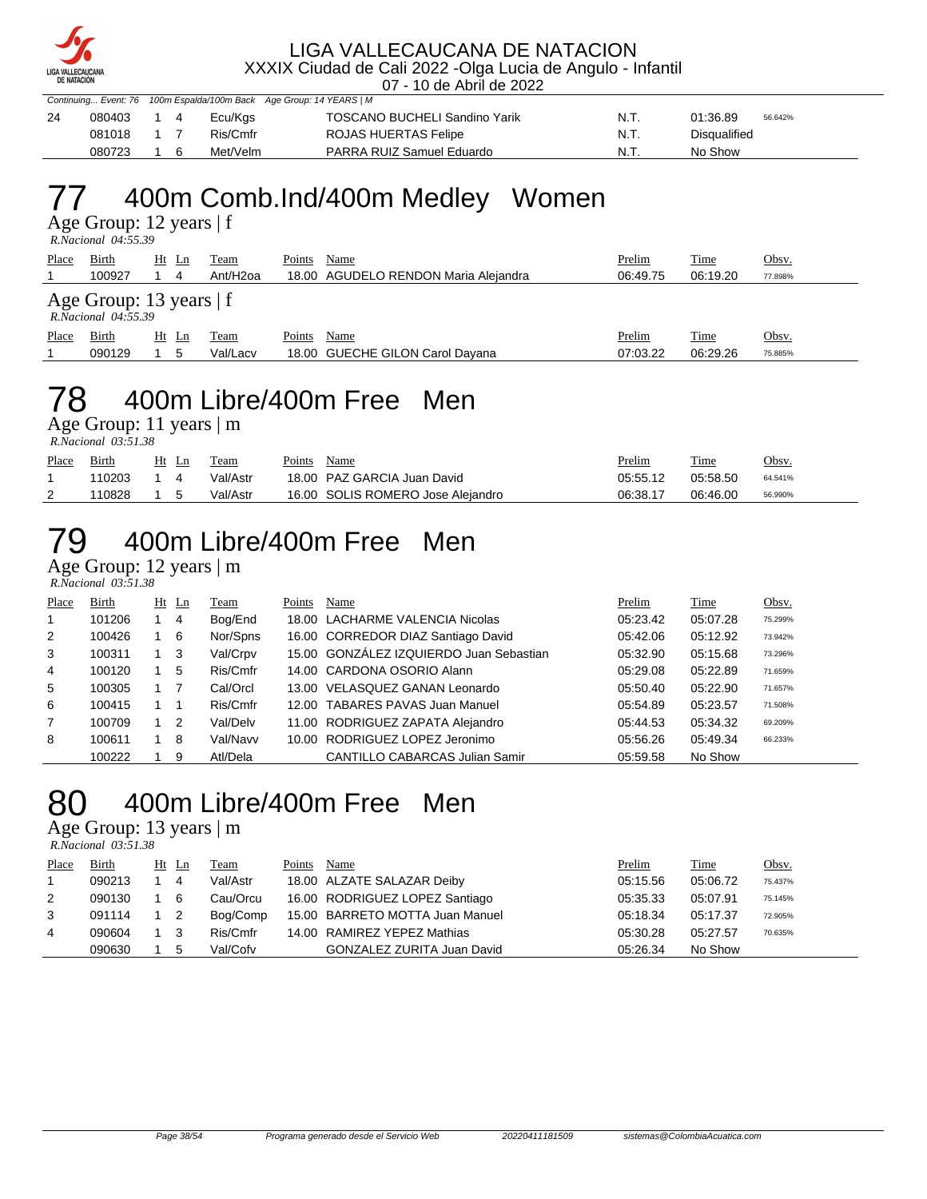Continuing... Event: 76 100m Espalda/100m Back Age Group: 14 YEARS | M

| | | | | | | | | | |
|---|---|---|---|---|---|---|---|---|---|
| 24 | 080403 | 1 | 4 | Ecu/Kgs | | TOSCANO BUCHELI Sandino Yarik | N.T. | 01:36.89 | 56.642% |
| | 081018 | 1 | 7 | Ris/Cmfr | | ROJAS HUERTAS Felipe | N.T. | Disqualified | |
| | 080723 | 1 | 6 | Met/Velm | | PARRA RUIZ Samuel Eduardo | N.T. | No Show | |

# 77 400m Comb.Ind/400m Medley Women

## Age Group: 12 years | f

*R.Nacional 04:55.39*

| Place | Birth | Ht | Ln | Team | Points | Name | Prelim | Time | Obsv. |
|---|---|---|---|---|---|---|---|---|---|
| 1 | 100927 | 1 | 4 | Ant/H2oa | 18.00 | AGUDELO RENDON Maria Alejandra | 06:49.75 | 06:19.20 | 77.898% |

## Age Group: 13 years | f

*R.Nacional 04:55.39*

| Place | Birth | Ht | Ln | Team | Points | Name | Prelim | Time | Obsv. |
|---|---|---|---|---|---|---|---|---|---|
| 1 | 090129 | 1 | 5 | Val/Lacv | 18.00 | GUECHE GILON Carol Dayana | 07:03.22 | 06:29.26 | 75.885% |

# 78 400m Libre/400m Free Men

## Age Group: 11 years | m

*R.Nacional 03:51.38*

| Place | Birth | Ht | Ln | Team | Points | Name | Prelim | Time | Obsv. |
|---|---|---|---|---|---|---|---|---|---|
| 1 | 110203 | 1 | 4 | Val/Astr | 18.00 | PAZ GARCIA Juan David | 05:55.12 | 05:58.50 | 64.541% |
| 2 | 110828 | 1 | 5 | Val/Astr | 16.00 | SOLIS ROMERO Jose Alejandro | 06:38.17 | 06:46.00 | 56.990% |

# 79 400m Libre/400m Free Men

## Age Group: 12 years | m

*R.Nacional 03:51.38*

| Place | Birth | Ht | Ln | Team | Points | Name | Prelim | Time | Obsv. |
|---|---|---|---|---|---|---|---|---|---|
| 1 | 101206 | 1 | 4 | Bog/End | 18.00 | LACHARME VALENCIA Nicolas | 05:23.42 | 05:07.28 | 75.299% |
| 2 | 100426 | 1 | 6 | Nor/Spns | 16.00 | CORREDOR DIAZ Santiago David | 05:42.06 | 05:12.92 | 73.942% |
| 3 | 100311 | 1 | 3 | Val/Crpv | 15.00 | GONZÁLEZ IZQUIERDO Juan Sebastian | 05:32.90 | 05:15.68 | 73.296% |
| 4 | 100120 | 1 | 5 | Ris/Cmfr | 14.00 | CARDONA OSORIO Alann | 05:29.08 | 05:22.89 | 71.659% |
| 5 | 100305 | 1 | 7 | Cal/Orcl | 13.00 | VELASQUEZ GANAN Leonardo | 05:50.40 | 05:22.90 | 71.657% |
| 6 | 100415 | 1 | 1 | Ris/Cmfr | 12.00 | TABARES PAVAS Juan Manuel | 05:54.89 | 05:23.57 | 71.508% |
| 7 | 100709 | 1 | 2 | Val/Delv | 11.00 | RODRIGUEZ ZAPATA Alejandro | 05:44.53 | 05:34.32 | 69.209% |
| 8 | 100611 | 1 | 8 | Val/Navv | 10.00 | RODRIGUEZ LOPEZ Jeronimo | 05:56.26 | 05:49.34 | 66.233% |
| | 100222 | 1 | 9 | Atl/Dela | | CANTILLO CABARCAS Julian Samir | 05:59.58 | No Show | |

# 80 400m Libre/400m Free Men

## Age Group: 13 years | m

*R.Nacional 03:51.38*

| Place | Birth | Ht | Ln | Team | Points | Name | Prelim | Time | Obsv. |
|---|---|---|---|---|---|---|---|---|---|
| 1 | 090213 | 1 | 4 | Val/Astr | 18.00 | ALZATE SALAZAR Deiby | 05:15.56 | 05:06.72 | 75.437% |
| 2 | 090130 | 1 | 6 | Cau/Orcu | 16.00 | RODRIGUEZ LOPEZ Santiago | 05:35.33 | 05:07.91 | 75.145% |
| 3 | 091114 | 1 | 2 | Bog/Comp | 15.00 | BARRETO MOTTA Juan Manuel | 05:18.34 | 05:17.37 | 72.905% |
| 4 | 090604 | 1 | 3 | Ris/Cmfr | 14.00 | RAMIREZ YEPEZ Mathias | 05:30.28 | 05:27.57 | 70.635% |
| | 090630 | 1 | 5 | Val/Cofv | | GONZALEZ ZURITA Juan David | 05:26.34 | No Show | |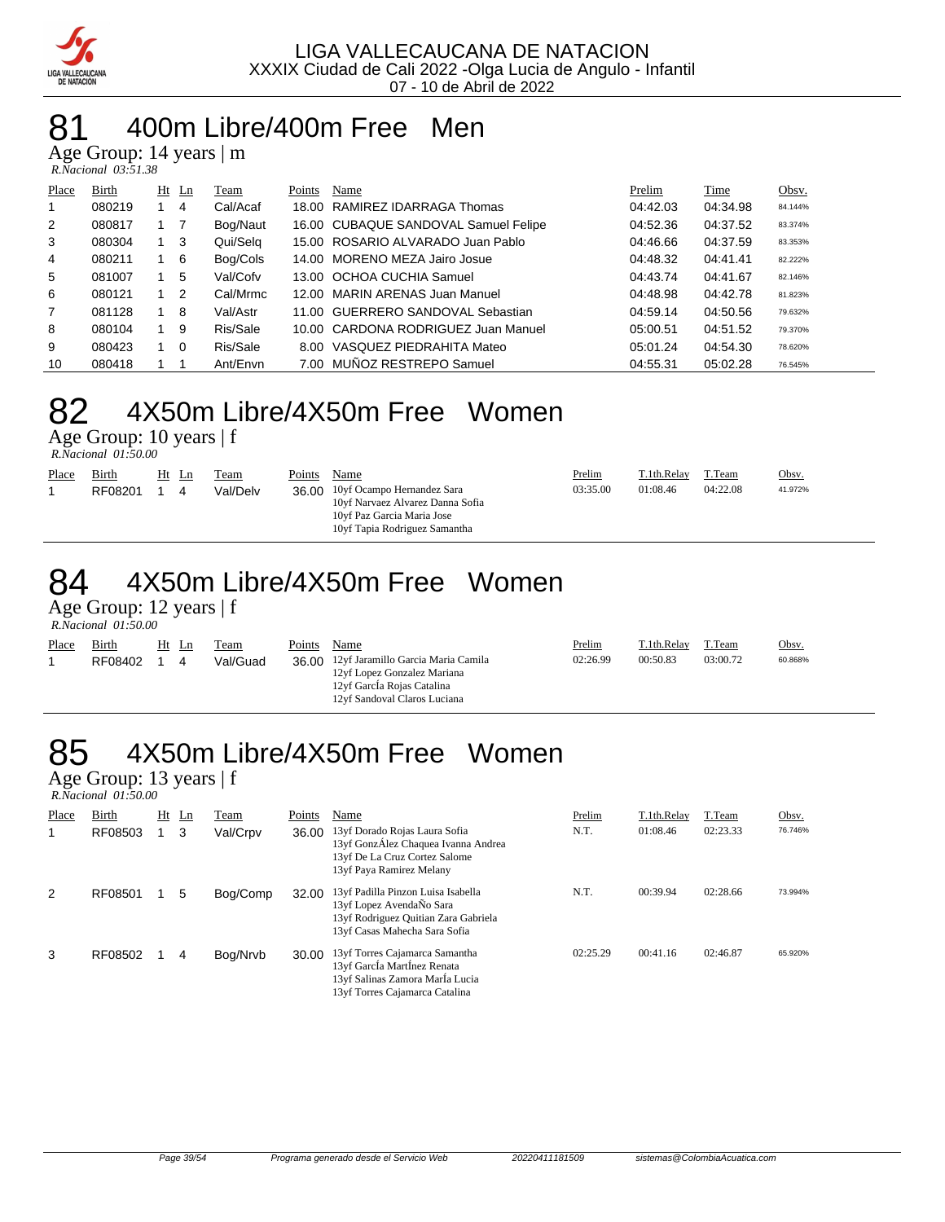LIGA VALLECAUCANA DE NATACION
XXXIX Ciudad de Cali 2022 -Olga Lucia de Angulo - Infantil
07 - 10 de Abril de 2022

# 81 400m Libre/400m Free Men

Age Group: 14 years | m

*R.Nacional 03:51.38*

| Place | Birth | Ht | Ln | Team | Points | Name | Prelim | Time | Obsv. |
|---|---|---|---|---|---|---|---|---|---|
| 1 | 080219 | 1 | 4 | Cal/Acaf | 18.00 | RAMIREZ IDARRAGA Thomas | 04:42.03 | 04:34.98 | 84.144% |
| 2 | 080817 | 1 | 7 | Bog/Naut | 16.00 | CUBAQUE SANDOVAL Samuel Felipe | 04:52.36 | 04:37.52 | 83.374% |
| 3 | 080304 | 1 | 3 | Qui/Selq | 15.00 | ROSARIO ALVARADO Juan Pablo | 04:46.66 | 04:37.59 | 83.353% |
| 4 | 080211 | 1 | 6 | Bog/Cols | 14.00 | MORENO MEZA Jairo Josue | 04:48.32 | 04:41.41 | 82.222% |
| 5 | 081007 | 1 | 5 | Val/Cofv | 13.00 | OCHOA CUCHIA Samuel | 04:43.74 | 04:41.67 | 82.146% |
| 6 | 080121 | 1 | 2 | Cal/Mrmc | 12.00 | MARIN ARENAS Juan Manuel | 04:48.98 | 04:42.78 | 81.823% |
| 7 | 081128 | 1 | 8 | Val/Astr | 11.00 | GUERRERO SANDOVAL Sebastian | 04:59.14 | 04:50.56 | 79.632% |
| 8 | 080104 | 1 | 9 | Ris/Sale | 10.00 | CARDONA RODRIGUEZ Juan Manuel | 05:00.51 | 04:51.52 | 79.370% |
| 9 | 080423 | 1 | 0 | Ris/Sale | 8.00 | VASQUEZ PIEDRAHITA Mateo | 05:01.24 | 04:54.30 | 78.620% |
| 10 | 080418 | 1 | 1 | Ant/Envn | 7.00 | MUÑOZ RESTREPO Samuel | 04:55.31 | 05:02.28 | 76.545% |

# 82 4X50m Libre/4X50m Free Women

Age Group: 10 years | f

*R.Nacional 01:50.00*

| Place | Birth | Ht | Ln | Team | Points | Name | Prelim | T.1th.Relay | T.Team | Obsv. |
|---|---|---|---|---|---|---|---|---|---|---|
| 1 | RF08201 | 1 | 4 | Val/Delv | 36.00 | 10yf Ocampo Hernandez Sara<br>10yf Narvaez Alvarez Danna Sofia<br>10yf Paz Garcia Maria Jose<br>10yf Tapia Rodriguez Samantha | 03:35.00 | 01:08.46 | 04:22.08 | 41.972% |

# 84 4X50m Libre/4X50m Free Women

Age Group: 12 years | f

*R.Nacional 01:50.00*

| Place | Birth | Ht | Ln | Team | Points | Name | Prelim | T.1th.Relay | T.Team | Obsv. |
|---|---|---|---|---|---|---|---|---|---|---|
| 1 | RF08402 | 1 | 4 | Val/Guad | 36.00 | 12yf Jaramillo Garcia Maria Camila<br>12yf Lopez Gonzalez Mariana<br>12yf GarcÍa Rojas Catalina<br>12yf Sandoval Claros Luciana | 02:26.99 | 00:50.83 | 03:00.72 | 60.868% |

# 85 4X50m Libre/4X50m Free Women

Age Group: 13 years | f

*R.Nacional 01:50.00*

| Place | Birth | Ht | Ln | Team | Points | Name | Prelim | T.1th.Relay | T.Team | Obsv. |
|---|---|---|---|---|---|---|---|---|---|---|
| 1 | RF08503 | 1 | 3 | Val/Crpv | 36.00 | 13yf Dorado Rojas Laura Sofia<br>13yf GonzÁlez Chaquea Ivanna Andrea<br>13yf De La Cruz Cortez Salome<br>13yf Paya Ramirez Melany | N.T. | 01:08.46 | 02:23.33 | 76.746% |
| 2 | RF08501 | 1 | 5 | Bog/Comp | 32.00 | 13yf Padilla Pinzon Luisa Isabella<br>13yf Lopez AvendaÑo Sara<br>13yf Rodriguez Quitian Zara Gabriela<br>13yf Casas Mahecha Sara Sofia | N.T. | 00:39.94 | 02:28.66 | 73.994% |
| 3 | RF08502 | 1 | 4 | Bog/Nrvb | 30.00 | 13yf Torres Cajamarca Samantha<br>13yf GarcÍa MartÍnez Renata<br>13yf Salinas Zamora MarÍa Lucia<br>13yf Torres Cajamarca Catalina | 02:25.29 | 00:41.16 | 02:46.87 | 65.920% |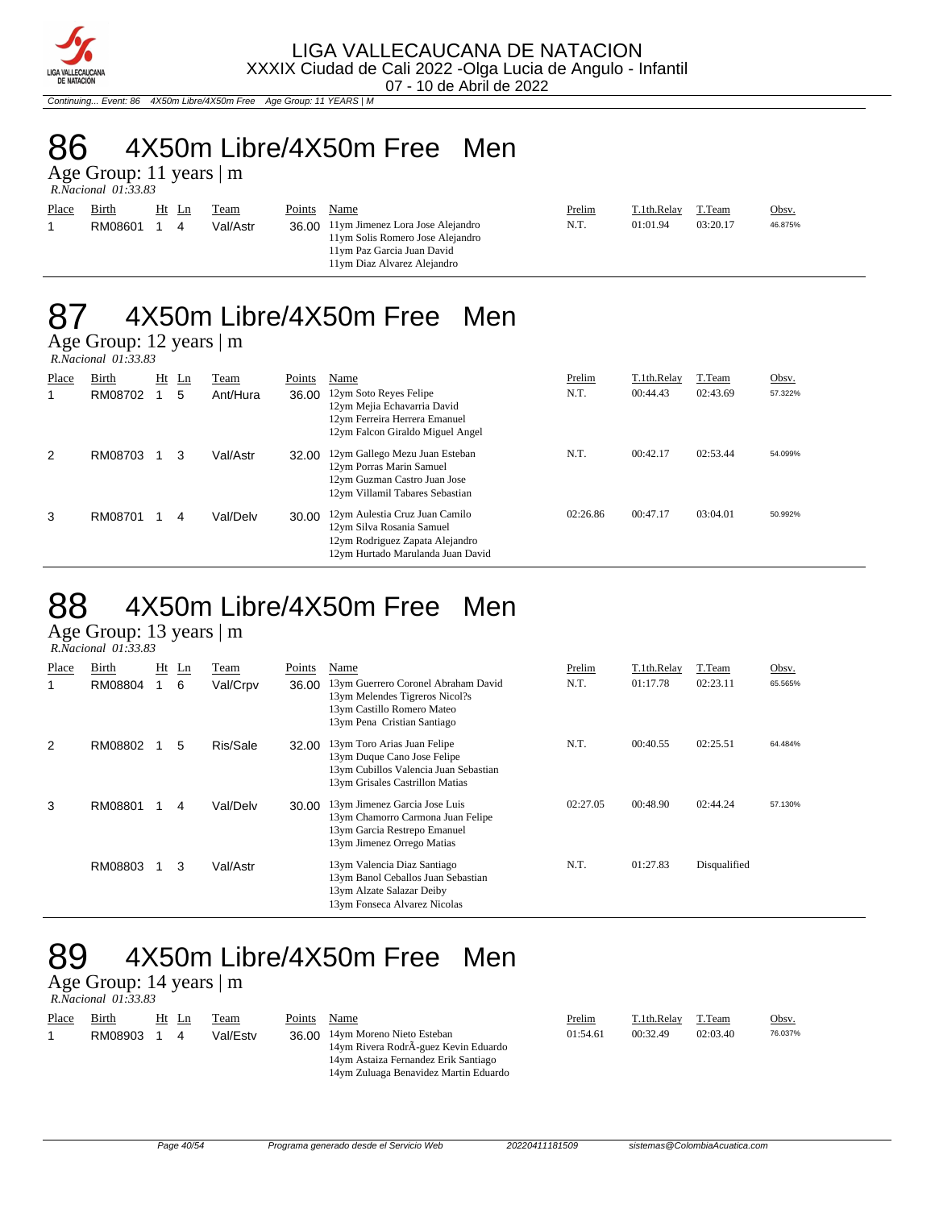# 86 4X50m Libre/4X50m Free Men

Age Group: 11 years | m
*R.Nacional 01:33.83*

| Place | Birth | Ht | Ln | Team | Points | Name | Prelim | T.1th.Relay | T.Team | Obsv. |
|---|---|---|---|---|---|---|---|---|---|---|
| 1 | RM08601 | 1 | 4 | Val/Astr | 36.00 | 11ym Jimenez Lora Jose Alejandro<br>11ym Solis Romero Jose Alejandro<br>11ym Paz Garcia Juan David<br>11ym Diaz Alvarez Alejandro | N.T. | 01:01.94 | 03:20.17 | 46.875% |

# 87 4X50m Libre/4X50m Free Men

Age Group: 12 years | m
*R.Nacional 01:33.83*

| Place | Birth | Ht | Ln | Team | Points | Name | Prelim | T.1th.Relay | T.Team | Obsv. |
|---|---|---|---|---|---|---|---|---|---|---|
| 1 | RM08702 | 1 | 5 | Ant/Hura | 36.00 | 12ym Soto Reyes Felipe<br>12ym Mejia Echavarria David<br>12ym Ferreira Herrera Emanuel<br>12ym Falcon Giraldo Miguel Angel | N.T. | 00:44.43 | 02:43.69 | 57.322% |
| 2 | RM08703 | 1 | 3 | Val/Astr | 32.00 | 12ym Gallego Mezu Juan Esteban<br>12ym Porras Marin Samuel<br>12ym Guzman Castro Juan Jose<br>12ym Villamil Tabares Sebastian | N.T. | 00:42.17 | 02:53.44 | 54.099% |
| 3 | RM08701 | 1 | 4 | Val/Delv | 30.00 | 12ym Aulestia Cruz Juan Camilo<br>12ym Silva Rosania Samuel<br>12ym Rodriguez Zapata Alejandro<br>12ym Hurtado Marulanda Juan David | 02:26.86 | 00:47.17 | 03:04.01 | 50.992% |

# 88 4X50m Libre/4X50m Free Men

Age Group: 13 years | m
*R.Nacional 01:33.83*

| Place | Birth | Ht | Ln | Team | Points | Name | Prelim | T.1th.Relay | T.Team | Obsv. |
|---|---|---|---|---|---|---|---|---|---|---|
| 1 | RM08804 | 1 | 6 | Val/Crpv | 36.00 | 13ym Guerrero Coronel Abraham David<br>13ym Melendes Tigreros Nicol?s<br>13ym Castillo Romero Mateo<br>13ym Pena Cristian Santiago | N.T. | 01:17.78 | 02:23.11 | 65.565% |
| 2 | RM08802 | 1 | 5 | Ris/Sale | 32.00 | 13ym Toro Arias Juan Felipe<br>13ym Duque Cano Jose Felipe<br>13ym Cubillos Valencia Juan Sebastian<br>13ym Grisales Castrillon Matias | N.T. | 00:40.55 | 02:25.51 | 64.484% |
| 3 | RM08801 | 1 | 4 | Val/Delv | 30.00 | 13ym Jimenez Garcia Jose Luis<br>13ym Chamorro Carmona Juan Felipe<br>13ym Garcia Restrepo Emanuel<br>13ym Jimenez Orrego Matias | 02:27.05 | 00:48.90 | 02:44.24 | 57.130% |
| | RM08803 | 1 | 3 | Val/Astr | | 13ym Valencia Diaz Santiago<br>13ym Banol Ceballos Juan Sebastian<br>13ym Alzate Salazar Deiby<br>13ym Fonseca Alvarez Nicolas | N.T. | 01:27.83 | Disqualified | |

# 89 4X50m Libre/4X50m Free Men

Age Group: 14 years | m
*R.Nacional 01:33.83*

| Place | Birth | Ht | Ln | Team | Points | Name | Prelim | T.1th.Relay | T.Team | Obsv. |
|---|---|---|---|---|---|---|---|---|---|---|
| 1 | RM08903 | 1 | 4 | Val/Estv | 36.00 | 14ym Moreno Nieto Esteban<br>14ym Rivera RodrÃ-guez Kevin Eduardo<br>14ym Astaiza Fernandez Erik Santiago<br>14ym Zuluaga Benavidez Martin Eduardo | 01:54.61 | 00:32.49 | 02:03.40 | 76.037% |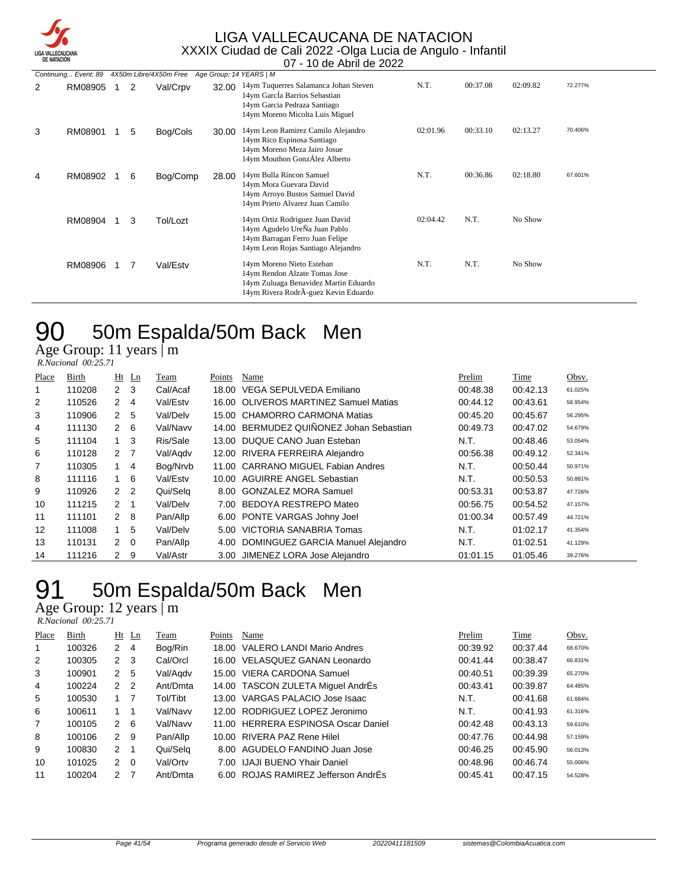LIGA VALLECAUCANA DE NATACION
XXXIX Ciudad de Cali 2022 -Olga Lucia de Angulo - Infantil
07 - 10 de Abril de 2022

Continuing... Event: 89 4X50m Libre/4X50m Free Age Group: 14 YEARS | M

| | | | | | | | | | | |
|---|---|---|---|---|---|---|---|---|---|---|
| 2 | RM08905 | 1 | 2 | Val/Crpv | 32.00 | 14ym Tuquerres Salamanca Johan Steven<br>14ym GarcÍa Barrios Sebastian<br>14ym Garcia Pedraza Santiago<br>14ym Moreno Micolta Luis Miguel | N.T. | 00:37.08 | 02:09.82 | 72.277% |
| 3 | RM08901 | 1 | 5 | Bog/Cols | 30.00 | 14ym Leon Ramirez Camilo Alejandro<br>14ym Rico Espinosa Santiago<br>14ym Moreno Meza Jairo Josue<br>14ym Mouthon GonzÁlez Alberto | 02:01.96 | 00:33.10 | 02:13.27 | 70.406% |
| 4 | RM08902 | 1 | 6 | Bog/Comp | 28.00 | 14ym Bulla Rincon Samuel<br>14ym Mora Guevara David<br>14ym Arroyo Bustos Samuel David<br>14ym Prieto Alvarez Juan Camilo | N.T. | 00:36.86 | 02:18.80 | 67.601% |
| | RM08904 | 1 | 3 | Tol/Lozt | | 14ym Ortiz Rodriguez Juan David<br>14ym Agudelo UreÑa Juan Pablo<br>14ym Barragan Ferro Juan Felipe<br>14ym Leon Rojas Santiago Alejandro | 02:04.42 | N.T. | No Show | |
| | RM08906 | 1 | 7 | Val/Estv | | 14ym Moreno Nieto Esteban<br>14ym Rendon Alzate Tomas Jose<br>14ym Zuluaga Benavidez Martin Eduardo<br>14ym Rivera RodrÃ-guez Kevin Eduardo | N.T. | N.T. | No Show | |

# 90 50m Espalda/50m Back Men

Age Group: 11 years | m

*R.Nacional 00:25.71*

| Place | Birth | Ht | Ln | Team | Points | Name | Prelim | Time | Obsv. |
|---|---|---|---|---|---|---|---|---|---|
| 1 | 110208 | 2 | 3 | Cal/Acaf | 18.00 | VEGA SEPULVEDA Emiliano | 00:48.38 | 00:42.13 | 61.025% |
| 2 | 110526 | 2 | 4 | Val/Estv | 16.00 | OLIVEROS MARTINEZ Samuel Matias | 00:44.12 | 00:43.61 | 58.954% |
| 3 | 110906 | 2 | 5 | Val/Delv | 15.00 | CHAMORRO CARMONA Matias | 00:45.20 | 00:45.67 | 56.295% |
| 4 | 111130 | 2 | 6 | Val/Navv | 14.00 | BERMUDEZ QUIÑONEZ Johan Sebastian | 00:49.73 | 00:47.02 | 54.679% |
| 5 | 111104 | 1 | 3 | Ris/Sale | 13.00 | DUQUE CANO Juan Esteban | N.T. | 00:48.46 | 53.054% |
| 6 | 110128 | 2 | 7 | Val/Aqdv | 12.00 | RIVERA FERREIRA Alejandro | 00:56.38 | 00:49.12 | 52.341% |
| 7 | 110305 | 1 | 4 | Bog/Nrvb | 11.00 | CARRANO MIGUEL Fabian Andres | N.T. | 00:50.44 | 50.971% |
| 8 | 111116 | 1 | 6 | Val/Estv | 10.00 | AGUIRRE ANGEL Sebastian | N.T. | 00:50.53 | 50.881% |
| 9 | 110926 | 2 | 2 | Qui/Selq | 8.00 | GONZALEZ MORA Samuel | 00:53.31 | 00:53.87 | 47.726% |
| 10 | 111215 | 2 | 1 | Val/Delv | 7.00 | BEDOYA RESTREPO Mateo | 00:56.75 | 00:54.52 | 47.157% |
| 11 | 111101 | 2 | 8 | Pan/Allp | 6.00 | PONTE VARGAS Johny Joel | 01:00.34 | 00:57.49 | 44.721% |
| 12 | 111008 | 1 | 5 | Val/Delv | 5.00 | VICTORIA SANABRIA Tomas | N.T. | 01:02.17 | 41.354% |
| 13 | 110131 | 2 | 0 | Pan/Allp | 4.00 | DOMINGUEZ GARCIA Manuel Alejandro | N.T. | 01:02.51 | 41.129% |
| 14 | 111216 | 2 | 9 | Val/Astr | 3.00 | JIMENEZ LORA Jose Alejandro | 01:01.15 | 01:05.46 | 39.276% |

# 91 50m Espalda/50m Back Men

Age Group: 12 years | m

*R.Nacional 00:25.71*

| Place | Birth | Ht | Ln | Team | Points | Name | Prelim | Time | Obsv. |
|---|---|---|---|---|---|---|---|---|---|
| 1 | 100326 | 2 | 4 | Bog/Rin | 18.00 | VALERO LANDI Mario Andres | 00:39.92 | 00:37.44 | 68.670% |
| 2 | 100305 | 2 | 3 | Cal/Orcl | 16.00 | VELASQUEZ GANAN Leonardo | 00:41.44 | 00:38.47 | 66.831% |
| 3 | 100901 | 2 | 5 | Val/Aqdv | 15.00 | VIERA CARDONA Samuel | 00:40.51 | 00:39.39 | 65.270% |
| 4 | 100224 | 2 | 2 | Ant/Dmta | 14.00 | TASCON ZULETA Miguel AndrÉs | 00:43.41 | 00:39.87 | 64.485% |
| 5 | 100530 | 1 | 7 | Tol/Tibt | 13.00 | VARGAS PALACIO Jose Isaac | N.T. | 00:41.68 | 61.684% |
| 6 | 100611 | 1 | 1 | Val/Navv | 12.00 | RODRIGUEZ LOPEZ Jeronimo | N.T. | 00:41.93 | 61.316% |
| 7 | 100105 | 2 | 6 | Val/Navv | 11.00 | HERRERA ESPINOSA Oscar Daniel | 00:42.48 | 00:43.13 | 59.610% |
| 8 | 100106 | 2 | 9 | Pan/Allp | 10.00 | RIVERA PAZ Rene Hilel | 00:47.76 | 00:44.98 | 57.159% |
| 9 | 100830 | 2 | 1 | Qui/Selq | 8.00 | AGUDELO FANDINO Juan Jose | 00:46.25 | 00:45.90 | 56.013% |
| 10 | 101025 | 2 | 0 | Val/Ortv | 7.00 | IJAJI BUENO Yhair Daniel | 00:48.96 | 00:46.74 | 55.006% |
| 11 | 100204 | 2 | 7 | Ant/Dmta | 6.00 | ROJAS RAMIREZ Jefferson AndrÉs | 00:45.41 | 00:47.15 | 54.528% |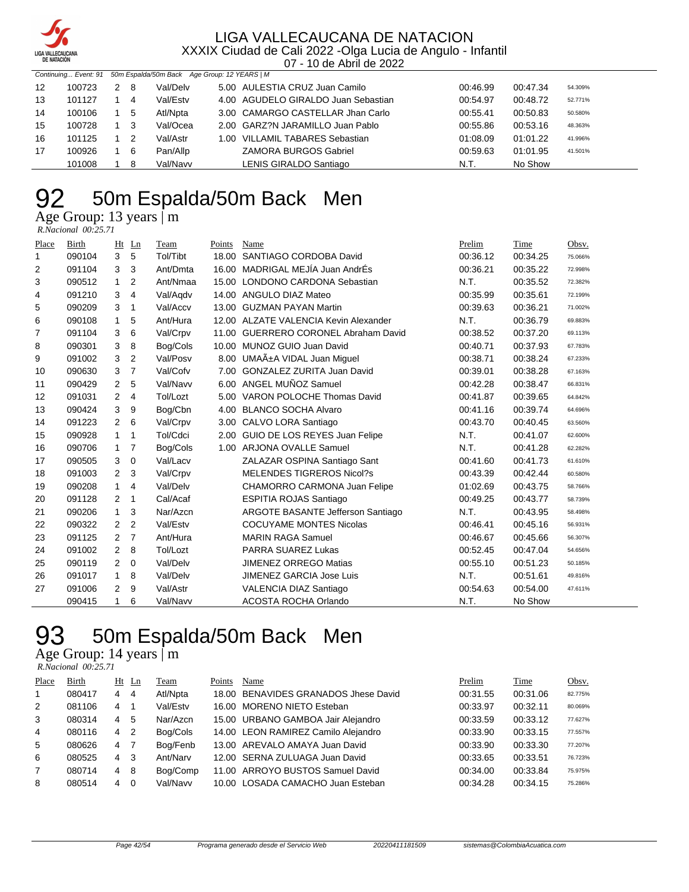LIGA VALLECAUCANA DE NATACION
XXXIX Ciudad de Cali 2022 -Olga Lucia de Angulo - Infantil
07 - 10 de Abril de 2022

*Continuing... Event: 91 50m Espalda/50m Back Age Group: 12 YEARS | M*

| Place | Birth | Ht | Ln | Team | Points | Name | Prelim | Time | Obsv. |
|---|---|---|---|---|---|---|---|---|---|
| 12 | 100723 | 2 | 8 | Val/Delv | 5.00 | AULESTIA CRUZ Juan Camilo | 00:46.99 | 00:47.34 | 54.309% |
| 13 | 101127 | 1 | 4 | Val/Estv | 4.00 | AGUDELO GIRALDO Juan Sebastian | 00:54.97 | 00:48.72 | 52.771% |
| 14 | 100106 | 1 | 5 | Atl/Npta | 3.00 | CAMARGO CASTELLAR Jhan Carlo | 00:55.41 | 00:50.83 | 50.580% |
| 15 | 100728 | 1 | 3 | Val/Ocea | 2.00 | GARZ?N JARAMILLO Juan Pablo | 00:55.86 | 00:53.16 | 48.363% |
| 16 | 101125 | 1 | 2 | Val/Astr | 1.00 | VILLAMIL TABARES Sebastian | 01:08.09 | 01:01.22 | 41.996% |
| 17 | 100926 | 1 | 6 | Pan/Allp | | ZAMORA BURGOS Gabriel | 00:59.63 | 01:01.95 | 41.501% |
| | 101008 | 1 | 8 | Val/Navv | | LENIS GIRALDO Santiago | N.T. | No Show | |

# 92 50m Espalda/50m Back Men

Age Group: 13 years | m

*R.Nacional 00:25.71*

| Place | Birth | Ht | Ln | Team | Points | Name | Prelim | Time | Obsv. |
|---|---|---|---|---|---|---|---|---|---|
| 1 | 090104 | 3 | 5 | Tol/Tibt | 18.00 | SANTIAGO CORDOBA David | 00:36.12 | 00:34.25 | 75.066% |
| 2 | 091104 | 3 | 3 | Ant/Dmta | 16.00 | MADRIGAL MEJÍA Juan AndrÉs | 00:36.21 | 00:35.22 | 72.998% |
| 3 | 090512 | 1 | 2 | Ant/Nmaa | 15.00 | LONDONO CARDONA Sebastian | N.T. | 00:35.52 | 72.382% |
| 4 | 091210 | 3 | 4 | Val/Aqdv | 14.00 | ANGULO DIAZ Mateo | 00:35.99 | 00:35.61 | 72.199% |
| 5 | 090209 | 3 | 1 | Val/Accv | 13.00 | GUZMAN PAYAN Martin | 00:39.63 | 00:36.21 | 71.002% |
| 6 | 090108 | 1 | 5 | Ant/Hura | 12.00 | ALZATE VALENCIA Kevin Alexander | N.T. | 00:36.79 | 69.883% |
| 7 | 091104 | 3 | 6 | Val/Crpv | 11.00 | GUERRERO CORONEL Abraham David | 00:38.52 | 00:37.20 | 69.113% |
| 8 | 090301 | 3 | 8 | Bog/Cols | 10.00 | MUNOZ GUIO Juan David | 00:40.71 | 00:37.93 | 67.783% |
| 9 | 091002 | 3 | 2 | Val/Posv | 8.00 | UMAÃ±A VIDAL Juan Miguel | 00:38.71 | 00:38.24 | 67.233% |
| 10 | 090630 | 3 | 7 | Val/Cofv | 7.00 | GONZALEZ ZURITA Juan David | 00:39.01 | 00:38.28 | 67.163% |
| 11 | 090429 | 2 | 5 | Val/Navv | 6.00 | ANGEL MUÑOZ Samuel | 00:42.28 | 00:38.47 | 66.831% |
| 12 | 091031 | 2 | 4 | Tol/Lozt | 5.00 | VARON POLOCHE Thomas David | 00:41.87 | 00:39.65 | 64.842% |
| 13 | 090424 | 3 | 9 | Bog/Cbn | 4.00 | BLANCO SOCHA Alvaro | 00:41.16 | 00:39.74 | 64.696% |
| 14 | 091223 | 2 | 6 | Val/Crpv | 3.00 | CALVO LORA Santiago | 00:43.70 | 00:40.45 | 63.560% |
| 15 | 090928 | 1 | 1 | Tol/Cdci | 2.00 | GUIO DE LOS REYES Juan Felipe | N.T. | 00:41.07 | 62.600% |
| 16 | 090706 | 1 | 7 | Bog/Cols | 1.00 | ARJONA OVALLE Samuel | N.T. | 00:41.28 | 62.282% |
| 17 | 090505 | 3 | 0 | Val/Lacv | | ZALAZAR OSPINA Santiago Sant | 00:41.60 | 00:41.73 | 61.610% |
| 18 | 091003 | 2 | 3 | Val/Crpv | | MELENDES TIGREROS Nicol?s | 00:43.39 | 00:42.44 | 60.580% |
| 19 | 090208 | 1 | 4 | Val/Delv | | CHAMORRO CARMONA Juan Felipe | 01:02.69 | 00:43.75 | 58.766% |
| 20 | 091128 | 2 | 1 | Cal/Acaf | | ESPITIA ROJAS Santiago | 00:49.25 | 00:43.77 | 58.739% |
| 21 | 090206 | 1 | 3 | Nar/Azcn | | ARGOTE BASANTE Jefferson Santiago | N.T. | 00:43.95 | 58.498% |
| 22 | 090322 | 2 | 2 | Val/Estv | | COCUYAME MONTES Nicolas | 00:46.41 | 00:45.16 | 56.931% |
| 23 | 091125 | 2 | 7 | Ant/Hura | | MARIN RAGA Samuel | 00:46.67 | 00:45.66 | 56.307% |
| 24 | 091002 | 2 | 8 | Tol/Lozt | | PARRA SUAREZ Lukas | 00:52.45 | 00:47.04 | 54.656% |
| 25 | 090119 | 2 | 0 | Val/Delv | | JIMENEZ ORREGO Matias | 00:55.10 | 00:51.23 | 50.185% |
| 26 | 091017 | 1 | 8 | Val/Delv | | JIMENEZ GARCIA Jose Luis | N.T. | 00:51.61 | 49.816% |
| 27 | 091006 | 2 | 9 | Val/Astr | | VALENCIA DIAZ Santiago | 00:54.63 | 00:54.00 | 47.611% |
| | 090415 | 1 | 6 | Val/Navv | | ACOSTA ROCHA Orlando | N.T. | No Show | |

# 93 50m Espalda/50m Back Men

Age Group: 14 years | m

*R.Nacional 00:25.71*

| Place | Birth | Ht | Ln | Team | Points | Name | Prelim | Time | Obsv. |
|---|---|---|---|---|---|---|---|---|---|
| 1 | 080417 | 4 | 4 | Atl/Npta | 18.00 | BENAVIDES GRANADOS Jhese David | 00:31.55 | 00:31.06 | 82.775% |
| 2 | 081106 | 4 | 1 | Val/Estv | 16.00 | MORENO NIETO Esteban | 00:33.97 | 00:32.11 | 80.069% |
| 3 | 080314 | 4 | 5 | Nar/Azcn | 15.00 | URBANO GAMBOA Jair Alejandro | 00:33.59 | 00:33.12 | 77.627% |
| 4 | 080116 | 4 | 2 | Bog/Cols | 14.00 | LEON RAMIREZ Camilo Alejandro | 00:33.90 | 00:33.15 | 77.557% |
| 5 | 080626 | 4 | 7 | Bog/Fenb | 13.00 | AREVALO AMAYA Juan David | 00:33.90 | 00:33.30 | 77.207% |
| 6 | 080525 | 4 | 3 | Ant/Narv | 12.00 | SERNA ZULUAGA Juan David | 00:33.65 | 00:33.51 | 76.723% |
| 7 | 080714 | 4 | 8 | Bog/Comp | 11.00 | ARROYO BUSTOS Samuel David | 00:34.00 | 00:33.84 | 75.975% |
| 8 | 080514 | 4 | 0 | Val/Navv | 10.00 | LOSADA CAMACHO Juan Esteban | 00:34.28 | 00:34.15 | 75.286% |

Programa generado desde el Servicio Web | 20220411181509 | sistemas@ColombiaAcuatica.com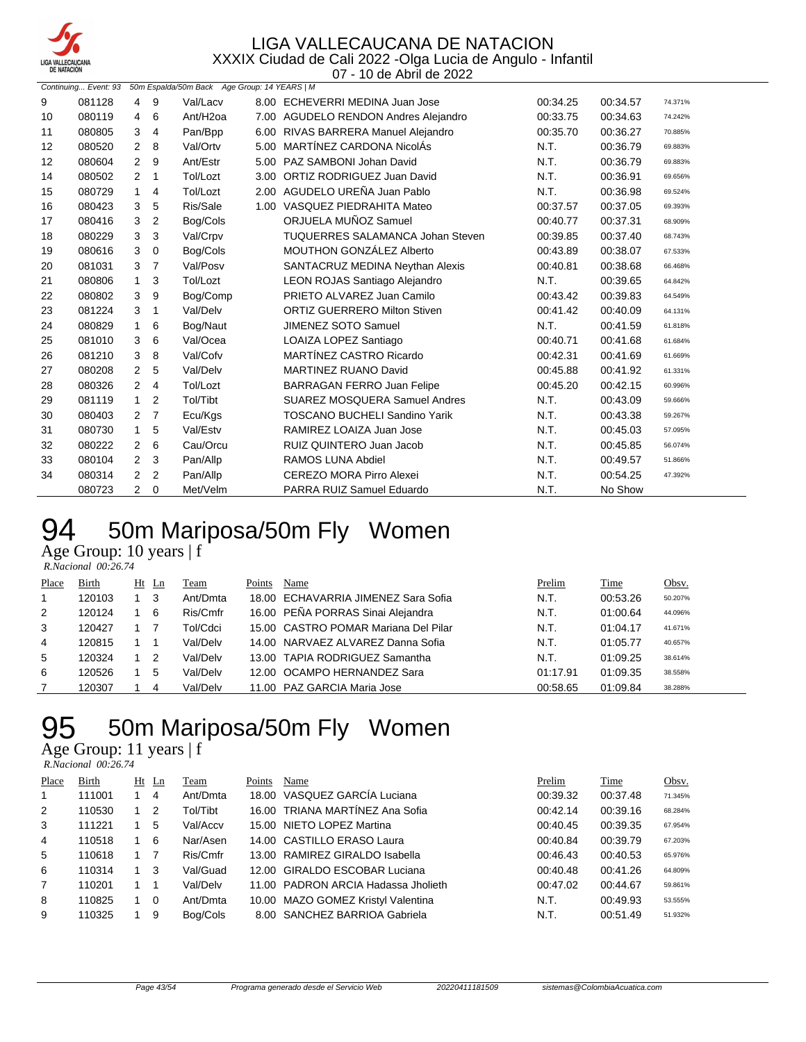Continuing... Event: 93 50m Espalda/50m Back Age Group: 14 YEARS | M

| | | | | | | | | | |
|---|---|---|---|---|---|---|---|---|---|
| 9 | 081128 | 4 | 9 | Val/Lacv | 8.00 | ECHEVERRI MEDINA Juan Jose | 00:34.25 | 00:34.57 | 74.371% |
| 10 | 080119 | 4 | 6 | Ant/H2oa | 7.00 | AGUDELO RENDON Andres Alejandro | 00:33.75 | 00:34.63 | 74.242% |
| 11 | 080805 | 3 | 4 | Pan/Bpp | 6.00 | RIVAS BARRERA Manuel Alejandro | 00:35.70 | 00:36.27 | 70.885% |
| 12 | 080520 | 2 | 8 | Val/Ortv | 5.00 | MARTÍNEZ CARDONA NicolÁs | N.T. | 00:36.79 | 69.883% |
| 12 | 080604 | 2 | 9 | Ant/Estr | 5.00 | PAZ SAMBONI Johan David | N.T. | 00:36.79 | 69.883% |
| 14 | 080502 | 2 | 1 | Tol/Lozt | 3.00 | ORTIZ RODRIGUEZ Juan David | N.T. | 00:36.91 | 69.656% |
| 15 | 080729 | 1 | 4 | Tol/Lozt | 2.00 | AGUDELO UREÑA Juan Pablo | N.T. | 00:36.98 | 69.524% |
| 16 | 080423 | 3 | 5 | Ris/Sale | 1.00 | VASQUEZ PIEDRAHITA Mateo | 00:37.57 | 00:37.05 | 69.393% |
| 17 | 080416 | 3 | 2 | Bog/Cols | | ORJUELA MUÑOZ Samuel | 00:40.77 | 00:37.31 | 68.909% |
| 18 | 080229 | 3 | 3 | Val/Crpv | | TUQUERRES SALAMANCA Johan Steven | 00:39.85 | 00:37.40 | 68.743% |
| 19 | 080616 | 3 | 0 | Bog/Cols | | MOUTHON GONZÁLEZ Alberto | 00:43.89 | 00:38.07 | 67.533% |
| 20 | 081031 | 3 | 7 | Val/Posv | | SANTACRUZ MEDINA Neythan Alexis | 00:40.81 | 00:38.68 | 66.468% |
| 21 | 080806 | 1 | 3 | Tol/Lozt | | LEON ROJAS Santiago Alejandro | N.T. | 00:39.65 | 64.842% |
| 22 | 080802 | 3 | 9 | Bog/Comp | | PRIETO ALVAREZ Juan Camilo | 00:43.42 | 00:39.83 | 64.549% |
| 23 | 081224 | 3 | 1 | Val/Delv | | ORTIZ GUERRERO Milton Stiven | 00:41.42 | 00:40.09 | 64.131% |
| 24 | 080829 | 1 | 6 | Bog/Naut | | JIMENEZ SOTO Samuel | N.T. | 00:41.59 | 61.818% |
| 25 | 081010 | 3 | 6 | Val/Ocea | | LOAIZA LOPEZ Santiago | 00:40.71 | 00:41.68 | 61.684% |
| 26 | 081210 | 3 | 8 | Val/Cofv | | MARTÍNEZ CASTRO Ricardo | 00:42.31 | 00:41.69 | 61.669% |
| 27 | 080208 | 2 | 5 | Val/Delv | | MARTINEZ RUANO David | 00:45.88 | 00:41.92 | 61.331% |
| 28 | 080326 | 2 | 4 | Tol/Lozt | | BARRAGAN FERRO Juan Felipe | 00:45.20 | 00:42.15 | 60.996% |
| 29 | 081119 | 1 | 2 | Tol/Tibt | | SUAREZ MOSQUERA Samuel Andres | N.T. | 00:43.09 | 59.666% |
| 30 | 080403 | 2 | 7 | Ecu/Kgs | | TOSCANO BUCHELI Sandino Yarik | N.T. | 00:43.38 | 59.267% |
| 31 | 080730 | 1 | 5 | Val/Estv | | RAMIREZ LOAIZA Juan Jose | N.T. | 00:45.03 | 57.095% |
| 32 | 080222 | 2 | 6 | Cau/Orcu | | RUIZ QUINTERO Juan Jacob | N.T. | 00:45.85 | 56.074% |
| 33 | 080104 | 2 | 3 | Pan/Allp | | RAMOS LUNA Abdiel | N.T. | 00:49.57 | 51.866% |
| 34 | 080314 | 2 | 2 | Pan/Allp | | CEREZO MORA Pirro Alexei | N.T. | 00:54.25 | 47.392% |
| | 080723 | 2 | 0 | Met/Velm | | PARRA RUIZ Samuel Eduardo | N.T. | No Show | |

# 94 50m Mariposa/50m Fly Women

Age Group: 10 years | f

*R.Nacional 00:26.74*

| Place | Birth | Ht | Ln | Team | Points | Name | Prelim | Time | Obsv. |
|---|---|---|---|---|---|---|---|---|---|
| 1 | 120103 | 1 | 3 | Ant/Dmta | 18.00 | ECHAVARRIA JIMENEZ Sara Sofia | N.T. | 00:53.26 | 50.207% |
| 2 | 120124 | 1 | 6 | Ris/Cmfr | 16.00 | PEÑA PORRAS Sinai Alejandra | N.T. | 01:00.64 | 44.096% |
| 3 | 120427 | 1 | 7 | Tol/Cdci | 15.00 | CASTRO POMAR Mariana Del Pilar | N.T. | 01:04.17 | 41.671% |
| 4 | 120815 | 1 | 1 | Val/Delv | 14.00 | NARVAEZ ALVAREZ Danna Sofia | N.T. | 01:05.77 | 40.657% |
| 5 | 120324 | 1 | 2 | Val/Delv | 13.00 | TAPIA RODRIGUEZ Samantha | N.T. | 01:09.25 | 38.614% |
| 6 | 120526 | 1 | 5 | Val/Delv | 12.00 | OCAMPO HERNANDEZ Sara | 01:17.91 | 01:09.35 | 38.558% |
| 7 | 120307 | 1 | 4 | Val/Delv | 11.00 | PAZ GARCIA Maria Jose | 00:58.65 | 01:09.84 | 38.288% |

# 95 50m Mariposa/50m Fly Women

Age Group: 11 years | f

*R.Nacional 00:26.74*

| Place | Birth | Ht | Ln | Team | Points | Name | Prelim | Time | Obsv. |
|---|---|---|---|---|---|---|---|---|---|
| 1 | 111001 | 1 | 4 | Ant/Dmta | 18.00 | VASQUEZ GARCÍA Luciana | 00:39.32 | 00:37.48 | 71.345% |
| 2 | 110530 | 1 | 2 | Tol/Tibt | 16.00 | TRIANA MARTÍNEZ Ana Sofia | 00:42.14 | 00:39.16 | 68.284% |
| 3 | 111221 | 1 | 5 | Val/Accv | 15.00 | NIETO LOPEZ Martina | 00:40.45 | 00:39.35 | 67.954% |
| 4 | 110518 | 1 | 6 | Nar/Asen | 14.00 | CASTILLO ERASO Laura | 00:40.84 | 00:39.79 | 67.203% |
| 5 | 110618 | 1 | 7 | Ris/Cmfr | 13.00 | RAMIREZ GIRALDO Isabella | 00:46.43 | 00:40.53 | 65.976% |
| 6 | 110314 | 1 | 3 | Val/Guad | 12.00 | GIRALDO ESCOBAR Luciana | 00:40.48 | 00:41.26 | 64.809% |
| 7 | 110201 | 1 | 1 | Val/Delv | 11.00 | PADRON ARCIA Hadassa Jholieth | 00:47.02 | 00:44.67 | 59.861% |
| 8 | 110825 | 1 | 0 | Ant/Dmta | 10.00 | MAZO GOMEZ Kristyl Valentina | N.T. | 00:49.93 | 53.555% |
| 9 | 110325 | 1 | 9 | Bog/Cols | 8.00 | SANCHEZ BARRIOA Gabriela | N.T. | 00:51.49 | 51.932% |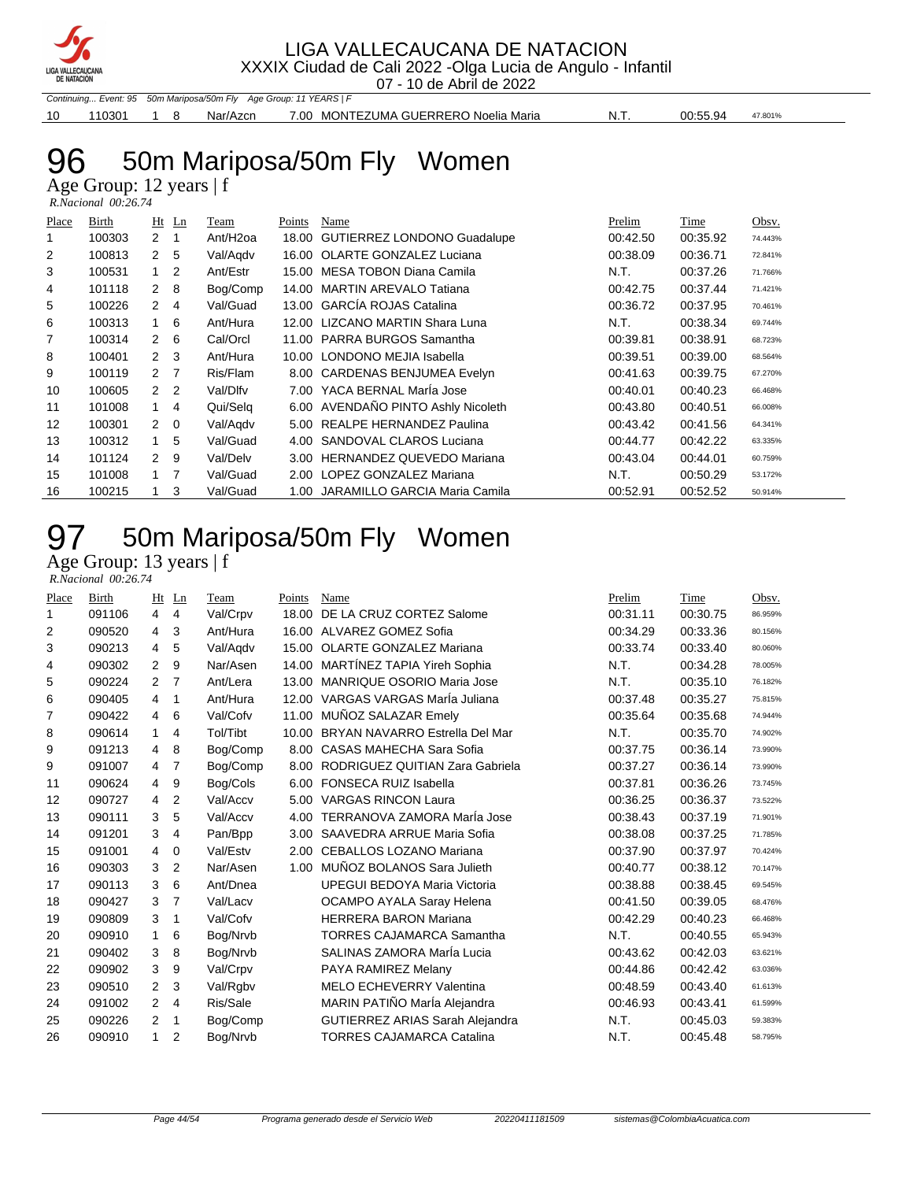Continuing... Event: 95 50m Mariposa/50m Fly Age Group: 11 YEARS | F

| | | | | | | | | | |
|---|---|---|---|---|---|---|---|---|---|
| 10 | 110301 | 1 | 8 | Nar/Azcn | 7.00 | MONTEZUMA GUERRERO Noelia Maria | N.T. | 00:55.94 | 47.801% |

# 96 50m Mariposa/50m Fly Women

Age Group: 12 years | f

*R.Nacional 00:26.74*

| Place | Birth | Ht | Ln | Team | Points | Name | Prelim | Time | Obsv. |
|---|---|---|---|---|---|---|---|---|---|
| 1 | 100303 | 2 | 1 | Ant/H2oa | 18.00 | GUTIERREZ LONDONO Guadalupe | 00:42.50 | 00:35.92 | 74.443% |
| 2 | 100813 | 2 | 5 | Val/Aqdv | 16.00 | OLARTE GONZALEZ Luciana | 00:38.09 | 00:36.71 | 72.841% |
| 3 | 100531 | 1 | 2 | Ant/Estr | 15.00 | MESA TOBON Diana Camila | N.T. | 00:37.26 | 71.766% |
| 4 | 101118 | 2 | 8 | Bog/Comp | 14.00 | MARTIN AREVALO Tatiana | 00:42.75 | 00:37.44 | 71.421% |
| 5 | 100226 | 2 | 4 | Val/Guad | 13.00 | GARCÍA ROJAS Catalina | 00:36.72 | 00:37.95 | 70.461% |
| 6 | 100313 | 1 | 6 | Ant/Hura | 12.00 | LIZCANO MARTIN Shara Luna | N.T. | 00:38.34 | 69.744% |
| 7 | 100314 | 2 | 6 | Cal/Orcl | 11.00 | PARRA BURGOS Samantha | 00:39.81 | 00:38.91 | 68.723% |
| 8 | 100401 | 2 | 3 | Ant/Hura | 10.00 | LONDONO MEJIA Isabella | 00:39.51 | 00:39.00 | 68.564% |
| 9 | 100119 | 2 | 7 | Ris/Flam | 8.00 | CARDENAS BENJUMEA Evelyn | 00:41.63 | 00:39.75 | 67.270% |
| 10 | 100605 | 2 | 2 | Val/Dlfv | 7.00 | YACA BERNAL MarÍa Jose | 00:40.01 | 00:40.23 | 66.468% |
| 11 | 101008 | 1 | 4 | Qui/Selq | 6.00 | AVENDAÑO PINTO Ashly Nicoleth | 00:43.80 | 00:40.51 | 66.008% |
| 12 | 100301 | 2 | 0 | Val/Aqdv | 5.00 | REALPE HERNANDEZ Paulina | 00:43.42 | 00:41.56 | 64.341% |
| 13 | 100312 | 1 | 5 | Val/Guad | 4.00 | SANDOVAL CLAROS Luciana | 00:44.77 | 00:42.22 | 63.335% |
| 14 | 101124 | 2 | 9 | Val/Delv | 3.00 | HERNANDEZ QUEVEDO Mariana | 00:43.04 | 00:44.01 | 60.759% |
| 15 | 101008 | 1 | 7 | Val/Guad | 2.00 | LOPEZ GONZALEZ Mariana | N.T. | 00:50.29 | 53.172% |
| 16 | 100215 | 1 | 3 | Val/Guad | 1.00 | JARAMILLO GARCIA Maria Camila | 00:52.91 | 00:52.52 | 50.914% |

# 97 50m Mariposa/50m Fly Women

Age Group: 13 years | f

*R.Nacional 00:26.74*

| Place | Birth | Ht | Ln | Team | Points | Name | Prelim | Time | Obsv. |
|---|---|---|---|---|---|---|---|---|---|
| 1 | 091106 | 4 | 4 | Val/Crpv | 18.00 | DE LA CRUZ CORTEZ Salome | 00:31.11 | 00:30.75 | 86.959% |
| 2 | 090520 | 4 | 3 | Ant/Hura | 16.00 | ALVAREZ GOMEZ Sofia | 00:34.29 | 00:33.36 | 80.156% |
| 3 | 090213 | 4 | 5 | Val/Aqdv | 15.00 | OLARTE GONZALEZ Mariana | 00:33.74 | 00:33.40 | 80.060% |
| 4 | 090302 | 2 | 9 | Nar/Asen | 14.00 | MARTÍNEZ TAPIA Yireh Sophia | N.T. | 00:34.28 | 78.005% |
| 5 | 090224 | 2 | 7 | Ant/Lera | 13.00 | MANRIQUE OSORIO Maria Jose | N.T. | 00:35.10 | 76.182% |
| 6 | 090405 | 4 | 1 | Ant/Hura | 12.00 | VARGAS VARGAS MarÍa Juliana | 00:37.48 | 00:35.27 | 75.815% |
| 7 | 090422 | 4 | 6 | Val/Cofv | 11.00 | MUÑOZ SALAZAR Emely | 00:35.64 | 00:35.68 | 74.944% |
| 8 | 090614 | 1 | 4 | Tol/Tibt | 10.00 | BRYAN NAVARRO Estrella Del Mar | N.T. | 00:35.70 | 74.902% |
| 9 | 091213 | 4 | 8 | Bog/Comp | 8.00 | CASAS MAHECHA Sara Sofia | 00:37.75 | 00:36.14 | 73.990% |
| 9 | 091007 | 4 | 7 | Bog/Comp | 8.00 | RODRIGUEZ QUITIAN Zara Gabriela | 00:37.27 | 00:36.14 | 73.990% |
| 11 | 090624 | 4 | 9 | Bog/Cols | 6.00 | FONSECA RUIZ Isabella | 00:37.81 | 00:36.26 | 73.745% |
| 12 | 090727 | 4 | 2 | Val/Accv | 5.00 | VARGAS RINCON Laura | 00:36.25 | 00:36.37 | 73.522% |
| 13 | 090111 | 3 | 5 | Val/Accv | 4.00 | TERRANOVA ZAMORA MarÍa Jose | 00:38.43 | 00:37.19 | 71.901% |
| 14 | 091201 | 3 | 4 | Pan/Bpp | 3.00 | SAAVEDRA ARRUE Maria Sofia | 00:38.08 | 00:37.25 | 71.785% |
| 15 | 091001 | 4 | 0 | Val/Estv | 2.00 | CEBALLOS LOZANO Mariana | 00:37.90 | 00:37.97 | 70.424% |
| 16 | 090303 | 3 | 2 | Nar/Asen | 1.00 | MUÑOZ BOLANOS Sara Julieth | 00:40.77 | 00:38.12 | 70.147% |
| 17 | 090113 | 3 | 6 | Ant/Dnea | | UPEGUI BEDOYA Maria Victoria | 00:38.88 | 00:38.45 | 69.545% |
| 18 | 090427 | 3 | 7 | Val/Lacv | | OCAMPO AYALA Saray Helena | 00:41.50 | 00:39.05 | 68.476% |
| 19 | 090809 | 3 | 1 | Val/Cofv | | HERRERA BARON Mariana | 00:42.29 | 00:40.23 | 66.468% |
| 20 | 090910 | 1 | 6 | Bog/Nrvb | | TORRES CAJAMARCA Samantha | N.T. | 00:40.55 | 65.943% |
| 21 | 090402 | 3 | 8 | Bog/Nrvb | | SALINAS ZAMORA MarÍa Lucia | 00:43.62 | 00:42.03 | 63.621% |
| 22 | 090902 | 3 | 9 | Val/Crpv | | PAYA RAMIREZ Melany | 00:44.86 | 00:42.42 | 63.036% |
| 23 | 090510 | 2 | 3 | Val/Rgbv | | MELO ECHEVERRY Valentina | 00:48.59 | 00:43.40 | 61.613% |
| 24 | 091002 | 2 | 4 | Ris/Sale | | MARIN PATIÑO MarÍa Alejandra | 00:46.93 | 00:43.41 | 61.599% |
| 25 | 090226 | 2 | 1 | Bog/Comp | | GUTIERREZ ARIAS Sarah Alejandra | N.T. | 00:45.03 | 59.383% |
| 26 | 090910 | 1 | 2 | Bog/Nrvb | | TORRES CAJAMARCA Catalina | N.T. | 00:45.48 | 58.795% |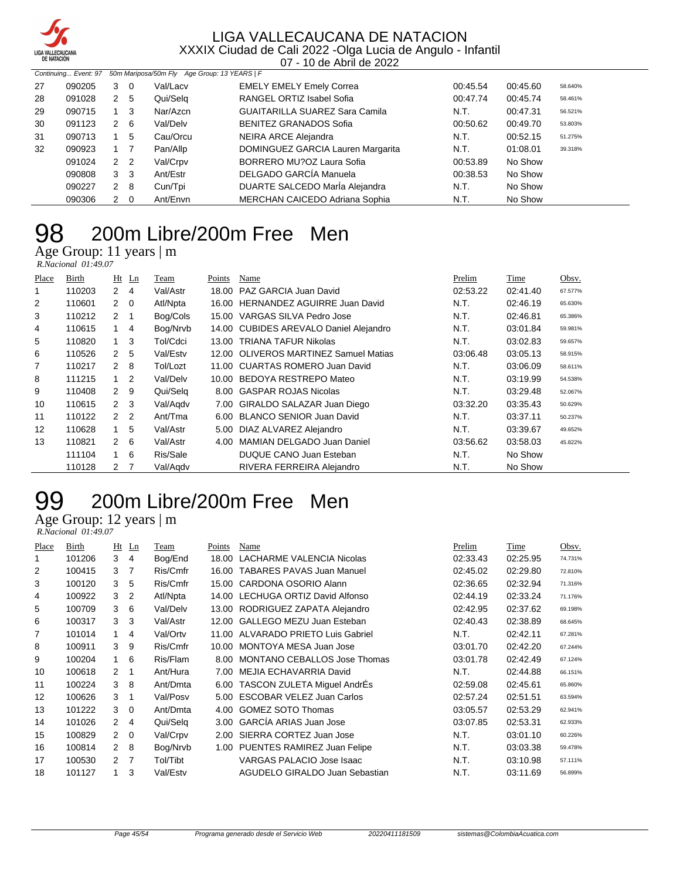LIGA VALLECAUCANA DE NATACION
XXXIX Ciudad de Cali 2022 -Olga Lucia de Angulo - Infantil
07 - 10 de Abril de 2022

Continuing... Event: 97 50m Mariposa/50m Fly Age Group: 13 YEARS | F

| | | | | | | | | | |
|---|---|---|---|---|---|---|---|---|---|
| 27 | 090205 | 3 | 0 | Val/Lacv | | EMELY EMELY Emely Correa | 00:45.54 | 00:45.60 | 58.640% |
| 28 | 091028 | 2 | 5 | Qui/Selq | | RANGEL ORTIZ Isabel Sofia | 00:47.74 | 00:45.74 | 58.461% |
| 29 | 090715 | 1 | 3 | Nar/Azcn | | GUAITARILLA SUAREZ Sara Camila | N.T. | 00:47.31 | 56.521% |
| 30 | 091123 | 2 | 6 | Val/Delv | | BENITEZ GRANADOS Sofia | 00:50.62 | 00:49.70 | 53.803% |
| 31 | 090713 | 1 | 5 | Cau/Orcu | | NEIRA ARCE Alejandra | N.T. | 00:52.15 | 51.275% |
| 32 | 090923 | 1 | 7 | Pan/Allp | | DOMINGUEZ GARCIA Lauren Margarita | N.T. | 01:08.01 | 39.318% |
| | 091024 | 2 | 2 | Val/Crpv | | BORRERO MU?OZ Laura Sofia | 00:53.89 | No Show | |
| | 090808 | 3 | 3 | Ant/Estr | | DELGADO GARCÍA Manuela | 00:38.53 | No Show | |
| | 090227 | 2 | 8 | Cun/Tpi | | DUARTE SALCEDO MarÍa Alejandra | N.T. | No Show | |
| | 090306 | 2 | 0 | Ant/Envn | | MERCHAN CAICEDO Adriana Sophia | N.T. | No Show | |

# 98 200m Libre/200m Free Men

Age Group: 11 years | m

*R.Nacional 01:49.07*

| Place | Birth | Ht | Ln | Team | Points | Name | Prelim | Time | Obsv. |
|---|---|---|---|---|---|---|---|---|---|
| 1 | 110203 | 2 | 4 | Val/Astr | 18.00 | PAZ GARCIA Juan David | 02:53.22 | 02:41.40 | 67.577% |
| 2 | 110601 | 2 | 0 | Atl/Npta | 16.00 | HERNANDEZ AGUIRRE Juan David | N.T. | 02:46.19 | 65.630% |
| 3 | 110212 | 2 | 1 | Bog/Cols | 15.00 | VARGAS SILVA Pedro Jose | N.T. | 02:46.81 | 65.386% |
| 4 | 110615 | 1 | 4 | Bog/Nrvb | 14.00 | CUBIDES AREVALO Daniel Alejandro | N.T. | 03:01.84 | 59.981% |
| 5 | 110820 | 1 | 3 | Tol/Cdci | 13.00 | TRIANA TAFUR Nikolas | N.T. | 03:02.83 | 59.657% |
| 6 | 110526 | 2 | 5 | Val/Estv | 12.00 | OLIVEROS MARTINEZ Samuel Matias | 03:06.48 | 03:05.13 | 58.915% |
| 7 | 110217 | 2 | 8 | Tol/Lozt | 11.00 | CUARTAS ROMERO Juan David | N.T. | 03:06.09 | 58.611% |
| 8 | 111215 | 1 | 2 | Val/Delv | 10.00 | BEDOYA RESTREPO Mateo | N.T. | 03:19.99 | 54.538% |
| 9 | 110408 | 2 | 9 | Qui/Selq | 8.00 | GASPAR ROJAS Nicolas | N.T. | 03:29.48 | 52.067% |
| 10 | 110615 | 2 | 3 | Val/Aqdv | 7.00 | GIRALDO SALAZAR Juan Diego | 03:32.20 | 03:35.43 | 50.629% |
| 11 | 110122 | 2 | 2 | Ant/Tma | 6.00 | BLANCO SENIOR Juan David | N.T. | 03:37.11 | 50.237% |
| 12 | 110628 | 1 | 5 | Val/Astr | 5.00 | DIAZ ALVAREZ Alejandro | N.T. | 03:39.67 | 49.652% |
| 13 | 110821 | 2 | 6 | Val/Astr | 4.00 | MAMIAN DELGADO Juan Daniel | 03:56.62 | 03:58.03 | 45.822% |
| | 111104 | 1 | 6 | Ris/Sale | | DUQUE CANO Juan Esteban | N.T. | No Show | |
| | 110128 | 2 | 7 | Val/Aqdv | | RIVERA FERREIRA Alejandro | N.T. | No Show | |

# 99 200m Libre/200m Free Men

Age Group: 12 years | m

*R.Nacional 01:49.07*

| Place | Birth | Ht | Ln | Team | Points | Name | Prelim | Time | Obsv. |
|---|---|---|---|---|---|---|---|---|---|
| 1 | 101206 | 3 | 4 | Bog/End | 18.00 | LACHARME VALENCIA Nicolas | 02:33.43 | 02:25.95 | 74.731% |
| 2 | 100415 | 3 | 7 | Ris/Cmfr | 16.00 | TABARES PAVAS Juan Manuel | 02:45.02 | 02:29.80 | 72.810% |
| 3 | 100120 | 3 | 5 | Ris/Cmfr | 15.00 | CARDONA OSORIO Alann | 02:36.65 | 02:32.94 | 71.316% |
| 4 | 100922 | 3 | 2 | Atl/Npta | 14.00 | LECHUGA ORTIZ David Alfonso | 02:44.19 | 02:33.24 | 71.176% |
| 5 | 100709 | 3 | 6 | Val/Delv | 13.00 | RODRIGUEZ ZAPATA Alejandro | 02:42.95 | 02:37.62 | 69.198% |
| 6 | 100317 | 3 | 3 | Val/Astr | 12.00 | GALLEGO MEZU Juan Esteban | 02:40.43 | 02:38.89 | 68.645% |
| 7 | 101014 | 1 | 4 | Val/Ortv | 11.00 | ALVARADO PRIETO Luis Gabriel | N.T. | 02:42.11 | 67.281% |
| 8 | 100911 | 3 | 9 | Ris/Cmfr | 10.00 | MONTOYA MESA Juan Jose | 03:01.70 | 02:42.20 | 67.244% |
| 9 | 100204 | 1 | 6 | Ris/Flam | 8.00 | MONTANO CEBALLOS Jose Thomas | 03:01.78 | 02:42.49 | 67.124% |
| 10 | 100618 | 2 | 1 | Ant/Hura | 7.00 | MEJIA ECHAVARRIA David | N.T. | 02:44.88 | 66.151% |
| 11 | 100224 | 3 | 8 | Ant/Dmta | 6.00 | TASCON ZULETA Miguel AndrÉs | 02:59.08 | 02:45.61 | 65.860% |
| 12 | 100626 | 3 | 1 | Val/Posv | 5.00 | ESCOBAR VELEZ Juan Carlos | 02:57.24 | 02:51.51 | 63.594% |
| 13 | 101222 | 3 | 0 | Ant/Dmta | 4.00 | GOMEZ SOTO Thomas | 03:05.57 | 02:53.29 | 62.941% |
| 14 | 101026 | 2 | 4 | Qui/Selq | 3.00 | GARCÍA ARIAS Juan Jose | 03:07.85 | 02:53.31 | 62.933% |
| 15 | 100829 | 2 | 0 | Val/Crpv | 2.00 | SIERRA CORTEZ Juan Jose | N.T. | 03:01.10 | 60.226% |
| 16 | 100814 | 2 | 8 | Bog/Nrvb | 1.00 | PUENTES RAMIREZ Juan Felipe | N.T. | 03:03.38 | 59.478% |
| 17 | 100530 | 2 | 7 | Tol/Tibt | | VARGAS PALACIO Jose Isaac | N.T. | 03:10.98 | 57.111% |
| 18 | 101127 | 1 | 3 | Val/Estv | | AGUDELO GIRALDO Juan Sebastian | N.T. | 03:11.69 | 56.899% |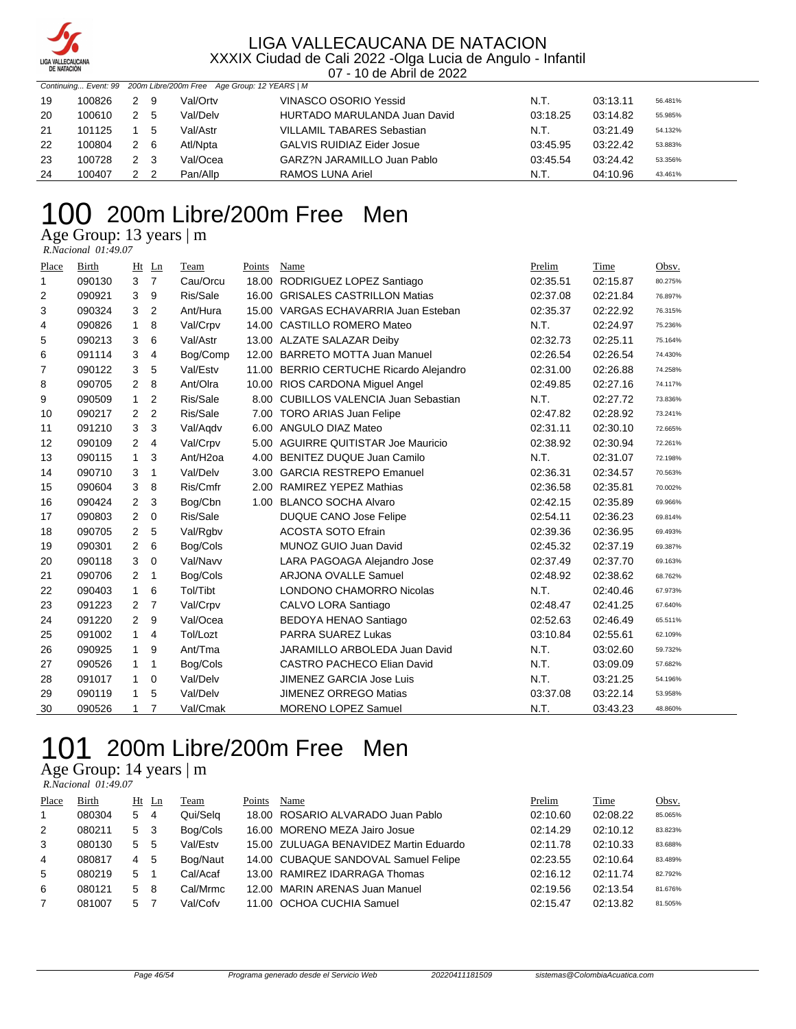Continuing... Event: 99 200m Libre/200m Free Age Group: 12 YEARS | M

| | | | | | | | | | |
|---|---|---|---|---|---|---|---|---|---|
| 19 | 100826 | 2 | 9 | Val/Ortv | | VINASCO OSORIO Yessid | N.T. | 03:13.11 | 56.481% |
| 20 | 100610 | 2 | 5 | Val/Delv | | HURTADO MARULANDA Juan David | 03:18.25 | 03:14.82 | 55.985% |
| 21 | 101125 | 1 | 5 | Val/Astr | | VILLAMIL TABARES Sebastian | N.T. | 03:21.49 | 54.132% |
| 22 | 100804 | 2 | 6 | Atl/Npta | | GALVIS RUIDIAZ Eider Josue | 03:45.95 | 03:22.42 | 53.883% |
| 23 | 100728 | 2 | 3 | Val/Ocea | | GARZ?N JARAMILLO Juan Pablo | 03:45.54 | 03:24.42 | 53.356% |
| 24 | 100407 | 2 | 2 | Pan/Allp | | RAMOS LUNA Ariel | N.T. | 04:10.96 | 43.461% |

# 100 200m Libre/200m Free Men

Age Group: 13 years | m

*R.Nacional 01:49.07*

| Place | Birth | Ht | Ln | Team | Points | Name | Prelim | Time | Obsv. |
|---|---|---|---|---|---|---|---|---|---|
| 1 | 090130 | 3 | 7 | Cau/Orcu | 18.00 | RODRIGUEZ LOPEZ Santiago | 02:35.51 | 02:15.87 | 80.275% |
| 2 | 090921 | 3 | 9 | Ris/Sale | 16.00 | GRISALES CASTRILLON Matias | 02:37.08 | 02:21.84 | 76.897% |
| 3 | 090324 | 3 | 2 | Ant/Hura | 15.00 | VARGAS ECHAVARRIA Juan Esteban | 02:35.37 | 02:22.92 | 76.315% |
| 4 | 090826 | 1 | 8 | Val/Crpv | 14.00 | CASTILLO ROMERO Mateo | N.T. | 02:24.97 | 75.236% |
| 5 | 090213 | 3 | 6 | Val/Astr | 13.00 | ALZATE SALAZAR Deiby | 02:32.73 | 02:25.11 | 75.164% |
| 6 | 091114 | 3 | 4 | Bog/Comp | 12.00 | BARRETO MOTTA Juan Manuel | 02:26.54 | 02:26.54 | 74.430% |
| 7 | 090122 | 3 | 5 | Val/Estv | 11.00 | BERRIO CERTUCHE Ricardo Alejandro | 02:31.00 | 02:26.88 | 74.258% |
| 8 | 090705 | 2 | 8 | Ant/Olra | 10.00 | RIOS CARDONA Miguel Angel | 02:49.85 | 02:27.16 | 74.117% |
| 9 | 090509 | 1 | 2 | Ris/Sale | 8.00 | CUBILLOS VALENCIA Juan Sebastian | N.T. | 02:27.72 | 73.836% |
| 10 | 090217 | 2 | 2 | Ris/Sale | 7.00 | TORO ARIAS Juan Felipe | 02:47.82 | 02:28.92 | 73.241% |
| 11 | 091210 | 3 | 3 | Val/Aqdv | 6.00 | ANGULO DIAZ Mateo | 02:31.11 | 02:30.10 | 72.665% |
| 12 | 090109 | 2 | 4 | Val/Crpv | 5.00 | AGUIRRE QUITISTAR Joe Mauricio | 02:38.92 | 02:30.94 | 72.261% |
| 13 | 090115 | 1 | 3 | Ant/H2oa | 4.00 | BENITEZ DUQUE Juan Camilo | N.T. | 02:31.07 | 72.198% |
| 14 | 090710 | 3 | 1 | Val/Delv | 3.00 | GARCIA RESTREPO Emanuel | 02:36.31 | 02:34.57 | 70.563% |
| 15 | 090604 | 3 | 8 | Ris/Cmfr | 2.00 | RAMIREZ YEPEZ Mathias | 02:36.58 | 02:35.81 | 70.002% |
| 16 | 090424 | 2 | 3 | Bog/Cbn | 1.00 | BLANCO SOCHA Alvaro | 02:42.15 | 02:35.89 | 69.966% |
| 17 | 090803 | 2 | 0 | Ris/Sale | | DUQUE CANO Jose Felipe | 02:54.11 | 02:36.23 | 69.814% |
| 18 | 090705 | 2 | 5 | Val/Rgbv | | ACOSTA SOTO Efrain | 02:39.36 | 02:36.95 | 69.493% |
| 19 | 090301 | 2 | 6 | Bog/Cols | | MUNOZ GUIO Juan David | 02:45.32 | 02:37.19 | 69.387% |
| 20 | 090118 | 3 | 0 | Val/Navv | | LARA PAGOAGA Alejandro Jose | 02:37.49 | 02:37.70 | 69.163% |
| 21 | 090706 | 2 | 1 | Bog/Cols | | ARJONA OVALLE Samuel | 02:48.92 | 02:38.62 | 68.762% |
| 22 | 090403 | 1 | 6 | Tol/Tibt | | LONDONO CHAMORRO Nicolas | N.T. | 02:40.46 | 67.973% |
| 23 | 091223 | 2 | 7 | Val/Crpv | | CALVO LORA Santiago | 02:48.47 | 02:41.25 | 67.640% |
| 24 | 091220 | 2 | 9 | Val/Ocea | | BEDOYA HENAO Santiago | 02:52.63 | 02:46.49 | 65.511% |
| 25 | 091002 | 1 | 4 | Tol/Lozt | | PARRA SUAREZ Lukas | 03:10.84 | 02:55.61 | 62.109% |
| 26 | 090925 | 1 | 9 | Ant/Tma | | JARAMILLO ARBOLEDA Juan David | N.T. | 03:02.60 | 59.732% |
| 27 | 090526 | 1 | 1 | Bog/Cols | | CASTRO PACHECO Elian David | N.T. | 03:09.09 | 57.682% |
| 28 | 091017 | 1 | 0 | Val/Delv | | JIMENEZ GARCIA Jose Luis | N.T. | 03:21.25 | 54.196% |
| 29 | 090119 | 1 | 5 | Val/Delv | | JIMENEZ ORREGO Matias | 03:37.08 | 03:22.14 | 53.958% |
| 30 | 090526 | 1 | 7 | Val/Cmak | | MORENO LOPEZ Samuel | N.T. | 03:43.23 | 48.860% |

# 101 200m Libre/200m Free Men

Age Group: 14 years | m

*R.Nacional 01:49.07*

| Place | Birth | Ht | Ln | Team | Points | Name | Prelim | Time | Obsv. |
|---|---|---|---|---|---|---|---|---|---|
| 1 | 080304 | 5 | 4 | Qui/Selq | 18.00 | ROSARIO ALVARADO Juan Pablo | 02:10.60 | 02:08.22 | 85.065% |
| 2 | 080211 | 5 | 3 | Bog/Cols | 16.00 | MORENO MEZA Jairo Josue | 02:14.29 | 02:10.12 | 83.823% |
| 3 | 080130 | 5 | 5 | Val/Estv | 15.00 | ZULUAGA BENAVIDEZ Martin Eduardo | 02:11.78 | 02:10.33 | 83.688% |
| 4 | 080817 | 4 | 5 | Bog/Naut | 14.00 | CUBAQUE SANDOVAL Samuel Felipe | 02:23.55 | 02:10.64 | 83.489% |
| 5 | 080219 | 5 | 1 | Cal/Acaf | 13.00 | RAMIREZ IDARRAGA Thomas | 02:16.12 | 02:11.74 | 82.792% |
| 6 | 080121 | 5 | 8 | Cal/Mrmc | 12.00 | MARIN ARENAS Juan Manuel | 02:19.56 | 02:13.54 | 81.676% |
| 7 | 081007 | 5 | 7 | Val/Cofv | 11.00 | OCHOA CUCHIA Samuel | 02:15.47 | 02:13.82 | 81.505% |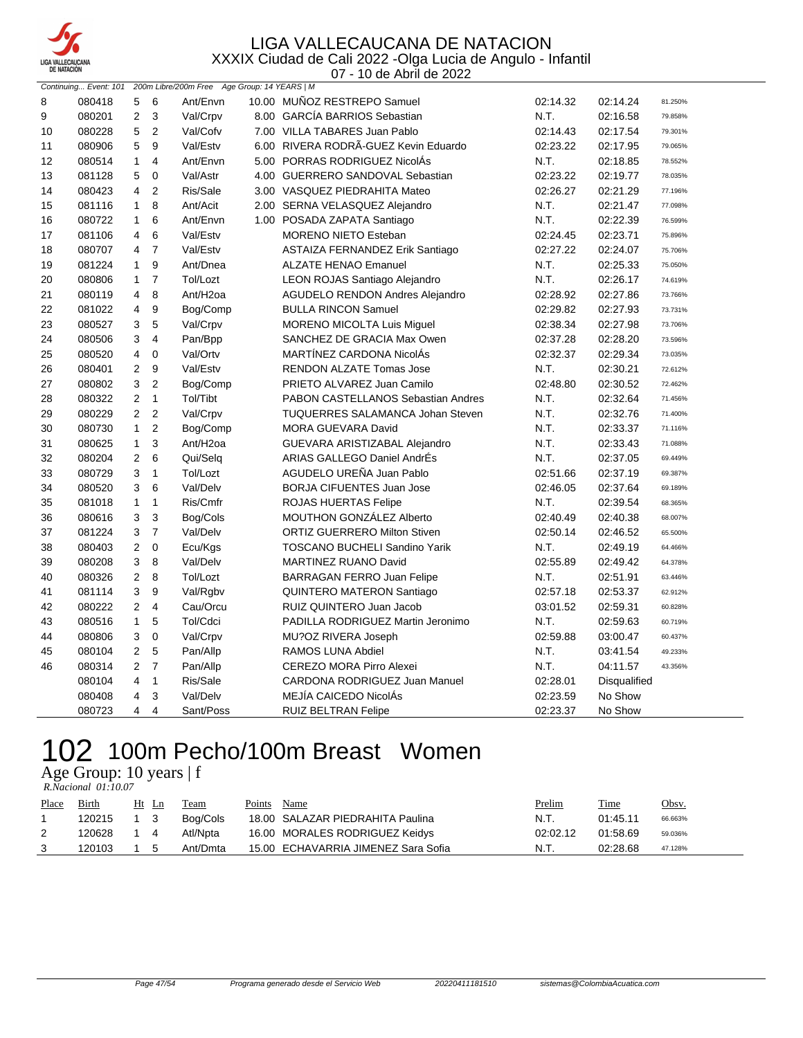Continuing... Event: 101 200m Libre/200m Free Age Group: 14 YEARS | M

| | | | | | | | | | |
|---|---|---|---|---|---|---|---|---|---|
| 8 | 080418 | 5 | 6 | Ant/Envn | 10.00 | MUÑOZ RESTREPO Samuel | 02:14.32 | 02:14.24 | 81.250% |
| 9 | 080201 | 2 | 3 | Val/Crpv | 8.00 | GARCÍA BARRIOS Sebastian | N.T. | 02:16.58 | 79.858% |
| 10 | 080228 | 5 | 2 | Val/Cofv | 7.00 | VILLA TABARES Juan Pablo | 02:14.43 | 02:17.54 | 79.301% |
| 11 | 080906 | 5 | 9 | Val/Estv | 6.00 | RIVERA RODRÃ-GUEZ Kevin Eduardo | 02:23.22 | 02:17.95 | 79.065% |
| 12 | 080514 | 1 | 4 | Ant/Envn | 5.00 | PORRAS RODRIGUEZ NicolÁs | N.T. | 02:18.85 | 78.552% |
| 13 | 081128 | 5 | 0 | Val/Astr | 4.00 | GUERRERO SANDOVAL Sebastian | 02:23.22 | 02:19.77 | 78.035% |
| 14 | 080423 | 4 | 2 | Ris/Sale | 3.00 | VASQUEZ PIEDRAHITA Mateo | 02:26.27 | 02:21.29 | 77.196% |
| 15 | 081116 | 1 | 8 | Ant/Acit | 2.00 | SERNA VELASQUEZ Alejandro | N.T. | 02:21.47 | 77.098% |
| 16 | 080722 | 1 | 6 | Ant/Envn | 1.00 | POSADA ZAPATA Santiago | N.T. | 02:22.39 | 76.599% |
| 17 | 081106 | 4 | 6 | Val/Estv | | MORENO NIETO Esteban | 02:24.45 | 02:23.71 | 75.896% |
| 18 | 080707 | 4 | 7 | Val/Estv | | ASTAIZA FERNANDEZ Erik Santiago | 02:27.22 | 02:24.07 | 75.706% |
| 19 | 081224 | 1 | 9 | Ant/Dnea | | ALZATE HENAO Emanuel | N.T. | 02:25.33 | 75.050% |
| 20 | 080806 | 1 | 7 | Tol/Lozt | | LEON ROJAS Santiago Alejandro | N.T. | 02:26.17 | 74.619% |
| 21 | 080119 | 4 | 8 | Ant/H2oa | | AGUDELO RENDON Andres Alejandro | 02:28.92 | 02:27.86 | 73.766% |
| 22 | 081022 | 4 | 9 | Bog/Comp | | BULLA RINCON Samuel | 02:29.82 | 02:27.93 | 73.731% |
| 23 | 080527 | 3 | 5 | Val/Crpv | | MORENO MICOLTA Luis Miguel | 02:38.34 | 02:27.98 | 73.706% |
| 24 | 080506 | 3 | 4 | Pan/Bpp | | SANCHEZ DE GRACIA Max Owen | 02:37.28 | 02:28.20 | 73.596% |
| 25 | 080520 | 4 | 0 | Val/Ortv | | MARTÍNEZ CARDONA NicolÁs | 02:32.37 | 02:29.34 | 73.035% |
| 26 | 080401 | 2 | 9 | Val/Estv | | RENDON ALZATE Tomas Jose | N.T. | 02:30.21 | 72.612% |
| 27 | 080802 | 3 | 2 | Bog/Comp | | PRIETO ALVAREZ Juan Camilo | 02:48.80 | 02:30.52 | 72.462% |
| 28 | 080322 | 2 | 1 | Tol/Tibt | | PABON CASTELLANOS Sebastian Andres | N.T. | 02:32.64 | 71.456% |
| 29 | 080229 | 2 | 2 | Val/Crpv | | TUQUERRES SALAMANCA Johan Steven | N.T. | 02:32.76 | 71.400% |
| 30 | 080730 | 1 | 2 | Bog/Comp | | MORA GUEVARA David | N.T. | 02:33.37 | 71.116% |
| 31 | 080625 | 1 | 3 | Ant/H2oa | | GUEVARA ARISTIZABAL Alejandro | N.T. | 02:33.43 | 71.088% |
| 32 | 080204 | 2 | 6 | Qui/Selq | | ARIAS GALLEGO Daniel AndrÉs | N.T. | 02:37.05 | 69.449% |
| 33 | 080729 | 3 | 1 | Tol/Lozt | | AGUDELO UREÑA Juan Pablo | 02:51.66 | 02:37.19 | 69.387% |
| 34 | 080520 | 3 | 6 | Val/Delv | | BORJA CIFUENTES Juan Jose | 02:46.05 | 02:37.64 | 69.189% |
| 35 | 081018 | 1 | 1 | Ris/Cmfr | | ROJAS HUERTAS Felipe | N.T. | 02:39.54 | 68.365% |
| 36 | 080616 | 3 | 3 | Bog/Cols | | MOUTHON GONZÁLEZ Alberto | 02:40.49 | 02:40.38 | 68.007% |
| 37 | 081224 | 3 | 7 | Val/Delv | | ORTIZ GUERRERO Milton Stiven | 02:50.14 | 02:46.52 | 65.500% |
| 38 | 080403 | 2 | 0 | Ecu/Kgs | | TOSCANO BUCHELI Sandino Yarik | N.T. | 02:49.19 | 64.466% |
| 39 | 080208 | 3 | 8 | Val/Delv | | MARTINEZ RUANO David | 02:55.89 | 02:49.42 | 64.378% |
| 40 | 080326 | 2 | 8 | Tol/Lozt | | BARRAGAN FERRO Juan Felipe | N.T. | 02:51.91 | 63.446% |
| 41 | 081114 | 3 | 9 | Val/Rgbv | | QUINTERO MATERON Santiago | 02:57.18 | 02:53.37 | 62.912% |
| 42 | 080222 | 2 | 4 | Cau/Orcu | | RUIZ QUINTERO Juan Jacob | 03:01.52 | 02:59.31 | 60.828% |
| 43 | 080516 | 1 | 5 | Tol/Cdci | | PADILLA RODRIGUEZ Martin Jeronimo | N.T. | 02:59.63 | 60.719% |
| 44 | 080806 | 3 | 0 | Val/Crpv | | MU?OZ RIVERA Joseph | 02:59.88 | 03:00.47 | 60.437% |
| 45 | 080104 | 2 | 5 | Pan/Allp | | RAMOS LUNA Abdiel | N.T. | 03:41.54 | 49.233% |
| 46 | 080314 | 2 | 7 | Pan/Allp | | CEREZO MORA Pirro Alexei | N.T. | 04:11.57 | 43.356% |
| | 080104 | 4 | 1 | Ris/Sale | | CARDONA RODRIGUEZ Juan Manuel | 02:28.01 | Disqualified | |
| | 080408 | 4 | 3 | Val/Delv | | MEJÍA CAICEDO NicolÁs | 02:23.59 | No Show | |
| | 080723 | 4 | 4 | Sant/Poss | | RUIZ BELTRAN Felipe | 02:23.37 | No Show | |

# 102 100m Pecho/100m Breast Women

Age Group: 10 years | f

*R.Nacional 01:10.07*

| Place | Birth | Ht | Ln | Team | Points | Name | Prelim | Time | Obsv. |
|---|---|---|---|---|---|---|---|---|---|
| 1 | 120215 | 1 | 3 | Bog/Cols | 18.00 | SALAZAR PIEDRAHITA Paulina | N.T. | 01:45.11 | 66.663% |
| 2 | 120628 | 1 | 4 | Atl/Npta | 16.00 | MORALES RODRIGUEZ Keidys | 02:02.12 | 01:58.69 | 59.036% |
| 3 | 120103 | 1 | 5 | Ant/Dmta | 15.00 | ECHAVARRIA JIMENEZ Sara Sofia | N.T. | 02:28.68 | 47.128% |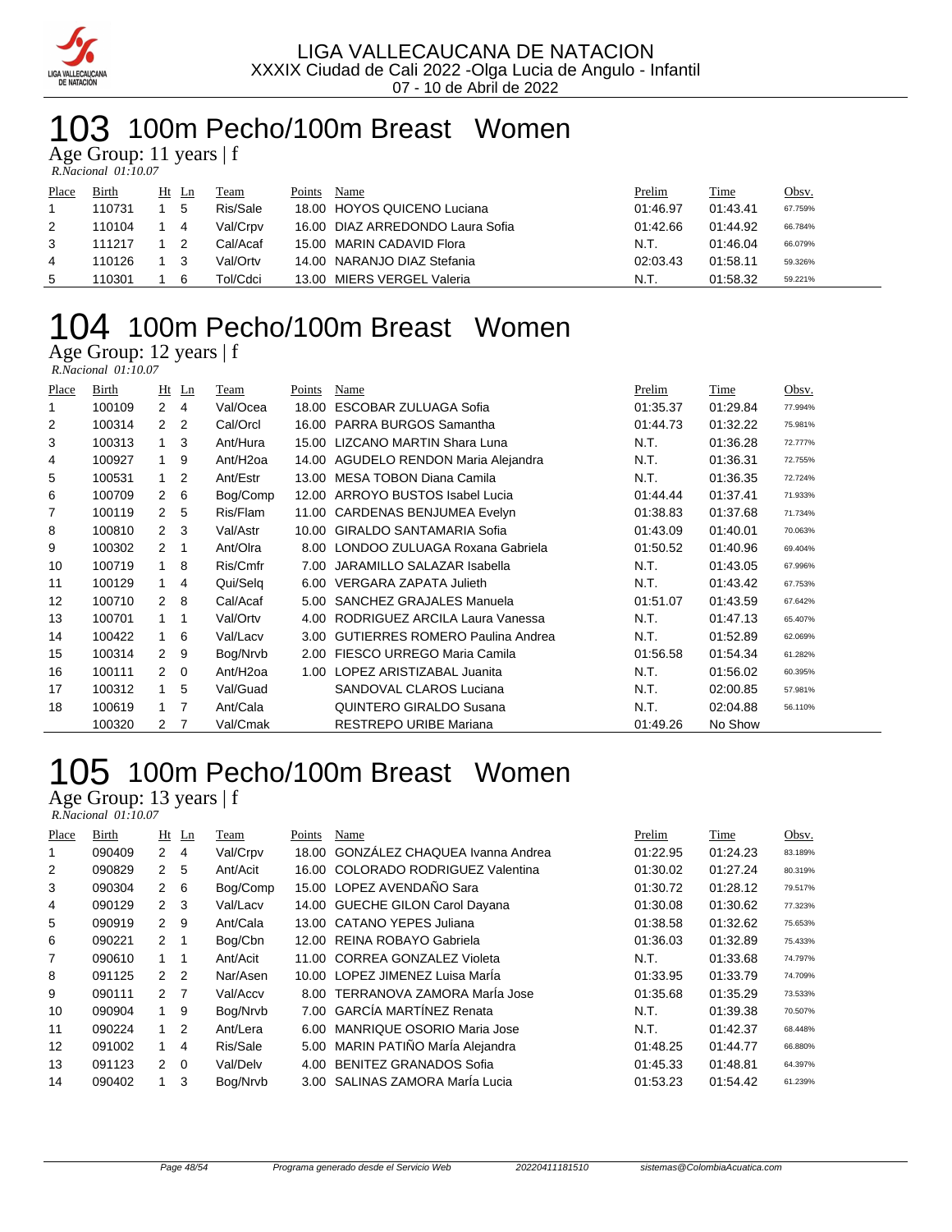# 103 100m Pecho/100m Breast Women

Age Group: 11 years | f
*R.Nacional 01:10.07*

| Place | Birth | Ht | Ln | Team | Points | Name | Prelim | Time | Obsv. |
|---|---|---|---|---|---|---|---|---|---|
| 1 | 110731 | 1 | 5 | Ris/Sale | 18.00 | HOYOS QUICENO Luciana | 01:46.97 | 01:43.41 | 67.759% |
| 2 | 110104 | 1 | 4 | Val/Crpv | 16.00 | DIAZ ARREDONDO Laura Sofia | 01:42.66 | 01:44.92 | 66.784% |
| 3 | 111217 | 1 | 2 | Cal/Acaf | 15.00 | MARIN CADAVID Flora | N.T. | 01:46.04 | 66.079% |
| 4 | 110126 | 1 | 3 | Val/Ortv | 14.00 | NARANJO DIAZ Stefania | 02:03.43 | 01:58.11 | 59.326% |
| 5 | 110301 | 1 | 6 | Tol/Cdci | 13.00 | MIERS VERGEL Valeria | N.T. | 01:58.32 | 59.221% |

# 104 100m Pecho/100m Breast Women

Age Group: 12 years | f
*R.Nacional 01:10.07*

| Place | Birth | Ht | Ln | Team | Points | Name | Prelim | Time | Obsv. |
|---|---|---|---|---|---|---|---|---|---|
| 1 | 100109 | 2 | 4 | Val/Ocea | 18.00 | ESCOBAR ZULUAGA Sofia | 01:35.37 | 01:29.84 | 77.994% |
| 2 | 100314 | 2 | 2 | Cal/Orcl | 16.00 | PARRA BURGOS Samantha | 01:44.73 | 01:32.22 | 75.981% |
| 3 | 100313 | 1 | 3 | Ant/Hura | 15.00 | LIZCANO MARTIN Shara Luna | N.T. | 01:36.28 | 72.777% |
| 4 | 100927 | 1 | 9 | Ant/H2oa | 14.00 | AGUDELO RENDON Maria Alejandra | N.T. | 01:36.31 | 72.755% |
| 5 | 100531 | 1 | 2 | Ant/Estr | 13.00 | MESA TOBON Diana Camila | N.T. | 01:36.35 | 72.724% |
| 6 | 100709 | 2 | 6 | Bog/Comp | 12.00 | ARROYO BUSTOS Isabel Lucia | 01:44.44 | 01:37.41 | 71.933% |
| 7 | 100119 | 2 | 5 | Ris/Flam | 11.00 | CARDENAS BENJUMEA Evelyn | 01:38.83 | 01:37.68 | 71.734% |
| 8 | 100810 | 2 | 3 | Val/Astr | 10.00 | GIRALDO SANTAMARIA Sofia | 01:43.09 | 01:40.01 | 70.063% |
| 9 | 100302 | 2 | 1 | Ant/Olra | 8.00 | LONDOO ZULUAGA Roxana Gabriela | 01:50.52 | 01:40.96 | 69.404% |
| 10 | 100719 | 1 | 8 | Ris/Cmfr | 7.00 | JARAMILLO SALAZAR Isabella | N.T. | 01:43.05 | 67.996% |
| 11 | 100129 | 1 | 4 | Qui/Selq | 6.00 | VERGARA ZAPATA Julieth | N.T. | 01:43.42 | 67.753% |
| 12 | 100710 | 2 | 8 | Cal/Acaf | 5.00 | SANCHEZ GRAJALES Manuela | 01:51.07 | 01:43.59 | 67.642% |
| 13 | 100701 | 1 | 1 | Val/Ortv | 4.00 | RODRIGUEZ ARCILA Laura Vanessa | N.T. | 01:47.13 | 65.407% |
| 14 | 100422 | 1 | 6 | Val/Lacv | 3.00 | GUTIERRES ROMERO Paulina Andrea | N.T. | 01:52.89 | 62.069% |
| 15 | 100314 | 2 | 9 | Bog/Nrvb | 2.00 | FIESCO URREGO Maria Camila | 01:56.58 | 01:54.34 | 61.282% |
| 16 | 100111 | 2 | 0 | Ant/H2oa | 1.00 | LOPEZ ARISTIZABAL Juanita | N.T. | 01:56.02 | 60.395% |
| 17 | 100312 | 1 | 5 | Val/Guad | | SANDOVAL CLAROS Luciana | N.T. | 02:00.85 | 57.981% |
| 18 | 100619 | 1 | 7 | Ant/Cala | | QUINTERO GIRALDO Susana | N.T. | 02:04.88 | 56.110% |
| | 100320 | 2 | 7 | Val/Cmak | | RESTREPO URIBE Mariana | 01:49.26 | No Show | |

# 105 100m Pecho/100m Breast Women

Age Group: 13 years | f
*R.Nacional 01:10.07*

| Place | Birth | Ht | Ln | Team | Points | Name | Prelim | Time | Obsv. |
|---|---|---|---|---|---|---|---|---|---|
| 1 | 090409 | 2 | 4 | Val/Crpv | 18.00 | GONZÁLEZ CHAQUEA Ivanna Andrea | 01:22.95 | 01:24.23 | 83.189% |
| 2 | 090829 | 2 | 5 | Ant/Acit | 16.00 | COLORADO RODRIGUEZ Valentina | 01:30.02 | 01:27.24 | 80.319% |
| 3 | 090304 | 2 | 6 | Bog/Comp | 15.00 | LOPEZ AVENDAÑO Sara | 01:30.72 | 01:28.12 | 79.517% |
| 4 | 090129 | 2 | 3 | Val/Lacv | 14.00 | GUECHE GILON Carol Dayana | 01:30.08 | 01:30.62 | 77.323% |
| 5 | 090919 | 2 | 9 | Ant/Cala | 13.00 | CATANO YEPES Juliana | 01:38.58 | 01:32.62 | 75.653% |
| 6 | 090221 | 2 | 1 | Bog/Cbn | 12.00 | REINA ROBAYO Gabriela | 01:36.03 | 01:32.89 | 75.433% |
| 7 | 090610 | 1 | 1 | Ant/Acit | 11.00 | CORREA GONZALEZ Violeta | N.T. | 01:33.68 | 74.797% |
| 8 | 091125 | 2 | 2 | Nar/Asen | 10.00 | LOPEZ JIMENEZ Luisa MarÍa | 01:33.95 | 01:33.79 | 74.709% |
| 9 | 090111 | 2 | 7 | Val/Accv | 8.00 | TERRANOVA ZAMORA MarÍa Jose | 01:35.68 | 01:35.29 | 73.533% |
| 10 | 090904 | 1 | 9 | Bog/Nrvb | 7.00 | GARCÍA MARTÍNEZ Renata | N.T. | 01:39.38 | 70.507% |
| 11 | 090224 | 1 | 2 | Ant/Lera | 6.00 | MANRIQUE OSORIO Maria Jose | N.T. | 01:42.37 | 68.448% |
| 12 | 091002 | 1 | 4 | Ris/Sale | 5.00 | MARIN PATIÑO MarÍa Alejandra | 01:48.25 | 01:44.77 | 66.880% |
| 13 | 091123 | 2 | 0 | Val/Delv | 4.00 | BENITEZ GRANADOS Sofia | 01:45.33 | 01:48.81 | 64.397% |
| 14 | 090402 | 1 | 3 | Bog/Nrvb | 3.00 | SALINAS ZAMORA MarÍa Lucia | 01:53.23 | 01:54.42 | 61.239% |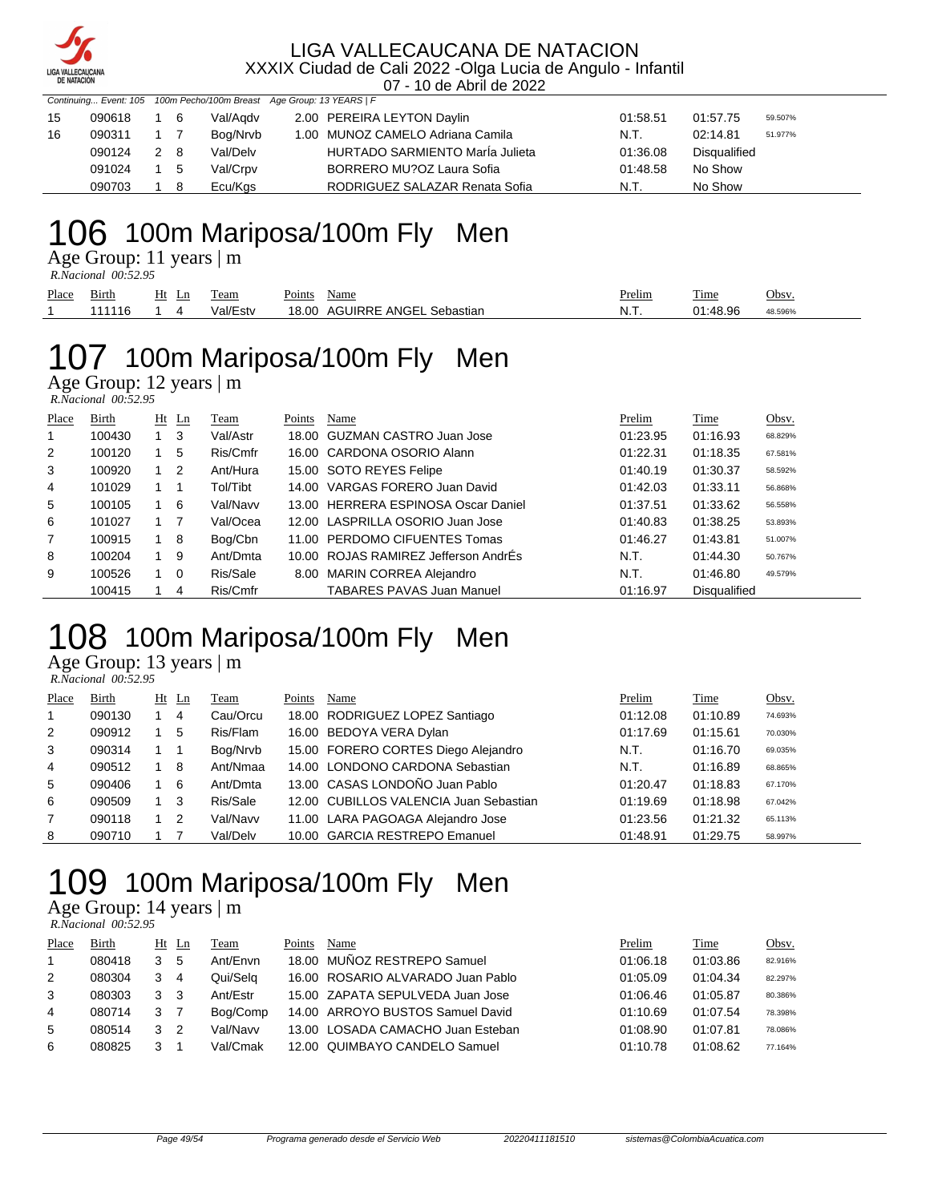Continuing... Event: 105 100m Pecho/100m Breast Age Group: 13 YEARS | F

| Place | Birth | Ht | Ln | Team | Points | Name | Prelim | Time | Obsv. |
|---|---|---|---|---|---|---|---|---|---|
| 15 | 090618 | 1 | 6 | Val/Aqdv | 2.00 | PEREIRA LEYTON Daylin | 01:58.51 | 01:57.75 | 59.507% |
| 16 | 090311 | 1 | 7 | Bog/Nrvb | 1.00 | MUNOZ CAMELO Adriana Camila | N.T. | 02:14.81 | 51.977% |
| | 090124 | 2 | 8 | Val/Delv | | HURTADO SARMIENTO MarÍa Julieta | 01:36.08 | Disqualified | |
| | 091024 | 1 | 5 | Val/Crpv | | BORRERO MU?OZ Laura Sofia | 01:48.58 | No Show | |
| | 090703 | 1 | 8 | Ecu/Kgs | | RODRIGUEZ SALAZAR Renata Sofia | N.T. | No Show | |

# 106 100m Mariposa/100m Fly Men

Age Group: 11 years | m

*R.Nacional 00:52.95*

| Place | Birth | Ht | Ln | Team | Points | Name | Prelim | Time | Obsv. |
|---|---|---|---|---|---|---|---|---|---|
| 1 | 111116 | 1 | 4 | Val/Estv | 18.00 | AGUIRRE ANGEL Sebastian | N.T. | 01:48.96 | 48.596% |

# 107 100m Mariposa/100m Fly Men

Age Group: 12 years | m

*R.Nacional 00:52.95*

| Place | Birth | Ht | Ln | Team | Points | Name | Prelim | Time | Obsv. |
|---|---|---|---|---|---|---|---|---|---|
| 1 | 100430 | 1 | 3 | Val/Astr | 18.00 | GUZMAN CASTRO Juan Jose | 01:23.95 | 01:16.93 | 68.829% |
| 2 | 100120 | 1 | 5 | Ris/Cmfr | 16.00 | CARDONA OSORIO Alann | 01:22.31 | 01:18.35 | 67.581% |
| 3 | 100920 | 1 | 2 | Ant/Hura | 15.00 | SOTO REYES Felipe | 01:40.19 | 01:30.37 | 58.592% |
| 4 | 101029 | 1 | 1 | Tol/Tibt | 14.00 | VARGAS FORERO Juan David | 01:42.03 | 01:33.11 | 56.868% |
| 5 | 100105 | 1 | 6 | Val/Navv | 13.00 | HERRERA ESPINOSA Oscar Daniel | 01:37.51 | 01:33.62 | 56.558% |
| 6 | 101027 | 1 | 7 | Val/Ocea | 12.00 | LASPRILLA OSORIO Juan Jose | 01:40.83 | 01:38.25 | 53.893% |
| 7 | 100915 | 1 | 8 | Bog/Cbn | 11.00 | PERDOMO CIFUENTES Tomas | 01:46.27 | 01:43.81 | 51.007% |
| 8 | 100204 | 1 | 9 | Ant/Dmta | 10.00 | ROJAS RAMIREZ Jefferson AndrÉs | N.T. | 01:44.30 | 50.767% |
| 9 | 100526 | 1 | 0 | Ris/Sale | 8.00 | MARIN CORREA Alejandro | N.T. | 01:46.80 | 49.579% |
| | 100415 | 1 | 4 | Ris/Cmfr | | TABARES PAVAS Juan Manuel | 01:16.97 | Disqualified | |

# 108 100m Mariposa/100m Fly Men

Age Group: 13 years | m

*R.Nacional 00:52.95*

| Place | Birth | Ht | Ln | Team | Points | Name | Prelim | Time | Obsv. |
|---|---|---|---|---|---|---|---|---|---|
| 1 | 090130 | 1 | 4 | Cau/Orcu | 18.00 | RODRIGUEZ LOPEZ Santiago | 01:12.08 | 01:10.89 | 74.693% |
| 2 | 090912 | 1 | 5 | Ris/Flam | 16.00 | BEDOYA VERA Dylan | 01:17.69 | 01:15.61 | 70.030% |
| 3 | 090314 | 1 | 1 | Bog/Nrvb | 15.00 | FORERO CORTES Diego Alejandro | N.T. | 01:16.70 | 69.035% |
| 4 | 090512 | 1 | 8 | Ant/Nmaa | 14.00 | LONDONO CARDONA Sebastian | N.T. | 01:16.89 | 68.865% |
| 5 | 090406 | 1 | 6 | Ant/Dmta | 13.00 | CASAS LONDOÑO Juan Pablo | 01:20.47 | 01:18.83 | 67.170% |
| 6 | 090509 | 1 | 3 | Ris/Sale | 12.00 | CUBILLOS VALENCIA Juan Sebastian | 01:19.69 | 01:18.98 | 67.042% |
| 7 | 090118 | 1 | 2 | Val/Navv | 11.00 | LARA PAGOAGA Alejandro Jose | 01:23.56 | 01:21.32 | 65.113% |
| 8 | 090710 | 1 | 7 | Val/Delv | 10.00 | GARCIA RESTREPO Emanuel | 01:48.91 | 01:29.75 | 58.997% |

# 109 100m Mariposa/100m Fly Men

Age Group: 14 years | m

*R.Nacional 00:52.95*

| Place | Birth | Ht | Ln | Team | Points | Name | Prelim | Time | Obsv. |
|---|---|---|---|---|---|---|---|---|---|
| 1 | 080418 | 3 | 5 | Ant/Envn | 18.00 | MUÑOZ RESTREPO Samuel | 01:06.18 | 01:03.86 | 82.916% |
| 2 | 080304 | 3 | 4 | Qui/Selq | 16.00 | ROSARIO ALVARADO Juan Pablo | 01:05.09 | 01:04.34 | 82.297% |
| 3 | 080303 | 3 | 3 | Ant/Estr | 15.00 | ZAPATA SEPULVEDA Juan Jose | 01:06.46 | 01:05.87 | 80.386% |
| 4 | 080714 | 3 | 7 | Bog/Comp | 14.00 | ARROYO BUSTOS Samuel David | 01:10.69 | 01:07.54 | 78.398% |
| 5 | 080514 | 3 | 2 | Val/Navv | 13.00 | LOSADA CAMACHO Juan Esteban | 01:08.90 | 01:07.81 | 78.086% |
| 6 | 080825 | 3 | 1 | Val/Cmak | 12.00 | QUIMBAYO CANDELO Samuel | 01:10.78 | 01:08.62 | 77.164% |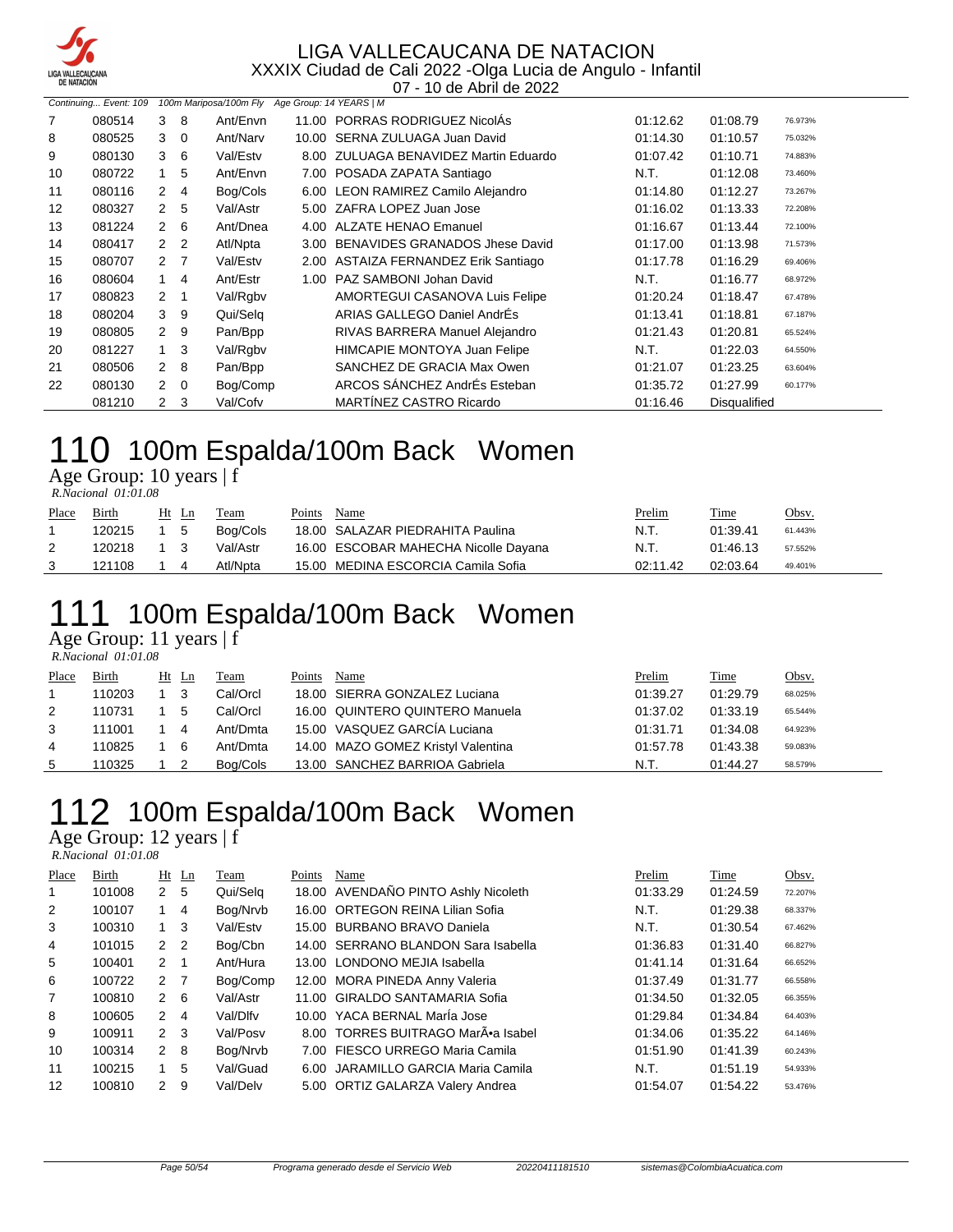LIGA VALLECAUCANA DE NATACION
XXXIX Ciudad de Cali 2022 -Olga Lucia de Angulo - Infantil
07 - 10 de Abril de 2022

Continuing... Event: 109 100m Mariposa/100m Fly Age Group: 14 YEARS | M

| Place | Birth | Ht | Ln | Team | Points | Name | Prelim | Time | Obsv. |
|---|---|---|---|---|---|---|---|---|---|
| 7 | 080514 | 3 | 8 | Ant/Envn | 11.00 | PORRAS RODRIGUEZ NicolÁs | 01:12.62 | 01:08.79 | 76.973% |
| 8 | 080525 | 3 | 0 | Ant/Narv | 10.00 | SERNA ZULUAGA Juan David | 01:14.30 | 01:10.57 | 75.032% |
| 9 | 080130 | 3 | 6 | Val/Estv | 8.00 | ZULUAGA BENAVIDEZ Martin Eduardo | 01:07.42 | 01:10.71 | 74.883% |
| 10 | 080722 | 1 | 5 | Ant/Envn | 7.00 | POSADA ZAPATA Santiago | N.T. | 01:12.08 | 73.460% |
| 11 | 080116 | 2 | 4 | Bog/Cols | 6.00 | LEON RAMIREZ Camilo Alejandro | 01:14.80 | 01:12.27 | 73.267% |
| 12 | 080327 | 2 | 5 | Val/Astr | 5.00 | ZAFRA LOPEZ Juan Jose | 01:16.02 | 01:13.33 | 72.208% |
| 13 | 081224 | 2 | 6 | Ant/Dnea | 4.00 | ALZATE HENAO Emanuel | 01:16.67 | 01:13.44 | 72.100% |
| 14 | 080417 | 2 | 2 | Atl/Npta | 3.00 | BENAVIDES GRANADOS Jhese David | 01:17.00 | 01:13.98 | 71.573% |
| 15 | 080707 | 2 | 7 | Val/Estv | 2.00 | ASTAIZA FERNANDEZ Erik Santiago | 01:17.78 | 01:16.29 | 69.406% |
| 16 | 080604 | 1 | 4 | Ant/Estr | 1.00 | PAZ SAMBONI Johan David | N.T. | 01:16.77 | 68.972% |
| 17 | 080823 | 2 | 1 | Val/Rgbv | | AMORTEGUI CASANOVA Luis Felipe | 01:20.24 | 01:18.47 | 67.478% |
| 18 | 080204 | 3 | 9 | Qui/Selq | | ARIAS GALLEGO Daniel AndrÉs | 01:13.41 | 01:18.81 | 67.187% |
| 19 | 080805 | 2 | 9 | Pan/Bpp | | RIVAS BARRERA Manuel Alejandro | 01:21.43 | 01:20.81 | 65.524% |
| 20 | 081227 | 1 | 3 | Val/Rgbv | | HIMCAPIE MONTOYA Juan Felipe | N.T. | 01:22.03 | 64.550% |
| 21 | 080506 | 2 | 8 | Pan/Bpp | | SANCHEZ DE GRACIA Max Owen | 01:21.07 | 01:23.25 | 63.604% |
| 22 | 080130 | 2 | 0 | Bog/Comp | | ARCOS SÁNCHEZ AndrÉs Esteban | 01:35.72 | 01:27.99 | 60.177% |
| | 081210 | 2 | 3 | Val/Cofv | | MARTÍNEZ CASTRO Ricardo | 01:16.46 | Disqualified | |

# 110 100m Espalda/100m Back Women

Age Group: 10 years | f
*R.Nacional 01:01.08*

| Place | Birth | Ht | Ln | Team | Points | Name | Prelim | Time | Obsv. |
|---|---|---|---|---|---|---|---|---|---|
| 1 | 120215 | 1 | 5 | Bog/Cols | 18.00 | SALAZAR PIEDRAHITA Paulina | N.T. | 01:39.41 | 61.443% |
| 2 | 120218 | 1 | 3 | Val/Astr | 16.00 | ESCOBAR MAHECHA Nicolle Dayana | N.T. | 01:46.13 | 57.552% |
| 3 | 121108 | 1 | 4 | Atl/Npta | 15.00 | MEDINA ESCORCIA Camila Sofia | 02:11.42 | 02:03.64 | 49.401% |

# 111 100m Espalda/100m Back Women

Age Group: 11 years | f
*R.Nacional 01:01.08*

| Place | Birth | Ht | Ln | Team | Points | Name | Prelim | Time | Obsv. |
|---|---|---|---|---|---|---|---|---|---|
| 1 | 110203 | 1 | 3 | Cal/Orcl | 18.00 | SIERRA GONZALEZ Luciana | 01:39.27 | 01:29.79 | 68.025% |
| 2 | 110731 | 1 | 5 | Cal/Orcl | 16.00 | QUINTERO QUINTERO Manuela | 01:37.02 | 01:33.19 | 65.544% |
| 3 | 111001 | 1 | 4 | Ant/Dmta | 15.00 | VASQUEZ GARCÍA Luciana | 01:31.71 | 01:34.08 | 64.923% |
| 4 | 110825 | 1 | 6 | Ant/Dmta | 14.00 | MAZO GOMEZ Kristyl Valentina | 01:57.78 | 01:43.38 | 59.083% |
| 5 | 110325 | 1 | 2 | Bog/Cols | 13.00 | SANCHEZ BARRIOA Gabriela | N.T. | 01:44.27 | 58.579% |

# 112 100m Espalda/100m Back Women

Age Group: 12 years | f
*R.Nacional 01:01.08*

| Place | Birth | Ht | Ln | Team | Points | Name | Prelim | Time | Obsv. |
|---|---|---|---|---|---|---|---|---|---|
| 1 | 101008 | 2 | 5 | Qui/Selq | 18.00 | AVENDAÑO PINTO Ashly Nicoleth | 01:33.29 | 01:24.59 | 72.207% |
| 2 | 100107 | 1 | 4 | Bog/Nrvb | 16.00 | ORTEGON REINA Lilian Sofia | N.T. | 01:29.38 | 68.337% |
| 3 | 100310 | 1 | 3 | Val/Estv | 15.00 | BURBANO BRAVO Daniela | N.T. | 01:30.54 | 67.462% |
| 4 | 101015 | 2 | 2 | Bog/Cbn | 14.00 | SERRANO BLANDON Sara Isabella | 01:36.83 | 01:31.40 | 66.827% |
| 5 | 100401 | 2 | 1 | Ant/Hura | 13.00 | LONDONO MEJIA Isabella | 01:41.14 | 01:31.64 | 66.652% |
| 6 | 100722 | 2 | 7 | Bog/Comp | 12.00 | MORA PINEDA Anny Valeria | 01:37.49 | 01:31.77 | 66.558% |
| 7 | 100810 | 2 | 6 | Val/Astr | 11.00 | GIRALDO SANTAMARIA Sofia | 01:34.50 | 01:32.05 | 66.355% |
| 8 | 100605 | 2 | 4 | Val/Dlfv | 10.00 | YACA BERNAL MarÍa Jose | 01:29.84 | 01:34.84 | 64.403% |
| 9 | 100911 | 2 | 3 | Val/Posv | 8.00 | TORRES BUITRAGO MarÃ•a Isabel | 01:34.06 | 01:35.22 | 64.146% |
| 10 | 100314 | 2 | 8 | Bog/Nrvb | 7.00 | FIESCO URREGO Maria Camila | 01:51.90 | 01:41.39 | 60.243% |
| 11 | 100215 | 1 | 5 | Val/Guad | 6.00 | JARAMILLO GARCIA Maria Camila | N.T. | 01:51.19 | 54.933% |
| 12 | 100810 | 2 | 9 | Val/Delv | 5.00 | ORTIZ GALARZA Valery Andrea | 01:54.07 | 01:54.22 | 53.476% |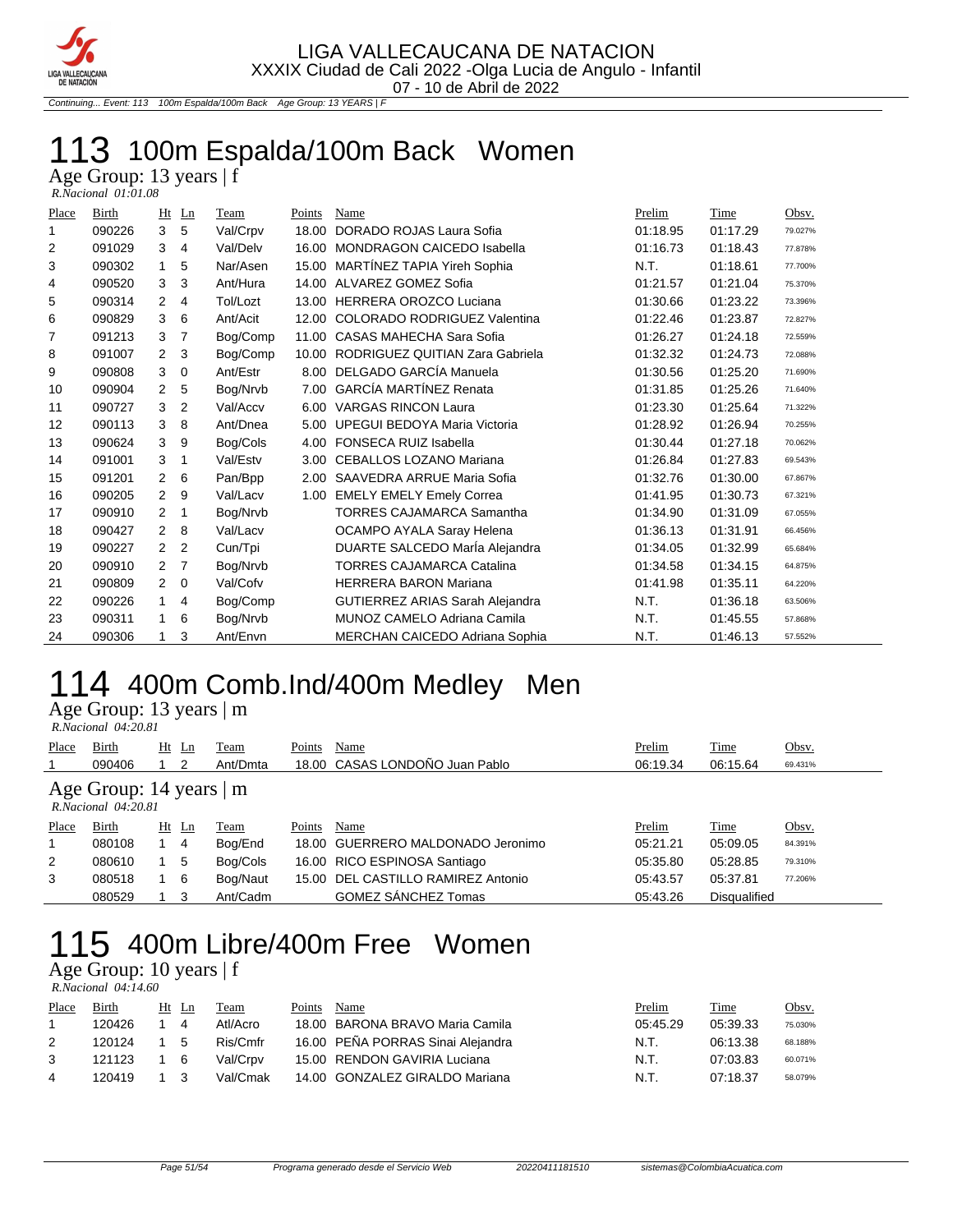# 113 100m Espalda/100m Back Women

Age Group: 13 years | f

*R.Nacional 01:01.08*

| Place | Birth | Ht | Ln | Team | Points | Name | Prelim | Time | Obsv. |
|---|---|---|---|---|---|---|---|---|---|
| 1 | 090226 | 3 | 5 | Val/Crpv | 18.00 | DORADO ROJAS Laura Sofia | 01:18.95 | 01:17.29 | 79.027% |
| 2 | 091029 | 3 | 4 | Val/Delv | 16.00 | MONDRAGON CAICEDO Isabella | 01:16.73 | 01:18.43 | 77.878% |
| 3 | 090302 | 1 | 5 | Nar/Asen | 15.00 | MARTÍNEZ TAPIA Yireh Sophia | N.T. | 01:18.61 | 77.700% |
| 4 | 090520 | 3 | 3 | Ant/Hura | 14.00 | ALVAREZ GOMEZ Sofia | 01:21.57 | 01:21.04 | 75.370% |
| 5 | 090314 | 2 | 4 | Tol/Lozt | 13.00 | HERRERA OROZCO Luciana | 01:30.66 | 01:23.22 | 73.396% |
| 6 | 090829 | 3 | 6 | Ant/Acit | 12.00 | COLORADO RODRIGUEZ Valentina | 01:22.46 | 01:23.87 | 72.827% |
| 7 | 091213 | 3 | 7 | Bog/Comp | 11.00 | CASAS MAHECHA Sara Sofia | 01:26.27 | 01:24.18 | 72.559% |
| 8 | 091007 | 2 | 3 | Bog/Comp | 10.00 | RODRIGUEZ QUITIAN Zara Gabriela | 01:32.32 | 01:24.73 | 72.088% |
| 9 | 090808 | 3 | 0 | Ant/Estr | 8.00 | DELGADO GARCÍA Manuela | 01:30.56 | 01:25.20 | 71.690% |
| 10 | 090904 | 2 | 5 | Bog/Nrvb | 7.00 | GARCÍA MARTÍNEZ Renata | 01:31.85 | 01:25.26 | 71.640% |
| 11 | 090727 | 3 | 2 | Val/Accv | 6.00 | VARGAS RINCON Laura | 01:23.30 | 01:25.64 | 71.322% |
| 12 | 090113 | 3 | 8 | Ant/Dnea | 5.00 | UPEGUI BEDOYA Maria Victoria | 01:28.92 | 01:26.94 | 70.255% |
| 13 | 090624 | 3 | 9 | Bog/Cols | 4.00 | FONSECA RUIZ Isabella | 01:30.44 | 01:27.18 | 70.062% |
| 14 | 091001 | 3 | 1 | Val/Estv | 3.00 | CEBALLOS LOZANO Mariana | 01:26.84 | 01:27.83 | 69.543% |
| 15 | 091201 | 2 | 6 | Pan/Bpp | 2.00 | SAAVEDRA ARRUE Maria Sofia | 01:32.76 | 01:30.00 | 67.867% |
| 16 | 090205 | 2 | 9 | Val/Lacv | 1.00 | EMELY EMELY Emely Correa | 01:41.95 | 01:30.73 | 67.321% |
| 17 | 090910 | 2 | 1 | Bog/Nrvb | | TORRES CAJAMARCA Samantha | 01:34.90 | 01:31.09 | 67.055% |
| 18 | 090427 | 2 | 8 | Val/Lacv | | OCAMPO AYALA Saray Helena | 01:36.13 | 01:31.91 | 66.456% |
| 19 | 090227 | 2 | 2 | Cun/Tpi | | DUARTE SALCEDO MarÍa Alejandra | 01:34.05 | 01:32.99 | 65.684% |
| 20 | 090910 | 2 | 7 | Bog/Nrvb | | TORRES CAJAMARCA Catalina | 01:34.58 | 01:34.15 | 64.875% |
| 21 | 090809 | 2 | 0 | Val/Cofv | | HERRERA BARON Mariana | 01:41.98 | 01:35.11 | 64.220% |
| 22 | 090226 | 1 | 4 | Bog/Comp | | GUTIERREZ ARIAS Sarah Alejandra | N.T. | 01:36.18 | 63.506% |
| 23 | 090311 | 1 | 6 | Bog/Nrvb | | MUNOZ CAMELO Adriana Camila | N.T. | 01:45.55 | 57.868% |
| 24 | 090306 | 1 | 3 | Ant/Envn | | MERCHAN CAICEDO Adriana Sophia | N.T. | 01:46.13 | 57.552% |

# 114 400m Comb.Ind/400m Medley Men

Age Group: 13 years | m

*R.Nacional 04:20.81*

| Place | Birth | Ht | Ln | Team | Points | Name | Prelim | Time | Obsv. |
|---|---|---|---|---|---|---|---|---|---|
| 1 | 090406 | 1 | 2 | Ant/Dmta | 18.00 | CASAS LONDOÑO Juan Pablo | 06:19.34 | 06:15.64 | 69.431% |

Age Group: 14 years | m

*R.Nacional 04:20.81*

| Place | Birth | Ht | Ln | Team | Points | Name | Prelim | Time | Obsv. |
|---|---|---|---|---|---|---|---|---|---|
| 1 | 080108 | 1 | 4 | Bog/End | 18.00 | GUERRERO MALDONADO Jeronimo | 05:21.21 | 05:09.05 | 84.391% |
| 2 | 080610 | 1 | 5 | Bog/Cols | 16.00 | RICO ESPINOSA Santiago | 05:35.80 | 05:28.85 | 79.310% |
| 3 | 080518 | 1 | 6 | Bog/Naut | 15.00 | DEL CASTILLO RAMIREZ Antonio | 05:43.57 | 05:37.81 | 77.206% |
| | 080529 | 1 | 3 | Ant/Cadm | | GOMEZ SÁNCHEZ Tomas | 05:43.26 | Disqualified | |

# 115 400m Libre/400m Free Women

Age Group: 10 years | f

*R.Nacional 04:14.60*

| Place | Birth | Ht | Ln | Team | Points | Name | Prelim | Time | Obsv. |
|---|---|---|---|---|---|---|---|---|---|
| 1 | 120426 | 1 | 4 | Atl/Acro | 18.00 | BARONA BRAVO Maria Camila | 05:45.29 | 05:39.33 | 75.030% |
| 2 | 120124 | 1 | 5 | Ris/Cmfr | 16.00 | PEÑA PORRAS Sinai Alejandra | N.T. | 06:13.38 | 68.188% |
| 3 | 121123 | 1 | 6 | Val/Crpv | 15.00 | RENDON GAVIRIA Luciana | N.T. | 07:03.83 | 60.071% |
| 4 | 120419 | 1 | 3 | Val/Cmak | 14.00 | GONZALEZ GIRALDO Mariana | N.T. | 07:18.37 | 58.079% |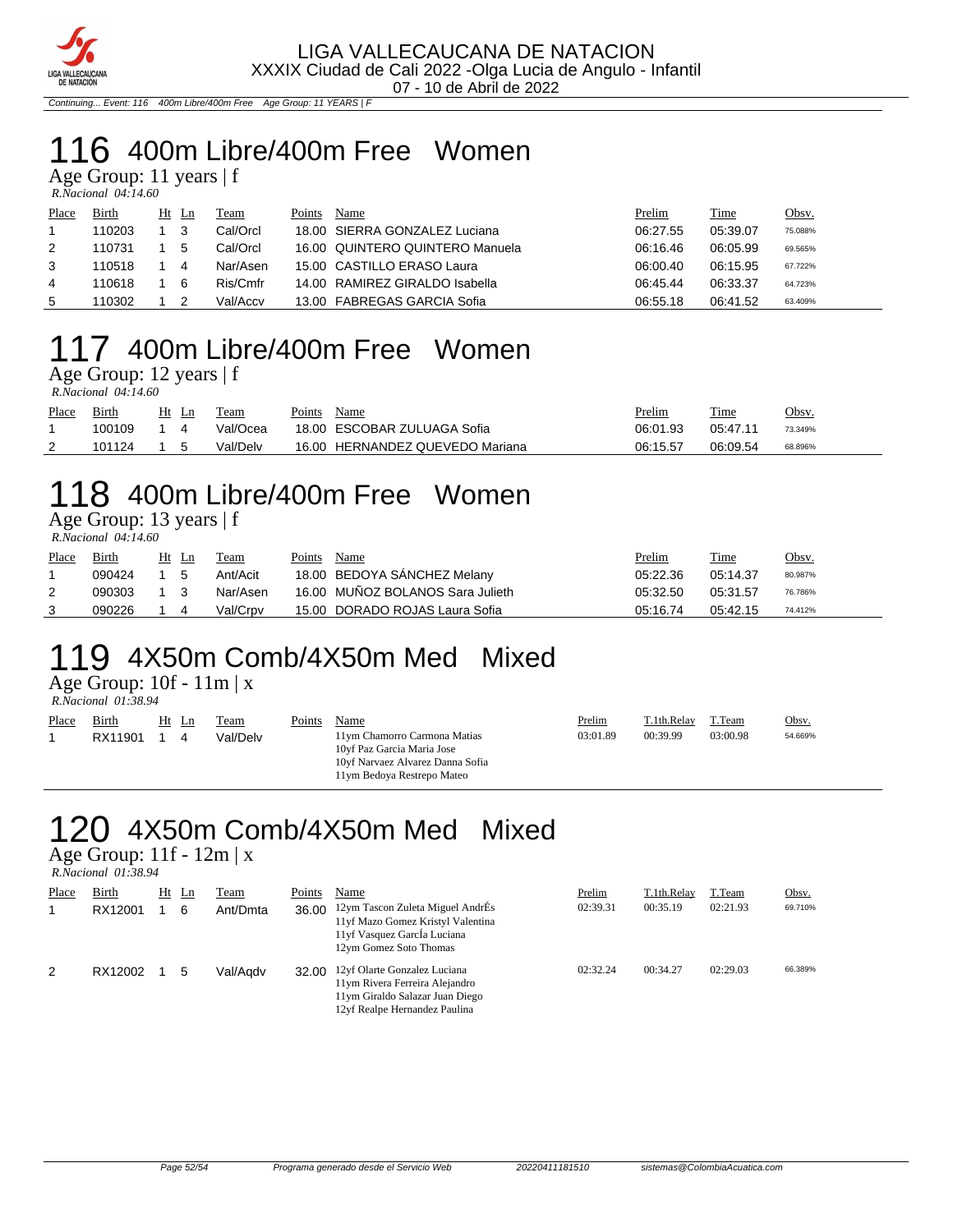Continuing... Event: 116 400m Libre/400m Free Age Group: 11 YEARS | F

# 116 400m Libre/400m Free Women

Age Group: 11 years | f

*R.Nacional 04:14.60*

| Place | Birth | Ht | Ln | Team | Points | Name | Prelim | Time | Obsv. |
|---|---|---|---|---|---|---|---|---|---|
| 1 | 110203 | 1 | 3 | Cal/Orcl | 18.00 | SIERRA GONZALEZ Luciana | 06:27.55 | 05:39.07 | 75.088% |
| 2 | 110731 | 1 | 5 | Cal/Orcl | 16.00 | QUINTERO QUINTERO Manuela | 06:16.46 | 06:05.99 | 69.565% |
| 3 | 110518 | 1 | 4 | Nar/Asen | 15.00 | CASTILLO ERASO Laura | 06:00.40 | 06:15.95 | 67.722% |
| 4 | 110618 | 1 | 6 | Ris/Cmfr | 14.00 | RAMIREZ GIRALDO Isabella | 06:45.44 | 06:33.37 | 64.723% |
| 5 | 110302 | 1 | 2 | Val/Accv | 13.00 | FABREGAS GARCIA Sofia | 06:55.18 | 06:41.52 | 63.409% |

# 117 400m Libre/400m Free Women

Age Group: 12 years | f

*R.Nacional 04:14.60*

| Place | Birth | Ht | Ln | Team | Points | Name | Prelim | Time | Obsv. |
|---|---|---|---|---|---|---|---|---|---|
| 1 | 100109 | 1 | 4 | Val/Ocea | 18.00 | ESCOBAR ZULUAGA Sofia | 06:01.93 | 05:47.11 | 73.349% |
| 2 | 101124 | 1 | 5 | Val/Delv | 16.00 | HERNANDEZ QUEVEDO Mariana | 06:15.57 | 06:09.54 | 68.896% |

# 118 400m Libre/400m Free Women

Age Group: 13 years | f

*R.Nacional 04:14.60*

| Place | Birth | Ht | Ln | Team | Points | Name | Prelim | Time | Obsv. |
|---|---|---|---|---|---|---|---|---|---|
| 1 | 090424 | 1 | 5 | Ant/Acit | 18.00 | BEDOYA SÁNCHEZ Melany | 05:22.36 | 05:14.37 | 80.987% |
| 2 | 090303 | 1 | 3 | Nar/Asen | 16.00 | MUÑOZ BOLANOS Sara Julieth | 05:32.50 | 05:31.57 | 76.786% |
| 3 | 090226 | 1 | 4 | Val/Crpv | 15.00 | DORADO ROJAS Laura Sofia | 05:16.74 | 05:42.15 | 74.412% |

# 119 4X50m Comb/4X50m Med Mixed

Age Group: 10f - 11m | x

*R.Nacional 01:38.94*

| Place | Birth | Ht | Ln | Team | Points | Name | Prelim | T.1th.Relay | T.Team | Obsv. |
|---|---|---|---|---|---|---|---|---|---|---|
| 1 | RX11901 | 1 | 4 | Val/Delv | | 11ym Chamorro Carmona Matias<br>10yf Paz Garcia Maria Jose<br>10yf Narvaez Alvarez Danna Sofia<br>11ym Bedoya Restrepo Mateo | 03:01.89 | 00:39.99 | 03:00.98 | 54.669% |

# 120 4X50m Comb/4X50m Med Mixed

Age Group: 11f - 12m | x

*R.Nacional 01:38.94*

| Place | Birth | Ht | Ln | Team | Points | Name | Prelim | T.1th.Relay | T.Team | Obsv. |
|---|---|---|---|---|---|---|---|---|---|---|
| 1 | RX12001 | 1 | 6 | Ant/Dmta | 36.00 | 12ym Tascon Zuleta Miguel AndrÉs<br>11yf Mazo Gomez Kristyl Valentina<br>11yf Vasquez GarcÍa Luciana<br>12ym Gomez Soto Thomas | 02:39.31 | 00:35.19 | 02:21.93 | 69.710% |
| 2 | RX12002 | 1 | 5 | Val/Aqdv | 32.00 | 12yf Olarte Gonzalez Luciana<br>11ym Rivera Ferreira Alejandro<br>11ym Giraldo Salazar Juan Diego<br>12yf Realpe Hernandez Paulina | 02:32.24 | 00:34.27 | 02:29.03 | 66.389% |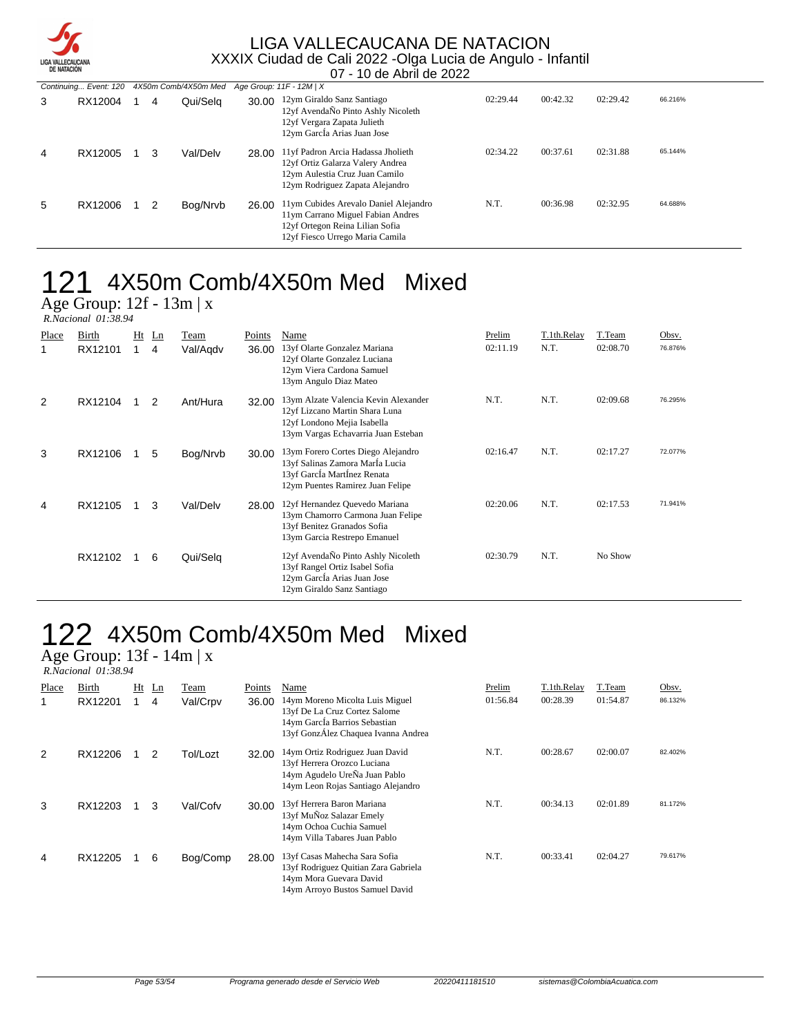LIGA VALLECAUCANA DE NATACION
XXXIX Ciudad de Cali 2022 -Olga Lucia de Angulo - Infantil
07 - 10 de Abril de 2022

*Continuing... Event: 120 4X50m Comb/4X50m Med Age Group: 11F - 12M | X*

| Place | Birth | Ht | Ln | Team | Points | Name | Prelim | T.1th.Relay | T.Team | Obsv. |
|---|---|---|---|---|---|---|---|---|---|---|
| 3 | RX12004 | 1 | 4 | Qui/Selq | 30.00 | 12ym Giraldo Sanz Santiago<br>12yf AvendaÑo Pinto Ashly Nicoleth<br>12yf Vergara Zapata Julieth<br>12ym GarcÍa Arias Juan Jose | 02:29.44 | 00:42.32 | 02:29.42 | 66.216% |
| 4 | RX12005 | 1 | 3 | Val/Delv | 28.00 | 11yf Padron Arcia Hadassa Jholieth<br>12yf Ortiz Galarza Valery Andrea<br>12ym Aulestia Cruz Juan Camilo<br>12ym Rodriguez Zapata Alejandro | 02:34.22 | 00:37.61 | 02:31.88 | 65.144% |
| 5 | RX12006 | 1 | 2 | Bog/Nrvb | 26.00 | 11ym Cubides Arevalo Daniel Alejandro<br>11ym Carrano Miguel Fabian Andres<br>12yf Ortegon Reina Lilian Sofia<br>12yf Fiesco Urrego Maria Camila | N.T. | 00:36.98 | 02:32.95 | 64.688% |

# 121 4X50m Comb/4X50m Med Mixed

Age Group: 12f - 13m | x

*R.Nacional 01:38.94*

| Place | Birth | Ht | Ln | Team | Points | Name | Prelim | T.1th.Relay | T.Team | Obsv. |
|---|---|---|---|---|---|---|---|---|---|---|
| 1 | RX12101 | 1 | 4 | Val/Aqdv | 36.00 | 13yf Olarte Gonzalez Mariana<br>12yf Olarte Gonzalez Luciana<br>12ym Viera Cardona Samuel<br>13ym Angulo Diaz Mateo | 02:11.19 | N.T. | 02:08.70 | 76.876% |
| 2 | RX12104 | 1 | 2 | Ant/Hura | 32.00 | 13ym Alzate Valencia Kevin Alexander<br>12yf Lizcano Martin Shara Luna<br>12yf Londono Mejia Isabella<br>13ym Vargas Echavarria Juan Esteban | N.T. | N.T. | 02:09.68 | 76.295% |
| 3 | RX12106 | 1 | 5 | Bog/Nrvb | 30.00 | 13ym Forero Cortes Diego Alejandro<br>13yf Salinas Zamora MarÍa Lucia<br>13yf GarcÍa MartÍnez Renata<br>12ym Puentes Ramirez Juan Felipe | 02:16.47 | N.T. | 02:17.27 | 72.077% |
| 4 | RX12105 | 1 | 3 | Val/Delv | 28.00 | 12yf Hernandez Quevedo Mariana<br>13ym Chamorro Carmona Juan Felipe<br>13yf Benitez Granados Sofia<br>13ym Garcia Restrepo Emanuel | 02:20.06 | N.T. | 02:17.53 | 71.941% |
| | RX12102 | 1 | 6 | Qui/Selq | | 12yf AvendaÑo Pinto Ashly Nicoleth<br>13yf Rangel Ortiz Isabel Sofia<br>12ym GarcÍa Arias Juan Jose<br>12ym Giraldo Sanz Santiago | 02:30.79 | N.T. | No Show | |

# 122 4X50m Comb/4X50m Med Mixed

Age Group: 13f - 14m | x

*R.Nacional 01:38.94*

| Place | Birth | Ht | Ln | Team | Points | Name | Prelim | T.1th.Relay | T.Team | Obsv. |
|---|---|---|---|---|---|---|---|---|---|---|
| 1 | RX12201 | 1 | 4 | Val/Crpv | 36.00 | 14ym Moreno Micolta Luis Miguel<br>13yf De La Cruz Cortez Salome<br>14ym GarcÍa Barrios Sebastian<br>13yf GonzÁlez Chaquea Ivanna Andrea | 01:56.84 | 00:28.39 | 01:54.87 | 86.132% |
| 2 | RX12206 | 1 | 2 | Tol/Lozt | 32.00 | 14ym Ortiz Rodriguez Juan David<br>13yf Herrera Orozco Luciana<br>14ym Agudelo UreÑa Juan Pablo<br>14ym Leon Rojas Santiago Alejandro | N.T. | 00:28.67 | 02:00.07 | 82.402% |
| 3 | RX12203 | 1 | 3 | Val/Cofv | 30.00 | 13yf Herrera Baron Mariana<br>13yf MuÑoz Salazar Emely<br>14ym Ochoa Cuchia Samuel<br>14ym Villa Tabares Juan Pablo | N.T. | 00:34.13 | 02:01.89 | 81.172% |
| 4 | RX12205 | 1 | 6 | Bog/Comp | 28.00 | 13yf Casas Mahecha Sara Sofia<br>13yf Rodriguez Quitian Zara Gabriela<br>14ym Mora Guevara David<br>14ym Arroyo Bustos Samuel David | N.T. | 00:33.41 | 02:04.27 | 79.617% |

Programa generado desde el Servicio Web 20220411181510 sistemas@ColombiaAcuatica.com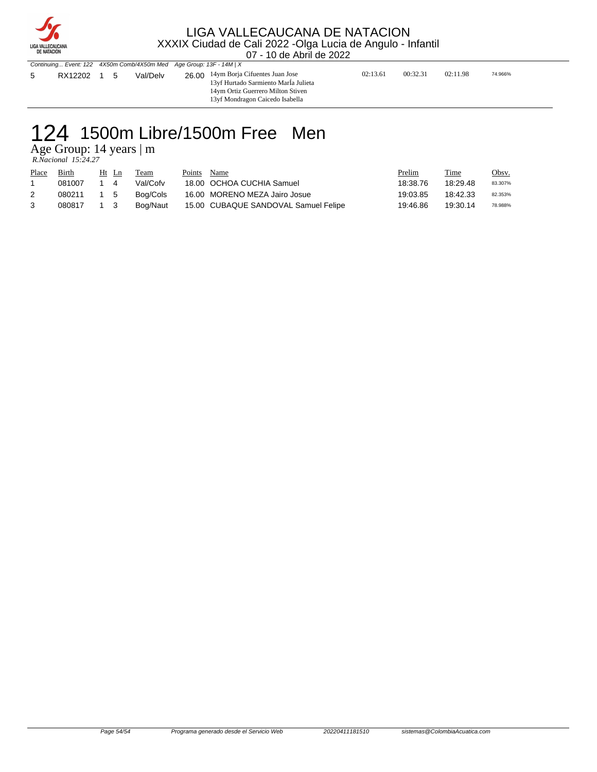Continuing... Event: 122 4X50m Comb/4X50m Med Age Group: 13F - 14M | X

| | | | | | | | | | | |
|---|---|---|---|---|---|---|---|---|---|---|
| 5 | RX12202 | 1 | 5 | Val/Delv | 26.00 | 14ym Borja Cifuentes Juan Jose<br>13yf Hurtado Sarmiento MarÍa Julieta<br>14ym Ortiz Guerrero Milton Stiven<br>13yf Mondragon Caicedo Isabella | 02:13.61 | 00:32.31 | 02:11.98 | 74.966% |

# 124 1500m Libre/1500m Free Men

Age Group: 14 years | m

*R.Nacional 15:24.27*

| Place | Birth | Ht | Ln | Team | Points | Name | Prelim | Time | Obsv. |
|---|---|---|---|---|---|---|---|---|---|
| 1 | 081007 | 1 | 4 | Val/Cofv | 18.00 | OCHOA CUCHIA Samuel | 18:38.76 | 18:29.48 | 83.307% |
| 2 | 080211 | 1 | 5 | Bog/Cols | 16.00 | MORENO MEZA Jairo Josue | 19:03.85 | 18:42.33 | 82.353% |
| 3 | 080817 | 1 | 3 | Bog/Naut | 15.00 | CUBAQUE SANDOVAL Samuel Felipe | 19:46.86 | 19:30.14 | 78.988% |